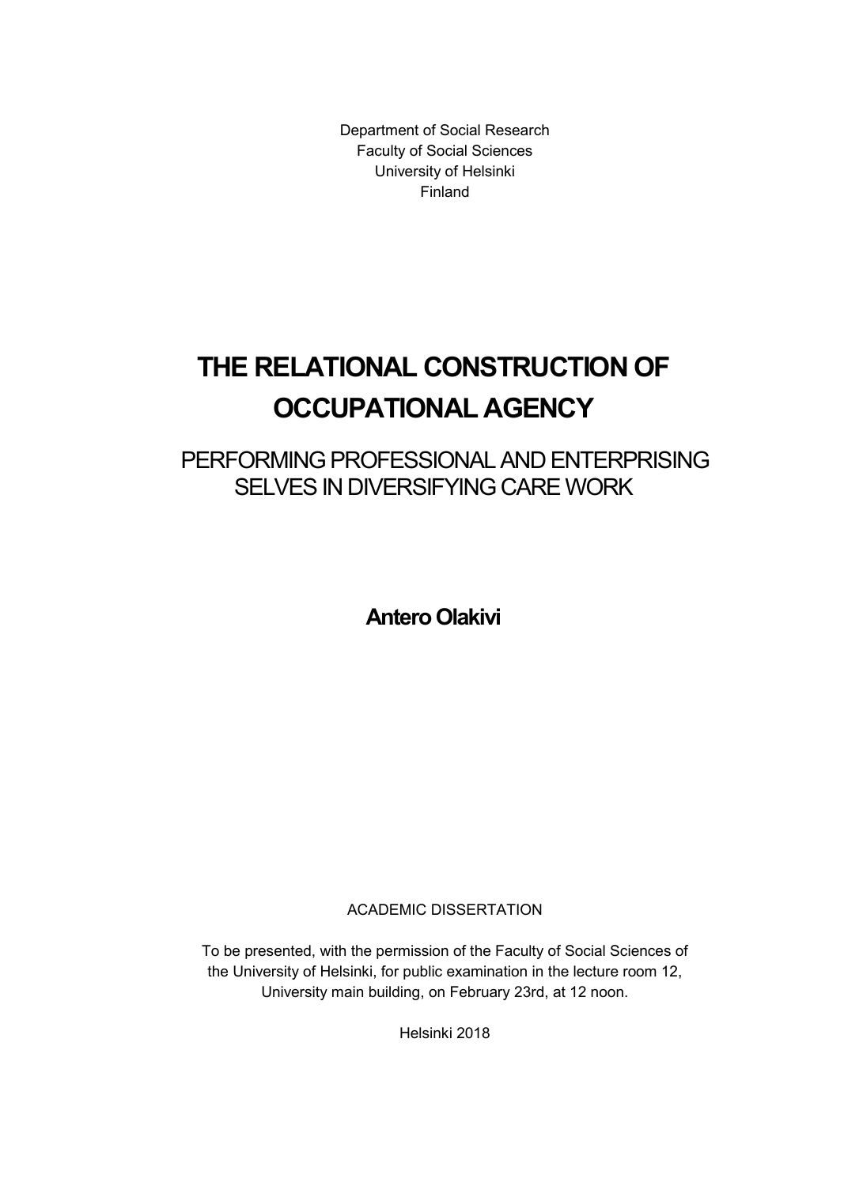Department of Social Research
Faculty of Social Sciences
University of Helsinki
Finland

# THE RELATIONAL CONSTRUCTION OF OCCUPATIONAL AGENCY

## PERFORMING PROFESSIONAL AND ENTERPRISING SELVES IN DIVERSIFYING CARE WORK

**Antero Olakivi**

ACADEMIC DISSERTATION

To be presented, with the permission of the Faculty of Social Sciences of the University of Helsinki, for public examination in the lecture room 12, University main building, on February 23rd, at 12 noon.

Helsinki 2018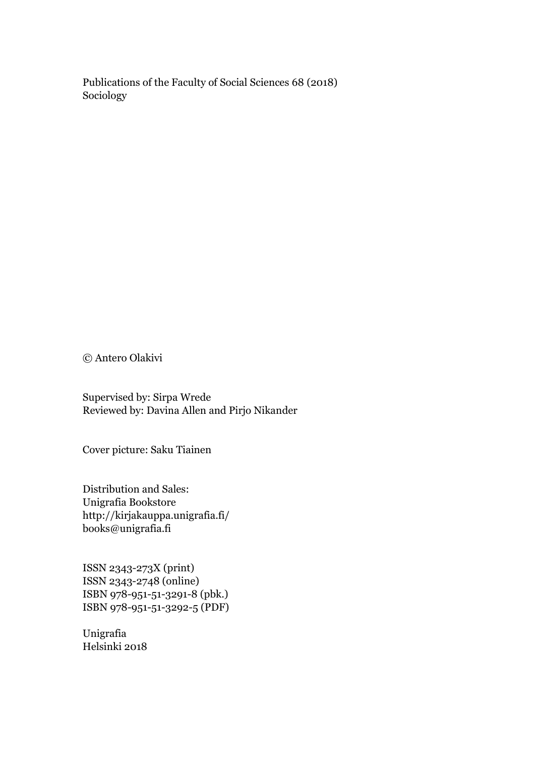Publications of the Faculty of Social Sciences 68 (2018)
Sociology

© Antero Olakivi

Supervised by: Sirpa Wrede
Reviewed by: Davina Allen and Pirjo Nikander

Cover picture: Saku Tiainen

Distribution and Sales:
Unigrafia Bookstore
http://kirjakauppa.unigrafia.fi/
books@unigrafia.fi

ISSN 2343-273X (print)
ISSN 2343-2748 (online)
ISBN 978-951-51-3291-8 (pbk.)
ISBN 978-951-51-3292-5 (PDF)

Unigrafia
Helsinki 2018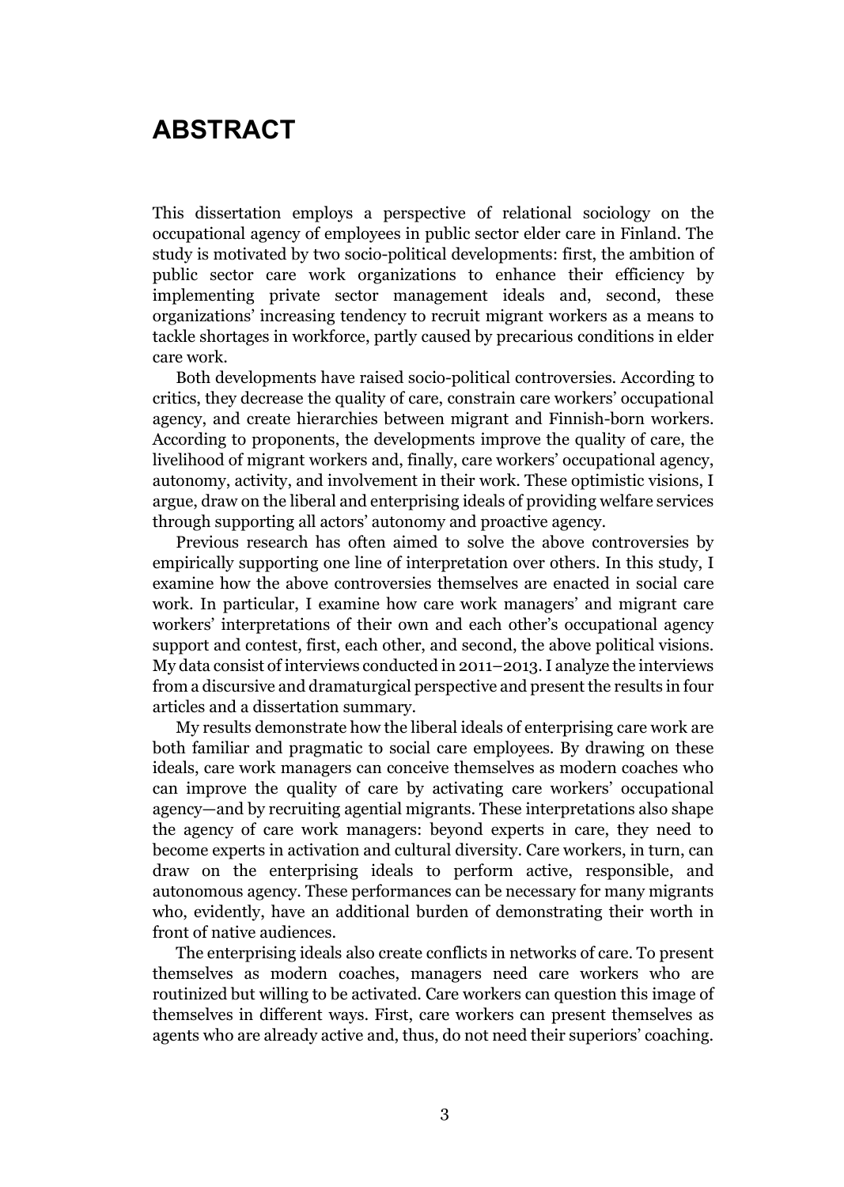# ABSTRACT

This dissertation employs a perspective of relational sociology on the occupational agency of employees in public sector elder care in Finland. The study is motivated by two socio-political developments: first, the ambition of public sector care work organizations to enhance their efficiency by implementing private sector management ideals and, second, these organizations' increasing tendency to recruit migrant workers as a means to tackle shortages in workforce, partly caused by precarious conditions in elder care work.

Both developments have raised socio-political controversies. According to critics, they decrease the quality of care, constrain care workers' occupational agency, and create hierarchies between migrant and Finnish-born workers. According to proponents, the developments improve the quality of care, the livelihood of migrant workers and, finally, care workers' occupational agency, autonomy, activity, and involvement in their work. These optimistic visions, I argue, draw on the liberal and enterprising ideals of providing welfare services through supporting all actors' autonomy and proactive agency.

Previous research has often aimed to solve the above controversies by empirically supporting one line of interpretation over others. In this study, I examine how the above controversies themselves are enacted in social care work. In particular, I examine how care work managers' and migrant care workers' interpretations of their own and each other's occupational agency support and contest, first, each other, and second, the above political visions. My data consist of interviews conducted in 2011–2013. I analyze the interviews from a discursive and dramaturgical perspective and present the results in four articles and a dissertation summary.

My results demonstrate how the liberal ideals of enterprising care work are both familiar and pragmatic to social care employees. By drawing on these ideals, care work managers can conceive themselves as modern coaches who can improve the quality of care by activating care workers' occupational agency—and by recruiting agential migrants. These interpretations also shape the agency of care work managers: beyond experts in care, they need to become experts in activation and cultural diversity. Care workers, in turn, can draw on the enterprising ideals to perform active, responsible, and autonomous agency. These performances can be necessary for many migrants who, evidently, have an additional burden of demonstrating their worth in front of native audiences.

The enterprising ideals also create conflicts in networks of care. To present themselves as modern coaches, managers need care workers who are routinized but willing to be activated. Care workers can question this image of themselves in different ways. First, care workers can present themselves as agents who are already active and, thus, do not need their superiors' coaching.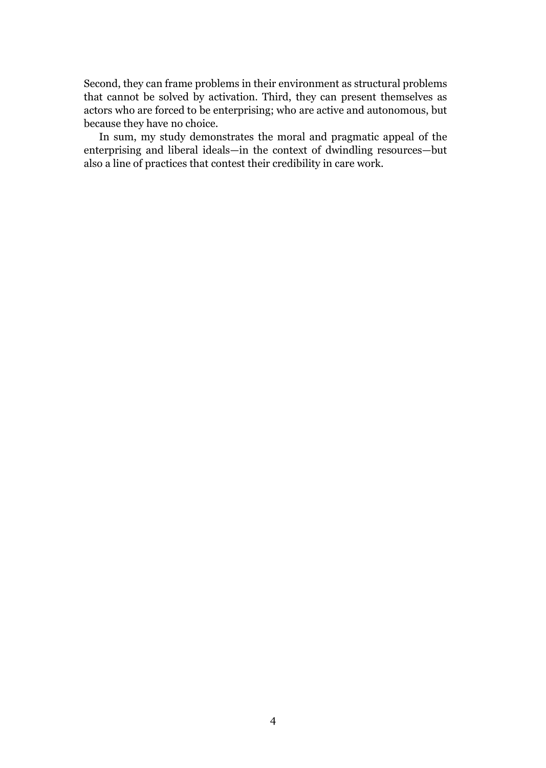Second, they can frame problems in their environment as structural problems that cannot be solved by activation. Third, they can present themselves as actors who are forced to be enterprising; who are active and autonomous, but because they have no choice.

In sum, my study demonstrates the moral and pragmatic appeal of the enterprising and liberal ideals—in the context of dwindling resources—but also a line of practices that contest their credibility in care work.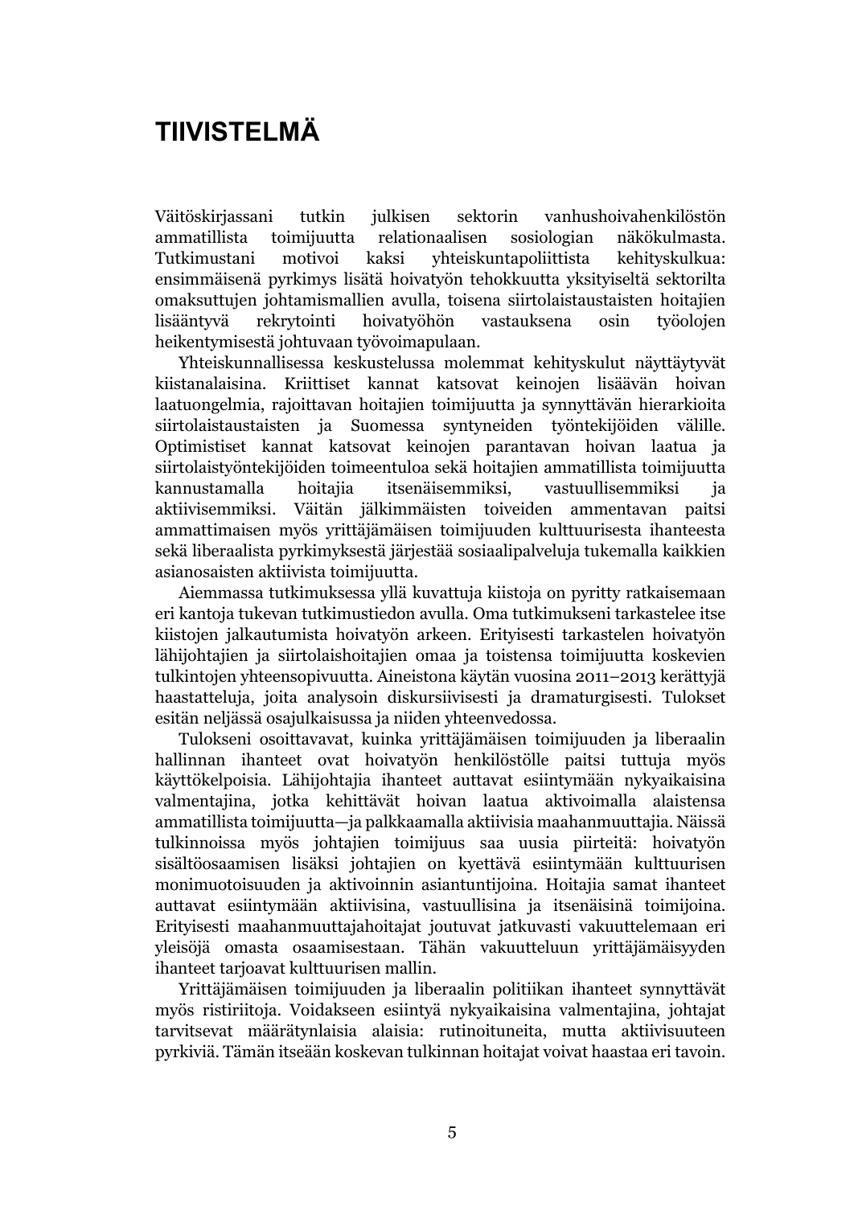# TIIVISTELMÄ

Väitöskirjassani tutkin julkisen sektorin vanhushoivahenkilöstön ammatillista toimijuutta relationaalisen sosiologian näkökulmasta. Tutkimustani motivoi kaksi yhteiskuntapoliittista kehityskulkua: ensimmäisenä pyrkimys lisätä hoivatyön tehokkuutta yksityiseltä sektorilta omaksuttujen johtamismallien avulla, toisena siirtolaistaustaisten hoitajien lisääntyvä rekrytointi hoivatyöhön vastauksena osin työolojen heikentymisestä johtuvaan työvoimapulaan.

Yhteiskunnallisessa keskustelussa molemmat kehityskulut näyttäytyvät kiistanalaisina. Kriittiset kannat katsovat keinojen lisäävän hoivan laatuongelmia, rajoittavan hoitajien toimijuutta ja synnyttävän hierarkioita siirtolaistaustaisten ja Suomessa syntyneiden työntekijöiden välille. Optimistiset kannat katsovat keinojen parantavan hoivan laatua ja siirtolaistyöntekijöiden toimeentuloa sekä hoitajien ammatillista toimijuutta kannustamalla hoitajia itsenäisemmiksi, vastuullisemmiksi ja aktiivisemmiksi. Väitän jälkimmäisten toiveiden ammentavan paitsi ammattimaisen myös yrittäjämäisen toimijuuden kulttuurisesta ihanteesta sekä liberaalista pyrkimyksestä järjestää sosiaalipalveluja tukemalla kaikkien asianosaisten aktiivista toimijuutta.

Aiemmassa tutkimuksessa yllä kuvattuja kiistoja on pyritty ratkaisemaan eri kantoja tukevan tutkimustiedon avulla. Oma tutkimukseni tarkastelee itse kiistojen jalkautumista hoivatyön arkeen. Erityisesti tarkastelen hoivatyön lähijohtajien ja siirtolaishoitajien omaa ja toistensa toimijuutta koskevien tulkintojen yhteensopivuutta. Aineistona käytän vuosina 2011–2013 kerättyjä haastatteluja, joita analysoin diskursiivisesti ja dramaturgisesti. Tulokset esitän neljässä osajulkaisussa ja niiden yhteenvedossa.

Tulokseni osoittavavat, kuinka yrittäjämäisen toimijuuden ja liberaalin hallinnan ihanteet ovat hoivatyön henkilöstölle paitsi tuttuja myös käyttökelpoisia. Lähijohtajia ihanteet auttavat esiintymään nykyaikaisina valmentajina, jotka kehittävät hoivan laatua aktivoimalla alaistensa ammatillista toimijuutta—ja palkkaamalla aktiivisia maahanmuuttajia. Näissä tulkinnoissa myös johtajien toimijuus saa uusia piirteitä: hoivatyön sisältöosaamisen lisäksi johtajien on kyettävä esiintymään kulttuurisen monimuotoisuuden ja aktivoinnin asiantuntijoina. Hoitajia samat ihanteet auttavat esiintymään aktiivisina, vastuullisina ja itsenäisinä toimijoina. Erityisesti maahanmuuttajahoitajat joutuvat jatkuvasti vakuuttelemaan eri yleisöjä omasta osaamisestaan. Tähän vakuutteluun yrittäjämäisyyden ihanteet tarjoavat kulttuurisen mallin.

Yrittäjämäisen toimijuuden ja liberaalin politiikan ihanteet synnyttävät myös ristiriitoja. Voidakseen esiintyä nykyaikaisina valmentajina, johtajat tarvitsevat määrätynlaisia alaisia: rutinoituneita, mutta aktiivisuuteen pyrkiviä. Tämän itseään koskevan tulkinnan hoitajat voivat haastaa eri tavoin.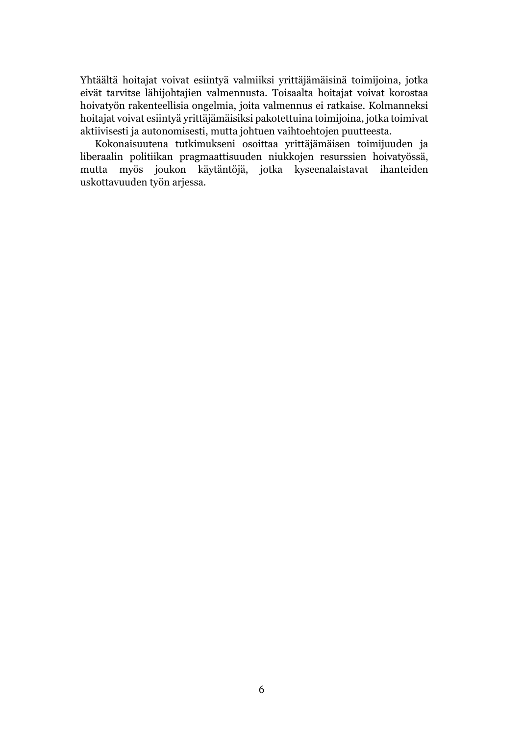Yhtäältä hoitajat voivat esiintyä valmiiksi yrittäjämäisinä toimijoina, jotka eivät tarvitse lähijohtajien valmennusta. Toisaalta hoitajat voivat korostaa hoivatyön rakenteellisia ongelmia, joita valmennus ei ratkaise. Kolmanneksi hoitajat voivat esiintyä yrittäjämäisiksi pakotettuina toimijoina, jotka toimivat aktiivisesti ja autonomisesti, mutta johtuen vaihtoehtojen puutteesta.

Kokonaisuutena tutkimukseni osoittaa yrittäjämäisen toimijuuden ja liberaalin politiikan pragmaattisuuden niukkojen resurssien hoivatyössä, mutta myös joukon käytäntöjä, jotka kyseenalaistavat ihanteiden uskottavuuden työn arjessa.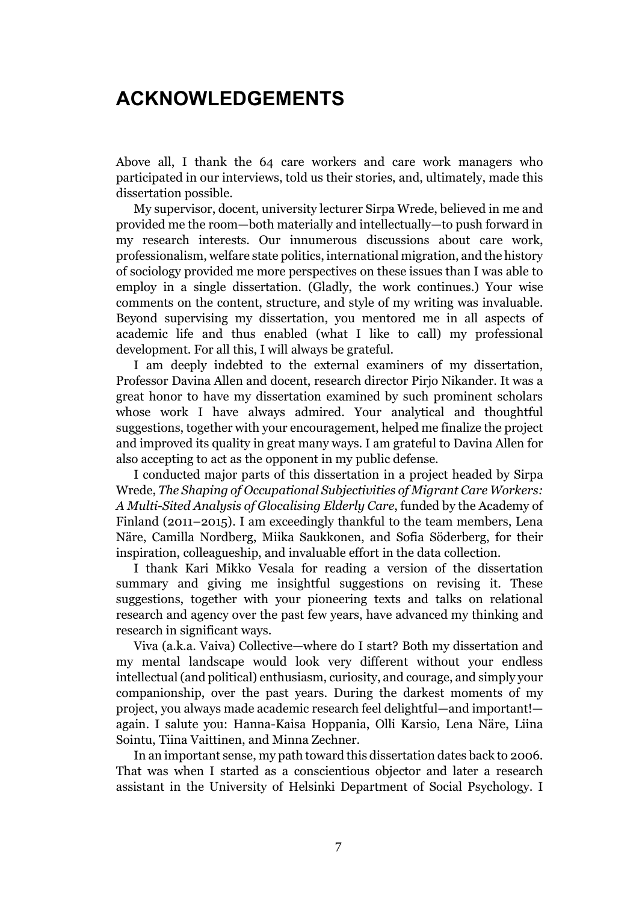# ACKNOWLEDGEMENTS

Above all, I thank the 64 care workers and care work managers who participated in our interviews, told us their stories, and, ultimately, made this dissertation possible.

My supervisor, docent, university lecturer Sirpa Wrede, believed in me and provided me the room—both materially and intellectually—to push forward in my research interests. Our innumerous discussions about care work, professionalism, welfare state politics, international migration, and the history of sociology provided me more perspectives on these issues than I was able to employ in a single dissertation. (Gladly, the work continues.) Your wise comments on the content, structure, and style of my writing was invaluable. Beyond supervising my dissertation, you mentored me in all aspects of academic life and thus enabled (what I like to call) my professional development. For all this, I will always be grateful.

I am deeply indebted to the external examiners of my dissertation, Professor Davina Allen and docent, research director Pirjo Nikander. It was a great honor to have my dissertation examined by such prominent scholars whose work I have always admired. Your analytical and thoughtful suggestions, together with your encouragement, helped me finalize the project and improved its quality in great many ways. I am grateful to Davina Allen for also accepting to act as the opponent in my public defense.

I conducted major parts of this dissertation in a project headed by Sirpa Wrede, *The Shaping of Occupational Subjectivities of Migrant Care Workers: A Multi-Sited Analysis of Glocalising Elderly Care*, funded by the Academy of Finland (2011–2015). I am exceedingly thankful to the team members, Lena Näre, Camilla Nordberg, Miika Saukkonen, and Sofia Söderberg, for their inspiration, colleagueship, and invaluable effort in the data collection.

I thank Kari Mikko Vesala for reading a version of the dissertation summary and giving me insightful suggestions on revising it. These suggestions, together with your pioneering texts and talks on relational research and agency over the past few years, have advanced my thinking and research in significant ways.

Viva (a.k.a. Vaiva) Collective—where do I start? Both my dissertation and my mental landscape would look very different without your endless intellectual (and political) enthusiasm, curiosity, and courage, and simply your companionship, over the past years. During the darkest moments of my project, you always made academic research feel delightful—and important!—again. I salute you: Hanna-Kaisa Hoppania, Olli Karsio, Lena Näre, Liina Sointu, Tiina Vaittinen, and Minna Zechner.

In an important sense, my path toward this dissertation dates back to 2006. That was when I started as a conscientious objector and later a research assistant in the University of Helsinki Department of Social Psychology. I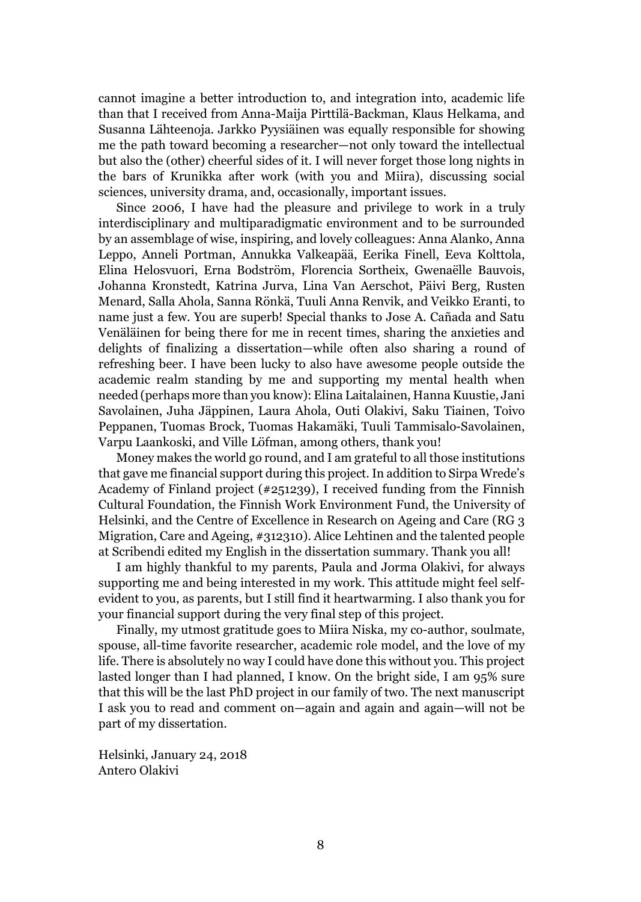cannot imagine a better introduction to, and integration into, academic life than that I received from Anna-Maija Pirttilä-Backman, Klaus Helkama, and Susanna Lähteenoja. Jarkko Pyysiäinen was equally responsible for showing me the path toward becoming a researcher—not only toward the intellectual but also the (other) cheerful sides of it. I will never forget those long nights in the bars of Krunikka after work (with you and Miira), discussing social sciences, university drama, and, occasionally, important issues.

Since 2006, I have had the pleasure and privilege to work in a truly interdisciplinary and multiparadigmatic environment and to be surrounded by an assemblage of wise, inspiring, and lovely colleagues: Anna Alanko, Anna Leppo, Anneli Portman, Annukka Valkeapää, Eerika Finell, Eeva Kolttola, Elina Helosvuori, Erna Bodström, Florencia Sortheix, Gwenaëlle Bauvois, Johanna Kronstedt, Katrina Jurva, Lina Van Aerschot, Päivi Berg, Rusten Menard, Salla Ahola, Sanna Rönkä, Tuuli Anna Renvik, and Veikko Eranti, to name just a few. You are superb! Special thanks to Jose A. Cañada and Satu Venäläinen for being there for me in recent times, sharing the anxieties and delights of finalizing a dissertation—while often also sharing a round of refreshing beer. I have been lucky to also have awesome people outside the academic realm standing by me and supporting my mental health when needed (perhaps more than you know): Elina Laitalainen, Hanna Kuustie, Jani Savolainen, Juha Jäppinen, Laura Ahola, Outi Olakivi, Saku Tiainen, Toivo Peppanen, Tuomas Brock, Tuomas Hakamäki, Tuuli Tammisalo-Savolainen, Varpu Laankoski, and Ville Löfman, among others, thank you!

Money makes the world go round, and I am grateful to all those institutions that gave me financial support during this project. In addition to Sirpa Wrede's Academy of Finland project (#251239), I received funding from the Finnish Cultural Foundation, the Finnish Work Environment Fund, the University of Helsinki, and the Centre of Excellence in Research on Ageing and Care (RG 3 Migration, Care and Ageing, #312310). Alice Lehtinen and the talented people at Scribendi edited my English in the dissertation summary. Thank you all!

I am highly thankful to my parents, Paula and Jorma Olakivi, for always supporting me and being interested in my work. This attitude might feel self-evident to you, as parents, but I still find it heartwarming. I also thank you for your financial support during the very final step of this project.

Finally, my utmost gratitude goes to Miira Niska, my co-author, soulmate, spouse, all-time favorite researcher, academic role model, and the love of my life. There is absolutely no way I could have done this without you. This project lasted longer than I had planned, I know. On the bright side, I am 95% sure that this will be the last PhD project in our family of two. The next manuscript I ask you to read and comment on—again and again and again—will not be part of my dissertation.

Helsinki, January 24, 2018
Antero Olakivi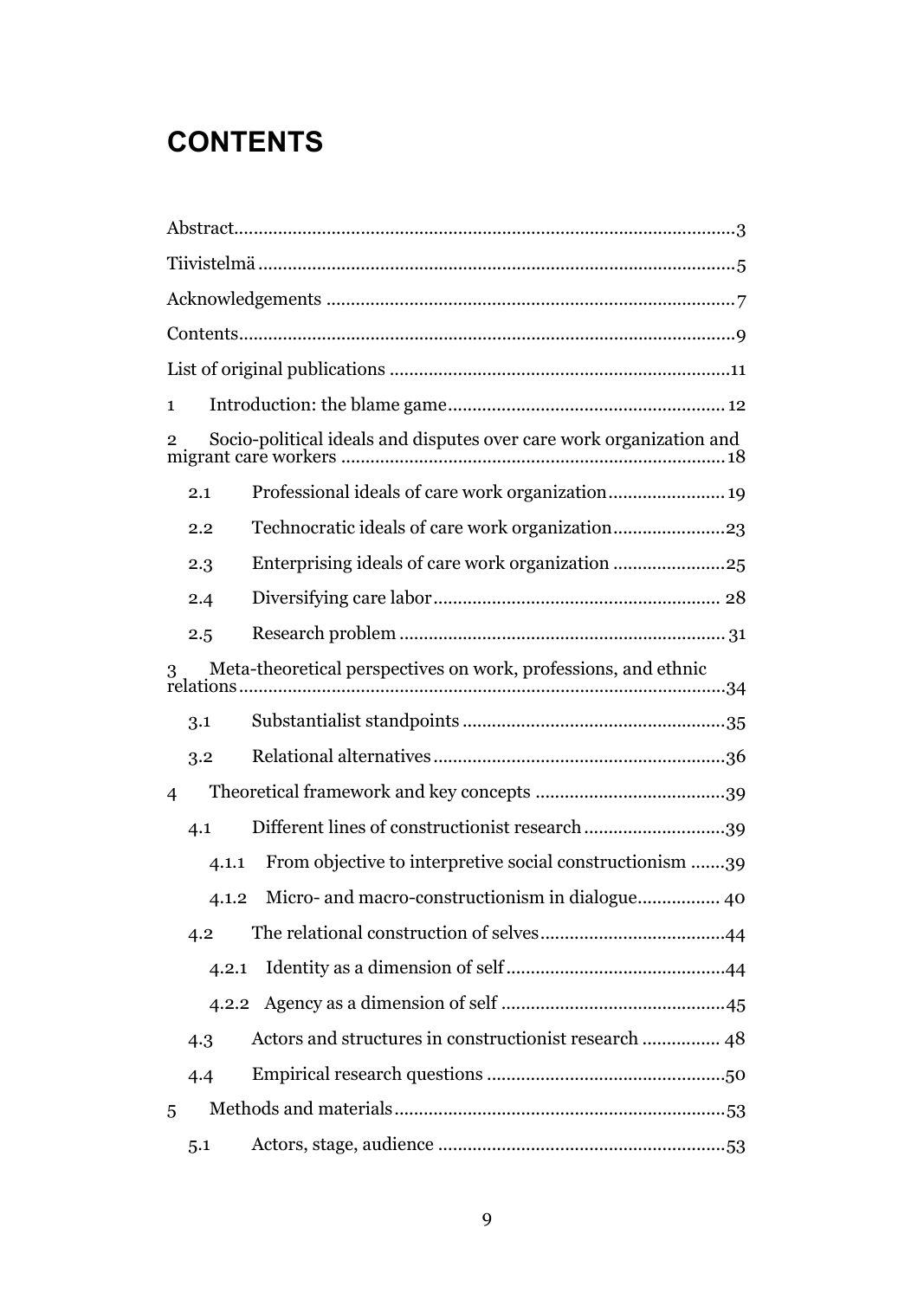# CONTENTS

Abstract........................................................................................................3

Tiivistelmä ..................................................................................................5

Acknowledgements ....................................................................................7

Contents........................................................................................................9

List of original publications .......................................................................11

1 Introduction: the blame game.........................................................12

2 Socio-political ideals and disputes over care work organization and migrant care workers ................................................................................18

2.1 Professional ideals of care work organization........................19

2.2 Technocratic ideals of care work organization.......................23

2.3 Enterprising ideals of care work organization .......................25

2.4 Diversifying care labor........................................................... 28

2.5 Research problem ................................................................... 31

3 Meta-theoretical perspectives on work, professions, and ethnic relations....................................................................................................34

3.1 Substantialist standpoints ......................................................35

3.2 Relational alternatives............................................................36

4 Theoretical framework and key concepts .......................................39

4.1 Different lines of constructionist research............................39

4.1.1 From objective to interpretive social constructionism .......39

4.1.2 Micro- and macro-constructionism in dialogue................. 40

4.2 The relational construction of selves......................................44

4.2.1 Identity as a dimension of self .............................................44

4.2.2 Agency as a dimension of self ..............................................45

4.3 Actors and structures in constructionist research ................ 48

4.4 Empirical research questions .................................................50

5 Methods and materials....................................................................53

5.1 Actors, stage, audience ...........................................................53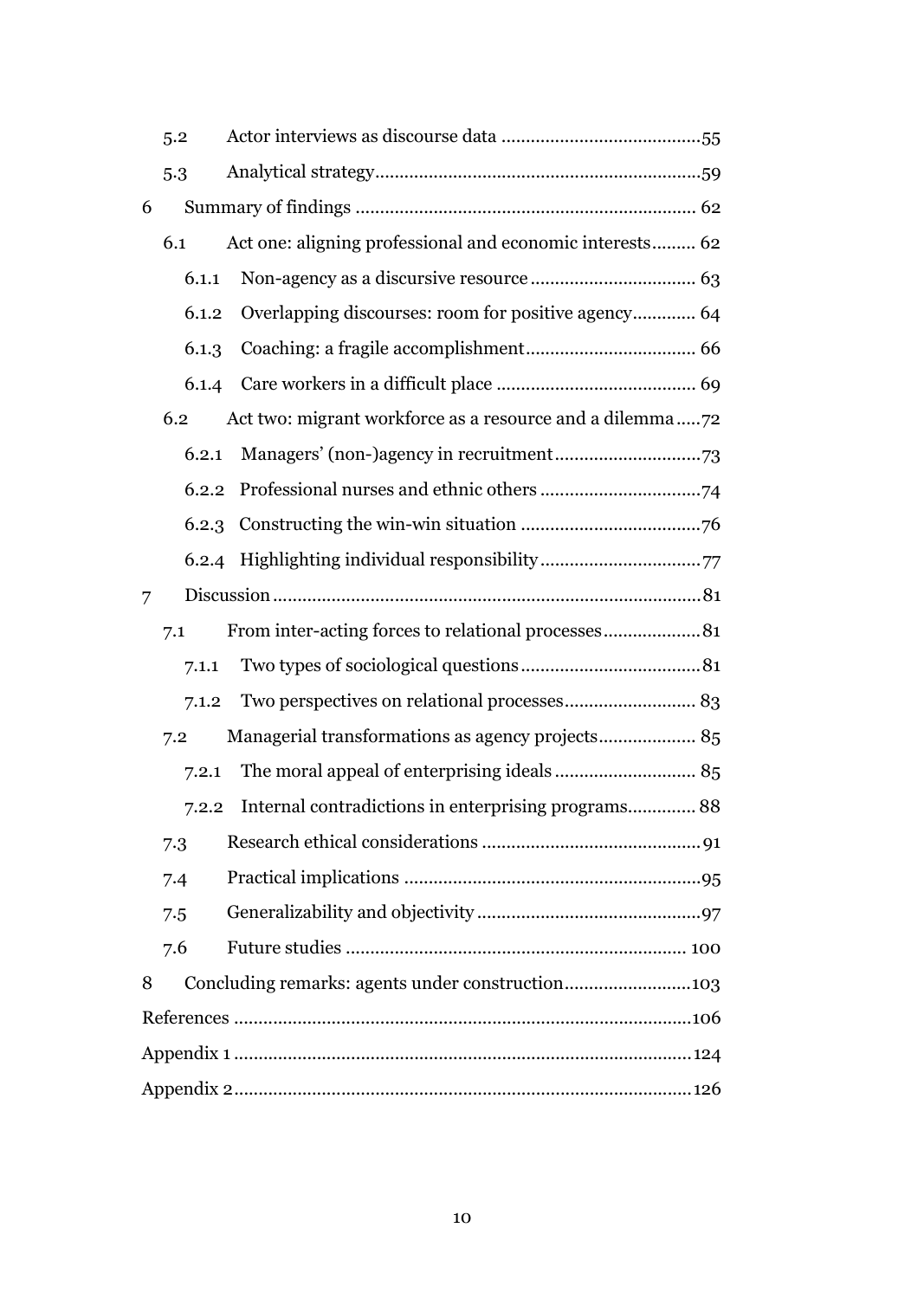- 5.2 Actor interviews as discourse data ........................................55
- 5.3 Analytical strategy...................................................................59

6 Summary of findings ..................................................................... 62

- 6.1 Act one: aligning professional and economic interests......... 62
  - 6.1.1 Non-agency as a discursive resource ................................. 63
  - 6.1.2 Overlapping discourses: room for positive agency............ 64
  - 6.1.3 Coaching: a fragile accomplishment.................................. 66
  - 6.1.4 Care workers in a difficult place ........................................ 69
- 6.2 Act two: migrant workforce as a resource and a dilemma .....72
  - 6.2.1 Managers' (non-)agency in recruitment..............................73
  - 6.2.2 Professional nurses and ethnic others .................................74
  - 6.2.3 Constructing the win-win situation .....................................76
  - 6.2.4 Highlighting individual responsibility.................................77

7 Discussion.......................................................................................81

- 7.1 From inter-acting forces to relational processes....................81
  - 7.1.1 Two types of sociological questions.....................................81
  - 7.1.2 Two perspectives on relational processes........................... 83
- 7.2 Managerial transformations as agency projects.................... 85
  - 7.2.1 The moral appeal of enterprising ideals ............................ 85
  - 7.2.2 Internal contradictions in enterprising programs............. 88
- 7.3 Research ethical considerations .............................................91
- 7.4 Practical implications .............................................................95
- 7.5 Generalizability and objectivity ..............................................97
- 7.6 Future studies ..................................................................... 100

8 Concluding remarks: agents under construction..........................103

References .............................................................................................106

Appendix 1 .............................................................................................124

Appendix 2.............................................................................................126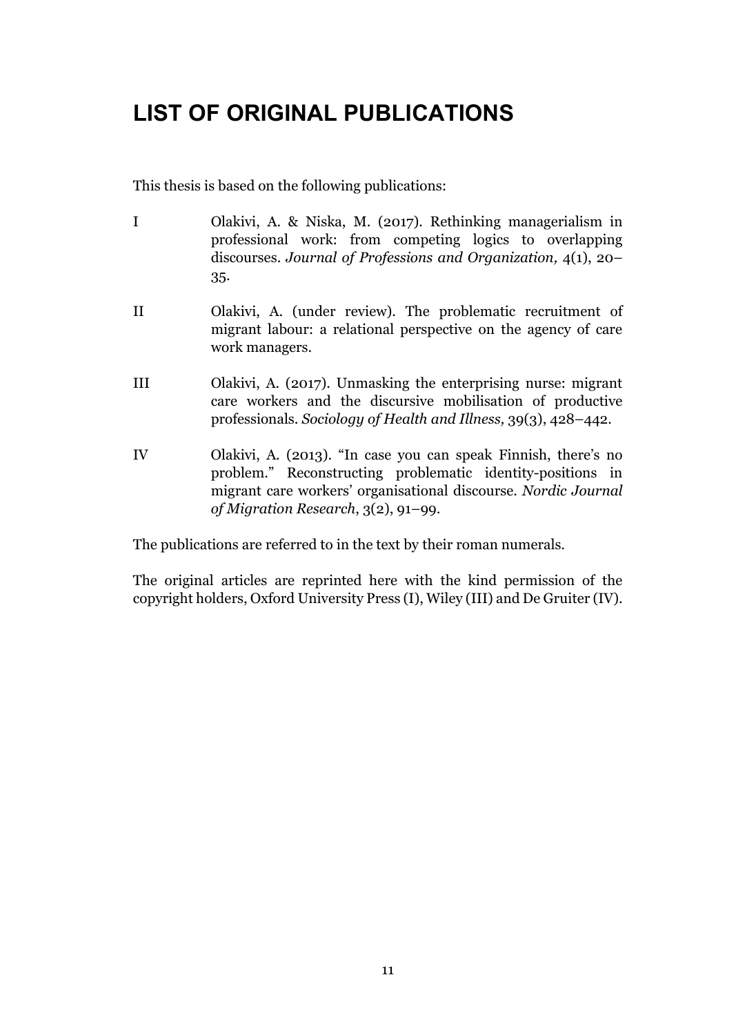# LIST OF ORIGINAL PUBLICATIONS

This thesis is based on the following publications:

I Olakivi, A. & Niska, M. (2017). Rethinking managerialism in professional work: from competing logics to overlapping discourses. *Journal of Professions and Organization,* 4(1), 20–35.

II Olakivi, A. (under review). The problematic recruitment of migrant labour: a relational perspective on the agency of care work managers.

III Olakivi, A. (2017). Unmasking the enterprising nurse: migrant care workers and the discursive mobilisation of productive professionals. *Sociology of Health and Illness,* 39(3), 428–442.

IV Olakivi, A. (2013). "In case you can speak Finnish, there's no problem." Reconstructing problematic identity-positions in migrant care workers' organisational discourse. *Nordic Journal of Migration Research*, 3(2), 91–99.

The publications are referred to in the text by their roman numerals.

The original articles are reprinted here with the kind permission of the copyright holders, Oxford University Press (I), Wiley (III) and De Gruiter (IV).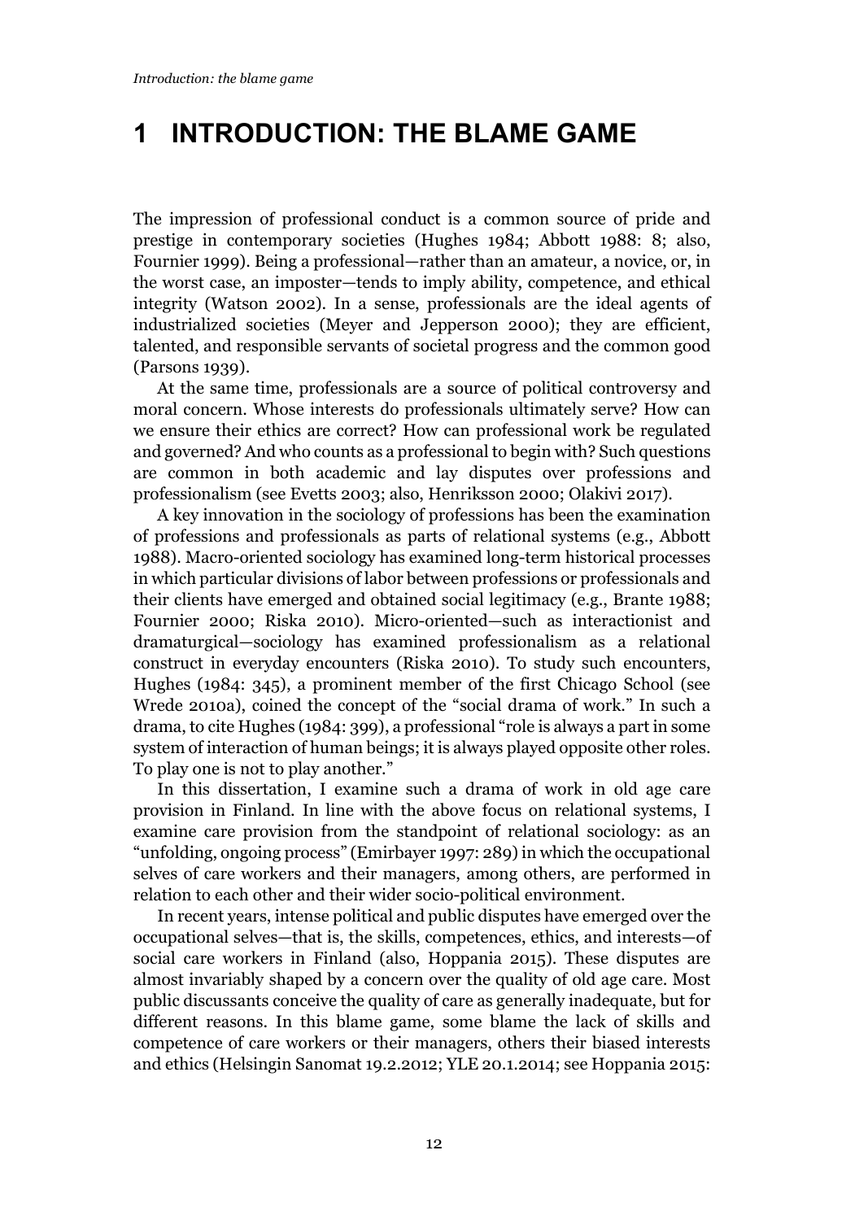# 1 INTRODUCTION: THE BLAME GAME

The impression of professional conduct is a common source of pride and prestige in contemporary societies (Hughes 1984; Abbott 1988: 8; also, Fournier 1999). Being a professional—rather than an amateur, a novice, or, in the worst case, an imposter—tends to imply ability, competence, and ethical integrity (Watson 2002). In a sense, professionals are the ideal agents of industrialized societies (Meyer and Jepperson 2000); they are efficient, talented, and responsible servants of societal progress and the common good (Parsons 1939).

At the same time, professionals are a source of political controversy and moral concern. Whose interests do professionals ultimately serve? How can we ensure their ethics are correct? How can professional work be regulated and governed? And who counts as a professional to begin with? Such questions are common in both academic and lay disputes over professions and professionalism (see Evetts 2003; also, Henriksson 2000; Olakivi 2017).

A key innovation in the sociology of professions has been the examination of professions and professionals as parts of relational systems (e.g., Abbott 1988). Macro-oriented sociology has examined long-term historical processes in which particular divisions of labor between professions or professionals and their clients have emerged and obtained social legitimacy (e.g., Brante 1988; Fournier 2000; Riska 2010). Micro-oriented—such as interactionist and dramaturgical—sociology has examined professionalism as a relational construct in everyday encounters (Riska 2010). To study such encounters, Hughes (1984: 345), a prominent member of the first Chicago School (see Wrede 2010a), coined the concept of the "social drama of work." In such a drama, to cite Hughes (1984: 399), a professional "role is always a part in some system of interaction of human beings; it is always played opposite other roles. To play one is not to play another."

In this dissertation, I examine such a drama of work in old age care provision in Finland. In line with the above focus on relational systems, I examine care provision from the standpoint of relational sociology: as an "unfolding, ongoing process" (Emirbayer 1997: 289) in which the occupational selves of care workers and their managers, among others, are performed in relation to each other and their wider socio-political environment.

In recent years, intense political and public disputes have emerged over the occupational selves—that is, the skills, competences, ethics, and interests—of social care workers in Finland (also, Hoppania 2015). These disputes are almost invariably shaped by a concern over the quality of old age care. Most public discussants conceive the quality of care as generally inadequate, but for different reasons. In this blame game, some blame the lack of skills and competence of care workers or their managers, others their biased interests and ethics (Helsingin Sanomat 19.2.2012; YLE 20.1.2014; see Hoppania 2015: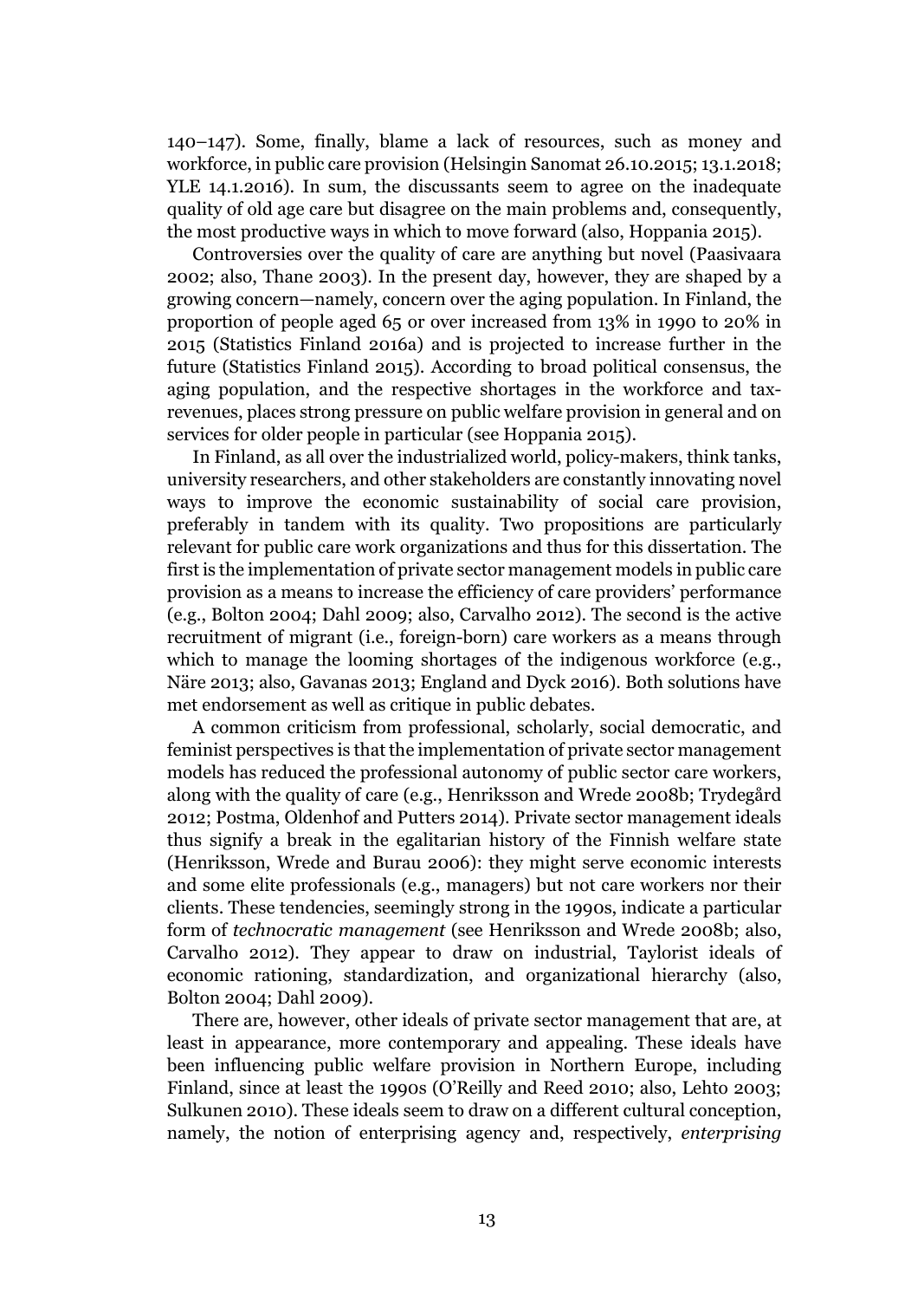140–147). Some, finally, blame a lack of resources, such as money and workforce, in public care provision (Helsingin Sanomat 26.10.2015; 13.1.2018; YLE 14.1.2016). In sum, the discussants seem to agree on the inadequate quality of old age care but disagree on the main problems and, consequently, the most productive ways in which to move forward (also, Hoppania 2015).

Controversies over the quality of care are anything but novel (Paasivaara 2002; also, Thane 2003). In the present day, however, they are shaped by a growing concern—namely, concern over the aging population. In Finland, the proportion of people aged 65 or over increased from 13% in 1990 to 20% in 2015 (Statistics Finland 2016a) and is projected to increase further in the future (Statistics Finland 2015). According to broad political consensus, the aging population, and the respective shortages in the workforce and tax-revenues, places strong pressure on public welfare provision in general and on services for older people in particular (see Hoppania 2015).

In Finland, as all over the industrialized world, policy-makers, think tanks, university researchers, and other stakeholders are constantly innovating novel ways to improve the economic sustainability of social care provision, preferably in tandem with its quality. Two propositions are particularly relevant for public care work organizations and thus for this dissertation. The first is the implementation of private sector management models in public care provision as a means to increase the efficiency of care providers' performance (e.g., Bolton 2004; Dahl 2009; also, Carvalho 2012). The second is the active recruitment of migrant (i.e., foreign-born) care workers as a means through which to manage the looming shortages of the indigenous workforce (e.g., Näre 2013; also, Gavanas 2013; England and Dyck 2016). Both solutions have met endorsement as well as critique in public debates.

A common criticism from professional, scholarly, social democratic, and feminist perspectives is that the implementation of private sector management models has reduced the professional autonomy of public sector care workers, along with the quality of care (e.g., Henriksson and Wrede 2008b; Trydegård 2012; Postma, Oldenhof and Putters 2014). Private sector management ideals thus signify a break in the egalitarian history of the Finnish welfare state (Henriksson, Wrede and Burau 2006): they might serve economic interests and some elite professionals (e.g., managers) but not care workers nor their clients. These tendencies, seemingly strong in the 1990s, indicate a particular form of *technocratic management* (see Henriksson and Wrede 2008b; also, Carvalho 2012). They appear to draw on industrial, Taylorist ideals of economic rationing, standardization, and organizational hierarchy (also, Bolton 2004; Dahl 2009).

There are, however, other ideals of private sector management that are, at least in appearance, more contemporary and appealing. These ideals have been influencing public welfare provision in Northern Europe, including Finland, since at least the 1990s (O'Reilly and Reed 2010; also, Lehto 2003; Sulkunen 2010). These ideals seem to draw on a different cultural conception, namely, the notion of enterprising agency and, respectively, *enterprising*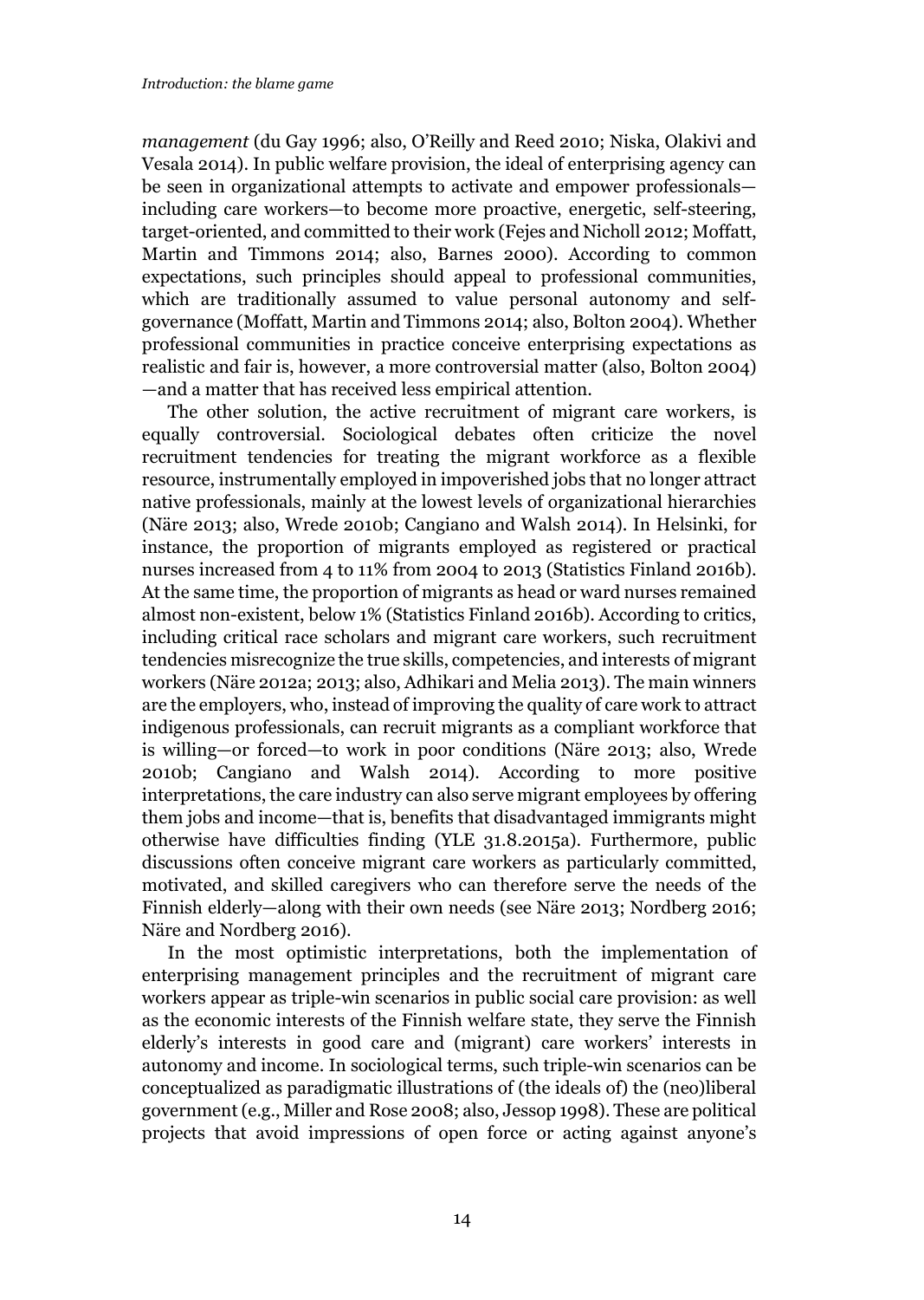*management* (du Gay 1996; also, O'Reilly and Reed 2010; Niska, Olakivi and Vesala 2014). In public welfare provision, the ideal of enterprising agency can be seen in organizational attempts to activate and empower professionals—including care workers—to become more proactive, energetic, self-steering, target-oriented, and committed to their work (Fejes and Nicholl 2012; Moffatt, Martin and Timmons 2014; also, Barnes 2000). According to common expectations, such principles should appeal to professional communities, which are traditionally assumed to value personal autonomy and self-governance (Moffatt, Martin and Timmons 2014; also, Bolton 2004). Whether professional communities in practice conceive enterprising expectations as realistic and fair is, however, a more controversial matter (also, Bolton 2004)—and a matter that has received less empirical attention.

The other solution, the active recruitment of migrant care workers, is equally controversial. Sociological debates often criticize the novel recruitment tendencies for treating the migrant workforce as a flexible resource, instrumentally employed in impoverished jobs that no longer attract native professionals, mainly at the lowest levels of organizational hierarchies (Näre 2013; also, Wrede 2010b; Cangiano and Walsh 2014). In Helsinki, for instance, the proportion of migrants employed as registered or practical nurses increased from 4 to 11% from 2004 to 2013 (Statistics Finland 2016b). At the same time, the proportion of migrants as head or ward nurses remained almost non-existent, below 1% (Statistics Finland 2016b). According to critics, including critical race scholars and migrant care workers, such recruitment tendencies misrecognize the true skills, competencies, and interests of migrant workers (Näre 2012a; 2013; also, Adhikari and Melia 2013). The main winners are the employers, who, instead of improving the quality of care work to attract indigenous professionals, can recruit migrants as a compliant workforce that is willing—or forced—to work in poor conditions (Näre 2013; also, Wrede 2010b; Cangiano and Walsh 2014). According to more positive interpretations, the care industry can also serve migrant employees by offering them jobs and income—that is, benefits that disadvantaged immigrants might otherwise have difficulties finding (YLE 31.8.2015a). Furthermore, public discussions often conceive migrant care workers as particularly committed, motivated, and skilled caregivers who can therefore serve the needs of the Finnish elderly—along with their own needs (see Näre 2013; Nordberg 2016; Näre and Nordberg 2016).

In the most optimistic interpretations, both the implementation of enterprising management principles and the recruitment of migrant care workers appear as triple-win scenarios in public social care provision: as well as the economic interests of the Finnish welfare state, they serve the Finnish elderly's interests in good care and (migrant) care workers' interests in autonomy and income. In sociological terms, such triple-win scenarios can be conceptualized as paradigmatic illustrations of (the ideals of) the (neo)liberal government (e.g., Miller and Rose 2008; also, Jessop 1998). These are political projects that avoid impressions of open force or acting against anyone's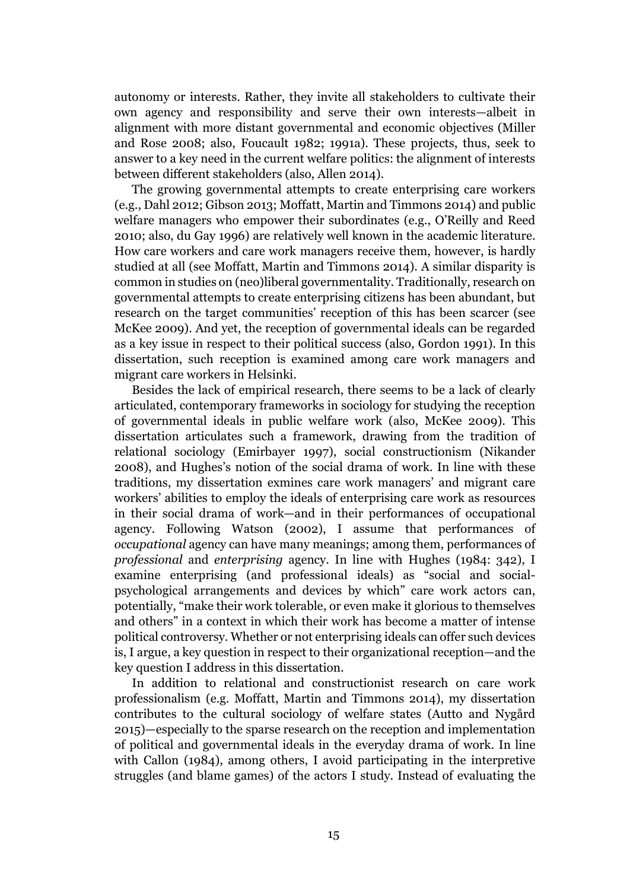autonomy or interests. Rather, they invite all stakeholders to cultivate their own agency and responsibility and serve their own interests—albeit in alignment with more distant governmental and economic objectives (Miller and Rose 2008; also, Foucault 1982; 1991a). These projects, thus, seek to answer to a key need in the current welfare politics: the alignment of interests between different stakeholders (also, Allen 2014).

The growing governmental attempts to create enterprising care workers (e.g., Dahl 2012; Gibson 2013; Moffatt, Martin and Timmons 2014) and public welfare managers who empower their subordinates (e.g., O'Reilly and Reed 2010; also, du Gay 1996) are relatively well known in the academic literature. How care workers and care work managers receive them, however, is hardly studied at all (see Moffatt, Martin and Timmons 2014). A similar disparity is common in studies on (neo)liberal governmentality. Traditionally, research on governmental attempts to create enterprising citizens has been abundant, but research on the target communities' reception of this has been scarcer (see McKee 2009). And yet, the reception of governmental ideals can be regarded as a key issue in respect to their political success (also, Gordon 1991). In this dissertation, such reception is examined among care work managers and migrant care workers in Helsinki.

Besides the lack of empirical research, there seems to be a lack of clearly articulated, contemporary frameworks in sociology for studying the reception of governmental ideals in public welfare work (also, McKee 2009). This dissertation articulates such a framework, drawing from the tradition of relational sociology (Emirbayer 1997), social constructionism (Nikander 2008), and Hughes's notion of the social drama of work. In line with these traditions, my dissertation exmines care work managers' and migrant care workers' abilities to employ the ideals of enterprising care work as resources in their social drama of work—and in their performances of occupational agency. Following Watson (2002), I assume that performances of *occupational* agency can have many meanings; among them, performances of *professional* and *enterprising* agency. In line with Hughes (1984: 342), I examine enterprising (and professional ideals) as "social and social-psychological arrangements and devices by which" care work actors can, potentially, "make their work tolerable, or even make it glorious to themselves and others" in a context in which their work has become a matter of intense political controversy. Whether or not enterprising ideals can offer such devices is, I argue, a key question in respect to their organizational reception—and the key question I address in this dissertation.

In addition to relational and constructionist research on care work professionalism (e.g. Moffatt, Martin and Timmons 2014), my dissertation contributes to the cultural sociology of welfare states (Autto and Nygård 2015)—especially to the sparse research on the reception and implementation of political and governmental ideals in the everyday drama of work. In line with Callon (1984), among others, I avoid participating in the interpretive struggles (and blame games) of the actors I study. Instead of evaluating the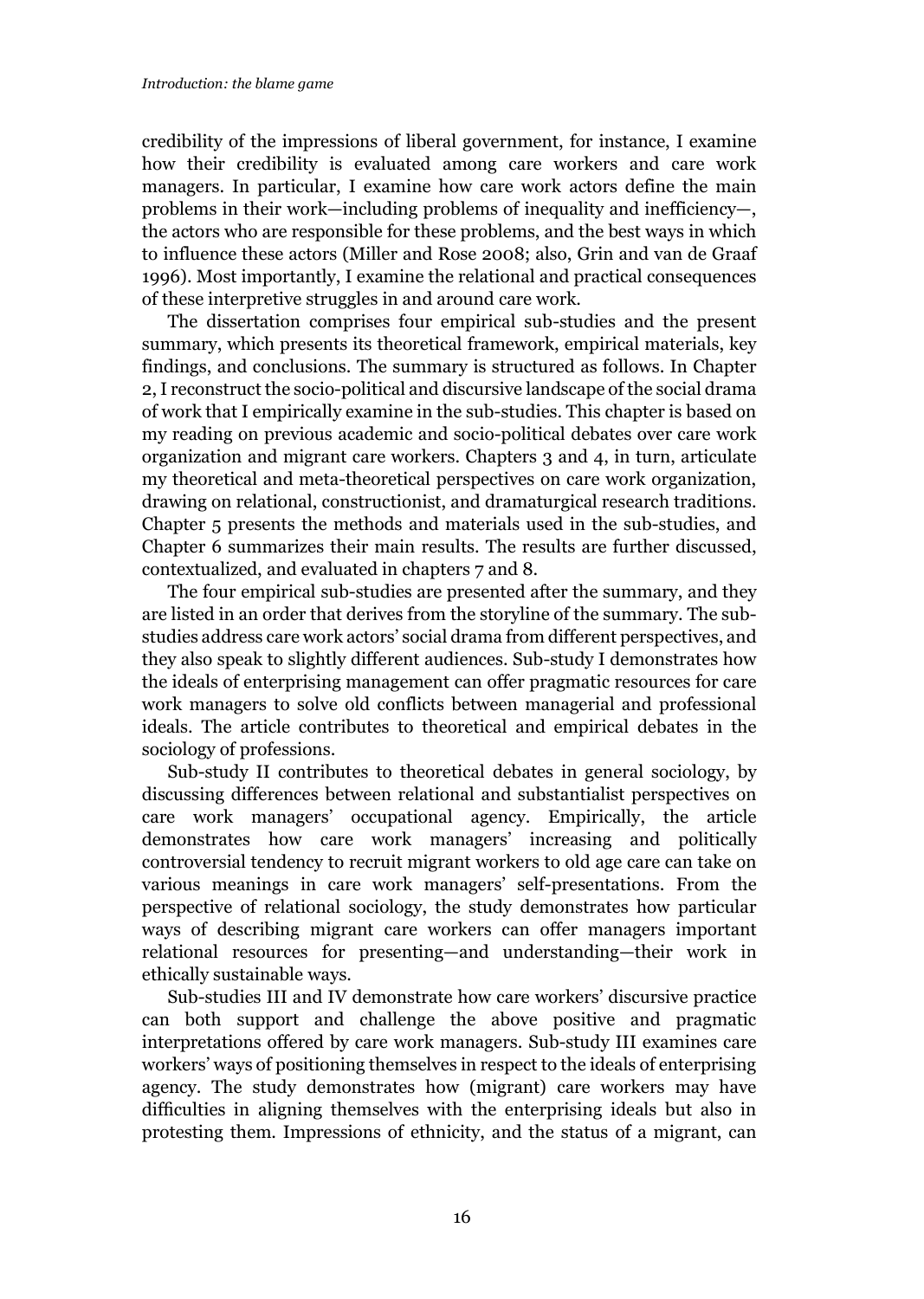credibility of the impressions of liberal government, for instance, I examine how their credibility is evaluated among care workers and care work managers. In particular, I examine how care work actors define the main problems in their work—including problems of inequality and inefficiency—, the actors who are responsible for these problems, and the best ways in which to influence these actors (Miller and Rose 2008; also, Grin and van de Graaf 1996). Most importantly, I examine the relational and practical consequences of these interpretive struggles in and around care work.

The dissertation comprises four empirical sub-studies and the present summary, which presents its theoretical framework, empirical materials, key findings, and conclusions. The summary is structured as follows. In Chapter 2, I reconstruct the socio-political and discursive landscape of the social drama of work that I empirically examine in the sub-studies. This chapter is based on my reading on previous academic and socio-political debates over care work organization and migrant care workers. Chapters 3 and 4, in turn, articulate my theoretical and meta-theoretical perspectives on care work organization, drawing on relational, constructionist, and dramaturgical research traditions. Chapter 5 presents the methods and materials used in the sub-studies, and Chapter 6 summarizes their main results. The results are further discussed, contextualized, and evaluated in chapters 7 and 8.

The four empirical sub-studies are presented after the summary, and they are listed in an order that derives from the storyline of the summary. The sub-studies address care work actors' social drama from different perspectives, and they also speak to slightly different audiences. Sub-study I demonstrates how the ideals of enterprising management can offer pragmatic resources for care work managers to solve old conflicts between managerial and professional ideals. The article contributes to theoretical and empirical debates in the sociology of professions.

Sub-study II contributes to theoretical debates in general sociology, by discussing differences between relational and substantialist perspectives on care work managers' occupational agency. Empirically, the article demonstrates how care work managers' increasing and politically controversial tendency to recruit migrant workers to old age care can take on various meanings in care work managers' self-presentations. From the perspective of relational sociology, the study demonstrates how particular ways of describing migrant care workers can offer managers important relational resources for presenting—and understanding—their work in ethically sustainable ways.

Sub-studies III and IV demonstrate how care workers' discursive practice can both support and challenge the above positive and pragmatic interpretations offered by care work managers. Sub-study III examines care workers' ways of positioning themselves in respect to the ideals of enterprising agency. The study demonstrates how (migrant) care workers may have difficulties in aligning themselves with the enterprising ideals but also in protesting them. Impressions of ethnicity, and the status of a migrant, can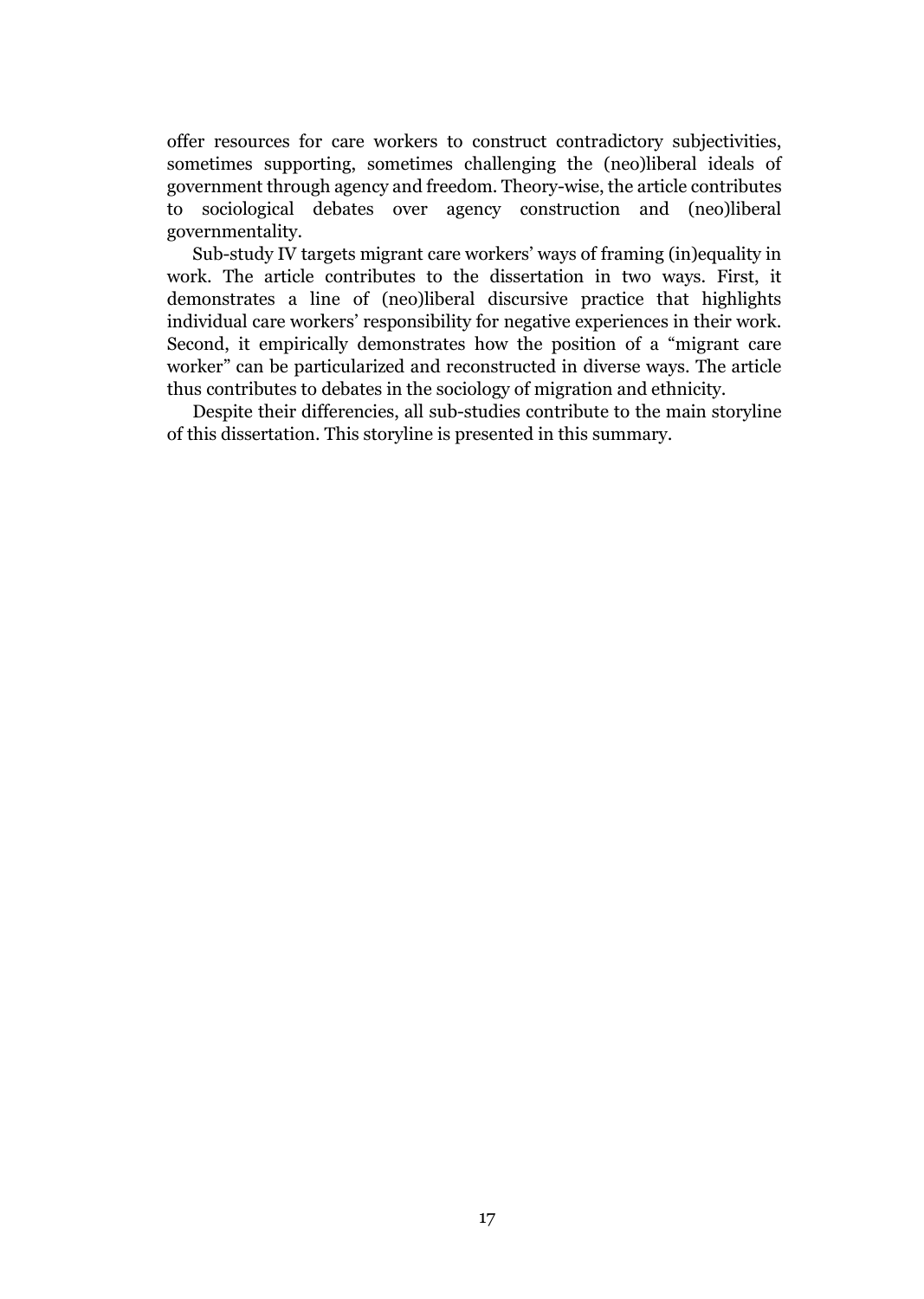offer resources for care workers to construct contradictory subjectivities, sometimes supporting, sometimes challenging the (neo)liberal ideals of government through agency and freedom. Theory-wise, the article contributes to sociological debates over agency construction and (neo)liberal governmentality.

Sub-study IV targets migrant care workers' ways of framing (in)equality in work. The article contributes to the dissertation in two ways. First, it demonstrates a line of (neo)liberal discursive practice that highlights individual care workers' responsibility for negative experiences in their work. Second, it empirically demonstrates how the position of a "migrant care worker" can be particularized and reconstructed in diverse ways. The article thus contributes to debates in the sociology of migration and ethnicity.

Despite their differencies, all sub-studies contribute to the main storyline of this dissertation. This storyline is presented in this summary.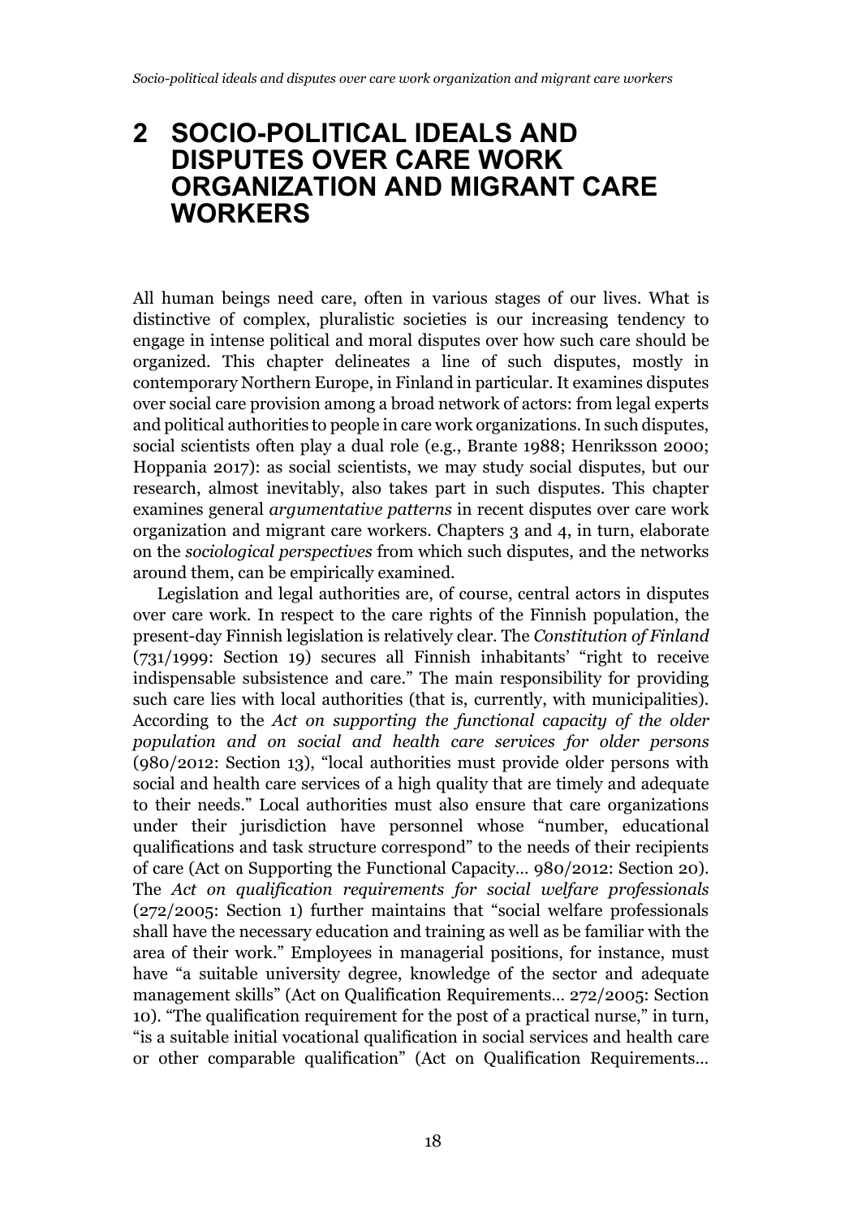# 2 SOCIO-POLITICAL IDEALS AND DISPUTES OVER CARE WORK ORGANIZATION AND MIGRANT CARE WORKERS

All human beings need care, often in various stages of our lives. What is distinctive of complex, pluralistic societies is our increasing tendency to engage in intense political and moral disputes over how such care should be organized. This chapter delineates a line of such disputes, mostly in contemporary Northern Europe, in Finland in particular. It examines disputes over social care provision among a broad network of actors: from legal experts and political authorities to people in care work organizations. In such disputes, social scientists often play a dual role (e.g., Brante 1988; Henriksson 2000; Hoppania 2017): as social scientists, we may study social disputes, but our research, almost inevitably, also takes part in such disputes. This chapter examines general *argumentative patterns* in recent disputes over care work organization and migrant care workers. Chapters 3 and 4, in turn, elaborate on the *sociological perspectives* from which such disputes, and the networks around them, can be empirically examined.

Legislation and legal authorities are, of course, central actors in disputes over care work. In respect to the care rights of the Finnish population, the present-day Finnish legislation is relatively clear. The *Constitution of Finland* (731/1999: Section 19) secures all Finnish inhabitants' "right to receive indispensable subsistence and care." The main responsibility for providing such care lies with local authorities (that is, currently, with municipalities). According to the *Act on supporting the functional capacity of the older population and on social and health care services for older persons* (980/2012: Section 13), "local authorities must provide older persons with social and health care services of a high quality that are timely and adequate to their needs." Local authorities must also ensure that care organizations under their jurisdiction have personnel whose "number, educational qualifications and task structure correspond" to the needs of their recipients of care (Act on Supporting the Functional Capacity… 980/2012: Section 20). The *Act on qualification requirements for social welfare professionals* (272/2005: Section 1) further maintains that "social welfare professionals shall have the necessary education and training as well as be familiar with the area of their work." Employees in managerial positions, for instance, must have "a suitable university degree, knowledge of the sector and adequate management skills" (Act on Qualification Requirements… 272/2005: Section 10). "The qualification requirement for the post of a practical nurse," in turn, "is a suitable initial vocational qualification in social services and health care or other comparable qualification" (Act on Qualification Requirements…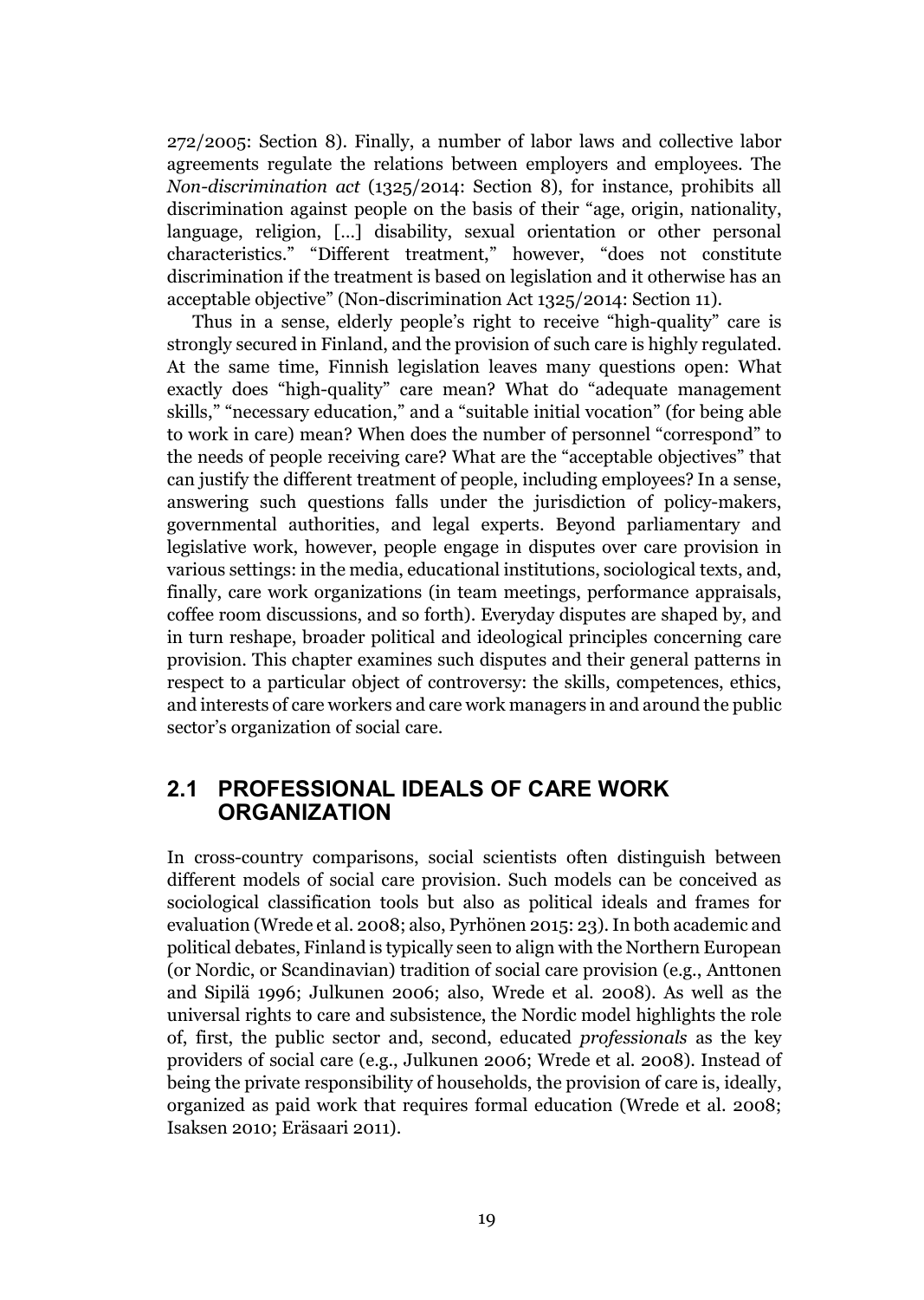272/2005: Section 8). Finally, a number of labor laws and collective labor agreements regulate the relations between employers and employees. The *Non-discrimination act* (1325/2014: Section 8), for instance, prohibits all discrimination against people on the basis of their "age, origin, nationality, language, religion, [...] disability, sexual orientation or other personal characteristics." "Different treatment," however, "does not constitute discrimination if the treatment is based on legislation and it otherwise has an acceptable objective" (Non-discrimination Act 1325/2014: Section 11).

Thus in a sense, elderly people's right to receive "high-quality" care is strongly secured in Finland, and the provision of such care is highly regulated. At the same time, Finnish legislation leaves many questions open: What exactly does "high-quality" care mean? What do "adequate management skills," "necessary education," and a "suitable initial vocation" (for being able to work in care) mean? When does the number of personnel "correspond" to the needs of people receiving care? What are the "acceptable objectives" that can justify the different treatment of people, including employees? In a sense, answering such questions falls under the jurisdiction of policy-makers, governmental authorities, and legal experts. Beyond parliamentary and legislative work, however, people engage in disputes over care provision in various settings: in the media, educational institutions, sociological texts, and, finally, care work organizations (in team meetings, performance appraisals, coffee room discussions, and so forth). Everyday disputes are shaped by, and in turn reshape, broader political and ideological principles concerning care provision. This chapter examines such disputes and their general patterns in respect to a particular object of controversy: the skills, competences, ethics, and interests of care workers and care work managers in and around the public sector's organization of social care.

## 2.1 PROFESSIONAL IDEALS OF CARE WORK ORGANIZATION

In cross-country comparisons, social scientists often distinguish between different models of social care provision. Such models can be conceived as sociological classification tools but also as political ideals and frames for evaluation (Wrede et al. 2008; also, Pyrhönen 2015: 23). In both academic and political debates, Finland is typically seen to align with the Northern European (or Nordic, or Scandinavian) tradition of social care provision (e.g., Anttonen and Sipilä 1996; Julkunen 2006; also, Wrede et al. 2008). As well as the universal rights to care and subsistence, the Nordic model highlights the role of, first, the public sector and, second, educated *professionals* as the key providers of social care (e.g., Julkunen 2006; Wrede et al. 2008). Instead of being the private responsibility of households, the provision of care is, ideally, organized as paid work that requires formal education (Wrede et al. 2008; Isaksen 2010; Eräsaari 2011).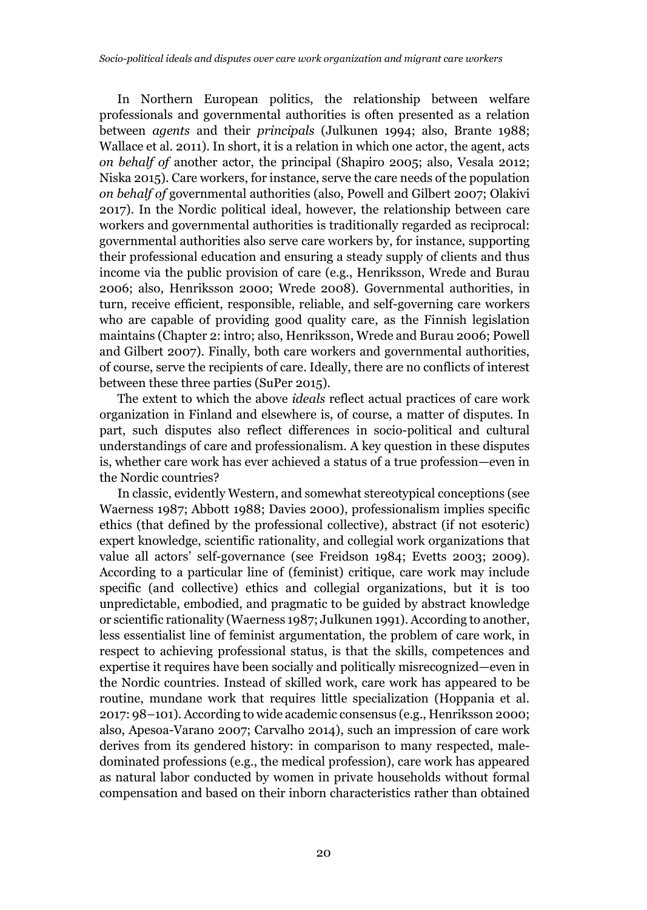In Northern European politics, the relationship between welfare professionals and governmental authorities is often presented as a relation between *agents* and their *principals* (Julkunen 1994; also, Brante 1988; Wallace et al. 2011). In short, it is a relation in which one actor, the agent, acts *on behalf of* another actor, the principal (Shapiro 2005; also, Vesala 2012; Niska 2015). Care workers, for instance, serve the care needs of the population *on behalf of* governmental authorities (also, Powell and Gilbert 2007; Olakivi 2017). In the Nordic political ideal, however, the relationship between care workers and governmental authorities is traditionally regarded as reciprocal: governmental authorities also serve care workers by, for instance, supporting their professional education and ensuring a steady supply of clients and thus income via the public provision of care (e.g., Henriksson, Wrede and Burau 2006; also, Henriksson 2000; Wrede 2008). Governmental authorities, in turn, receive efficient, responsible, reliable, and self-governing care workers who are capable of providing good quality care, as the Finnish legislation maintains (Chapter 2: intro; also, Henriksson, Wrede and Burau 2006; Powell and Gilbert 2007). Finally, both care workers and governmental authorities, of course, serve the recipients of care. Ideally, there are no conflicts of interest between these three parties (SuPer 2015).

The extent to which the above *ideals* reflect actual practices of care work organization in Finland and elsewhere is, of course, a matter of disputes. In part, such disputes also reflect differences in socio-political and cultural understandings of care and professionalism. A key question in these disputes is, whether care work has ever achieved a status of a true profession—even in the Nordic countries?

In classic, evidently Western, and somewhat stereotypical conceptions (see Waerness 1987; Abbott 1988; Davies 2000), professionalism implies specific ethics (that defined by the professional collective), abstract (if not esoteric) expert knowledge, scientific rationality, and collegial work organizations that value all actors' self-governance (see Freidson 1984; Evetts 2003; 2009). According to a particular line of (feminist) critique, care work may include specific (and collective) ethics and collegial organizations, but it is too unpredictable, embodied, and pragmatic to be guided by abstract knowledge or scientific rationality (Waerness 1987; Julkunen 1991). According to another, less essentialist line of feminist argumentation, the problem of care work, in respect to achieving professional status, is that the skills, competences and expertise it requires have been socially and politically misrecognized—even in the Nordic countries. Instead of skilled work, care work has appeared to be routine, mundane work that requires little specialization (Hoppania et al. 2017: 98–101). According to wide academic consensus (e.g., Henriksson 2000; also, Apesoa-Varano 2007; Carvalho 2014), such an impression of care work derives from its gendered history: in comparison to many respected, male-dominated professions (e.g., the medical profession), care work has appeared as natural labor conducted by women in private households without formal compensation and based on their inborn characteristics rather than obtained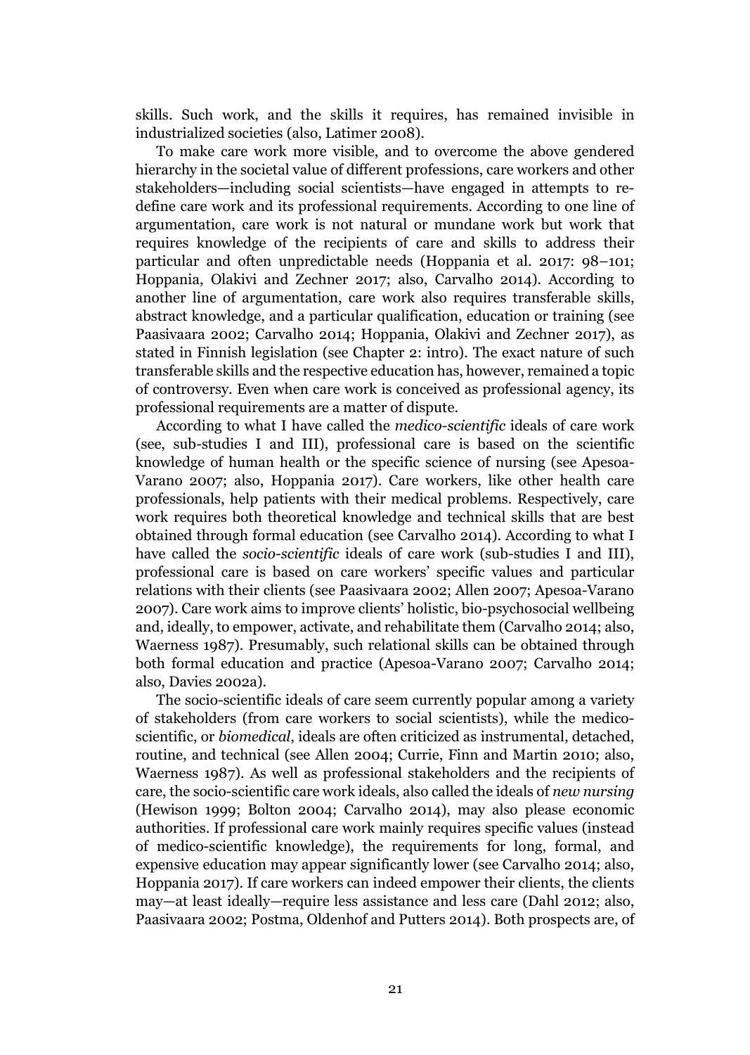skills. Such work, and the skills it requires, has remained invisible in industrialized societies (also, Latimer 2008).

To make care work more visible, and to overcome the above gendered hierarchy in the societal value of different professions, care workers and other stakeholders—including social scientists—have engaged in attempts to re-define care work and its professional requirements. According to one line of argumentation, care work is not natural or mundane work but work that requires knowledge of the recipients of care and skills to address their particular and often unpredictable needs (Hoppania et al. 2017: 98–101; Hoppania, Olakivi and Zechner 2017; also, Carvalho 2014). According to another line of argumentation, care work also requires transferable skills, abstract knowledge, and a particular qualification, education or training (see Paasivaara 2002; Carvalho 2014; Hoppania, Olakivi and Zechner 2017), as stated in Finnish legislation (see Chapter 2: intro). The exact nature of such transferable skills and the respective education has, however, remained a topic of controversy. Even when care work is conceived as professional agency, its professional requirements are a matter of dispute.

According to what I have called the *medico-scientific* ideals of care work (see, sub-studies I and III), professional care is based on the scientific knowledge of human health or the specific science of nursing (see Apesoa-Varano 2007; also, Hoppania 2017). Care workers, like other health care professionals, help patients with their medical problems. Respectively, care work requires both theoretical knowledge and technical skills that are best obtained through formal education (see Carvalho 2014). According to what I have called the *socio-scientific* ideals of care work (sub-studies I and III), professional care is based on care workers' specific values and particular relations with their clients (see Paasivaara 2002; Allen 2007; Apesoa-Varano 2007). Care work aims to improve clients' holistic, bio-psychosocial wellbeing and, ideally, to empower, activate, and rehabilitate them (Carvalho 2014; also, Waerness 1987). Presumably, such relational skills can be obtained through both formal education and practice (Apesoa-Varano 2007; Carvalho 2014; also, Davies 2002a).

The socio-scientific ideals of care seem currently popular among a variety of stakeholders (from care workers to social scientists), while the medico-scientific, or *biomedical*, ideals are often criticized as instrumental, detached, routine, and technical (see Allen 2004; Currie, Finn and Martin 2010; also, Waerness 1987). As well as professional stakeholders and the recipients of care, the socio-scientific care work ideals, also called the ideals of *new nursing* (Hewison 1999; Bolton 2004; Carvalho 2014), may also please economic authorities. If professional care work mainly requires specific values (instead of medico-scientific knowledge), the requirements for long, formal, and expensive education may appear significantly lower (see Carvalho 2014; also, Hoppania 2017). If care workers can indeed empower their clients, the clients may—at least ideally—require less assistance and less care (Dahl 2012; also, Paasivaara 2002; Postma, Oldenhof and Putters 2014). Both prospects are, of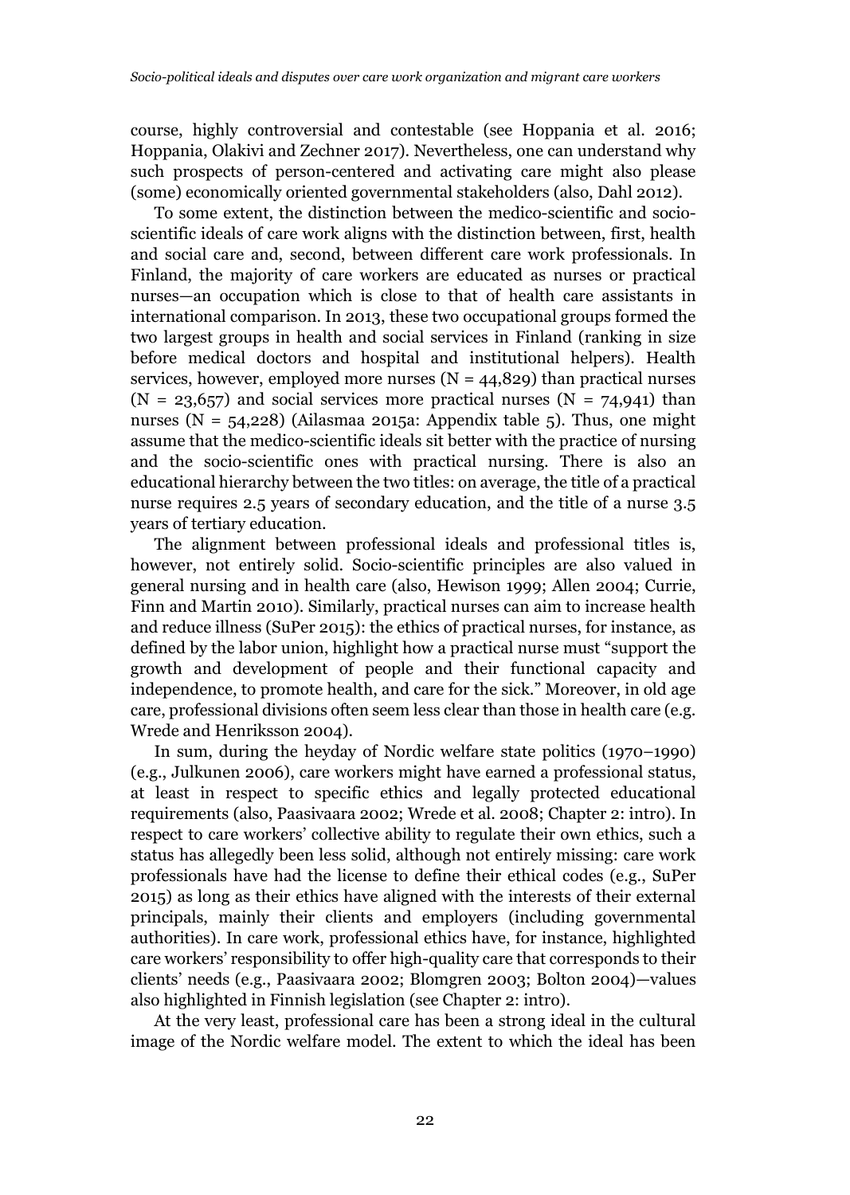course, highly controversial and contestable (see Hoppania et al. 2016; Hoppania, Olakivi and Zechner 2017). Nevertheless, one can understand why such prospects of person-centered and activating care might also please (some) economically oriented governmental stakeholders (also, Dahl 2012).

To some extent, the distinction between the medico-scientific and socio-scientific ideals of care work aligns with the distinction between, first, health and social care and, second, between different care work professionals. In Finland, the majority of care workers are educated as nurses or practical nurses—an occupation which is close to that of health care assistants in international comparison. In 2013, these two occupational groups formed the two largest groups in health and social services in Finland (ranking in size before medical doctors and hospital and institutional helpers). Health services, however, employed more nurses (N = 44,829) than practical nurses (N = 23,657) and social services more practical nurses (N = 74,941) than nurses (N = 54,228) (Ailasmaa 2015a: Appendix table 5). Thus, one might assume that the medico-scientific ideals sit better with the practice of nursing and the socio-scientific ones with practical nursing. There is also an educational hierarchy between the two titles: on average, the title of a practical nurse requires 2.5 years of secondary education, and the title of a nurse 3.5 years of tertiary education.

The alignment between professional ideals and professional titles is, however, not entirely solid. Socio-scientific principles are also valued in general nursing and in health care (also, Hewison 1999; Allen 2004; Currie, Finn and Martin 2010). Similarly, practical nurses can aim to increase health and reduce illness (SuPer 2015): the ethics of practical nurses, for instance, as defined by the labor union, highlight how a practical nurse must "support the growth and development of people and their functional capacity and independence, to promote health, and care for the sick." Moreover, in old age care, professional divisions often seem less clear than those in health care (e.g. Wrede and Henriksson 2004).

In sum, during the heyday of Nordic welfare state politics (1970–1990) (e.g., Julkunen 2006), care workers might have earned a professional status, at least in respect to specific ethics and legally protected educational requirements (also, Paasivaara 2002; Wrede et al. 2008; Chapter 2: intro). In respect to care workers' collective ability to regulate their own ethics, such a status has allegedly been less solid, although not entirely missing: care work professionals have had the license to define their ethical codes (e.g., SuPer 2015) as long as their ethics have aligned with the interests of their external principals, mainly their clients and employers (including governmental authorities). In care work, professional ethics have, for instance, highlighted care workers' responsibility to offer high-quality care that corresponds to their clients' needs (e.g., Paasivaara 2002; Blomgren 2003; Bolton 2004)—values also highlighted in Finnish legislation (see Chapter 2: intro).

At the very least, professional care has been a strong ideal in the cultural image of the Nordic welfare model. The extent to which the ideal has been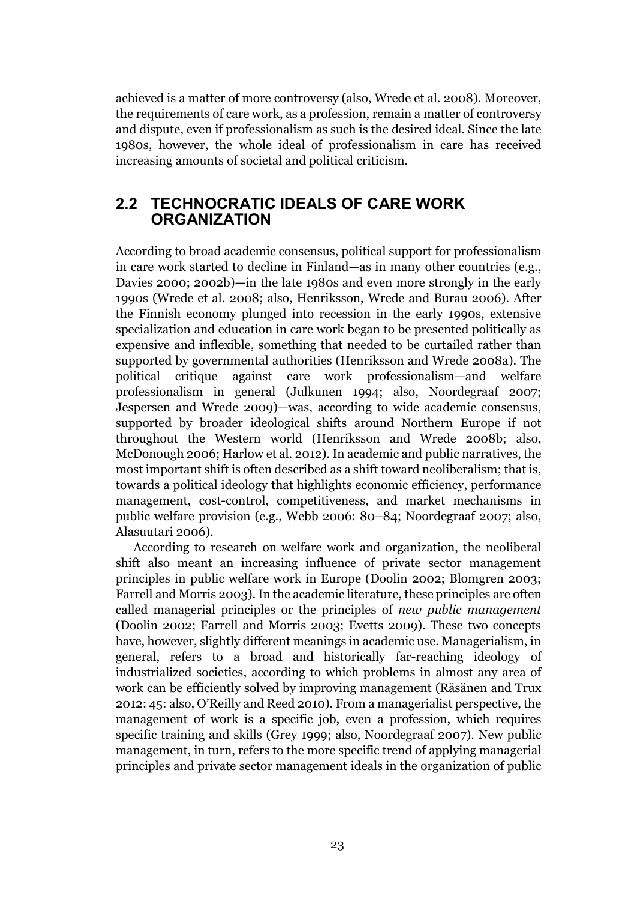achieved is a matter of more controversy (also, Wrede et al. 2008). Moreover, the requirements of care work, as a profession, remain a matter of controversy and dispute, even if professionalism as such is the desired ideal. Since the late 1980s, however, the whole ideal of professionalism in care has received increasing amounts of societal and political criticism.

## 2.2 TECHNOCRATIC IDEALS OF CARE WORK ORGANIZATION

According to broad academic consensus, political support for professionalism in care work started to decline in Finland—as in many other countries (e.g., Davies 2000; 2002b)—in the late 1980s and even more strongly in the early 1990s (Wrede et al. 2008; also, Henriksson, Wrede and Burau 2006). After the Finnish economy plunged into recession in the early 1990s, extensive specialization and education in care work began to be presented politically as expensive and inflexible, something that needed to be curtailed rather than supported by governmental authorities (Henriksson and Wrede 2008a). The political critique against care work professionalism—and welfare professionalism in general (Julkunen 1994; also, Noordegraaf 2007; Jespersen and Wrede 2009)—was, according to wide academic consensus, supported by broader ideological shifts around Northern Europe if not throughout the Western world (Henriksson and Wrede 2008b; also, McDonough 2006; Harlow et al. 2012). In academic and public narratives, the most important shift is often described as a shift toward neoliberalism; that is, towards a political ideology that highlights economic efficiency, performance management, cost-control, competitiveness, and market mechanisms in public welfare provision (e.g., Webb 2006: 80–84; Noordegraaf 2007; also, Alasuutari 2006).

According to research on welfare work and organization, the neoliberal shift also meant an increasing influence of private sector management principles in public welfare work in Europe (Doolin 2002; Blomgren 2003; Farrell and Morris 2003). In the academic literature, these principles are often called managerial principles or the principles of *new public management* (Doolin 2002; Farrell and Morris 2003; Evetts 2009). These two concepts have, however, slightly different meanings in academic use. Managerialism, in general, refers to a broad and historically far-reaching ideology of industrialized societies, according to which problems in almost any area of work can be efficiently solved by improving management (Räsänen and Trux 2012: 45: also, O'Reilly and Reed 2010). From a managerialist perspective, the management of work is a specific job, even a profession, which requires specific training and skills (Grey 1999; also, Noordegraaf 2007). New public management, in turn, refers to the more specific trend of applying managerial principles and private sector management ideals in the organization of public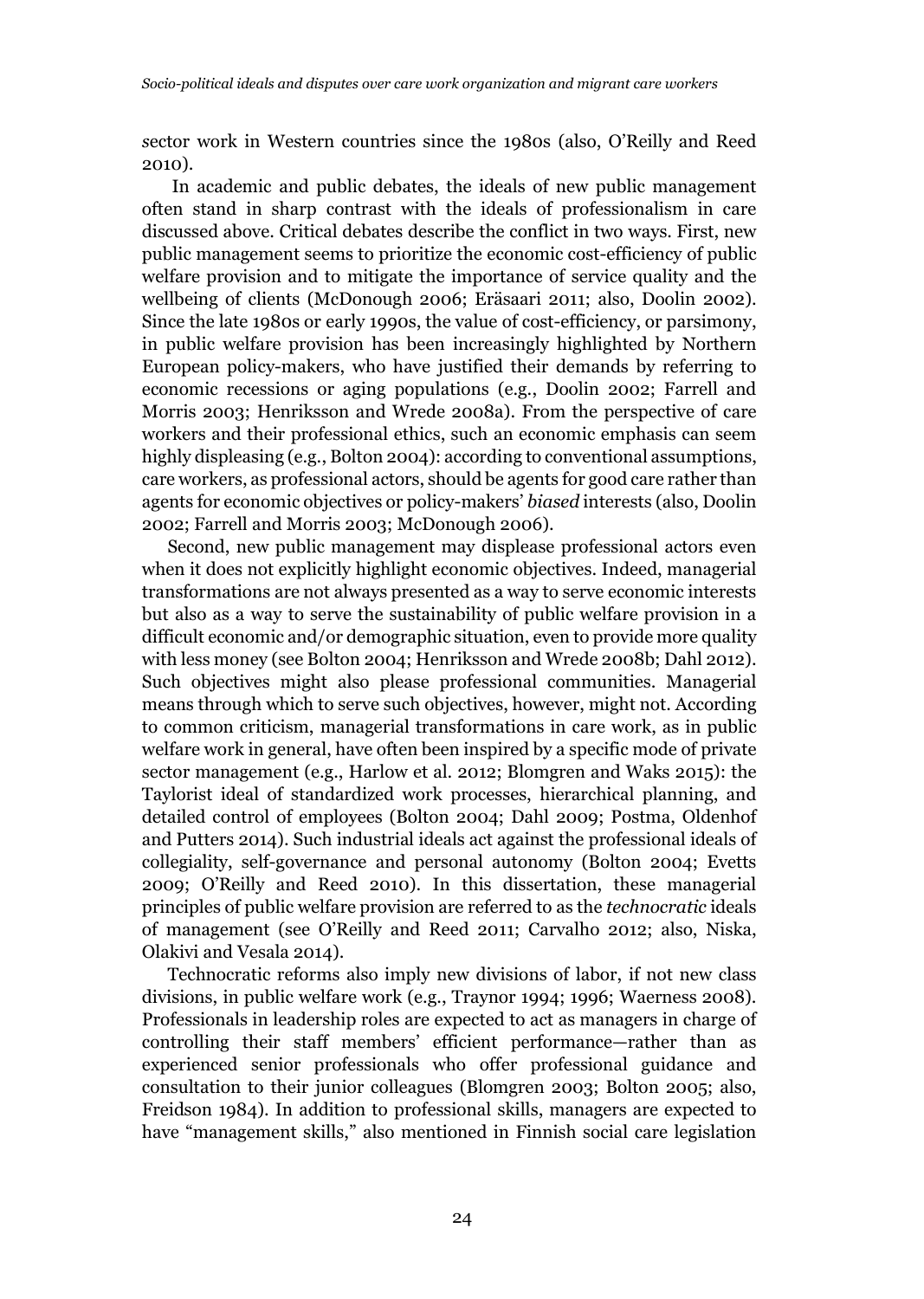sector work in Western countries since the 1980s (also, O'Reilly and Reed 2010).

In academic and public debates, the ideals of new public management often stand in sharp contrast with the ideals of professionalism in care discussed above. Critical debates describe the conflict in two ways. First, new public management seems to prioritize the economic cost-efficiency of public welfare provision and to mitigate the importance of service quality and the wellbeing of clients (McDonough 2006; Eräsaari 2011; also, Doolin 2002). Since the late 1980s or early 1990s, the value of cost-efficiency, or parsimony, in public welfare provision has been increasingly highlighted by Northern European policy-makers, who have justified their demands by referring to economic recessions or aging populations (e.g., Doolin 2002; Farrell and Morris 2003; Henriksson and Wrede 2008a). From the perspective of care workers and their professional ethics, such an economic emphasis can seem highly displeasing (e.g., Bolton 2004): according to conventional assumptions, care workers, as professional actors, should be agents for good care rather than agents for economic objectives or policy-makers' *biased* interests (also, Doolin 2002; Farrell and Morris 2003; McDonough 2006).

Second, new public management may displease professional actors even when it does not explicitly highlight economic objectives. Indeed, managerial transformations are not always presented as a way to serve economic interests but also as a way to serve the sustainability of public welfare provision in a difficult economic and/or demographic situation, even to provide more quality with less money (see Bolton 2004; Henriksson and Wrede 2008b; Dahl 2012). Such objectives might also please professional communities. Managerial means through which to serve such objectives, however, might not. According to common criticism, managerial transformations in care work, as in public welfare work in general, have often been inspired by a specific mode of private sector management (e.g., Harlow et al. 2012; Blomgren and Waks 2015): the Taylorist ideal of standardized work processes, hierarchical planning, and detailed control of employees (Bolton 2004; Dahl 2009; Postma, Oldenhof and Putters 2014). Such industrial ideals act against the professional ideals of collegiality, self-governance and personal autonomy (Bolton 2004; Evetts 2009; O'Reilly and Reed 2010). In this dissertation, these managerial principles of public welfare provision are referred to as the *technocratic* ideals of management (see O'Reilly and Reed 2011; Carvalho 2012; also, Niska, Olakivi and Vesala 2014).

Technocratic reforms also imply new divisions of labor, if not new class divisions, in public welfare work (e.g., Traynor 1994; 1996; Waerness 2008). Professionals in leadership roles are expected to act as managers in charge of controlling their staff members' efficient performance—rather than as experienced senior professionals who offer professional guidance and consultation to their junior colleagues (Blomgren 2003; Bolton 2005; also, Freidson 1984). In addition to professional skills, managers are expected to have "management skills," also mentioned in Finnish social care legislation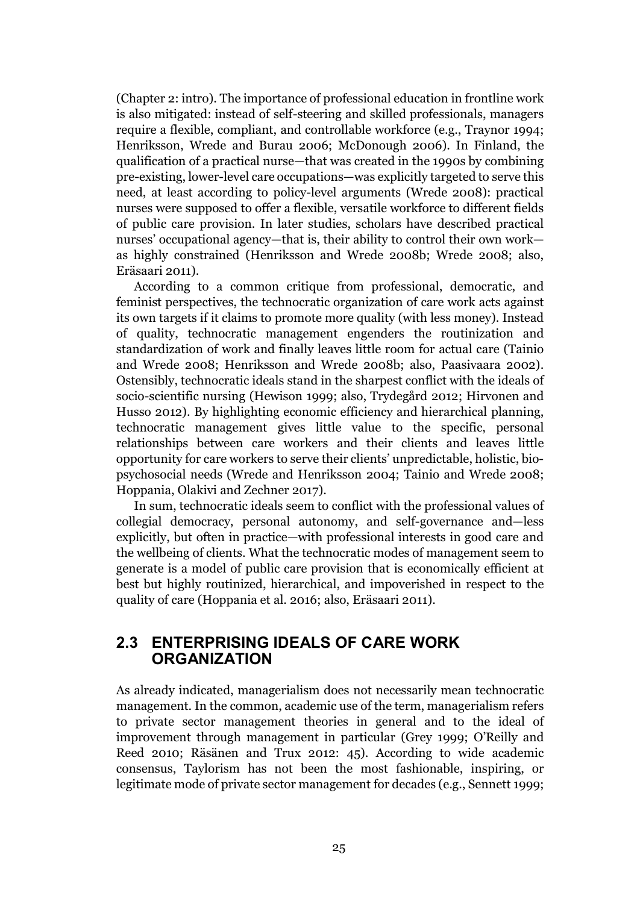(Chapter 2: intro). The importance of professional education in frontline work is also mitigated: instead of self-steering and skilled professionals, managers require a flexible, compliant, and controllable workforce (e.g., Traynor 1994; Henriksson, Wrede and Burau 2006; McDonough 2006). In Finland, the qualification of a practical nurse—that was created in the 1990s by combining pre-existing, lower-level care occupations—was explicitly targeted to serve this need, at least according to policy-level arguments (Wrede 2008): practical nurses were supposed to offer a flexible, versatile workforce to different fields of public care provision. In later studies, scholars have described practical nurses' occupational agency—that is, their ability to control their own work—as highly constrained (Henriksson and Wrede 2008b; Wrede 2008; also, Eräsaari 2011).

According to a common critique from professional, democratic, and feminist perspectives, the technocratic organization of care work acts against its own targets if it claims to promote more quality (with less money). Instead of quality, technocratic management engenders the routinization and standardization of work and finally leaves little room for actual care (Tainio and Wrede 2008; Henriksson and Wrede 2008b; also, Paasivaara 2002). Ostensibly, technocratic ideals stand in the sharpest conflict with the ideals of socio-scientific nursing (Hewison 1999; also, Trydegård 2012; Hirvonen and Husso 2012). By highlighting economic efficiency and hierarchical planning, technocratic management gives little value to the specific, personal relationships between care workers and their clients and leaves little opportunity for care workers to serve their clients' unpredictable, holistic, bio-psychosocial needs (Wrede and Henriksson 2004; Tainio and Wrede 2008; Hoppania, Olakivi and Zechner 2017).

In sum, technocratic ideals seem to conflict with the professional values of collegial democracy, personal autonomy, and self-governance and—less explicitly, but often in practice—with professional interests in good care and the wellbeing of clients. What the technocratic modes of management seem to generate is a model of public care provision that is economically efficient at best but highly routinized, hierarchical, and impoverished in respect to the quality of care (Hoppania et al. 2016; also, Eräsaari 2011).

## 2.3 ENTERPRISING IDEALS OF CARE WORK ORGANIZATION

As already indicated, managerialism does not necessarily mean technocratic management. In the common, academic use of the term, managerialism refers to private sector management theories in general and to the ideal of improvement through management in particular (Grey 1999; O'Reilly and Reed 2010; Räsänen and Trux 2012: 45). According to wide academic consensus, Taylorism has not been the most fashionable, inspiring, or legitimate mode of private sector management for decades (e.g., Sennett 1999;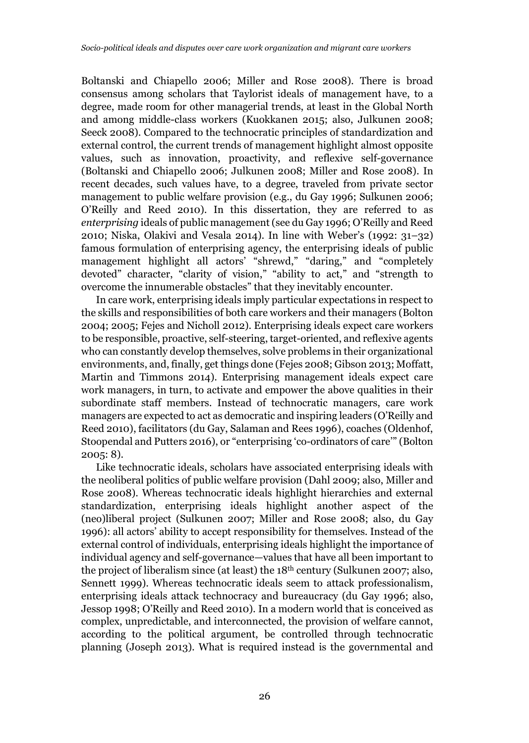Boltanski and Chiapello 2006; Miller and Rose 2008). There is broad consensus among scholars that Taylorist ideals of management have, to a degree, made room for other managerial trends, at least in the Global North and among middle-class workers (Kuokkanen 2015; also, Julkunen 2008; Seeck 2008). Compared to the technocratic principles of standardization and external control, the current trends of management highlight almost opposite values, such as innovation, proactivity, and reflexive self-governance (Boltanski and Chiapello 2006; Julkunen 2008; Miller and Rose 2008). In recent decades, such values have, to a degree, traveled from private sector management to public welfare provision (e.g., du Gay 1996; Sulkunen 2006; O'Reilly and Reed 2010). In this dissertation, they are referred to as *enterprising* ideals of public management (see du Gay 1996; O'Reilly and Reed 2010; Niska, Olakivi and Vesala 2014). In line with Weber's (1992: 31–32) famous formulation of enterprising agency, the enterprising ideals of public management highlight all actors' "shrewd," "daring," and "completely devoted" character, "clarity of vision," "ability to act," and "strength to overcome the innumerable obstacles" that they inevitably encounter.

In care work, enterprising ideals imply particular expectations in respect to the skills and responsibilities of both care workers and their managers (Bolton 2004; 2005; Fejes and Nicholl 2012). Enterprising ideals expect care workers to be responsible, proactive, self-steering, target-oriented, and reflexive agents who can constantly develop themselves, solve problems in their organizational environments, and, finally, get things done (Fejes 2008; Gibson 2013; Moffatt, Martin and Timmons 2014). Enterprising management ideals expect care work managers, in turn, to activate and empower the above qualities in their subordinate staff members. Instead of technocratic managers, care work managers are expected to act as democratic and inspiring leaders (O'Reilly and Reed 2010), facilitators (du Gay, Salaman and Rees 1996), coaches (Oldenhof, Stoopendal and Putters 2016), or "enterprising 'co-ordinators of care'" (Bolton 2005: 8).

Like technocratic ideals, scholars have associated enterprising ideals with the neoliberal politics of public welfare provision (Dahl 2009; also, Miller and Rose 2008). Whereas technocratic ideals highlight hierarchies and external standardization, enterprising ideals highlight another aspect of the (neo)liberal project (Sulkunen 2007; Miller and Rose 2008; also, du Gay 1996): all actors' ability to accept responsibility for themselves. Instead of the external control of individuals, enterprising ideals highlight the importance of individual agency and self-governance—values that have all been important to the project of liberalism since (at least) the 18th century (Sulkunen 2007; also, Sennett 1999). Whereas technocratic ideals seem to attack professionalism, enterprising ideals attack technocracy and bureaucracy (du Gay 1996; also, Jessop 1998; O'Reilly and Reed 2010). In a modern world that is conceived as complex, unpredictable, and interconnected, the provision of welfare cannot, according to the political argument, be controlled through technocratic planning (Joseph 2013). What is required instead is the governmental and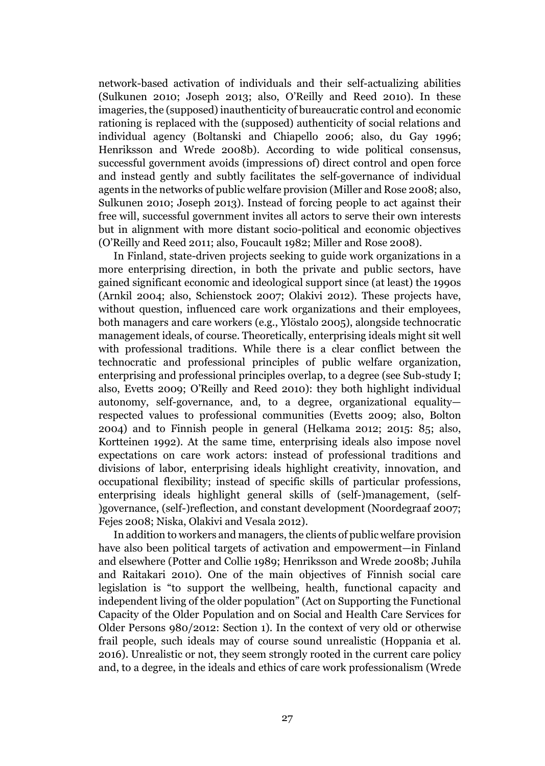network-based activation of individuals and their self-actualizing abilities (Sulkunen 2010; Joseph 2013; also, O'Reilly and Reed 2010). In these imageries, the (supposed) inauthenticity of bureaucratic control and economic rationing is replaced with the (supposed) authenticity of social relations and individual agency (Boltanski and Chiapello 2006; also, du Gay 1996; Henriksson and Wrede 2008b). According to wide political consensus, successful government avoids (impressions of) direct control and open force and instead gently and subtly facilitates the self-governance of individual agents in the networks of public welfare provision (Miller and Rose 2008; also, Sulkunen 2010; Joseph 2013). Instead of forcing people to act against their free will, successful government invites all actors to serve their own interests but in alignment with more distant socio-political and economic objectives (O'Reilly and Reed 2011; also, Foucault 1982; Miller and Rose 2008).

In Finland, state-driven projects seeking to guide work organizations in a more enterprising direction, in both the private and public sectors, have gained significant economic and ideological support since (at least) the 1990s (Arnkil 2004; also, Schienstock 2007; Olakivi 2012). These projects have, without question, influenced care work organizations and their employees, both managers and care workers (e.g., Ylöstalo 2005), alongside technocratic management ideals, of course. Theoretically, enterprising ideals might sit well with professional traditions. While there is a clear conflict between the technocratic and professional principles of public welfare organization, enterprising and professional principles overlap, to a degree (see Sub-study I; also, Evetts 2009; O'Reilly and Reed 2010): they both highlight individual autonomy, self-governance, and, to a degree, organizational equality—respected values to professional communities (Evetts 2009; also, Bolton 2004) and to Finnish people in general (Helkama 2012; 2015: 85; also, Kortteinen 1992). At the same time, enterprising ideals also impose novel expectations on care work actors: instead of professional traditions and divisions of labor, enterprising ideals highlight creativity, innovation, and occupational flexibility; instead of specific skills of particular professions, enterprising ideals highlight general skills of (self-)management, (self-)governance, (self-)reflection, and constant development (Noordegraaf 2007; Fejes 2008; Niska, Olakivi and Vesala 2012).

In addition to workers and managers, the clients of public welfare provision have also been political targets of activation and empowerment—in Finland and elsewhere (Potter and Collie 1989; Henriksson and Wrede 2008b; Juhila and Raitakari 2010). One of the main objectives of Finnish social care legislation is "to support the wellbeing, health, functional capacity and independent living of the older population" (Act on Supporting the Functional Capacity of the Older Population and on Social and Health Care Services for Older Persons 980/2012: Section 1). In the context of very old or otherwise frail people, such ideals may of course sound unrealistic (Hoppania et al. 2016). Unrealistic or not, they seem strongly rooted in the current care policy and, to a degree, in the ideals and ethics of care work professionalism (Wrede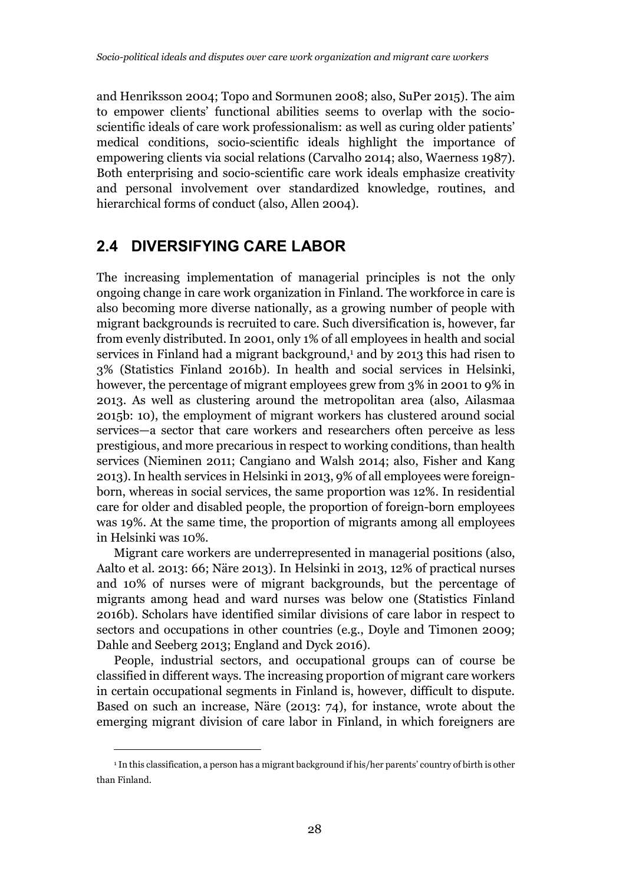and Henriksson 2004; Topo and Sormunen 2008; also, SuPer 2015). The aim to empower clients' functional abilities seems to overlap with the socio-scientific ideals of care work professionalism: as well as curing older patients' medical conditions, socio-scientific ideals highlight the importance of empowering clients via social relations (Carvalho 2014; also, Waerness 1987). Both enterprising and socio-scientific care work ideals emphasize creativity and personal involvement over standardized knowledge, routines, and hierarchical forms of conduct (also, Allen 2004).

## 2.4 DIVERSIFYING CARE LABOR

The increasing implementation of managerial principles is not the only ongoing change in care work organization in Finland. The workforce in care is also becoming more diverse nationally, as a growing number of people with migrant backgrounds is recruited to care. Such diversification is, however, far from evenly distributed. In 2001, only 1% of all employees in health and social services in Finland had a migrant background,[1] and by 2013 this had risen to 3% (Statistics Finland 2016b). In health and social services in Helsinki, however, the percentage of migrant employees grew from 3% in 2001 to 9% in 2013. As well as clustering around the metropolitan area (also, Ailasmaa 2015b: 10), the employment of migrant workers has clustered around social services—a sector that care workers and researchers often perceive as less prestigious, and more precarious in respect to working conditions, than health services (Nieminen 2011; Cangiano and Walsh 2014; also, Fisher and Kang 2013). In health services in Helsinki in 2013, 9% of all employees were foreign-born, whereas in social services, the same proportion was 12%. In residential care for older and disabled people, the proportion of foreign-born employees was 19%. At the same time, the proportion of migrants among all employees in Helsinki was 10%.

Migrant care workers are underrepresented in managerial positions (also, Aalto et al. 2013: 66; Näre 2013). In Helsinki in 2013, 12% of practical nurses and 10% of nurses were of migrant backgrounds, but the percentage of migrants among head and ward nurses was below one (Statistics Finland 2016b). Scholars have identified similar divisions of care labor in respect to sectors and occupations in other countries (e.g., Doyle and Timonen 2009; Dahle and Seeberg 2013; England and Dyck 2016).

People, industrial sectors, and occupational groups can of course be classified in different ways. The increasing proportion of migrant care workers in certain occupational segments in Finland is, however, difficult to dispute. Based on such an increase, Näre (2013: 74), for instance, wrote about the emerging migrant division of care labor in Finland, in which foreigners are

[1] In this classification, a person has a migrant background if his/her parents' country of birth is other than Finland.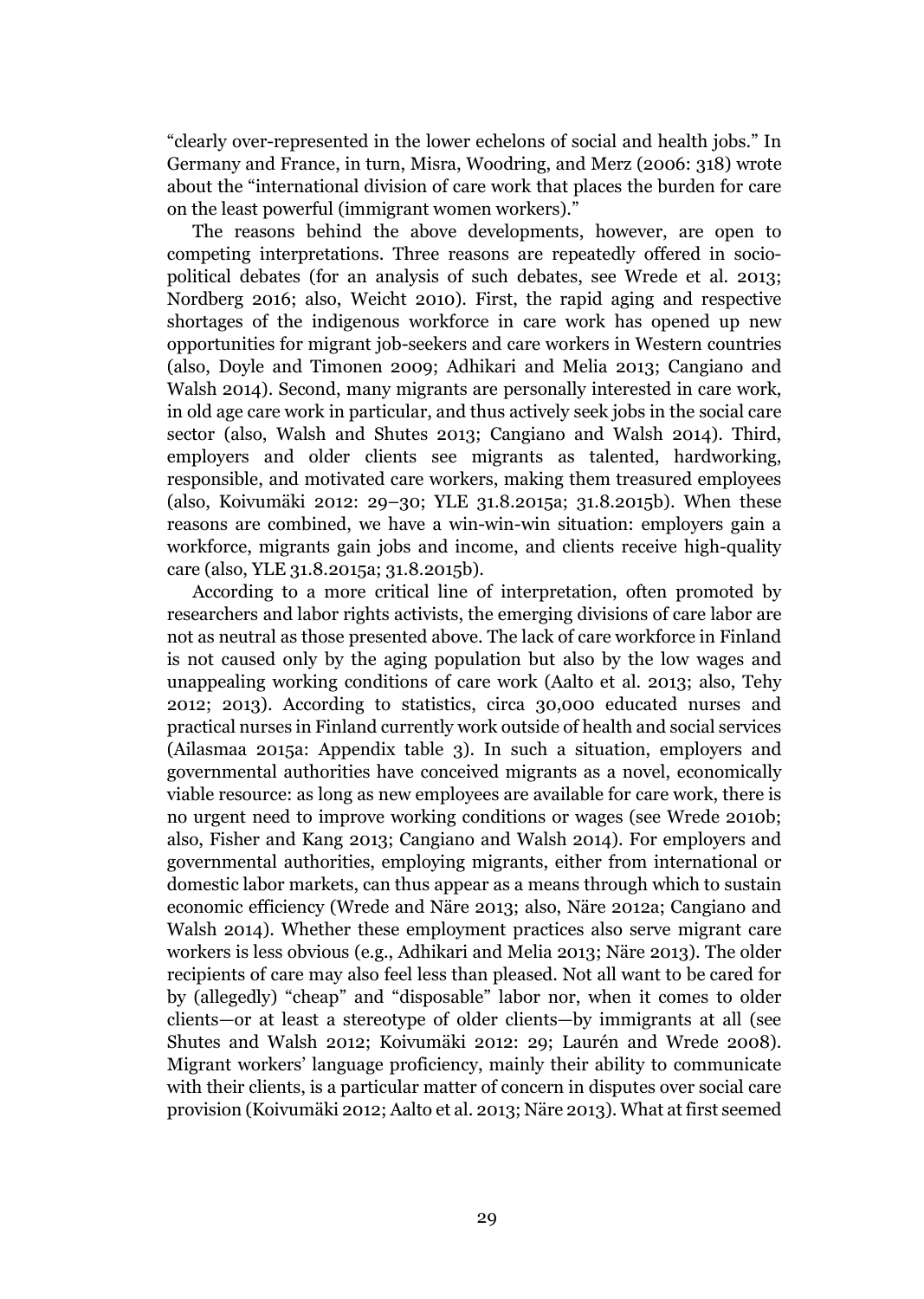"clearly over-represented in the lower echelons of social and health jobs." In Germany and France, in turn, Misra, Woodring, and Merz (2006: 318) wrote about the "international division of care work that places the burden for care on the least powerful (immigrant women workers)."

The reasons behind the above developments, however, are open to competing interpretations. Three reasons are repeatedly offered in socio-political debates (for an analysis of such debates, see Wrede et al. 2013; Nordberg 2016; also, Weicht 2010). First, the rapid aging and respective shortages of the indigenous workforce in care work has opened up new opportunities for migrant job-seekers and care workers in Western countries (also, Doyle and Timonen 2009; Adhikari and Melia 2013; Cangiano and Walsh 2014). Second, many migrants are personally interested in care work, in old age care work in particular, and thus actively seek jobs in the social care sector (also, Walsh and Shutes 2013; Cangiano and Walsh 2014). Third, employers and older clients see migrants as talented, hardworking, responsible, and motivated care workers, making them treasured employees (also, Koivumäki 2012: 29–30; YLE 31.8.2015a; 31.8.2015b). When these reasons are combined, we have a win-win-win situation: employers gain a workforce, migrants gain jobs and income, and clients receive high-quality care (also, YLE 31.8.2015a; 31.8.2015b).

According to a more critical line of interpretation, often promoted by researchers and labor rights activists, the emerging divisions of care labor are not as neutral as those presented above. The lack of care workforce in Finland is not caused only by the aging population but also by the low wages and unappealing working conditions of care work (Aalto et al. 2013; also, Tehy 2012; 2013). According to statistics, circa 30,000 educated nurses and practical nurses in Finland currently work outside of health and social services (Ailasmaa 2015a: Appendix table 3). In such a situation, employers and governmental authorities have conceived migrants as a novel, economically viable resource: as long as new employees are available for care work, there is no urgent need to improve working conditions or wages (see Wrede 2010b; also, Fisher and Kang 2013; Cangiano and Walsh 2014). For employers and governmental authorities, employing migrants, either from international or domestic labor markets, can thus appear as a means through which to sustain economic efficiency (Wrede and Näre 2013; also, Näre 2012a; Cangiano and Walsh 2014). Whether these employment practices also serve migrant care workers is less obvious (e.g., Adhikari and Melia 2013; Näre 2013). The older recipients of care may also feel less than pleased. Not all want to be cared for by (allegedly) "cheap" and "disposable" labor nor, when it comes to older clients—or at least a stereotype of older clients—by immigrants at all (see Shutes and Walsh 2012; Koivumäki 2012: 29; Laurén and Wrede 2008). Migrant workers' language proficiency, mainly their ability to communicate with their clients, is a particular matter of concern in disputes over social care provision (Koivumäki 2012; Aalto et al. 2013; Näre 2013). What at first seemed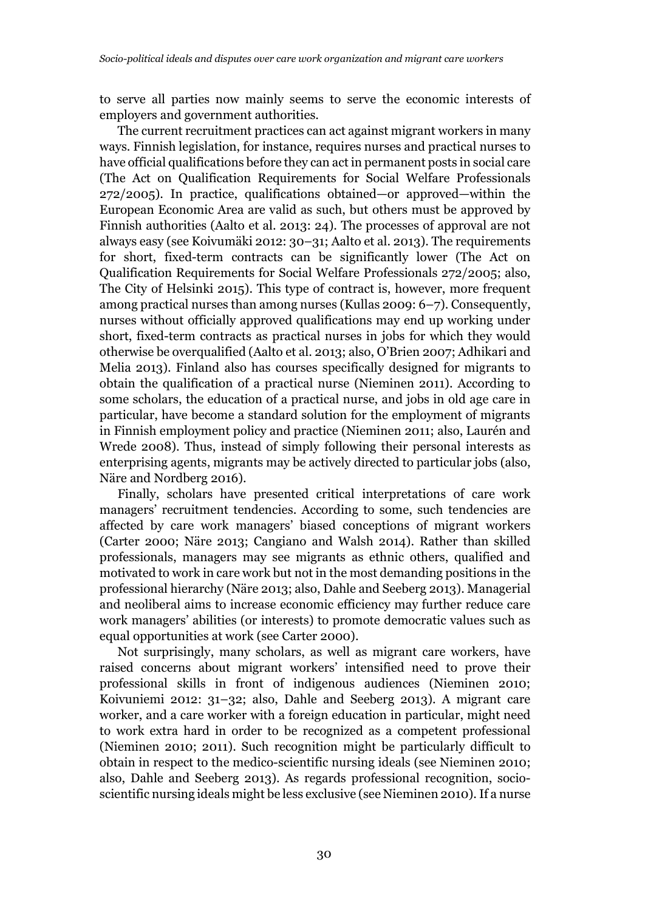to serve all parties now mainly seems to serve the economic interests of employers and government authorities.

The current recruitment practices can act against migrant workers in many ways. Finnish legislation, for instance, requires nurses and practical nurses to have official qualifications before they can act in permanent posts in social care (The Act on Qualification Requirements for Social Welfare Professionals 272/2005). In practice, qualifications obtained—or approved—within the European Economic Area are valid as such, but others must be approved by Finnish authorities (Aalto et al. 2013: 24). The processes of approval are not always easy (see Koivumäki 2012: 30–31; Aalto et al. 2013). The requirements for short, fixed-term contracts can be significantly lower (The Act on Qualification Requirements for Social Welfare Professionals 272/2005; also, The City of Helsinki 2015). This type of contract is, however, more frequent among practical nurses than among nurses (Kullas 2009: 6–7). Consequently, nurses without officially approved qualifications may end up working under short, fixed-term contracts as practical nurses in jobs for which they would otherwise be overqualified (Aalto et al. 2013; also, O'Brien 2007; Adhikari and Melia 2013). Finland also has courses specifically designed for migrants to obtain the qualification of a practical nurse (Nieminen 2011). According to some scholars, the education of a practical nurse, and jobs in old age care in particular, have become a standard solution for the employment of migrants in Finnish employment policy and practice (Nieminen 2011; also, Laurén and Wrede 2008). Thus, instead of simply following their personal interests as enterprising agents, migrants may be actively directed to particular jobs (also, Näre and Nordberg 2016).

Finally, scholars have presented critical interpretations of care work managers' recruitment tendencies. According to some, such tendencies are affected by care work managers' biased conceptions of migrant workers (Carter 2000; Näre 2013; Cangiano and Walsh 2014). Rather than skilled professionals, managers may see migrants as ethnic others, qualified and motivated to work in care work but not in the most demanding positions in the professional hierarchy (Näre 2013; also, Dahle and Seeberg 2013). Managerial and neoliberal aims to increase economic efficiency may further reduce care work managers' abilities (or interests) to promote democratic values such as equal opportunities at work (see Carter 2000).

Not surprisingly, many scholars, as well as migrant care workers, have raised concerns about migrant workers' intensified need to prove their professional skills in front of indigenous audiences (Nieminen 2010; Koivuniemi 2012: 31–32; also, Dahle and Seeberg 2013). A migrant care worker, and a care worker with a foreign education in particular, might need to work extra hard in order to be recognized as a competent professional (Nieminen 2010; 2011). Such recognition might be particularly difficult to obtain in respect to the medico-scientific nursing ideals (see Nieminen 2010; also, Dahle and Seeberg 2013). As regards professional recognition, socio-scientific nursing ideals might be less exclusive (see Nieminen 2010). If a nurse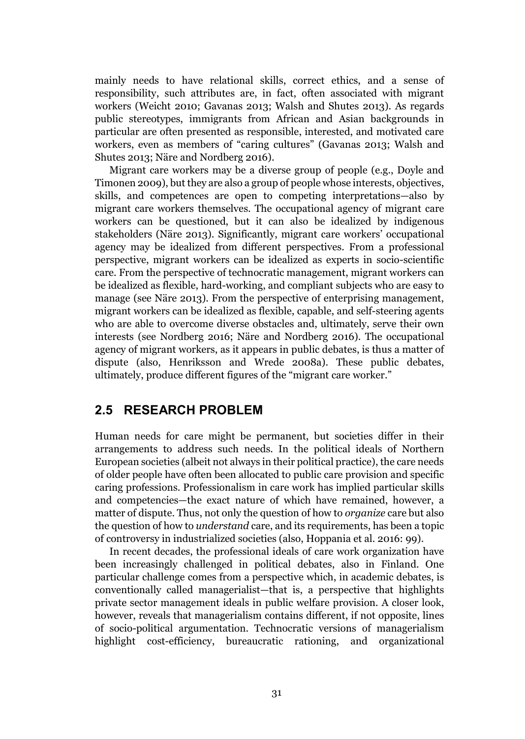mainly needs to have relational skills, correct ethics, and a sense of responsibility, such attributes are, in fact, often associated with migrant workers (Weicht 2010; Gavanas 2013; Walsh and Shutes 2013). As regards public stereotypes, immigrants from African and Asian backgrounds in particular are often presented as responsible, interested, and motivated care workers, even as members of "caring cultures" (Gavanas 2013; Walsh and Shutes 2013; Näre and Nordberg 2016).

Migrant care workers may be a diverse group of people (e.g., Doyle and Timonen 2009), but they are also a group of people whose interests, objectives, skills, and competences are open to competing interpretations—also by migrant care workers themselves. The occupational agency of migrant care workers can be questioned, but it can also be idealized by indigenous stakeholders (Näre 2013). Significantly, migrant care workers' occupational agency may be idealized from different perspectives. From a professional perspective, migrant workers can be idealized as experts in socio-scientific care. From the perspective of technocratic management, migrant workers can be idealized as flexible, hard-working, and compliant subjects who are easy to manage (see Näre 2013). From the perspective of enterprising management, migrant workers can be idealized as flexible, capable, and self-steering agents who are able to overcome diverse obstacles and, ultimately, serve their own interests (see Nordberg 2016; Näre and Nordberg 2016). The occupational agency of migrant workers, as it appears in public debates, is thus a matter of dispute (also, Henriksson and Wrede 2008a). These public debates, ultimately, produce different figures of the "migrant care worker."

## 2.5 RESEARCH PROBLEM

Human needs for care might be permanent, but societies differ in their arrangements to address such needs. In the political ideals of Northern European societies (albeit not always in their political practice), the care needs of older people have often been allocated to public care provision and specific caring professions. Professionalism in care work has implied particular skills and competencies—the exact nature of which have remained, however, a matter of dispute. Thus, not only the question of how to *organize* care but also the question of how to *understand* care, and its requirements, has been a topic of controversy in industrialized societies (also, Hoppania et al. 2016: 99).

In recent decades, the professional ideals of care work organization have been increasingly challenged in political debates, also in Finland. One particular challenge comes from a perspective which, in academic debates, is conventionally called managerialist—that is, a perspective that highlights private sector management ideals in public welfare provision. A closer look, however, reveals that managerialism contains different, if not opposite, lines of socio-political argumentation. Technocratic versions of managerialism highlight cost-efficiency, bureaucratic rationing, and organizational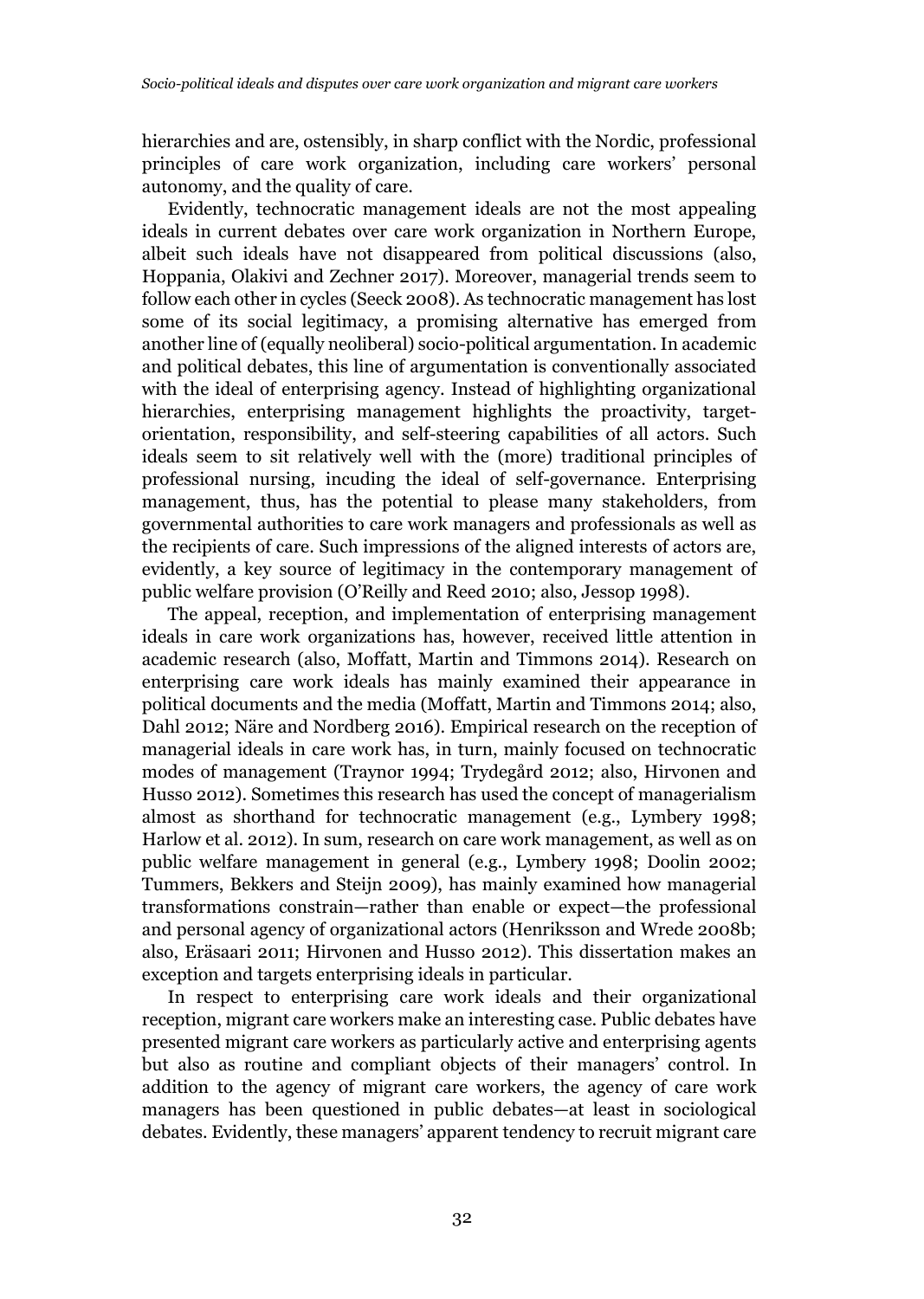hierarchies and are, ostensibly, in sharp conflict with the Nordic, professional principles of care work organization, including care workers' personal autonomy, and the quality of care.

Evidently, technocratic management ideals are not the most appealing ideals in current debates over care work organization in Northern Europe, albeit such ideals have not disappeared from political discussions (also, Hoppania, Olakivi and Zechner 2017). Moreover, managerial trends seem to follow each other in cycles (Seeck 2008). As technocratic management has lost some of its social legitimacy, a promising alternative has emerged from another line of (equally neoliberal) socio-political argumentation. In academic and political debates, this line of argumentation is conventionally associated with the ideal of enterprising agency. Instead of highlighting organizational hierarchies, enterprising management highlights the proactivity, target-orientation, responsibility, and self-steering capabilities of all actors. Such ideals seem to sit relatively well with the (more) traditional principles of professional nursing, incuding the ideal of self-governance. Enterprising management, thus, has the potential to please many stakeholders, from governmental authorities to care work managers and professionals as well as the recipients of care. Such impressions of the aligned interests of actors are, evidently, a key source of legitimacy in the contemporary management of public welfare provision (O'Reilly and Reed 2010; also, Jessop 1998).

The appeal, reception, and implementation of enterprising management ideals in care work organizations has, however, received little attention in academic research (also, Moffatt, Martin and Timmons 2014). Research on enterprising care work ideals has mainly examined their appearance in political documents and the media (Moffatt, Martin and Timmons 2014; also, Dahl 2012; Näre and Nordberg 2016). Empirical research on the reception of managerial ideals in care work has, in turn, mainly focused on technocratic modes of management (Traynor 1994; Trydegård 2012; also, Hirvonen and Husso 2012). Sometimes this research has used the concept of managerialism almost as shorthand for technocratic management (e.g., Lymbery 1998; Harlow et al. 2012). In sum, research on care work management, as well as on public welfare management in general (e.g., Lymbery 1998; Doolin 2002; Tummers, Bekkers and Steijn 2009), has mainly examined how managerial transformations constrain—rather than enable or expect—the professional and personal agency of organizational actors (Henriksson and Wrede 2008b; also, Eräsaari 2011; Hirvonen and Husso 2012). This dissertation makes an exception and targets enterprising ideals in particular.

In respect to enterprising care work ideals and their organizational reception, migrant care workers make an interesting case. Public debates have presented migrant care workers as particularly active and enterprising agents but also as routine and compliant objects of their managers' control. In addition to the agency of migrant care workers, the agency of care work managers has been questioned in public debates—at least in sociological debates. Evidently, these managers' apparent tendency to recruit migrant care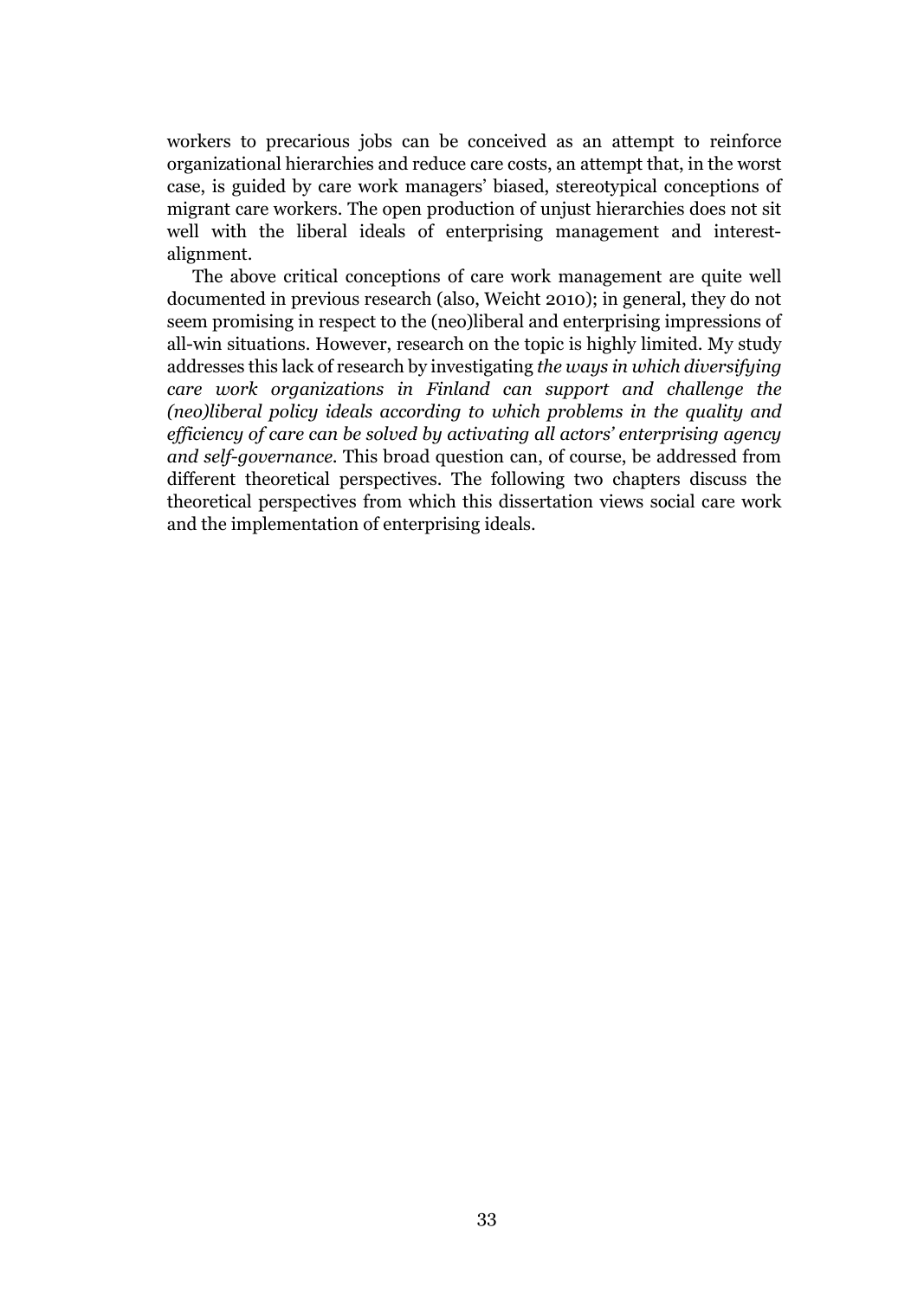workers to precarious jobs can be conceived as an attempt to reinforce organizational hierarchies and reduce care costs, an attempt that, in the worst case, is guided by care work managers' biased, stereotypical conceptions of migrant care workers. The open production of unjust hierarchies does not sit well with the liberal ideals of enterprising management and interest-alignment.

The above critical conceptions of care work management are quite well documented in previous research (also, Weicht 2010); in general, they do not seem promising in respect to the (neo)liberal and enterprising impressions of all-win situations. However, research on the topic is highly limited. My study addresses this lack of research by investigating *the ways in which diversifying care work organizations in Finland can support and challenge the (neo)liberal policy ideals according to which problems in the quality and efficiency of care can be solved by activating all actors' enterprising agency and self-governance*. This broad question can, of course, be addressed from different theoretical perspectives. The following two chapters discuss the theoretical perspectives from which this dissertation views social care work and the implementation of enterprising ideals.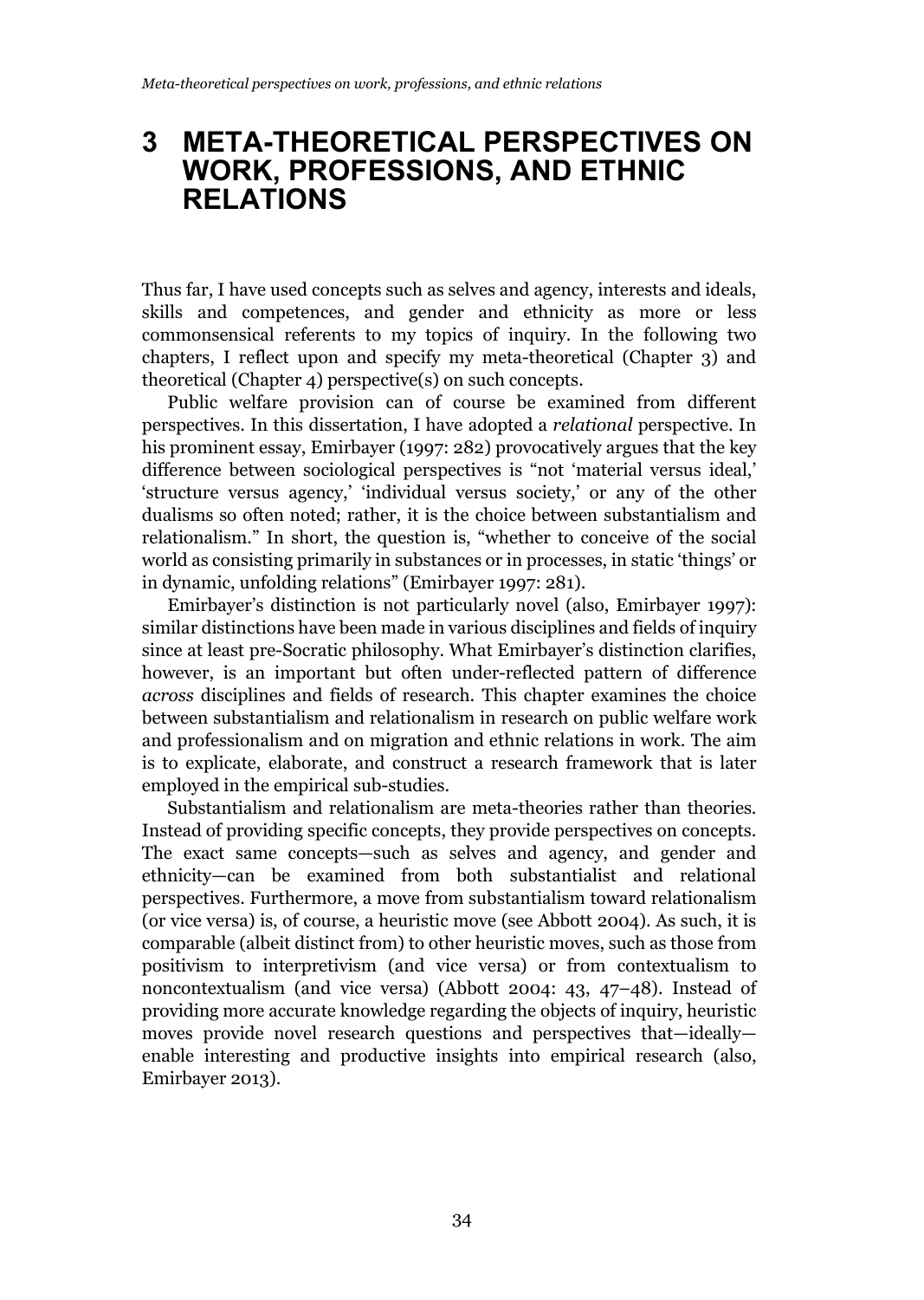# 3 META-THEORETICAL PERSPECTIVES ON WORK, PROFESSIONS, AND ETHNIC RELATIONS

Thus far, I have used concepts such as selves and agency, interests and ideals, skills and competences, and gender and ethnicity as more or less commonsensical referents to my topics of inquiry. In the following two chapters, I reflect upon and specify my meta-theoretical (Chapter 3) and theoretical (Chapter 4) perspective(s) on such concepts.

Public welfare provision can of course be examined from different perspectives. In this dissertation, I have adopted a *relational* perspective. In his prominent essay, Emirbayer (1997: 282) provocatively argues that the key difference between sociological perspectives is "not 'material versus ideal,' 'structure versus agency,' 'individual versus society,' or any of the other dualisms so often noted; rather, it is the choice between substantialism and relationalism." In short, the question is, "whether to conceive of the social world as consisting primarily in substances or in processes, in static 'things' or in dynamic, unfolding relations" (Emirbayer 1997: 281).

Emirbayer's distinction is not particularly novel (also, Emirbayer 1997): similar distinctions have been made in various disciplines and fields of inquiry since at least pre-Socratic philosophy. What Emirbayer's distinction clarifies, however, is an important but often under-reflected pattern of difference *across* disciplines and fields of research. This chapter examines the choice between substantialism and relationalism in research on public welfare work and professionalism and on migration and ethnic relations in work. The aim is to explicate, elaborate, and construct a research framework that is later employed in the empirical sub-studies.

Substantialism and relationalism are meta-theories rather than theories. Instead of providing specific concepts, they provide perspectives on concepts. The exact same concepts—such as selves and agency, and gender and ethnicity—can be examined from both substantialist and relational perspectives. Furthermore, a move from substantialism toward relationalism (or vice versa) is, of course, a heuristic move (see Abbott 2004). As such, it is comparable (albeit distinct from) to other heuristic moves, such as those from positivism to interpretivism (and vice versa) or from contextualism to noncontextualism (and vice versa) (Abbott 2004: 43, 47–48). Instead of providing more accurate knowledge regarding the objects of inquiry, heuristic moves provide novel research questions and perspectives that—ideally—enable interesting and productive insights into empirical research (also, Emirbayer 2013).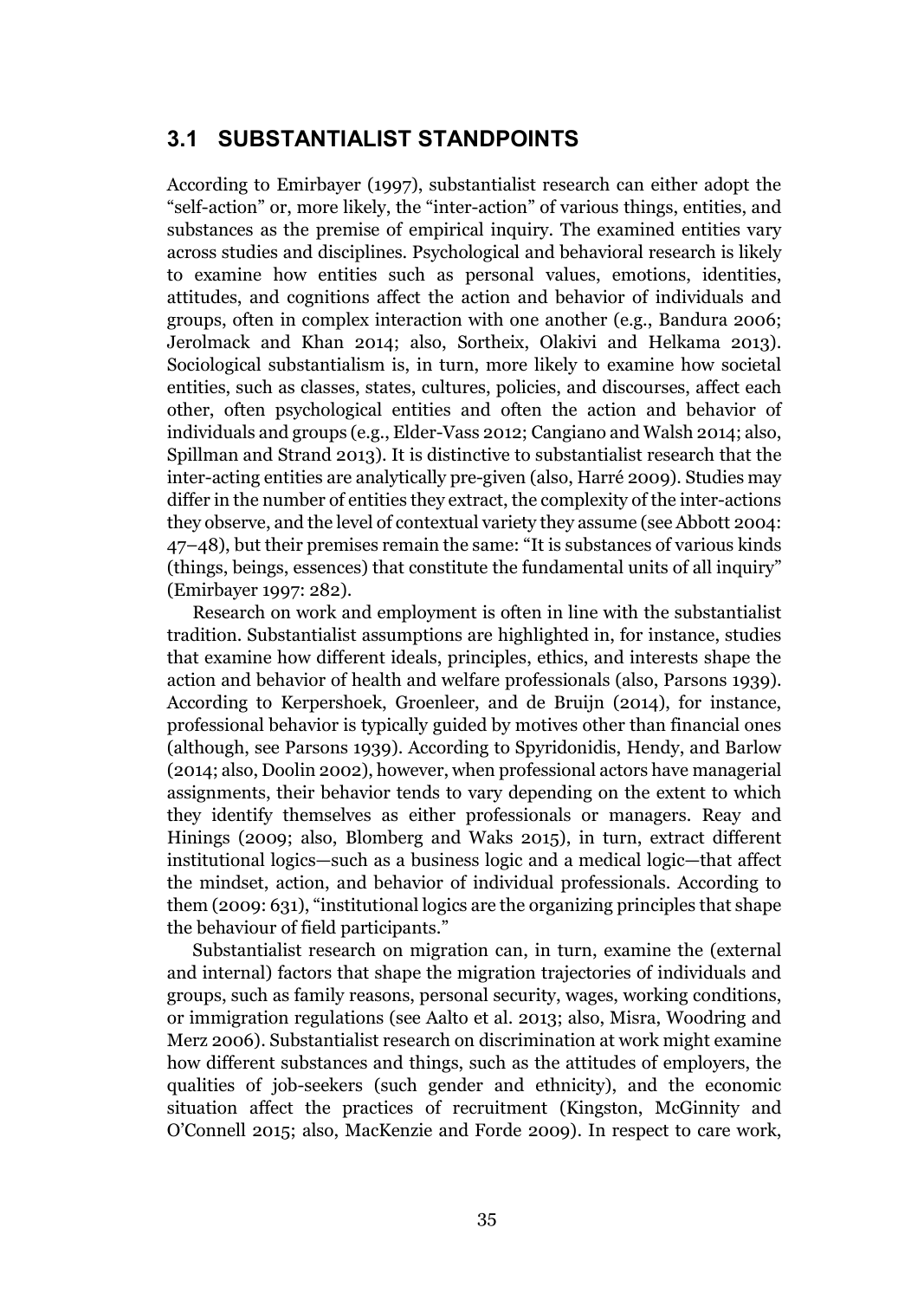## 3.1 SUBSTANTIALIST STANDPOINTS

According to Emirbayer (1997), substantialist research can either adopt the "self-action" or, more likely, the "inter-action" of various things, entities, and substances as the premise of empirical inquiry. The examined entities vary across studies and disciplines. Psychological and behavioral research is likely to examine how entities such as personal values, emotions, identities, attitudes, and cognitions affect the action and behavior of individuals and groups, often in complex interaction with one another (e.g., Bandura 2006; Jerolmack and Khan 2014; also, Sortheix, Olakivi and Helkama 2013). Sociological substantialism is, in turn, more likely to examine how societal entities, such as classes, states, cultures, policies, and discourses, affect each other, often psychological entities and often the action and behavior of individuals and groups (e.g., Elder-Vass 2012; Cangiano and Walsh 2014; also, Spillman and Strand 2013). It is distinctive to substantialist research that the inter-acting entities are analytically pre-given (also, Harré 2009). Studies may differ in the number of entities they extract, the complexity of the inter-actions they observe, and the level of contextual variety they assume (see Abbott 2004: 47–48), but their premises remain the same: "It is substances of various kinds (things, beings, essences) that constitute the fundamental units of all inquiry" (Emirbayer 1997: 282).

Research on work and employment is often in line with the substantialist tradition. Substantialist assumptions are highlighted in, for instance, studies that examine how different ideals, principles, ethics, and interests shape the action and behavior of health and welfare professionals (also, Parsons 1939). According to Kerpershoek, Groenleer, and de Bruijn (2014), for instance, professional behavior is typically guided by motives other than financial ones (although, see Parsons 1939). According to Spyridonidis, Hendy, and Barlow (2014; also, Doolin 2002), however, when professional actors have managerial assignments, their behavior tends to vary depending on the extent to which they identify themselves as either professionals or managers. Reay and Hinings (2009; also, Blomberg and Waks 2015), in turn, extract different institutional logics—such as a business logic and a medical logic—that affect the mindset, action, and behavior of individual professionals. According to them (2009: 631), "institutional logics are the organizing principles that shape the behaviour of field participants."

Substantialist research on migration can, in turn, examine the (external and internal) factors that shape the migration trajectories of individuals and groups, such as family reasons, personal security, wages, working conditions, or immigration regulations (see Aalto et al. 2013; also, Misra, Woodring and Merz 2006). Substantialist research on discrimination at work might examine how different substances and things, such as the attitudes of employers, the qualities of job-seekers (such gender and ethnicity), and the economic situation affect the practices of recruitment (Kingston, McGinnity and O'Connell 2015; also, MacKenzie and Forde 2009). In respect to care work,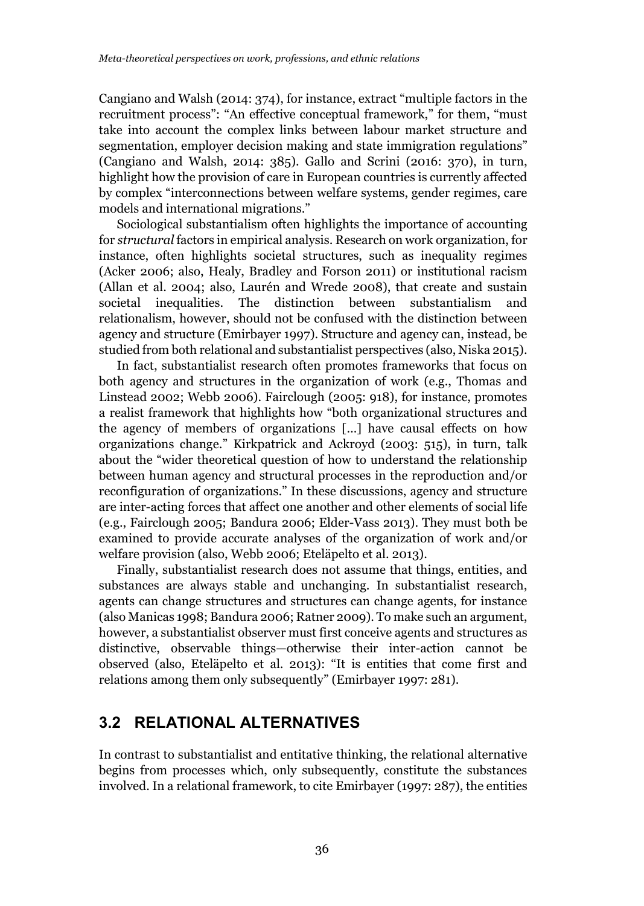Cangiano and Walsh (2014: 374), for instance, extract "multiple factors in the recruitment process": "An effective conceptual framework," for them, "must take into account the complex links between labour market structure and segmentation, employer decision making and state immigration regulations" (Cangiano and Walsh, 2014: 385). Gallo and Scrini (2016: 370), in turn, highlight how the provision of care in European countries is currently affected by complex "interconnections between welfare systems, gender regimes, care models and international migrations."

Sociological substantialism often highlights the importance of accounting for *structural* factors in empirical analysis. Research on work organization, for instance, often highlights societal structures, such as inequality regimes (Acker 2006; also, Healy, Bradley and Forson 2011) or institutional racism (Allan et al. 2004; also, Laurén and Wrede 2008), that create and sustain societal inequalities. The distinction between substantialism and relationalism, however, should not be confused with the distinction between agency and structure (Emirbayer 1997). Structure and agency can, instead, be studied from both relational and substantialist perspectives (also, Niska 2015).

In fact, substantialist research often promotes frameworks that focus on both agency and structures in the organization of work (e.g., Thomas and Linstead 2002; Webb 2006). Fairclough (2005: 918), for instance, promotes a realist framework that highlights how "both organizational structures and the agency of members of organizations […] have causal effects on how organizations change." Kirkpatrick and Ackroyd (2003: 515), in turn, talk about the "wider theoretical question of how to understand the relationship between human agency and structural processes in the reproduction and/or reconfiguration of organizations." In these discussions, agency and structure are inter-acting forces that affect one another and other elements of social life (e.g., Fairclough 2005; Bandura 2006; Elder-Vass 2013). They must both be examined to provide accurate analyses of the organization of work and/or welfare provision (also, Webb 2006; Eteläpelto et al. 2013).

Finally, substantialist research does not assume that things, entities, and substances are always stable and unchanging. In substantialist research, agents can change structures and structures can change agents, for instance (also Manicas 1998; Bandura 2006; Ratner 2009). To make such an argument, however, a substantialist observer must first conceive agents and structures as distinctive, observable things—otherwise their inter-action cannot be observed (also, Eteläpelto et al. 2013): "It is entities that come first and relations among them only subsequently" (Emirbayer 1997: 281).

## 3.2 RELATIONAL ALTERNATIVES

In contrast to substantialist and entitative thinking, the relational alternative begins from processes which, only subsequently, constitute the substances involved. In a relational framework, to cite Emirbayer (1997: 287), the entities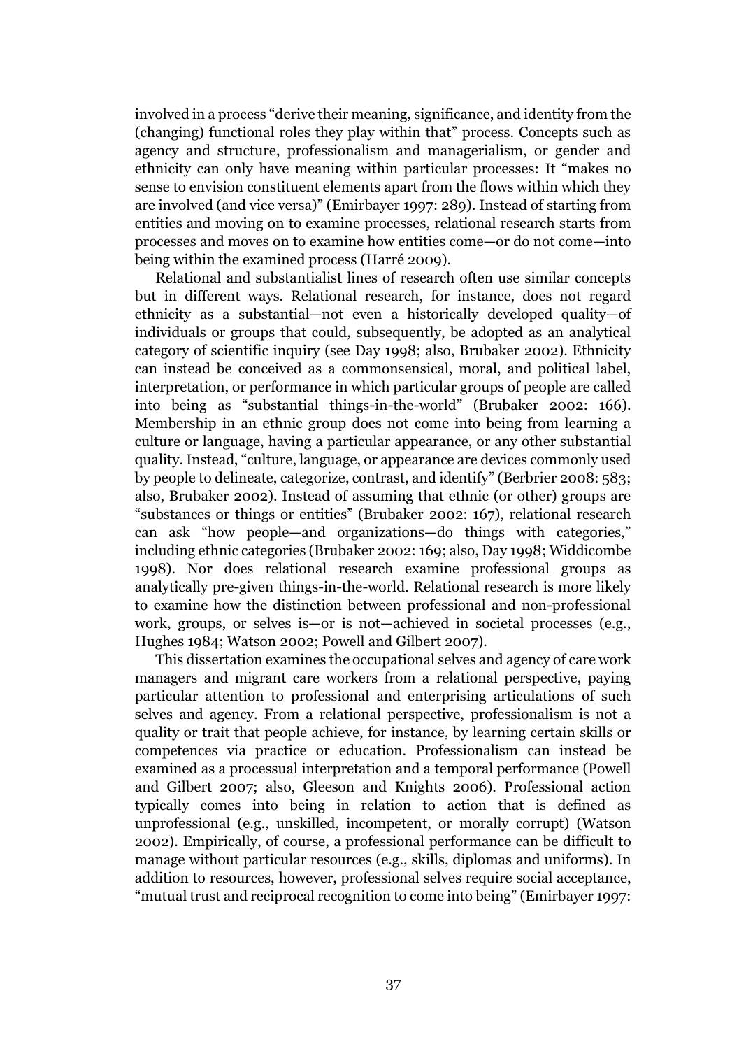involved in a process "derive their meaning, significance, and identity from the (changing) functional roles they play within that" process. Concepts such as agency and structure, professionalism and managerialism, or gender and ethnicity can only have meaning within particular processes: It "makes no sense to envision constituent elements apart from the flows within which they are involved (and vice versa)" (Emirbayer 1997: 289). Instead of starting from entities and moving on to examine processes, relational research starts from processes and moves on to examine how entities come—or do not come—into being within the examined process (Harré 2009).

Relational and substantialist lines of research often use similar concepts but in different ways. Relational research, for instance, does not regard ethnicity as a substantial—not even a historically developed quality—of individuals or groups that could, subsequently, be adopted as an analytical category of scientific inquiry (see Day 1998; also, Brubaker 2002). Ethnicity can instead be conceived as a commonsensical, moral, and political label, interpretation, or performance in which particular groups of people are called into being as "substantial things-in-the-world" (Brubaker 2002: 166). Membership in an ethnic group does not come into being from learning a culture or language, having a particular appearance, or any other substantial quality. Instead, "culture, language, or appearance are devices commonly used by people to delineate, categorize, contrast, and identify" (Berbrier 2008: 583; also, Brubaker 2002). Instead of assuming that ethnic (or other) groups are "substances or things or entities" (Brubaker 2002: 167), relational research can ask "how people—and organizations—do things with categories," including ethnic categories (Brubaker 2002: 169; also, Day 1998; Widdicombe 1998). Nor does relational research examine professional groups as analytically pre-given things-in-the-world. Relational research is more likely to examine how the distinction between professional and non-professional work, groups, or selves is—or is not—achieved in societal processes (e.g., Hughes 1984; Watson 2002; Powell and Gilbert 2007).

This dissertation examines the occupational selves and agency of care work managers and migrant care workers from a relational perspective, paying particular attention to professional and enterprising articulations of such selves and agency. From a relational perspective, professionalism is not a quality or trait that people achieve, for instance, by learning certain skills or competences via practice or education. Professionalism can instead be examined as a processual interpretation and a temporal performance (Powell and Gilbert 2007; also, Gleeson and Knights 2006). Professional action typically comes into being in relation to action that is defined as unprofessional (e.g., unskilled, incompetent, or morally corrupt) (Watson 2002). Empirically, of course, a professional performance can be difficult to manage without particular resources (e.g., skills, diplomas and uniforms). In addition to resources, however, professional selves require social acceptance, "mutual trust and reciprocal recognition to come into being" (Emirbayer 1997: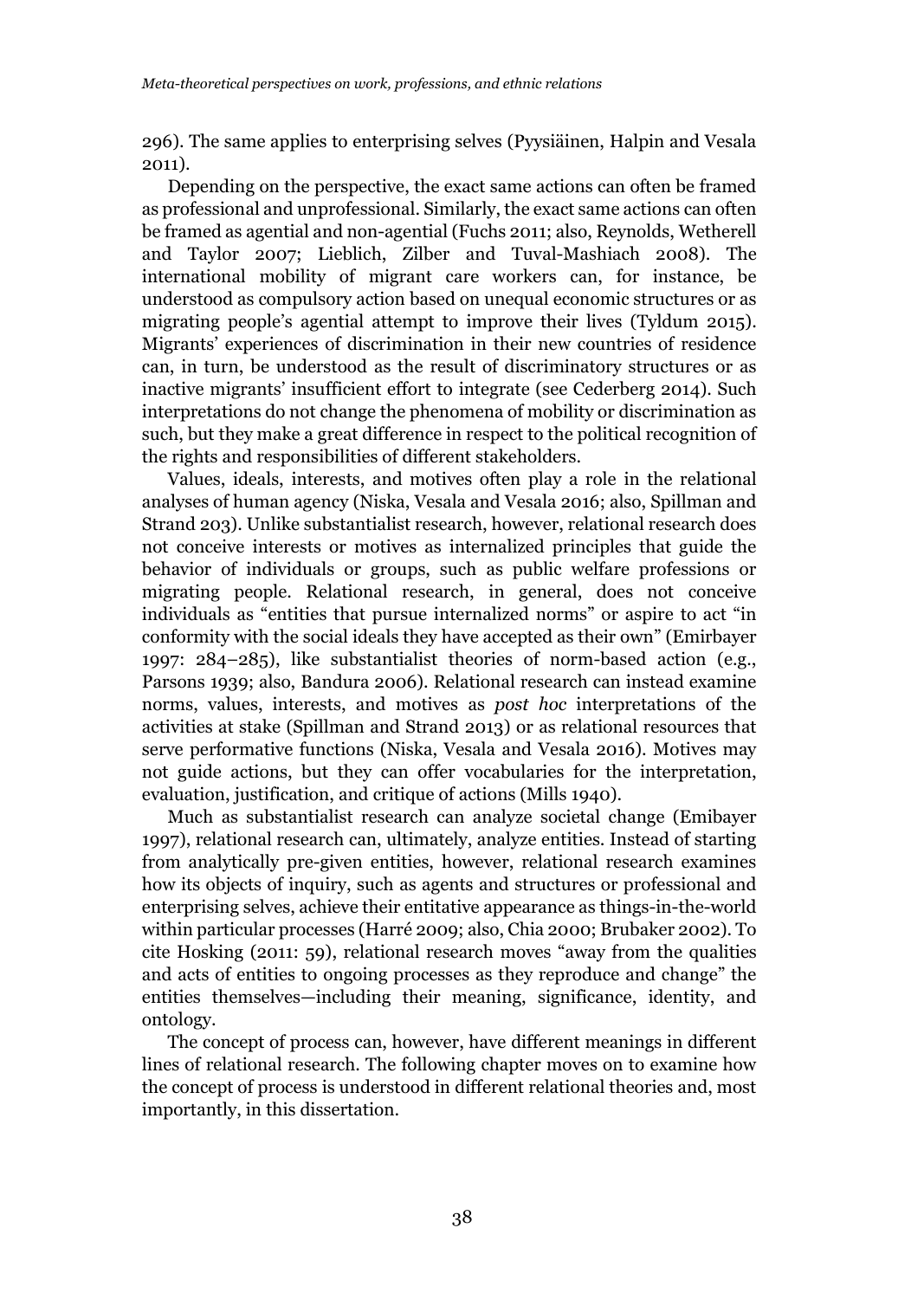296). The same applies to enterprising selves (Pyysiäinen, Halpin and Vesala 2011).

Depending on the perspective, the exact same actions can often be framed as professional and unprofessional. Similarly, the exact same actions can often be framed as agential and non-agential (Fuchs 2011; also, Reynolds, Wetherell and Taylor 2007; Lieblich, Zilber and Tuval-Mashiach 2008). The international mobility of migrant care workers can, for instance, be understood as compulsory action based on unequal economic structures or as migrating people's agential attempt to improve their lives (Tyldum 2015). Migrants' experiences of discrimination in their new countries of residence can, in turn, be understood as the result of discriminatory structures or as inactive migrants' insufficient effort to integrate (see Cederberg 2014). Such interpretations do not change the phenomena of mobility or discrimination as such, but they make a great difference in respect to the political recognition of the rights and responsibilities of different stakeholders.

Values, ideals, interests, and motives often play a role in the relational analyses of human agency (Niska, Vesala and Vesala 2016; also, Spillman and Strand 203). Unlike substantialist research, however, relational research does not conceive interests or motives as internalized principles that guide the behavior of individuals or groups, such as public welfare professions or migrating people. Relational research, in general, does not conceive individuals as "entities that pursue internalized norms" or aspire to act "in conformity with the social ideals they have accepted as their own" (Emirbayer 1997: 284–285), like substantialist theories of norm-based action (e.g., Parsons 1939; also, Bandura 2006). Relational research can instead examine norms, values, interests, and motives as *post hoc* interpretations of the activities at stake (Spillman and Strand 2013) or as relational resources that serve performative functions (Niska, Vesala and Vesala 2016). Motives may not guide actions, but they can offer vocabularies for the interpretation, evaluation, justification, and critique of actions (Mills 1940).

Much as substantialist research can analyze societal change (Emibayer 1997), relational research can, ultimately, analyze entities. Instead of starting from analytically pre-given entities, however, relational research examines how its objects of inquiry, such as agents and structures or professional and enterprising selves, achieve their entitative appearance as things-in-the-world within particular processes (Harré 2009; also, Chia 2000; Brubaker 2002). To cite Hosking (2011: 59), relational research moves "away from the qualities and acts of entities to ongoing processes as they reproduce and change" the entities themselves—including their meaning, significance, identity, and ontology.

The concept of process can, however, have different meanings in different lines of relational research. The following chapter moves on to examine how the concept of process is understood in different relational theories and, most importantly, in this dissertation.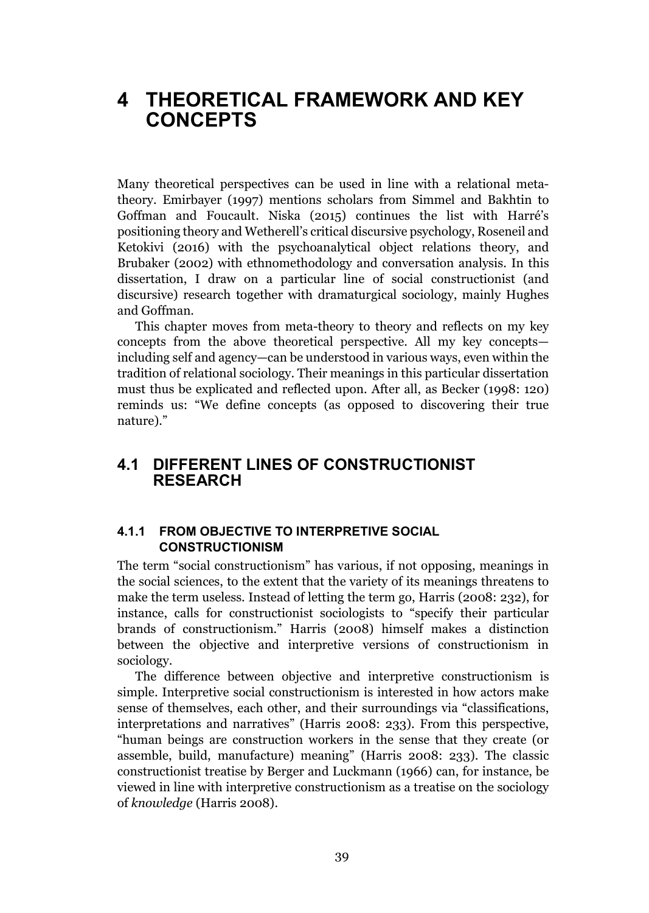# 4 THEORETICAL FRAMEWORK AND KEY CONCEPTS

Many theoretical perspectives can be used in line with a relational meta-theory. Emirbayer (1997) mentions scholars from Simmel and Bakhtin to Goffman and Foucault. Niska (2015) continues the list with Harré's positioning theory and Wetherell's critical discursive psychology, Roseneil and Ketokivi (2016) with the psychoanalytical object relations theory, and Brubaker (2002) with ethnomethodology and conversation analysis. In this dissertation, I draw on a particular line of social constructionist (and discursive) research together with dramaturgical sociology, mainly Hughes and Goffman.

This chapter moves from meta-theory to theory and reflects on my key concepts from the above theoretical perspective. All my key concepts—including self and agency—can be understood in various ways, even within the tradition of relational sociology. Their meanings in this particular dissertation must thus be explicated and reflected upon. After all, as Becker (1998: 120) reminds us: "We define concepts (as opposed to discovering their true nature)."

## 4.1 DIFFERENT LINES OF CONSTRUCTIONIST RESEARCH

### 4.1.1 FROM OBJECTIVE TO INTERPRETIVE SOCIAL CONSTRUCTIONISM

The term "social constructionism" has various, if not opposing, meanings in the social sciences, to the extent that the variety of its meanings threatens to make the term useless. Instead of letting the term go, Harris (2008: 232), for instance, calls for constructionist sociologists to "specify their particular brands of constructionism." Harris (2008) himself makes a distinction between the objective and interpretive versions of constructionism in sociology.

The difference between objective and interpretive constructionism is simple. Interpretive social constructionism is interested in how actors make sense of themselves, each other, and their surroundings via "classifications, interpretations and narratives" (Harris 2008: 233). From this perspective, "human beings are construction workers in the sense that they create (or assemble, build, manufacture) meaning" (Harris 2008: 233). The classic constructionist treatise by Berger and Luckmann (1966) can, for instance, be viewed in line with interpretive constructionism as a treatise on the sociology of *knowledge* (Harris 2008).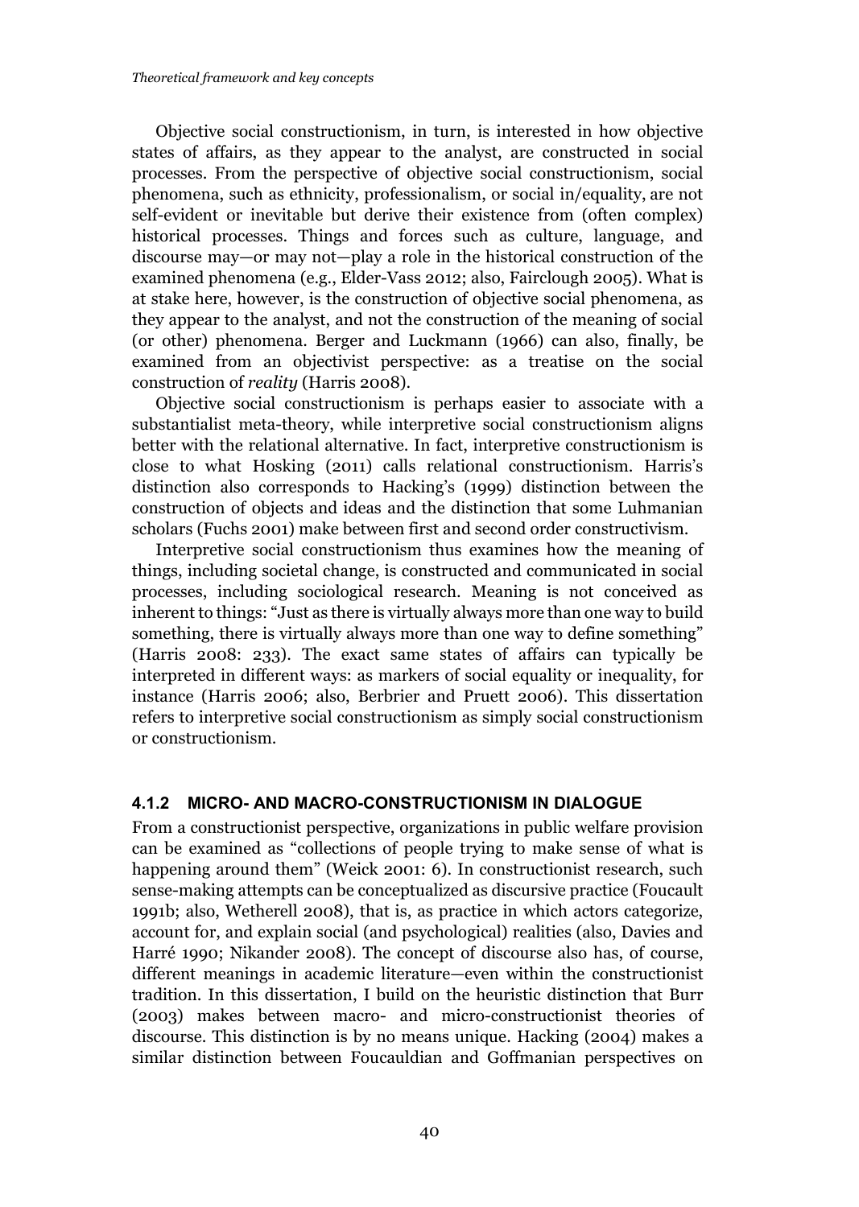Objective social constructionism, in turn, is interested in how objective states of affairs, as they appear to the analyst, are constructed in social processes. From the perspective of objective social constructionism, social phenomena, such as ethnicity, professionalism, or social in/equality, are not self-evident or inevitable but derive their existence from (often complex) historical processes. Things and forces such as culture, language, and discourse may—or may not—play a role in the historical construction of the examined phenomena (e.g., Elder-Vass 2012; also, Fairclough 2005). What is at stake here, however, is the construction of objective social phenomena, as they appear to the analyst, and not the construction of the meaning of social (or other) phenomena. Berger and Luckmann (1966) can also, finally, be examined from an objectivist perspective: as a treatise on the social construction of *reality* (Harris 2008).

Objective social constructionism is perhaps easier to associate with a substantialist meta-theory, while interpretive social constructionism aligns better with the relational alternative. In fact, interpretive constructionism is close to what Hosking (2011) calls relational constructionism. Harris's distinction also corresponds to Hacking's (1999) distinction between the construction of objects and ideas and the distinction that some Luhmanian scholars (Fuchs 2001) make between first and second order constructivism.

Interpretive social constructionism thus examines how the meaning of things, including societal change, is constructed and communicated in social processes, including sociological research. Meaning is not conceived as inherent to things: "Just as there is virtually always more than one way to build something, there is virtually always more than one way to define something" (Harris 2008: 233). The exact same states of affairs can typically be interpreted in different ways: as markers of social equality or inequality, for instance (Harris 2006; also, Berbrier and Pruett 2006). This dissertation refers to interpretive social constructionism as simply social constructionism or constructionism.

### 4.1.2 MICRO- AND MACRO-CONSTRUCTIONISM IN DIALOGUE

From a constructionist perspective, organizations in public welfare provision can be examined as "collections of people trying to make sense of what is happening around them" (Weick 2001: 6). In constructionist research, such sense-making attempts can be conceptualized as discursive practice (Foucault 1991b; also, Wetherell 2008), that is, as practice in which actors categorize, account for, and explain social (and psychological) realities (also, Davies and Harré 1990; Nikander 2008). The concept of discourse also has, of course, different meanings in academic literature—even within the constructionist tradition. In this dissertation, I build on the heuristic distinction that Burr (2003) makes between macro- and micro-constructionist theories of discourse. This distinction is by no means unique. Hacking (2004) makes a similar distinction between Foucauldian and Goffmanian perspectives on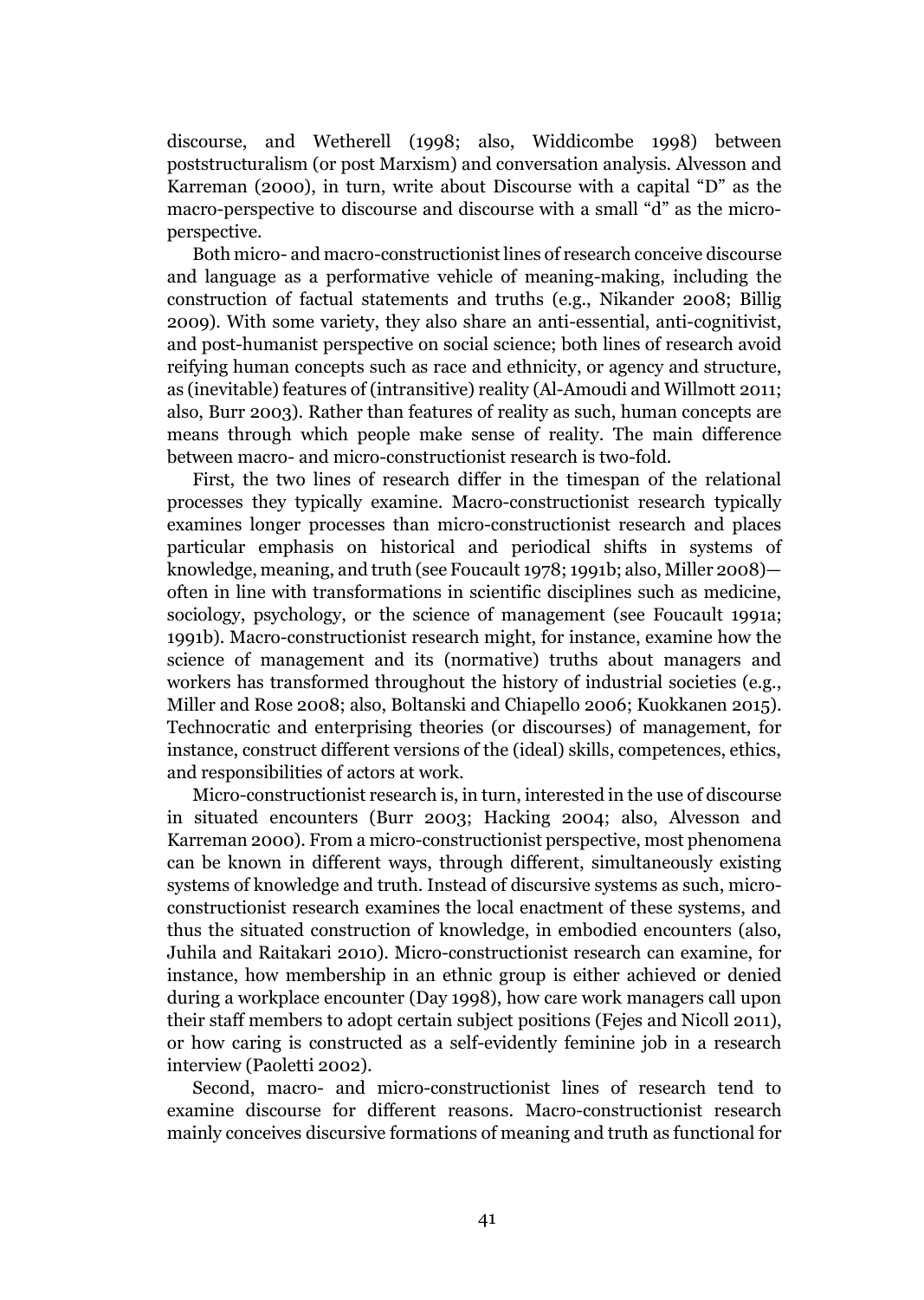discourse, and Wetherell (1998; also, Widdicombe 1998) between poststructuralism (or post Marxism) and conversation analysis. Alvesson and Karreman (2000), in turn, write about Discourse with a capital "D" as the macro-perspective to discourse and discourse with a small "d" as the micro-perspective.

Both micro- and macro-constructionist lines of research conceive discourse and language as a performative vehicle of meaning-making, including the construction of factual statements and truths (e.g., Nikander 2008; Billig 2009). With some variety, they also share an anti-essential, anti-cognitivist, and post-humanist perspective on social science; both lines of research avoid reifying human concepts such as race and ethnicity, or agency and structure, as (inevitable) features of (intransitive) reality (Al-Amoudi and Willmott 2011; also, Burr 2003). Rather than features of reality as such, human concepts are means through which people make sense of reality. The main difference between macro- and micro-constructionist research is two-fold.

First, the two lines of research differ in the timespan of the relational processes they typically examine. Macro-constructionist research typically examines longer processes than micro-constructionist research and places particular emphasis on historical and periodical shifts in systems of knowledge, meaning, and truth (see Foucault 1978; 1991b; also, Miller 2008)—often in line with transformations in scientific disciplines such as medicine, sociology, psychology, or the science of management (see Foucault 1991a; 1991b). Macro-constructionist research might, for instance, examine how the science of management and its (normative) truths about managers and workers has transformed throughout the history of industrial societies (e.g., Miller and Rose 2008; also, Boltanski and Chiapello 2006; Kuokkanen 2015). Technocratic and enterprising theories (or discourses) of management, for instance, construct different versions of the (ideal) skills, competences, ethics, and responsibilities of actors at work.

Micro-constructionist research is, in turn, interested in the use of discourse in situated encounters (Burr 2003; Hacking 2004; also, Alvesson and Karreman 2000). From a micro-constructionist perspective, most phenomena can be known in different ways, through different, simultaneously existing systems of knowledge and truth. Instead of discursive systems as such, micro-constructionist research examines the local enactment of these systems, and thus the situated construction of knowledge, in embodied encounters (also, Juhila and Raitakari 2010). Micro-constructionist research can examine, for instance, how membership in an ethnic group is either achieved or denied during a workplace encounter (Day 1998), how care work managers call upon their staff members to adopt certain subject positions (Fejes and Nicoll 2011), or how caring is constructed as a self-evidently feminine job in a research interview (Paoletti 2002).

Second, macro- and micro-constructionist lines of research tend to examine discourse for different reasons. Macro-constructionist research mainly conceives discursive formations of meaning and truth as functional for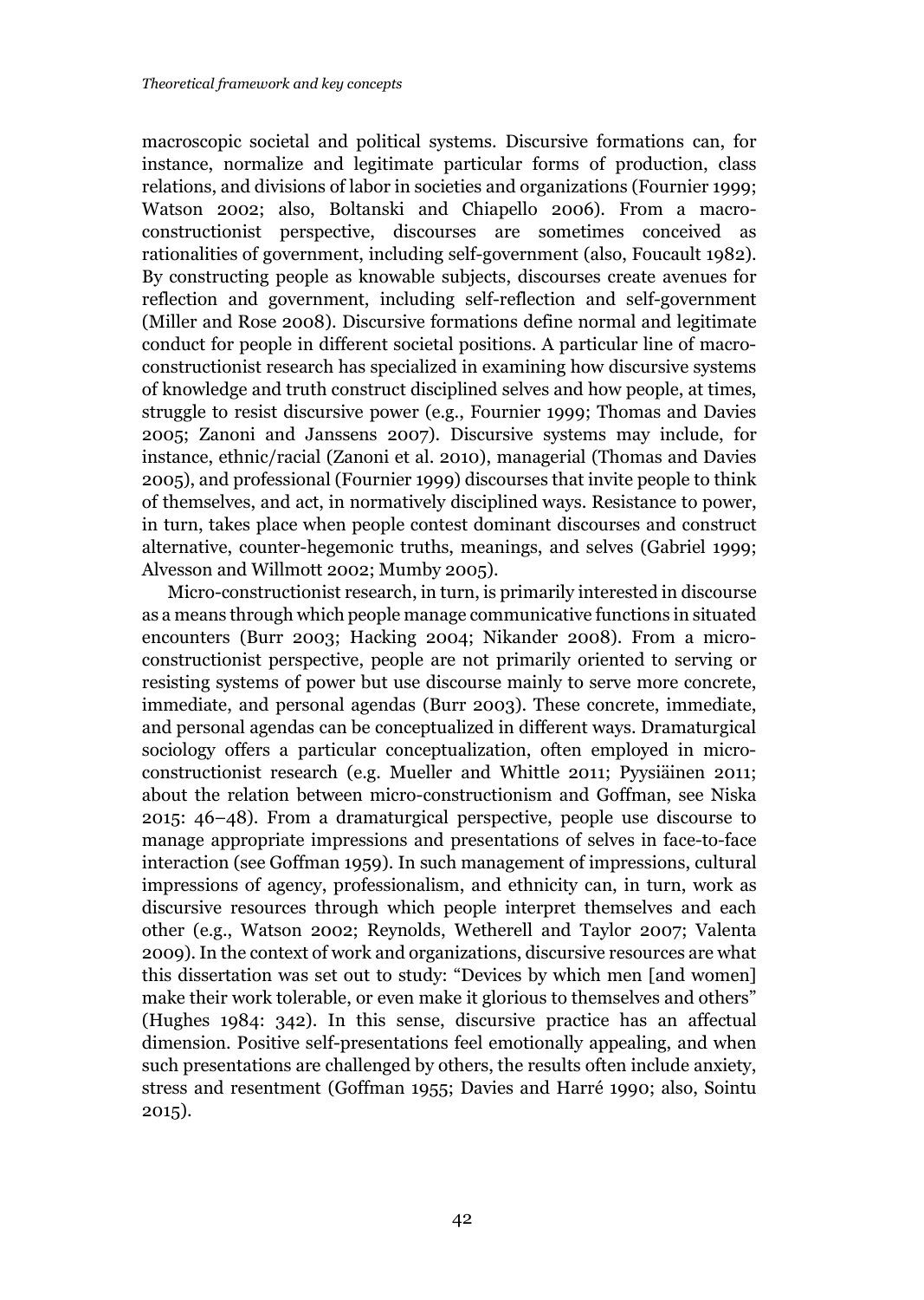macroscopic societal and political systems. Discursive formations can, for instance, normalize and legitimate particular forms of production, class relations, and divisions of labor in societies and organizations (Fournier 1999; Watson 2002; also, Boltanski and Chiapello 2006). From a macro-constructionist perspective, discourses are sometimes conceived as rationalities of government, including self-government (also, Foucault 1982). By constructing people as knowable subjects, discourses create avenues for reflection and government, including self-reflection and self-government (Miller and Rose 2008). Discursive formations define normal and legitimate conduct for people in different societal positions. A particular line of macro-constructionist research has specialized in examining how discursive systems of knowledge and truth construct disciplined selves and how people, at times, struggle to resist discursive power (e.g., Fournier 1999; Thomas and Davies 2005; Zanoni and Janssens 2007). Discursive systems may include, for instance, ethnic/racial (Zanoni et al. 2010), managerial (Thomas and Davies 2005), and professional (Fournier 1999) discourses that invite people to think of themselves, and act, in normatively disciplined ways. Resistance to power, in turn, takes place when people contest dominant discourses and construct alternative, counter-hegemonic truths, meanings, and selves (Gabriel 1999; Alvesson and Willmott 2002; Mumby 2005).

Micro-constructionist research, in turn, is primarily interested in discourse as a means through which people manage communicative functions in situated encounters (Burr 2003; Hacking 2004; Nikander 2008). From a micro-constructionist perspective, people are not primarily oriented to serving or resisting systems of power but use discourse mainly to serve more concrete, immediate, and personal agendas (Burr 2003). These concrete, immediate, and personal agendas can be conceptualized in different ways. Dramaturgical sociology offers a particular conceptualization, often employed in micro-constructionist research (e.g. Mueller and Whittle 2011; Pyysiäinen 2011; about the relation between micro-constructionism and Goffman, see Niska 2015: 46–48). From a dramaturgical perspective, people use discourse to manage appropriate impressions and presentations of selves in face-to-face interaction (see Goffman 1959). In such management of impressions, cultural impressions of agency, professionalism, and ethnicity can, in turn, work as discursive resources through which people interpret themselves and each other (e.g., Watson 2002; Reynolds, Wetherell and Taylor 2007; Valenta 2009). In the context of work and organizations, discursive resources are what this dissertation was set out to study: "Devices by which men [and women] make their work tolerable, or even make it glorious to themselves and others" (Hughes 1984: 342). In this sense, discursive practice has an affectual dimension. Positive self-presentations feel emotionally appealing, and when such presentations are challenged by others, the results often include anxiety, stress and resentment (Goffman 1955; Davies and Harré 1990; also, Sointu 2015).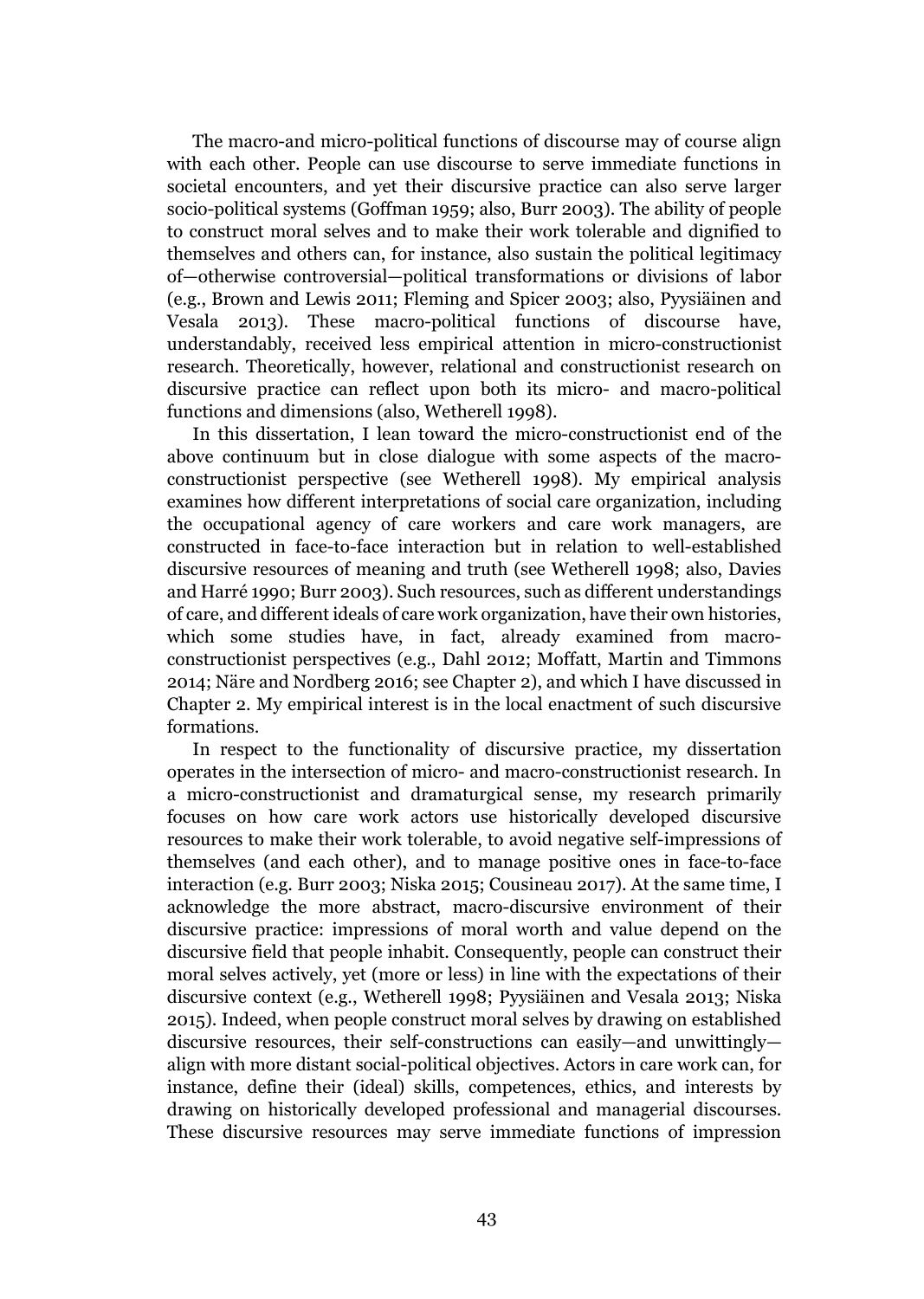The macro-and micro-political functions of discourse may of course align with each other. People can use discourse to serve immediate functions in societal encounters, and yet their discursive practice can also serve larger socio-political systems (Goffman 1959; also, Burr 2003). The ability of people to construct moral selves and to make their work tolerable and dignified to themselves and others can, for instance, also sustain the political legitimacy of—otherwise controversial—political transformations or divisions of labor (e.g., Brown and Lewis 2011; Fleming and Spicer 2003; also, Pyysiäinen and Vesala 2013). These macro-political functions of discourse have, understandably, received less empirical attention in micro-constructionist research. Theoretically, however, relational and constructionist research on discursive practice can reflect upon both its micro- and macro-political functions and dimensions (also, Wetherell 1998).

In this dissertation, I lean toward the micro-constructionist end of the above continuum but in close dialogue with some aspects of the macro-constructionist perspective (see Wetherell 1998). My empirical analysis examines how different interpretations of social care organization, including the occupational agency of care workers and care work managers, are constructed in face-to-face interaction but in relation to well-established discursive resources of meaning and truth (see Wetherell 1998; also, Davies and Harré 1990; Burr 2003). Such resources, such as different understandings of care, and different ideals of care work organization, have their own histories, which some studies have, in fact, already examined from macro-constructionist perspectives (e.g., Dahl 2012; Moffatt, Martin and Timmons 2014; Näre and Nordberg 2016; see Chapter 2), and which I have discussed in Chapter 2. My empirical interest is in the local enactment of such discursive formations.

In respect to the functionality of discursive practice, my dissertation operates in the intersection of micro- and macro-constructionist research. In a micro-constructionist and dramaturgical sense, my research primarily focuses on how care work actors use historically developed discursive resources to make their work tolerable, to avoid negative self-impressions of themselves (and each other), and to manage positive ones in face-to-face interaction (e.g. Burr 2003; Niska 2015; Cousineau 2017). At the same time, I acknowledge the more abstract, macro-discursive environment of their discursive practice: impressions of moral worth and value depend on the discursive field that people inhabit. Consequently, people can construct their moral selves actively, yet (more or less) in line with the expectations of their discursive context (e.g., Wetherell 1998; Pyysiäinen and Vesala 2013; Niska 2015). Indeed, when people construct moral selves by drawing on established discursive resources, their self-constructions can easily—and unwittingly—align with more distant social-political objectives. Actors in care work can, for instance, define their (ideal) skills, competences, ethics, and interests by drawing on historically developed professional and managerial discourses. These discursive resources may serve immediate functions of impression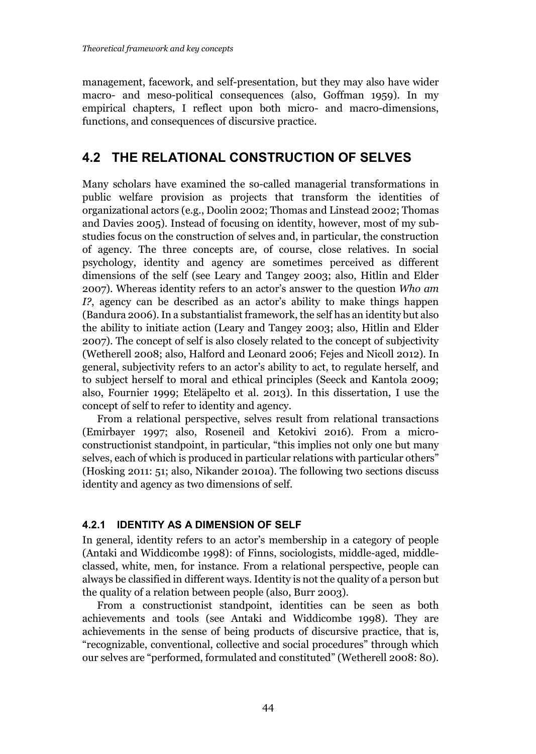management, facework, and self-presentation, but they may also have wider macro- and meso-political consequences (also, Goffman 1959). In my empirical chapters, I reflect upon both micro- and macro-dimensions, functions, and consequences of discursive practice.

## 4.2 THE RELATIONAL CONSTRUCTION OF SELVES

Many scholars have examined the so-called managerial transformations in public welfare provision as projects that transform the identities of organizational actors (e.g., Doolin 2002; Thomas and Linstead 2002; Thomas and Davies 2005). Instead of focusing on identity, however, most of my sub-studies focus on the construction of selves and, in particular, the construction of agency. The three concepts are, of course, close relatives. In social psychology, identity and agency are sometimes perceived as different dimensions of the self (see Leary and Tangey 2003; also, Hitlin and Elder 2007). Whereas identity refers to an actor's answer to the question *Who am I?*, agency can be described as an actor's ability to make things happen (Bandura 2006). In a substantialist framework, the self has an identity but also the ability to initiate action (Leary and Tangey 2003; also, Hitlin and Elder 2007). The concept of self is also closely related to the concept of subjectivity (Wetherell 2008; also, Halford and Leonard 2006; Fejes and Nicoll 2012). In general, subjectivity refers to an actor's ability to act, to regulate herself, and to subject herself to moral and ethical principles (Seeck and Kantola 2009; also, Fournier 1999; Eteläpelto et al. 2013). In this dissertation, I use the concept of self to refer to identity and agency.

From a relational perspective, selves result from relational transactions (Emirbayer 1997; also, Roseneil and Ketokivi 2016). From a micro-constructionist standpoint, in particular, "this implies not only one but many selves, each of which is produced in particular relations with particular others" (Hosking 2011: 51; also, Nikander 2010a). The following two sections discuss identity and agency as two dimensions of self.

### 4.2.1 IDENTITY AS A DIMENSION OF SELF

In general, identity refers to an actor's membership in a category of people (Antaki and Widdicombe 1998): of Finns, sociologists, middle-aged, middle-classed, white, men, for instance. From a relational perspective, people can always be classified in different ways. Identity is not the quality of a person but the quality of a relation between people (also, Burr 2003).

From a constructionist standpoint, identities can be seen as both achievements and tools (see Antaki and Widdicombe 1998). They are achievements in the sense of being products of discursive practice, that is, "recognizable, conventional, collective and social procedures" through which our selves are "performed, formulated and constituted" (Wetherell 2008: 80).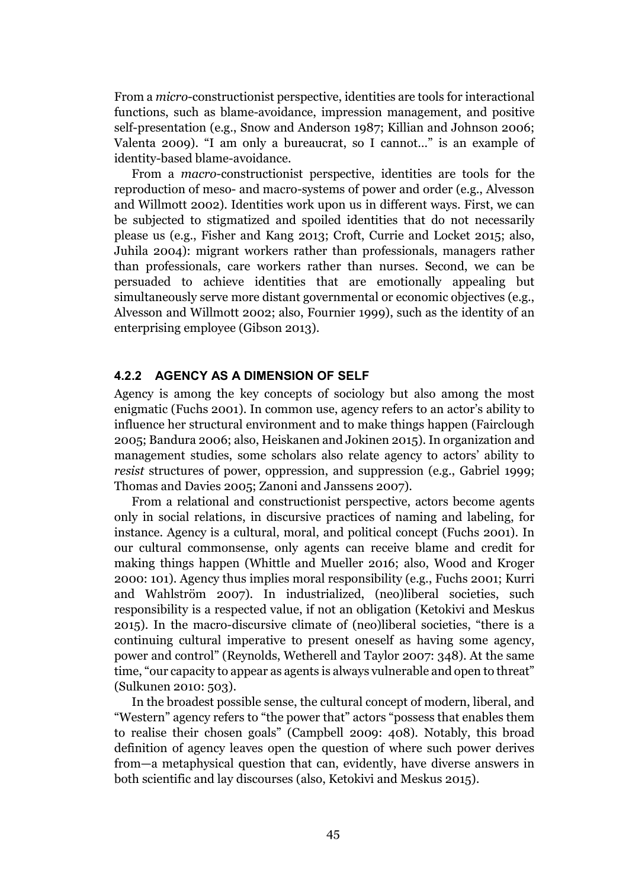From a *micro*-constructionist perspective, identities are tools for interactional functions, such as blame-avoidance, impression management, and positive self-presentation (e.g., Snow and Anderson 1987; Killian and Johnson 2006; Valenta 2009). "I am only a bureaucrat, so I cannot…" is an example of identity-based blame-avoidance.

From a *macro*-constructionist perspective, identities are tools for the reproduction of meso- and macro-systems of power and order (e.g., Alvesson and Willmott 2002). Identities work upon us in different ways. First, we can be subjected to stigmatized and spoiled identities that do not necessarily please us (e.g., Fisher and Kang 2013; Croft, Currie and Locket 2015; also, Juhila 2004): migrant workers rather than professionals, managers rather than professionals, care workers rather than nurses. Second, we can be persuaded to achieve identities that are emotionally appealing but simultaneously serve more distant governmental or economic objectives (e.g., Alvesson and Willmott 2002; also, Fournier 1999), such as the identity of an enterprising employee (Gibson 2013).

### 4.2.2 AGENCY AS A DIMENSION OF SELF

Agency is among the key concepts of sociology but also among the most enigmatic (Fuchs 2001). In common use, agency refers to an actor's ability to influence her structural environment and to make things happen (Fairclough 2005; Bandura 2006; also, Heiskanen and Jokinen 2015). In organization and management studies, some scholars also relate agency to actors' ability to *resist* structures of power, oppression, and suppression (e.g., Gabriel 1999; Thomas and Davies 2005; Zanoni and Janssens 2007).

From a relational and constructionist perspective, actors become agents only in social relations, in discursive practices of naming and labeling, for instance. Agency is a cultural, moral, and political concept (Fuchs 2001). In our cultural commonsense, only agents can receive blame and credit for making things happen (Whittle and Mueller 2016; also, Wood and Kroger 2000: 101). Agency thus implies moral responsibility (e.g., Fuchs 2001; Kurri and Wahlström 2007). In industrialized, (neo)liberal societies, such responsibility is a respected value, if not an obligation (Ketokivi and Meskus 2015). In the macro-discursive climate of (neo)liberal societies, "there is a continuing cultural imperative to present oneself as having some agency, power and control" (Reynolds, Wetherell and Taylor 2007: 348). At the same time, "our capacity to appear as agents is always vulnerable and open to threat" (Sulkunen 2010: 503).

In the broadest possible sense, the cultural concept of modern, liberal, and "Western" agency refers to "the power that" actors "possess that enables them to realise their chosen goals" (Campbell 2009: 408). Notably, this broad definition of agency leaves open the question of where such power derives from—a metaphysical question that can, evidently, have diverse answers in both scientific and lay discourses (also, Ketokivi and Meskus 2015).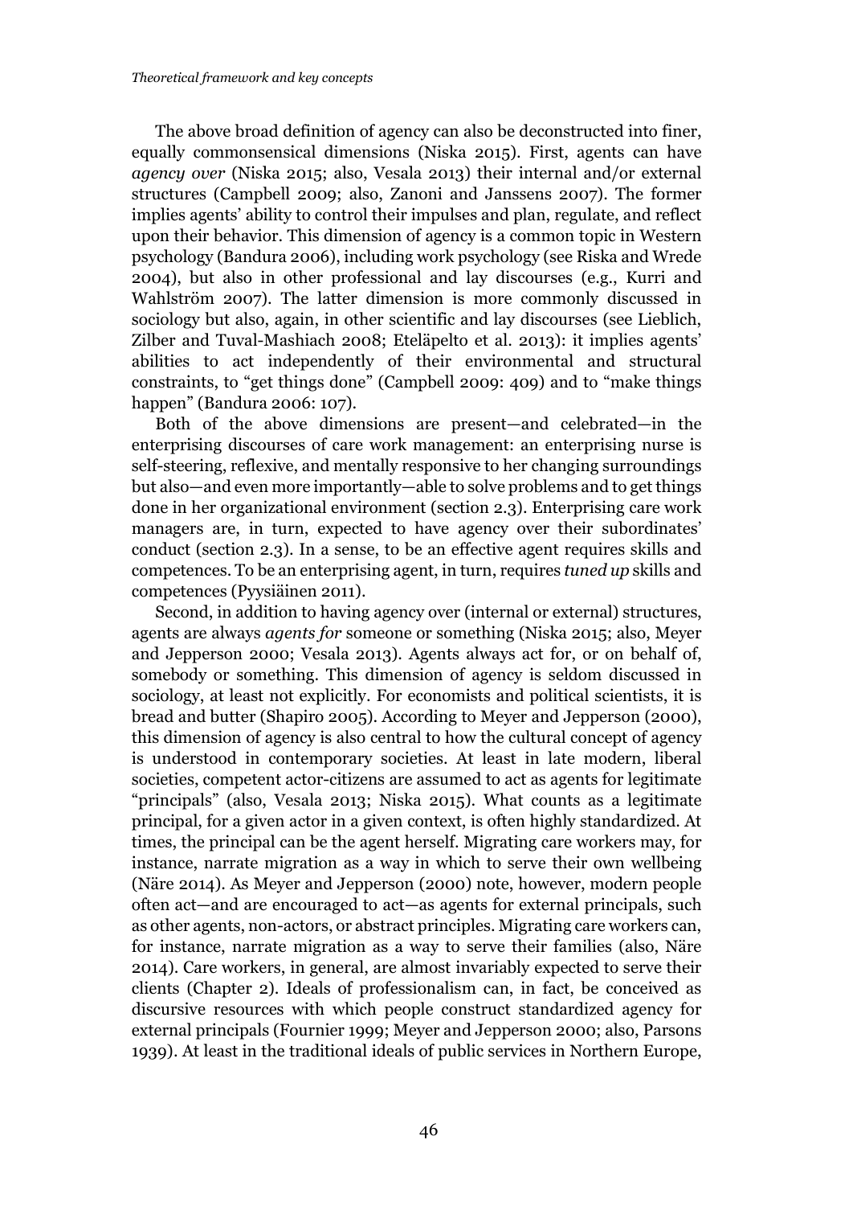The above broad definition of agency can also be deconstructed into finer, equally commonsensical dimensions (Niska 2015). First, agents can have *agency over* (Niska 2015; also, Vesala 2013) their internal and/or external structures (Campbell 2009; also, Zanoni and Janssens 2007). The former implies agents' ability to control their impulses and plan, regulate, and reflect upon their behavior. This dimension of agency is a common topic in Western psychology (Bandura 2006), including work psychology (see Riska and Wrede 2004), but also in other professional and lay discourses (e.g., Kurri and Wahlström 2007). The latter dimension is more commonly discussed in sociology but also, again, in other scientific and lay discourses (see Lieblich, Zilber and Tuval-Mashiach 2008; Eteläpelto et al. 2013): it implies agents' abilities to act independently of their environmental and structural constraints, to "get things done" (Campbell 2009: 409) and to "make things happen" (Bandura 2006: 107).

Both of the above dimensions are present—and celebrated—in the enterprising discourses of care work management: an enterprising nurse is self-steering, reflexive, and mentally responsive to her changing surroundings but also—and even more importantly—able to solve problems and to get things done in her organizational environment (section 2.3). Enterprising care work managers are, in turn, expected to have agency over their subordinates' conduct (section 2.3). In a sense, to be an effective agent requires skills and competences. To be an enterprising agent, in turn, requires *tuned up* skills and competences (Pyysiäinen 2011).

Second, in addition to having agency over (internal or external) structures, agents are always *agents for* someone or something (Niska 2015; also, Meyer and Jepperson 2000; Vesala 2013). Agents always act for, or on behalf of, somebody or something. This dimension of agency is seldom discussed in sociology, at least not explicitly. For economists and political scientists, it is bread and butter (Shapiro 2005). According to Meyer and Jepperson (2000), this dimension of agency is also central to how the cultural concept of agency is understood in contemporary societies. At least in late modern, liberal societies, competent actor-citizens are assumed to act as agents for legitimate "principals" (also, Vesala 2013; Niska 2015). What counts as a legitimate principal, for a given actor in a given context, is often highly standardized. At times, the principal can be the agent herself. Migrating care workers may, for instance, narrate migration as a way in which to serve their own wellbeing (Näre 2014). As Meyer and Jepperson (2000) note, however, modern people often act—and are encouraged to act—as agents for external principals, such as other agents, non-actors, or abstract principles. Migrating care workers can, for instance, narrate migration as a way to serve their families (also, Näre 2014). Care workers, in general, are almost invariably expected to serve their clients (Chapter 2). Ideals of professionalism can, in fact, be conceived as discursive resources with which people construct standardized agency for external principals (Fournier 1999; Meyer and Jepperson 2000; also, Parsons 1939). At least in the traditional ideals of public services in Northern Europe,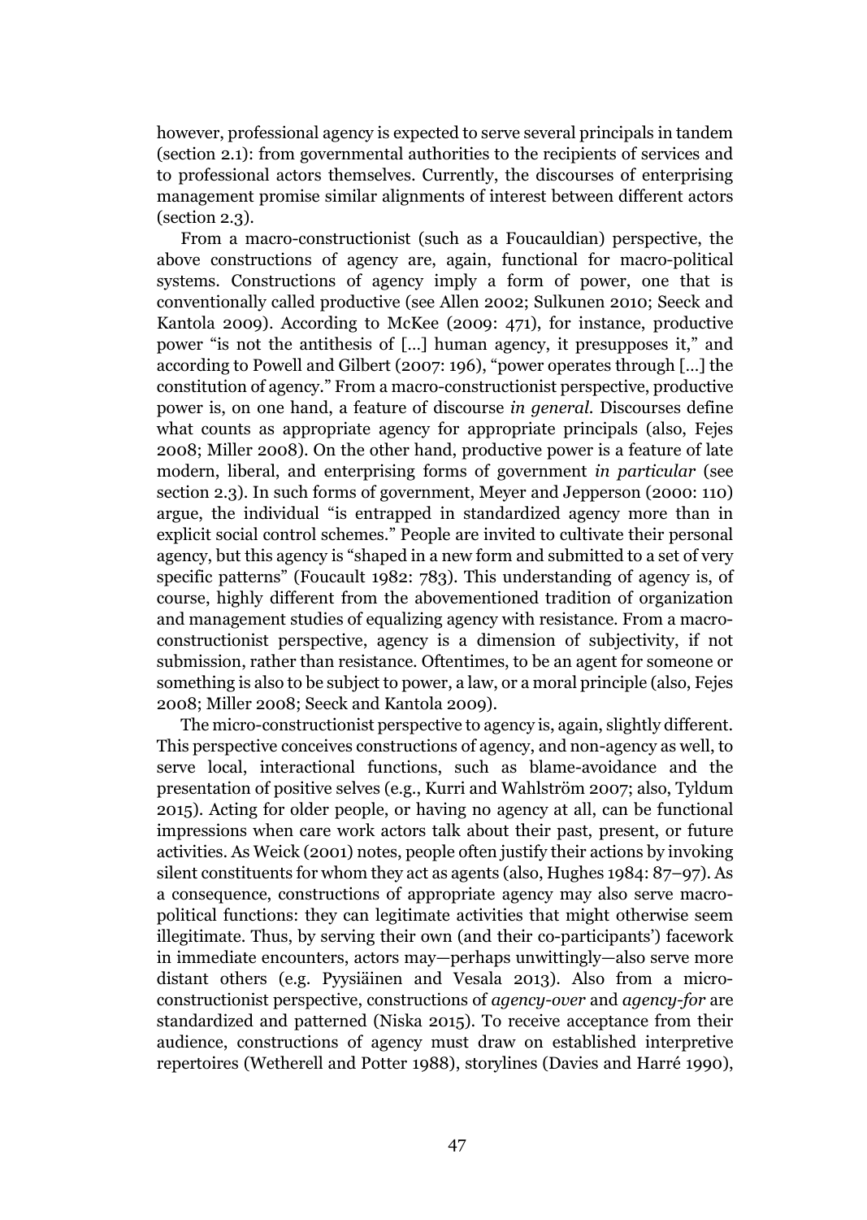however, professional agency is expected to serve several principals in tandem (section 2.1): from governmental authorities to the recipients of services and to professional actors themselves. Currently, the discourses of enterprising management promise similar alignments of interest between different actors (section 2.3).

From a macro-constructionist (such as a Foucauldian) perspective, the above constructions of agency are, again, functional for macro-political systems. Constructions of agency imply a form of power, one that is conventionally called productive (see Allen 2002; Sulkunen 2010; Seeck and Kantola 2009). According to McKee (2009: 471), for instance, productive power "is not the antithesis of [...] human agency, it presupposes it," and according to Powell and Gilbert (2007: 196), "power operates through [...] the constitution of agency." From a macro-constructionist perspective, productive power is, on one hand, a feature of discourse *in general*. Discourses define what counts as appropriate agency for appropriate principals (also, Fejes 2008; Miller 2008). On the other hand, productive power is a feature of late modern, liberal, and enterprising forms of government *in particular* (see section 2.3). In such forms of government, Meyer and Jepperson (2000: 110) argue, the individual "is entrapped in standardized agency more than in explicit social control schemes." People are invited to cultivate their personal agency, but this agency is "shaped in a new form and submitted to a set of very specific patterns" (Foucault 1982: 783). This understanding of agency is, of course, highly different from the abovementioned tradition of organization and management studies of equalizing agency with resistance. From a macro-constructionist perspective, agency is a dimension of subjectivity, if not submission, rather than resistance. Oftentimes, to be an agent for someone or something is also to be subject to power, a law, or a moral principle (also, Fejes 2008; Miller 2008; Seeck and Kantola 2009).

The micro-constructionist perspective to agency is, again, slightly different. This perspective conceives constructions of agency, and non-agency as well, to serve local, interactional functions, such as blame-avoidance and the presentation of positive selves (e.g., Kurri and Wahlström 2007; also, Tyldum 2015). Acting for older people, or having no agency at all, can be functional impressions when care work actors talk about their past, present, or future activities. As Weick (2001) notes, people often justify their actions by invoking silent constituents for whom they act as agents (also, Hughes 1984: 87–97). As a consequence, constructions of appropriate agency may also serve macro-political functions: they can legitimate activities that might otherwise seem illegitimate. Thus, by serving their own (and their co-participants') facework in immediate encounters, actors may—perhaps unwittingly—also serve more distant others (e.g. Pyysiäinen and Vesala 2013). Also from a micro-constructionist perspective, constructions of *agency-over* and *agency-for* are standardized and patterned (Niska 2015). To receive acceptance from their audience, constructions of agency must draw on established interpretive repertoires (Wetherell and Potter 1988), storylines (Davies and Harré 1990),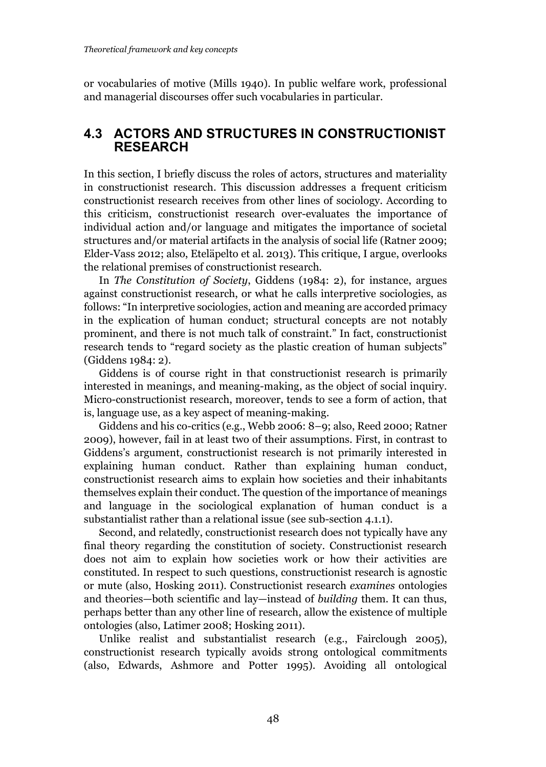or vocabularies of motive (Mills 1940). In public welfare work, professional and managerial discourses offer such vocabularies in particular.

## 4.3 ACTORS AND STRUCTURES IN CONSTRUCTIONIST RESEARCH

In this section, I briefly discuss the roles of actors, structures and materiality in constructionist research. This discussion addresses a frequent criticism constructionist research receives from other lines of sociology. According to this criticism, constructionist research over-evaluates the importance of individual action and/or language and mitigates the importance of societal structures and/or material artifacts in the analysis of social life (Ratner 2009; Elder-Vass 2012; also, Eteläpelto et al. 2013). This critique, I argue, overlooks the relational premises of constructionist research.

In *The Constitution of Society*, Giddens (1984: 2), for instance, argues against constructionist research, or what he calls interpretive sociologies, as follows: "In interpretive sociologies, action and meaning are accorded primacy in the explication of human conduct; structural concepts are not notably prominent, and there is not much talk of constraint." In fact, constructionist research tends to "regard society as the plastic creation of human subjects" (Giddens 1984: 2).

Giddens is of course right in that constructionist research is primarily interested in meanings, and meaning-making, as the object of social inquiry. Micro-constructionist research, moreover, tends to see a form of action, that is, language use, as a key aspect of meaning-making.

Giddens and his co-critics (e.g., Webb 2006: 8–9; also, Reed 2000; Ratner 2009), however, fail in at least two of their assumptions. First, in contrast to Giddens's argument, constructionist research is not primarily interested in explaining human conduct. Rather than explaining human conduct, constructionist research aims to explain how societies and their inhabitants themselves explain their conduct. The question of the importance of meanings and language in the sociological explanation of human conduct is a substantialist rather than a relational issue (see sub-section 4.1.1).

Second, and relatedly, constructionist research does not typically have any final theory regarding the constitution of society. Constructionist research does not aim to explain how societies work or how their activities are constituted. In respect to such questions, constructionist research is agnostic or mute (also, Hosking 2011). Constructionist research *examines* ontologies and theories—both scientific and lay—instead of *building* them. It can thus, perhaps better than any other line of research, allow the existence of multiple ontologies (also, Latimer 2008; Hosking 2011).

Unlike realist and substantialist research (e.g., Fairclough 2005), constructionist research typically avoids strong ontological commitments (also, Edwards, Ashmore and Potter 1995). Avoiding all ontological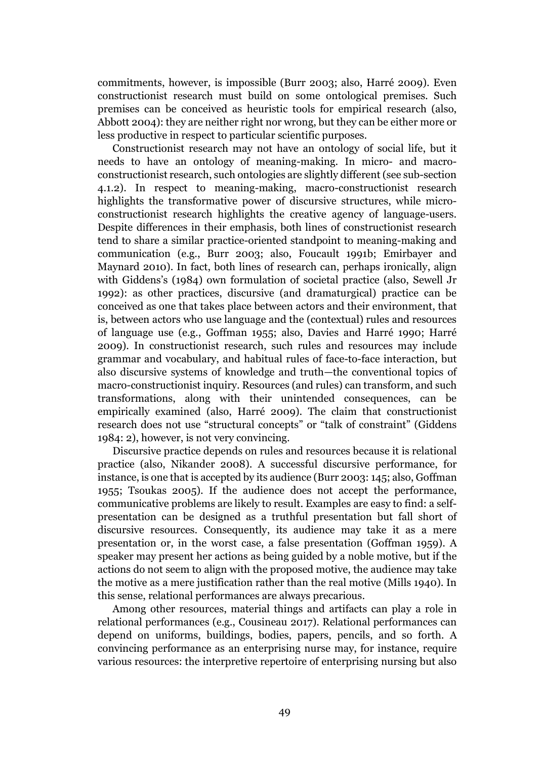commitments, however, is impossible (Burr 2003; also, Harré 2009). Even constructionist research must build on some ontological premises. Such premises can be conceived as heuristic tools for empirical research (also, Abbott 2004): they are neither right nor wrong, but they can be either more or less productive in respect to particular scientific purposes.

Constructionist research may not have an ontology of social life, but it needs to have an ontology of meaning-making. In micro- and macro-constructionist research, such ontologies are slightly different (see sub-section 4.1.2). In respect to meaning-making, macro-constructionist research highlights the transformative power of discursive structures, while micro-constructionist research highlights the creative agency of language-users. Despite differences in their emphasis, both lines of constructionist research tend to share a similar practice-oriented standpoint to meaning-making and communication (e.g., Burr 2003; also, Foucault 1991b; Emirbayer and Maynard 2010). In fact, both lines of research can, perhaps ironically, align with Giddens's (1984) own formulation of societal practice (also, Sewell Jr 1992): as other practices, discursive (and dramaturgical) practice can be conceived as one that takes place between actors and their environment, that is, between actors who use language and the (contextual) rules and resources of language use (e.g., Goffman 1955; also, Davies and Harré 1990; Harré 2009). In constructionist research, such rules and resources may include grammar and vocabulary, and habitual rules of face-to-face interaction, but also discursive systems of knowledge and truth—the conventional topics of macro-constructionist inquiry. Resources (and rules) can transform, and such transformations, along with their unintended consequences, can be empirically examined (also, Harré 2009). The claim that constructionist research does not use "structural concepts" or "talk of constraint" (Giddens 1984: 2), however, is not very convincing.

Discursive practice depends on rules and resources because it is relational practice (also, Nikander 2008). A successful discursive performance, for instance, is one that is accepted by its audience (Burr 2003: 145; also, Goffman 1955; Tsoukas 2005). If the audience does not accept the performance, communicative problems are likely to result. Examples are easy to find: a self-presentation can be designed as a truthful presentation but fall short of discursive resources. Consequently, its audience may take it as a mere presentation or, in the worst case, a false presentation (Goffman 1959). A speaker may present her actions as being guided by a noble motive, but if the actions do not seem to align with the proposed motive, the audience may take the motive as a mere justification rather than the real motive (Mills 1940). In this sense, relational performances are always precarious.

Among other resources, material things and artifacts can play a role in relational performances (e.g., Cousineau 2017). Relational performances can depend on uniforms, buildings, bodies, papers, pencils, and so forth. A convincing performance as an enterprising nurse may, for instance, require various resources: the interpretive repertoire of enterprising nursing but also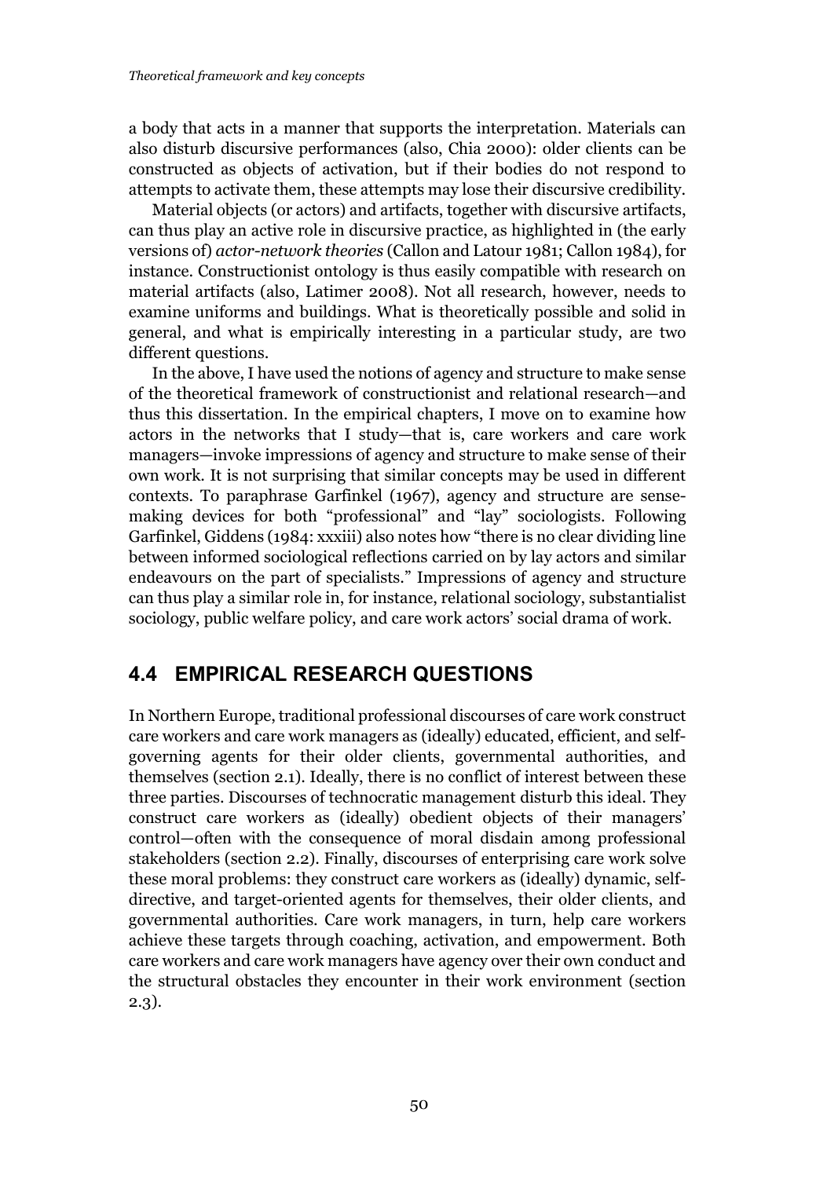a body that acts in a manner that supports the interpretation. Materials can also disturb discursive performances (also, Chia 2000): older clients can be constructed as objects of activation, but if their bodies do not respond to attempts to activate them, these attempts may lose their discursive credibility.

Material objects (or actors) and artifacts, together with discursive artifacts, can thus play an active role in discursive practice, as highlighted in (the early versions of) *actor-network theories* (Callon and Latour 1981; Callon 1984), for instance. Constructionist ontology is thus easily compatible with research on material artifacts (also, Latimer 2008). Not all research, however, needs to examine uniforms and buildings. What is theoretically possible and solid in general, and what is empirically interesting in a particular study, are two different questions.

In the above, I have used the notions of agency and structure to make sense of the theoretical framework of constructionist and relational research—and thus this dissertation. In the empirical chapters, I move on to examine how actors in the networks that I study—that is, care workers and care work managers—invoke impressions of agency and structure to make sense of their own work. It is not surprising that similar concepts may be used in different contexts. To paraphrase Garfinkel (1967), agency and structure are sense-making devices for both "professional" and "lay" sociologists. Following Garfinkel, Giddens (1984: xxxiii) also notes how "there is no clear dividing line between informed sociological reflections carried on by lay actors and similar endeavours on the part of specialists." Impressions of agency and structure can thus play a similar role in, for instance, relational sociology, substantialist sociology, public welfare policy, and care work actors' social drama of work.

## 4.4 EMPIRICAL RESEARCH QUESTIONS

In Northern Europe, traditional professional discourses of care work construct care workers and care work managers as (ideally) educated, efficient, and self-governing agents for their older clients, governmental authorities, and themselves (section 2.1). Ideally, there is no conflict of interest between these three parties. Discourses of technocratic management disturb this ideal. They construct care workers as (ideally) obedient objects of their managers' control—often with the consequence of moral disdain among professional stakeholders (section 2.2). Finally, discourses of enterprising care work solve these moral problems: they construct care workers as (ideally) dynamic, self-directive, and target-oriented agents for themselves, their older clients, and governmental authorities. Care work managers, in turn, help care workers achieve these targets through coaching, activation, and empowerment. Both care workers and care work managers have agency over their own conduct and the structural obstacles they encounter in their work environment (section 2.3).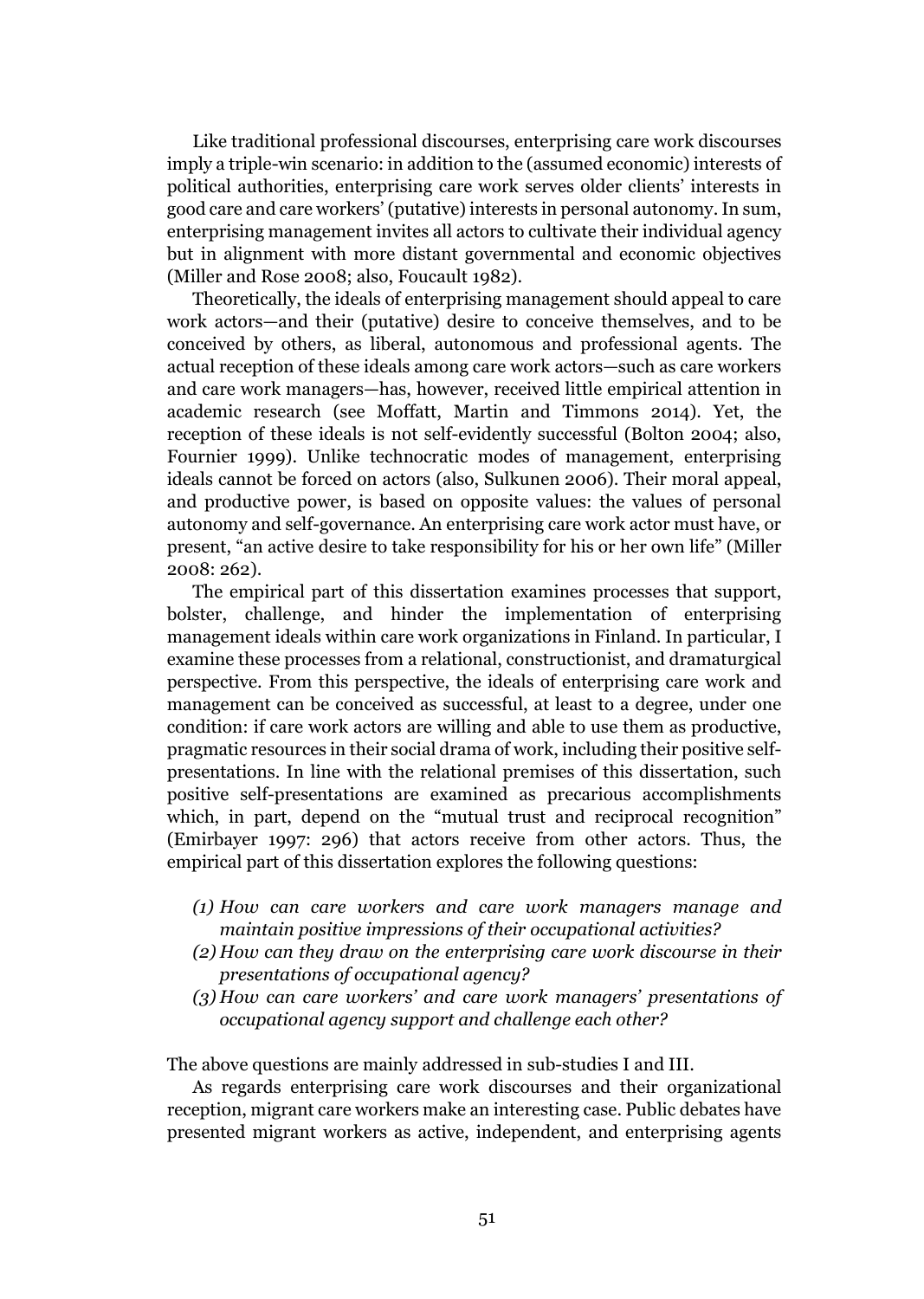Like traditional professional discourses, enterprising care work discourses imply a triple-win scenario: in addition to the (assumed economic) interests of political authorities, enterprising care work serves older clients' interests in good care and care workers' (putative) interests in personal autonomy. In sum, enterprising management invites all actors to cultivate their individual agency but in alignment with more distant governmental and economic objectives (Miller and Rose 2008; also, Foucault 1982).

Theoretically, the ideals of enterprising management should appeal to care work actors—and their (putative) desire to conceive themselves, and to be conceived by others, as liberal, autonomous and professional agents. The actual reception of these ideals among care work actors—such as care workers and care work managers—has, however, received little empirical attention in academic research (see Moffatt, Martin and Timmons 2014). Yet, the reception of these ideals is not self-evidently successful (Bolton 2004; also, Fournier 1999). Unlike technocratic modes of management, enterprising ideals cannot be forced on actors (also, Sulkunen 2006). Their moral appeal, and productive power, is based on opposite values: the values of personal autonomy and self-governance. An enterprising care work actor must have, or present, "an active desire to take responsibility for his or her own life" (Miller 2008: 262).

The empirical part of this dissertation examines processes that support, bolster, challenge, and hinder the implementation of enterprising management ideals within care work organizations in Finland. In particular, I examine these processes from a relational, constructionist, and dramaturgical perspective. From this perspective, the ideals of enterprising care work and management can be conceived as successful, at least to a degree, under one condition: if care work actors are willing and able to use them as productive, pragmatic resources in their social drama of work, including their positive self-presentations. In line with the relational premises of this dissertation, such positive self-presentations are examined as precarious accomplishments which, in part, depend on the "mutual trust and reciprocal recognition" (Emirbayer 1997: 296) that actors receive from other actors. Thus, the empirical part of this dissertation explores the following questions:

(1) *How can care workers and care work managers manage and maintain positive impressions of their occupational activities?*
(2) *How can they draw on the enterprising care work discourse in their presentations of occupational agency?*
(3) *How can care workers' and care work managers' presentations of occupational agency support and challenge each other?*

The above questions are mainly addressed in sub-studies I and III.

As regards enterprising care work discourses and their organizational reception, migrant care workers make an interesting case. Public debates have presented migrant workers as active, independent, and enterprising agents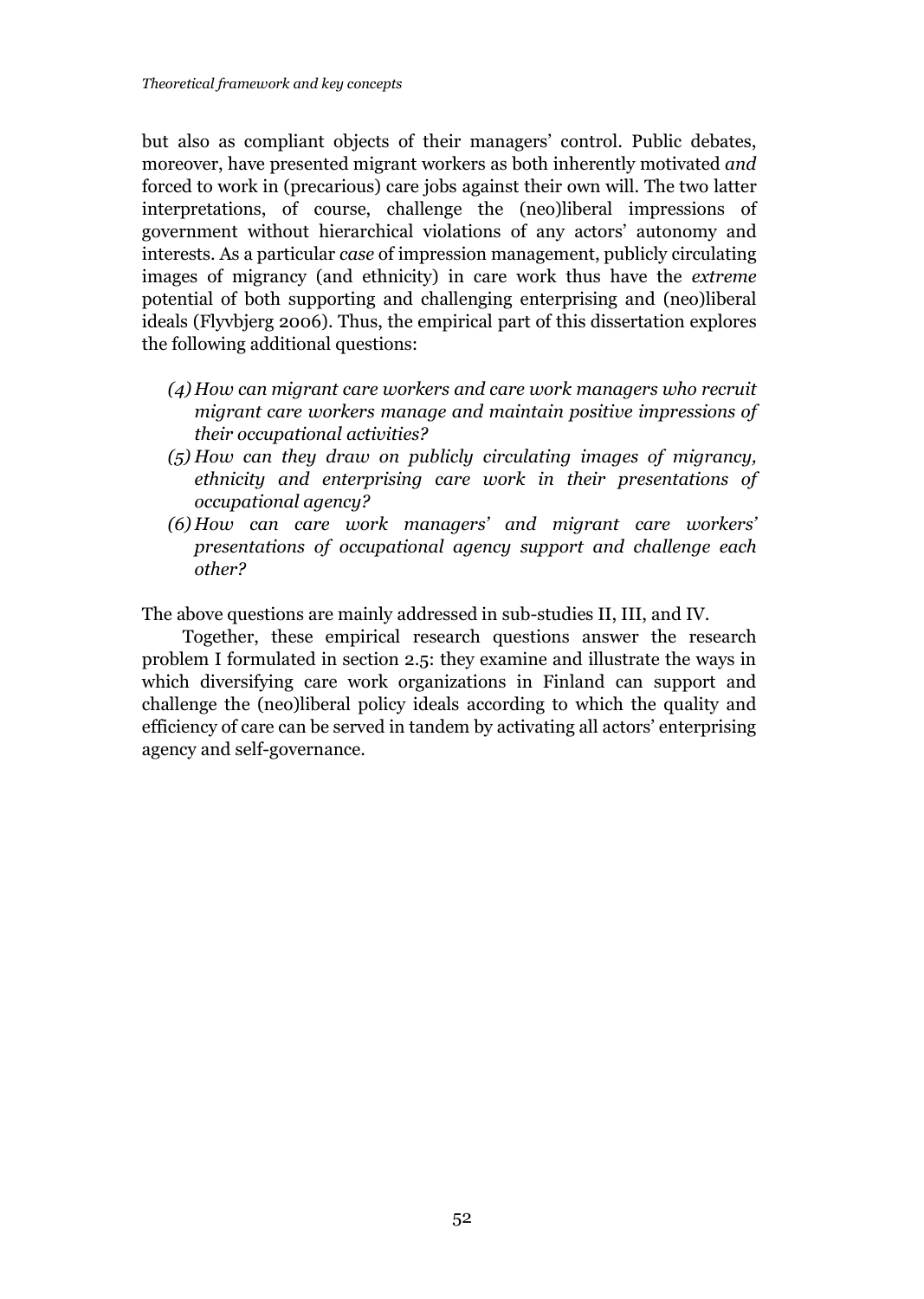but also as compliant objects of their managers' control. Public debates, moreover, have presented migrant workers as both inherently motivated *and* forced to work in (precarious) care jobs against their own will. The two latter interpretations, of course, challenge the (neo)liberal impressions of government without hierarchical violations of any actors' autonomy and interests. As a particular *case* of impression management, publicly circulating images of migrancy (and ethnicity) in care work thus have the *extreme* potential of both supporting and challenging enterprising and (neo)liberal ideals (Flyvbjerg 2006). Thus, the empirical part of this dissertation explores the following additional questions:

*(4) How can migrant care workers and care work managers who recruit migrant care workers manage and maintain positive impressions of their occupational activities?*

*(5) How can they draw on publicly circulating images of migrancy, ethnicity and enterprising care work in their presentations of occupational agency?*

*(6) How can care work managers' and migrant care workers' presentations of occupational agency support and challenge each other?*

The above questions are mainly addressed in sub-studies II, III, and IV.

Together, these empirical research questions answer the research problem I formulated in section 2.5: they examine and illustrate the ways in which diversifying care work organizations in Finland can support and challenge the (neo)liberal policy ideals according to which the quality and efficiency of care can be served in tandem by activating all actors' enterprising agency and self-governance.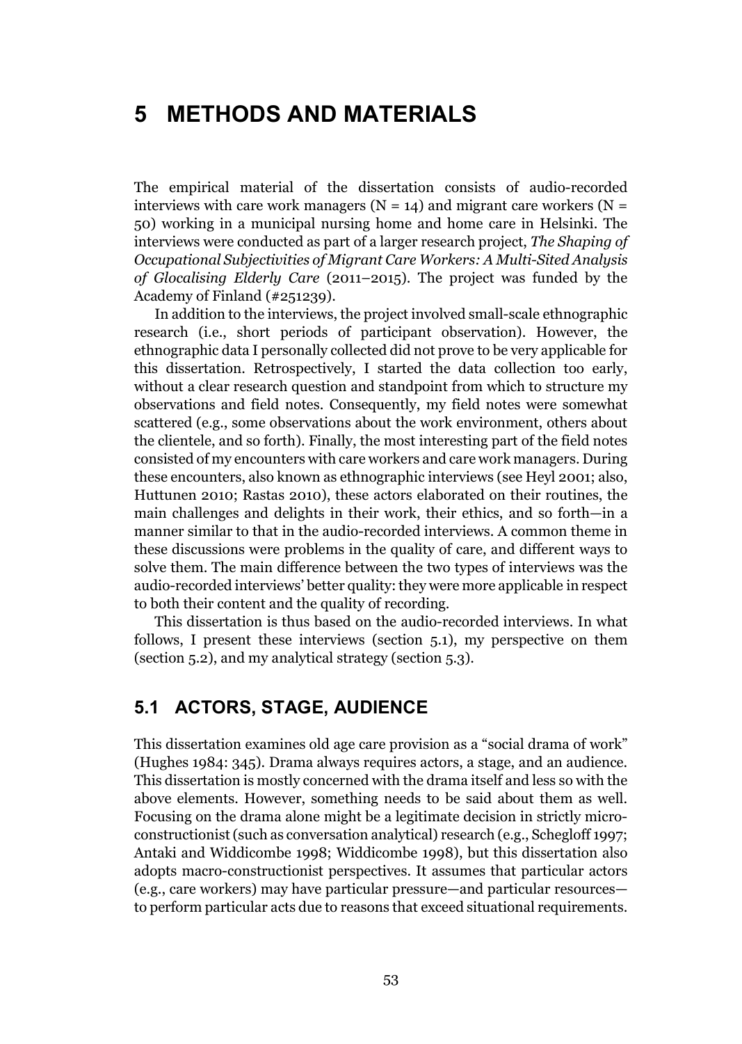# 5 METHODS AND MATERIALS

The empirical material of the dissertation consists of audio-recorded interviews with care work managers (N = 14) and migrant care workers (N = 50) working in a municipal nursing home and home care in Helsinki. The interviews were conducted as part of a larger research project, ***The Shaping of Occupational Subjectivities of Migrant Care Workers: A Multi-Sited Analysis of Glocalising Elderly Care*** (2011–2015). The project was funded by the Academy of Finland (#251239).

In addition to the interviews, the project involved small-scale ethnographic research (i.e., short periods of participant observation). However, the ethnographic data I personally collected did not prove to be very applicable for this dissertation. Retrospectively, I started the data collection too early, without a clear research question and standpoint from which to structure my observations and field notes. Consequently, my field notes were somewhat scattered (e.g., some observations about the work environment, others about the clientele, and so forth). Finally, the most interesting part of the field notes consisted of my encounters with care workers and care work managers. During these encounters, also known as ethnographic interviews (see Heyl 2001; also, Huttunen 2010; Rastas 2010), these actors elaborated on their routines, the main challenges and delights in their work, their ethics, and so forth—in a manner similar to that in the audio-recorded interviews. A common theme in these discussions were problems in the quality of care, and different ways to solve them. The main difference between the two types of interviews was the audio-recorded interviews' better quality: they were more applicable in respect to both their content and the quality of recording.

This dissertation is thus based on the audio-recorded interviews. In what follows, I present these interviews (section 5.1), my perspective on them (section 5.2), and my analytical strategy (section 5.3).

## 5.1 ACTORS, STAGE, AUDIENCE

This dissertation examines old age care provision as a "social drama of work" (Hughes 1984: 345). Drama always requires actors, a stage, and an audience. This dissertation is mostly concerned with the drama itself and less so with the above elements. However, something needs to be said about them as well. Focusing on the drama alone might be a legitimate decision in strictly micro-constructionist (such as conversation analytical) research (e.g., Schegloff 1997; Antaki and Widdicombe 1998; Widdicombe 1998), but this dissertation also adopts macro-constructionist perspectives. It assumes that particular actors (e.g., care workers) may have particular pressure—and particular resources—to perform particular acts due to reasons that exceed situational requirements.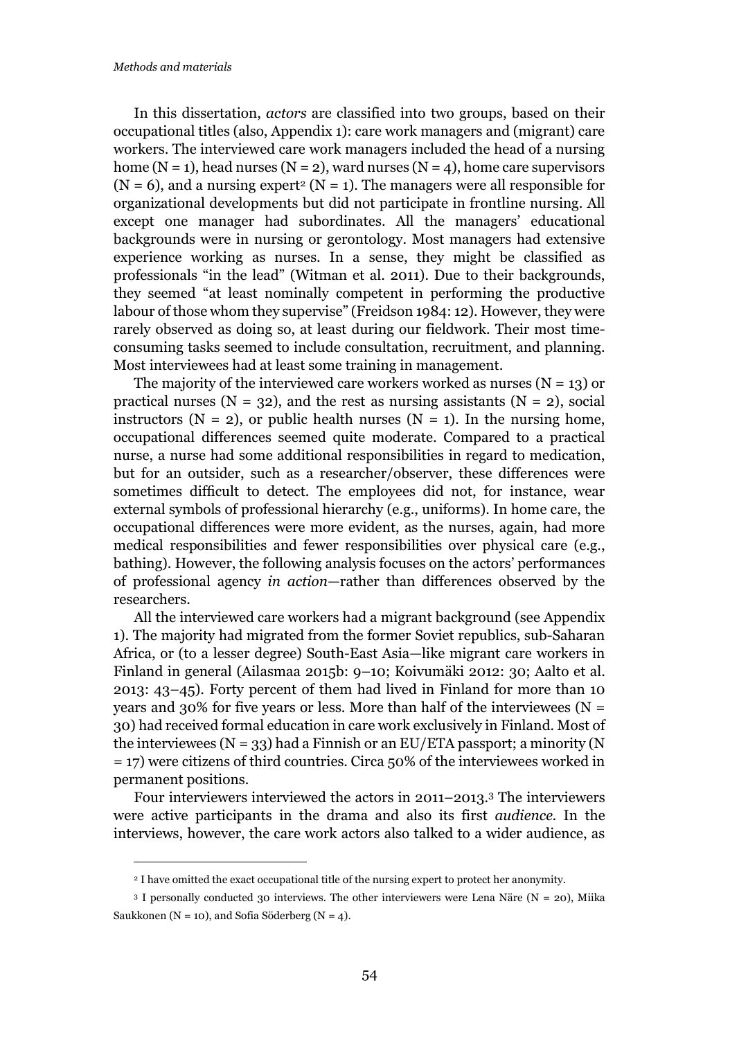In this dissertation, *actors* are classified into two groups, based on their occupational titles (also, Appendix 1): care work managers and (migrant) care workers. The interviewed care work managers included the head of a nursing home (N = 1), head nurses (N = 2), ward nurses (N = 4), home care supervisors (N = 6), and a nursing expert[2] (N = 1). The managers were all responsible for organizational developments but did not participate in frontline nursing. All except one manager had subordinates. All the managers' educational backgrounds were in nursing or gerontology. Most managers had extensive experience working as nurses. In a sense, they might be classified as professionals "in the lead" (Witman et al. 2011). Due to their backgrounds, they seemed "at least nominally competent in performing the productive labour of those whom they supervise" (Freidson 1984: 12). However, they were rarely observed as doing so, at least during our fieldwork. Their most time-consuming tasks seemed to include consultation, recruitment, and planning. Most interviewees had at least some training in management.

The majority of the interviewed care workers worked as nurses (N = 13) or practical nurses (N = 32), and the rest as nursing assistants (N = 2), social instructors (N = 2), or public health nurses (N = 1). In the nursing home, occupational differences seemed quite moderate. Compared to a practical nurse, a nurse had some additional responsibilities in regard to medication, but for an outsider, such as a researcher/observer, these differences were sometimes difficult to detect. The employees did not, for instance, wear external symbols of professional hierarchy (e.g., uniforms). In home care, the occupational differences were more evident, as the nurses, again, had more medical responsibilities and fewer responsibilities over physical care (e.g., bathing). However, the following analysis focuses on the actors' performances of professional agency *in action*—rather than differences observed by the researchers.

All the interviewed care workers had a migrant background (see Appendix 1). The majority had migrated from the former Soviet republics, sub-Saharan Africa, or (to a lesser degree) South-East Asia—like migrant care workers in Finland in general (Ailasmaa 2015b: 9–10; Koivumäki 2012: 30; Aalto et al. 2013: 43–45). Forty percent of them had lived in Finland for more than 10 years and 30% for five years or less. More than half of the interviewees (N = 30) had received formal education in care work exclusively in Finland. Most of the interviewees (N = 33) had a Finnish or an EU/ETA passport; a minority (N = 17) were citizens of third countries. Circa 50% of the interviewees worked in permanent positions.

Four interviewers interviewed the actors in 2011–2013.[3] The interviewers were active participants in the drama and also its first *audience*. In the interviews, however, the care work actors also talked to a wider audience, as

[2] I have omitted the exact occupational title of the nursing expert to protect her anonymity.

[3] I personally conducted 30 interviews. The other interviewers were Lena Näre (N = 20), Miika Saukkonen (N = 10), and Sofia Söderberg (N = 4).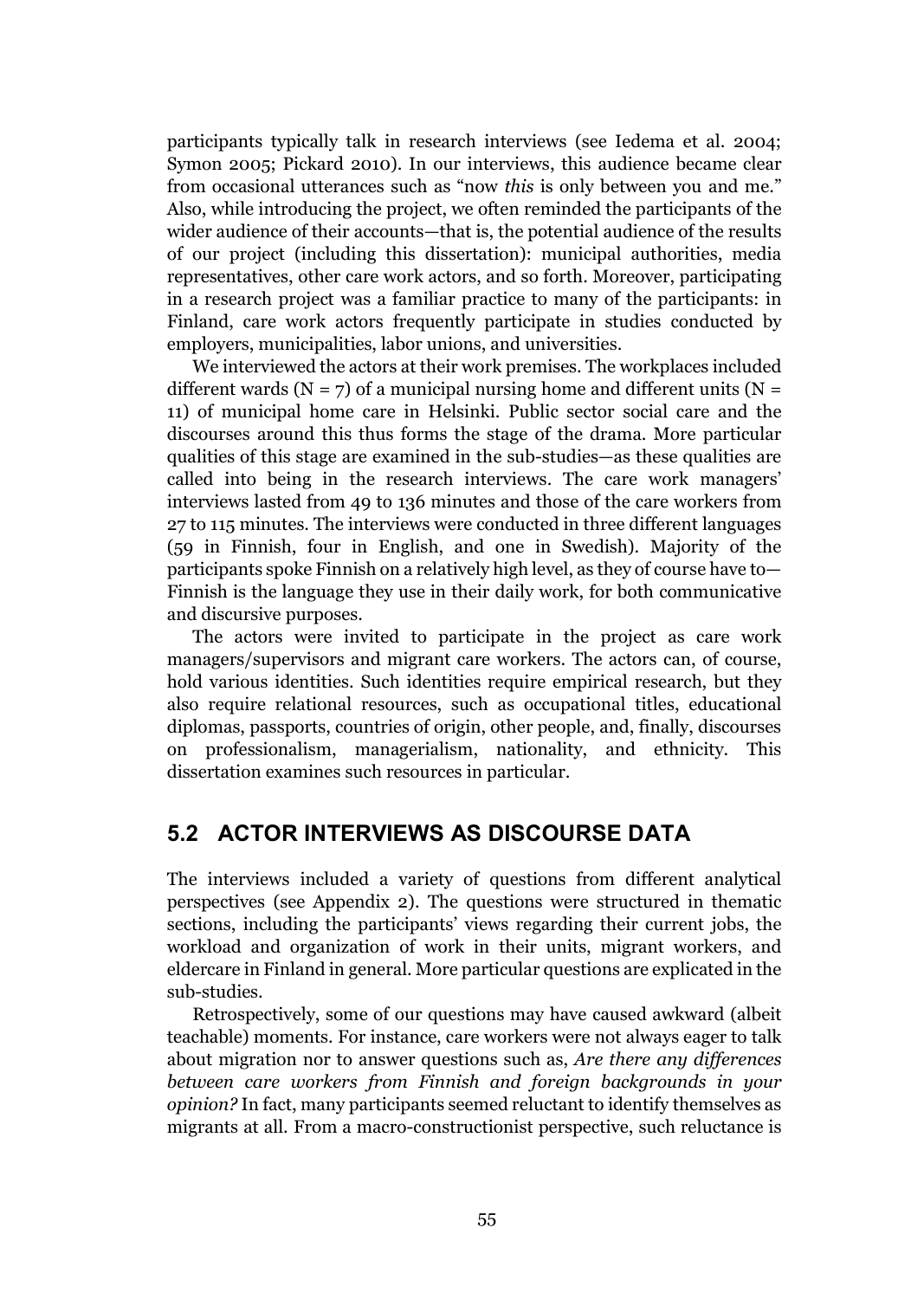participants typically talk in research interviews (see Iedema et al. 2004; Symon 2005; Pickard 2010). In our interviews, this audience became clear from occasional utterances such as "now *this* is only between you and me." Also, while introducing the project, we often reminded the participants of the wider audience of their accounts—that is, the potential audience of the results of our project (including this dissertation): municipal authorities, media representatives, other care work actors, and so forth. Moreover, participating in a research project was a familiar practice to many of the participants: in Finland, care work actors frequently participate in studies conducted by employers, municipalities, labor unions, and universities.

We interviewed the actors at their work premises. The workplaces included different wards (N = 7) of a municipal nursing home and different units (N = 11) of municipal home care in Helsinki. Public sector social care and the discourses around this thus forms the stage of the drama. More particular qualities of this stage are examined in the sub-studies—as these qualities are called into being in the research interviews. The care work managers' interviews lasted from 49 to 136 minutes and those of the care workers from 27 to 115 minutes. The interviews were conducted in three different languages (59 in Finnish, four in English, and one in Swedish). Majority of the participants spoke Finnish on a relatively high level, as they of course have to—Finnish is the language they use in their daily work, for both communicative and discursive purposes.

The actors were invited to participate in the project as care work managers/supervisors and migrant care workers. The actors can, of course, hold various identities. Such identities require empirical research, but they also require relational resources, such as occupational titles, educational diplomas, passports, countries of origin, other people, and, finally, discourses on professionalism, managerialism, nationality, and ethnicity. This dissertation examines such resources in particular.

## 5.2 ACTOR INTERVIEWS AS DISCOURSE DATA

The interviews included a variety of questions from different analytical perspectives (see Appendix 2). The questions were structured in thematic sections, including the participants' views regarding their current jobs, the workload and organization of work in their units, migrant workers, and eldercare in Finland in general. More particular questions are explicated in the sub-studies.

Retrospectively, some of our questions may have caused awkward (albeit teachable) moments. For instance, care workers were not always eager to talk about migration nor to answer questions such as, *Are there any differences between care workers from Finnish and foreign backgrounds in your opinion?* In fact, many participants seemed reluctant to identify themselves as migrants at all. From a macro-constructionist perspective, such reluctance is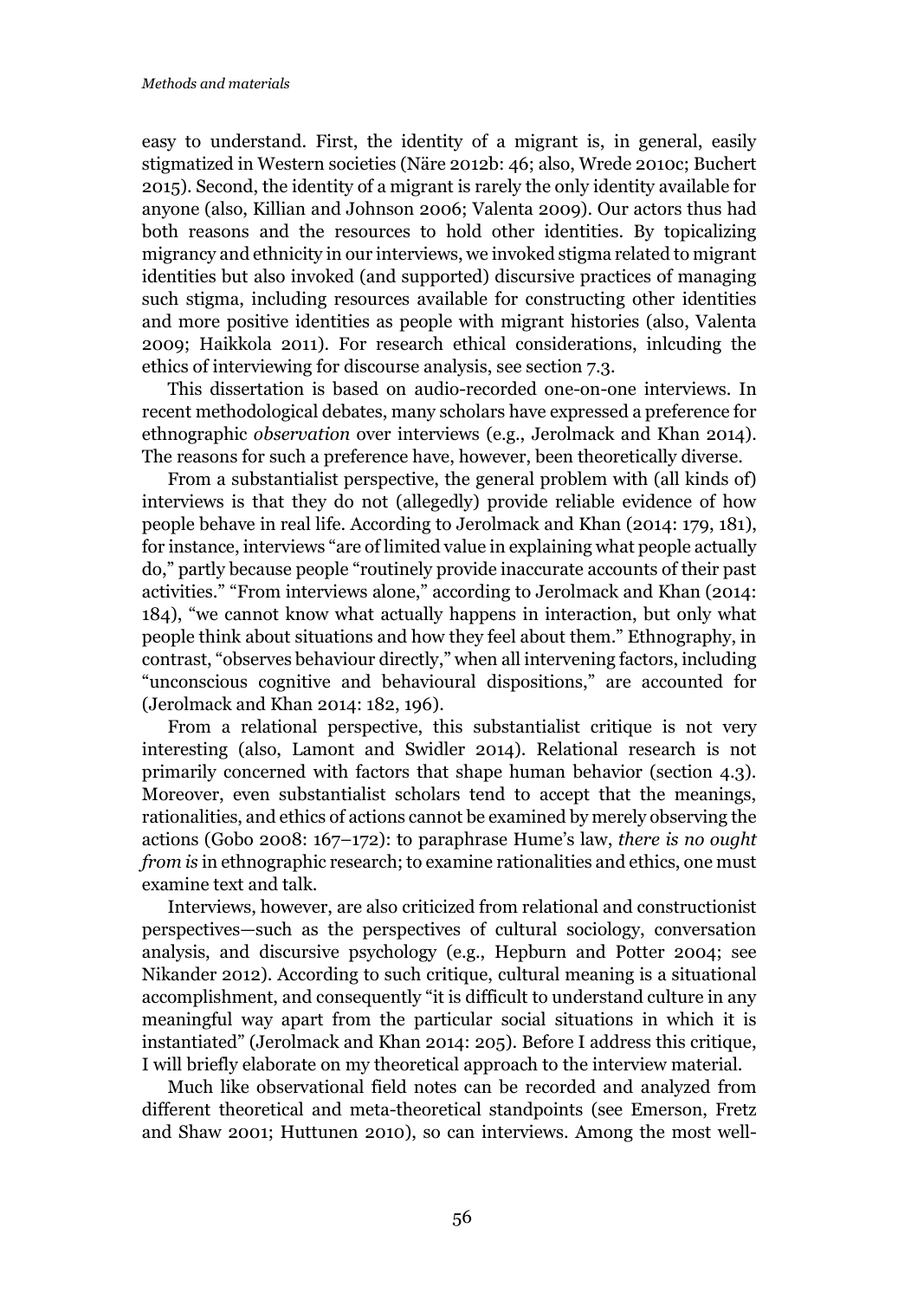easy to understand. First, the identity of a migrant is, in general, easily stigmatized in Western societies (Näre 2012b: 46; also, Wrede 2010c; Buchert 2015). Second, the identity of a migrant is rarely the only identity available for anyone (also, Killian and Johnson 2006; Valenta 2009). Our actors thus had both reasons and the resources to hold other identities. By topicalizing migrancy and ethnicity in our interviews, we invoked stigma related to migrant identities but also invoked (and supported) discursive practices of managing such stigma, including resources available for constructing other identities and more positive identities as people with migrant histories (also, Valenta 2009; Haikkola 2011). For research ethical considerations, inlcuding the ethics of interviewing for discourse analysis, see section 7.3.

This dissertation is based on audio-recorded one-on-one interviews. In recent methodological debates, many scholars have expressed a preference for ethnographic *observation* over interviews (e.g., Jerolmack and Khan 2014). The reasons for such a preference have, however, been theoretically diverse.

From a substantialist perspective, the general problem with (all kinds of) interviews is that they do not (allegedly) provide reliable evidence of how people behave in real life. According to Jerolmack and Khan (2014: 179, 181), for instance, interviews "are of limited value in explaining what people actually do," partly because people "routinely provide inaccurate accounts of their past activities." "From interviews alone," according to Jerolmack and Khan (2014: 184), "we cannot know what actually happens in interaction, but only what people think about situations and how they feel about them." Ethnography, in contrast, "observes behaviour directly," when all intervening factors, including "unconscious cognitive and behavioural dispositions," are accounted for (Jerolmack and Khan 2014: 182, 196).

From a relational perspective, this substantialist critique is not very interesting (also, Lamont and Swidler 2014). Relational research is not primarily concerned with factors that shape human behavior (section 4.3). Moreover, even substantialist scholars tend to accept that the meanings, rationalities, and ethics of actions cannot be examined by merely observing the actions (Gobo 2008: 167–172): to paraphrase Hume's law, *there is no ought from is* in ethnographic research; to examine rationalities and ethics, one must examine text and talk.

Interviews, however, are also criticized from relational and constructionist perspectives—such as the perspectives of cultural sociology, conversation analysis, and discursive psychology (e.g., Hepburn and Potter 2004; see Nikander 2012). According to such critique, cultural meaning is a situational accomplishment, and consequently "it is difficult to understand culture in any meaningful way apart from the particular social situations in which it is instantiated" (Jerolmack and Khan 2014: 205). Before I address this critique, I will briefly elaborate on my theoretical approach to the interview material.

Much like observational field notes can be recorded and analyzed from different theoretical and meta-theoretical standpoints (see Emerson, Fretz and Shaw 2001; Huttunen 2010), so can interviews. Among the most well-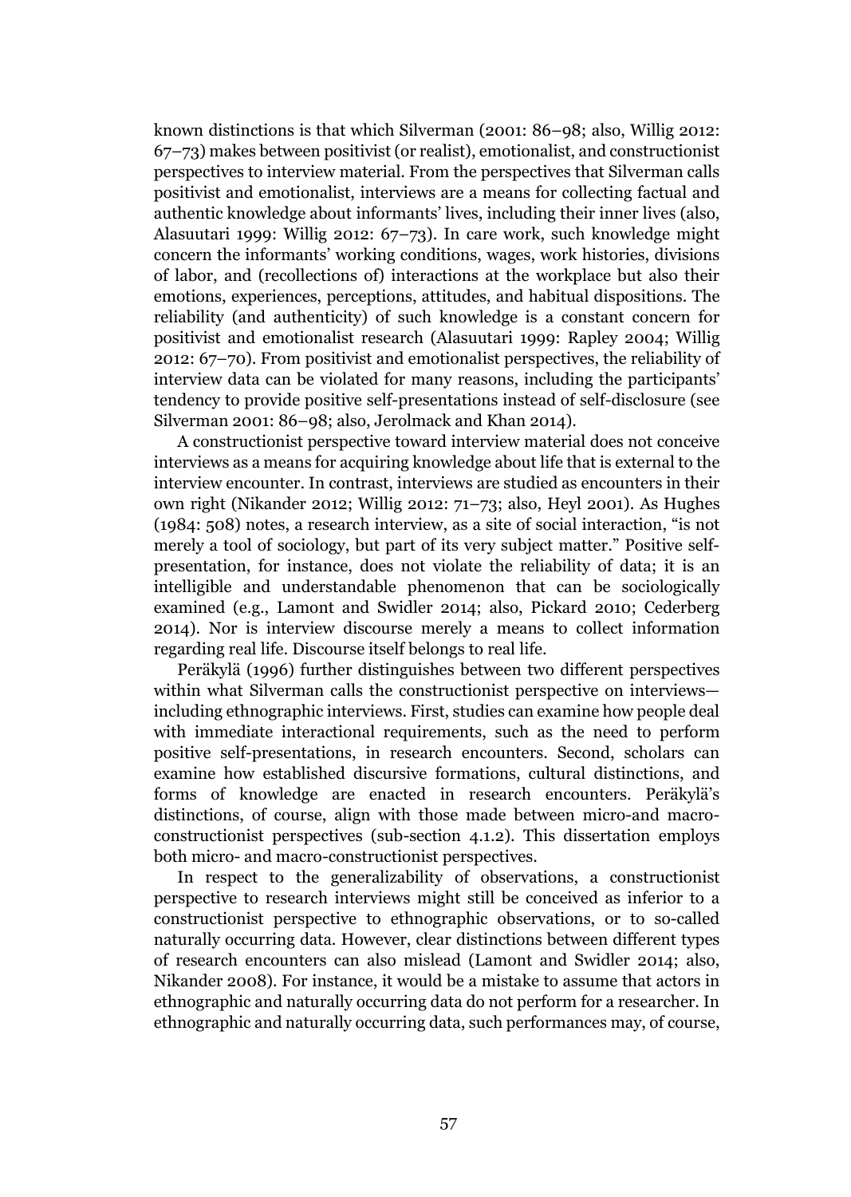known distinctions is that which Silverman (2001: 86–98; also, Willig 2012: 67–73) makes between positivist (or realist), emotionalist, and constructionist perspectives to interview material. From the perspectives that Silverman calls positivist and emotionalist, interviews are a means for collecting factual and authentic knowledge about informants' lives, including their inner lives (also, Alasuutari 1999: Willig 2012: 67–73). In care work, such knowledge might concern the informants' working conditions, wages, work histories, divisions of labor, and (recollections of) interactions at the workplace but also their emotions, experiences, perceptions, attitudes, and habitual dispositions. The reliability (and authenticity) of such knowledge is a constant concern for positivist and emotionalist research (Alasuutari 1999: Rapley 2004; Willig 2012: 67–70). From positivist and emotionalist perspectives, the reliability of interview data can be violated for many reasons, including the participants' tendency to provide positive self-presentations instead of self-disclosure (see Silverman 2001: 86–98; also, Jerolmack and Khan 2014).

A constructionist perspective toward interview material does not conceive interviews as a means for acquiring knowledge about life that is external to the interview encounter. In contrast, interviews are studied as encounters in their own right (Nikander 2012; Willig 2012: 71–73; also, Heyl 2001). As Hughes (1984: 508) notes, a research interview, as a site of social interaction, "is not merely a tool of sociology, but part of its very subject matter." Positive self-presentation, for instance, does not violate the reliability of data; it is an intelligible and understandable phenomenon that can be sociologically examined (e.g., Lamont and Swidler 2014; also, Pickard 2010; Cederberg 2014). Nor is interview discourse merely a means to collect information regarding real life. Discourse itself belongs to real life.

Peräkylä (1996) further distinguishes between two different perspectives within what Silverman calls the constructionist perspective on interviews—including ethnographic interviews. First, studies can examine how people deal with immediate interactional requirements, such as the need to perform positive self-presentations, in research encounters. Second, scholars can examine how established discursive formations, cultural distinctions, and forms of knowledge are enacted in research encounters. Peräkylä's distinctions, of course, align with those made between micro-and macro-constructionist perspectives (sub-section 4.1.2). This dissertation employs both micro- and macro-constructionist perspectives.

In respect to the generalizability of observations, a constructionist perspective to research interviews might still be conceived as inferior to a constructionist perspective to ethnographic observations, or to so-called naturally occurring data. However, clear distinctions between different types of research encounters can also mislead (Lamont and Swidler 2014; also, Nikander 2008). For instance, it would be a mistake to assume that actors in ethnographic and naturally occurring data do not perform for a researcher. In ethnographic and naturally occurring data, such performances may, of course,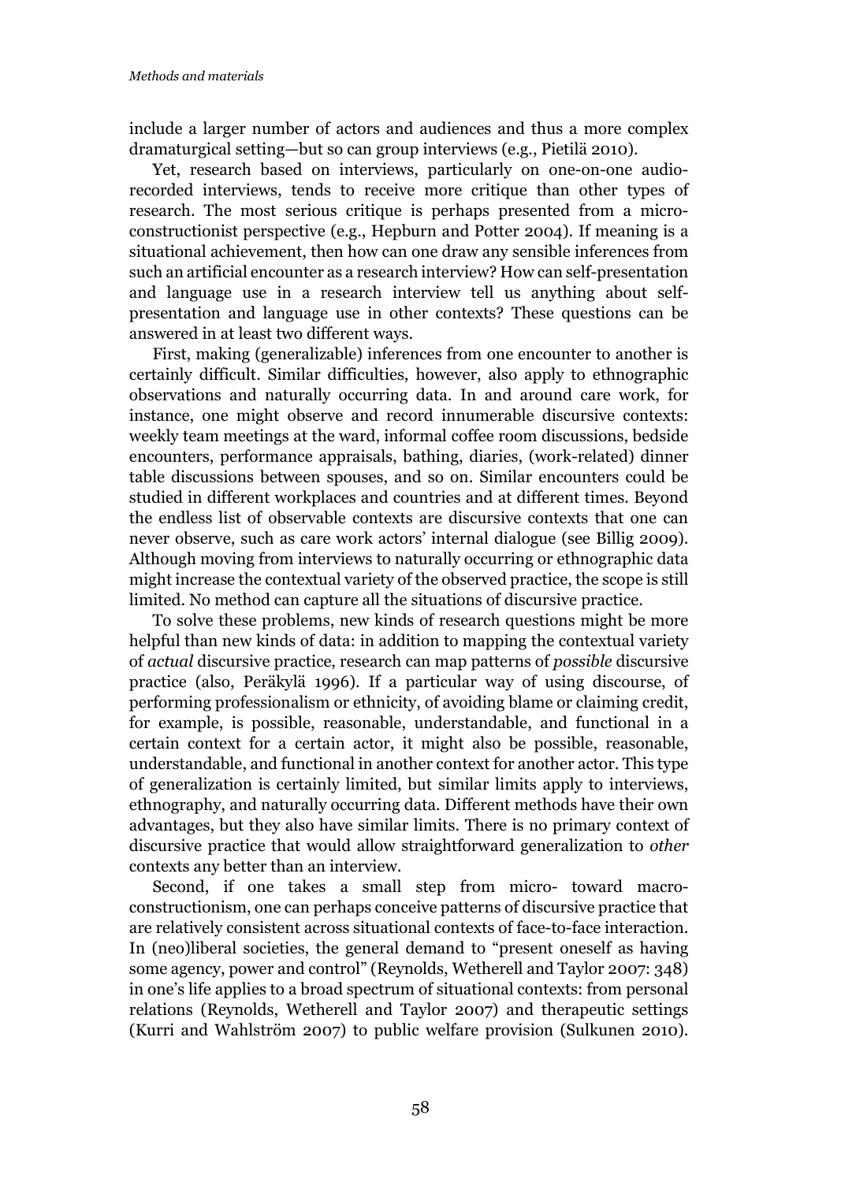include a larger number of actors and audiences and thus a more complex dramaturgical setting—but so can group interviews (e.g., Pietilä 2010).

Yet, research based on interviews, particularly on one-on-one audio-recorded interviews, tends to receive more critique than other types of research. The most serious critique is perhaps presented from a micro-constructionist perspective (e.g., Hepburn and Potter 2004). If meaning is a situational achievement, then how can one draw any sensible inferences from such an artificial encounter as a research interview? How can self-presentation and language use in a research interview tell us anything about self-presentation and language use in other contexts? These questions can be answered in at least two different ways.

First, making (generalizable) inferences from one encounter to another is certainly difficult. Similar difficulties, however, also apply to ethnographic observations and naturally occurring data. In and around care work, for instance, one might observe and record innumerable discursive contexts: weekly team meetings at the ward, informal coffee room discussions, bedside encounters, performance appraisals, bathing, diaries, (work-related) dinner table discussions between spouses, and so on. Similar encounters could be studied in different workplaces and countries and at different times. Beyond the endless list of observable contexts are discursive contexts that one can never observe, such as care work actors' internal dialogue (see Billig 2009). Although moving from interviews to naturally occurring or ethnographic data might increase the contextual variety of the observed practice, the scope is still limited. No method can capture all the situations of discursive practice.

To solve these problems, new kinds of research questions might be more helpful than new kinds of data: in addition to mapping the contextual variety of *actual* discursive practice, research can map patterns of *possible* discursive practice (also, Peräkylä 1996). If a particular way of using discourse, of performing professionalism or ethnicity, of avoiding blame or claiming credit, for example, is possible, reasonable, understandable, and functional in a certain context for a certain actor, it might also be possible, reasonable, understandable, and functional in another context for another actor. This type of generalization is certainly limited, but similar limits apply to interviews, ethnography, and naturally occurring data. Different methods have their own advantages, but they also have similar limits. There is no primary context of discursive practice that would allow straightforward generalization to *other* contexts any better than an interview.

Second, if one takes a small step from micro- toward macro-constructionism, one can perhaps conceive patterns of discursive practice that are relatively consistent across situational contexts of face-to-face interaction. In (neo)liberal societies, the general demand to "present oneself as having some agency, power and control" (Reynolds, Wetherell and Taylor 2007: 348) in one's life applies to a broad spectrum of situational contexts: from personal relations (Reynolds, Wetherell and Taylor 2007) and therapeutic settings (Kurri and Wahlström 2007) to public welfare provision (Sulkunen 2010).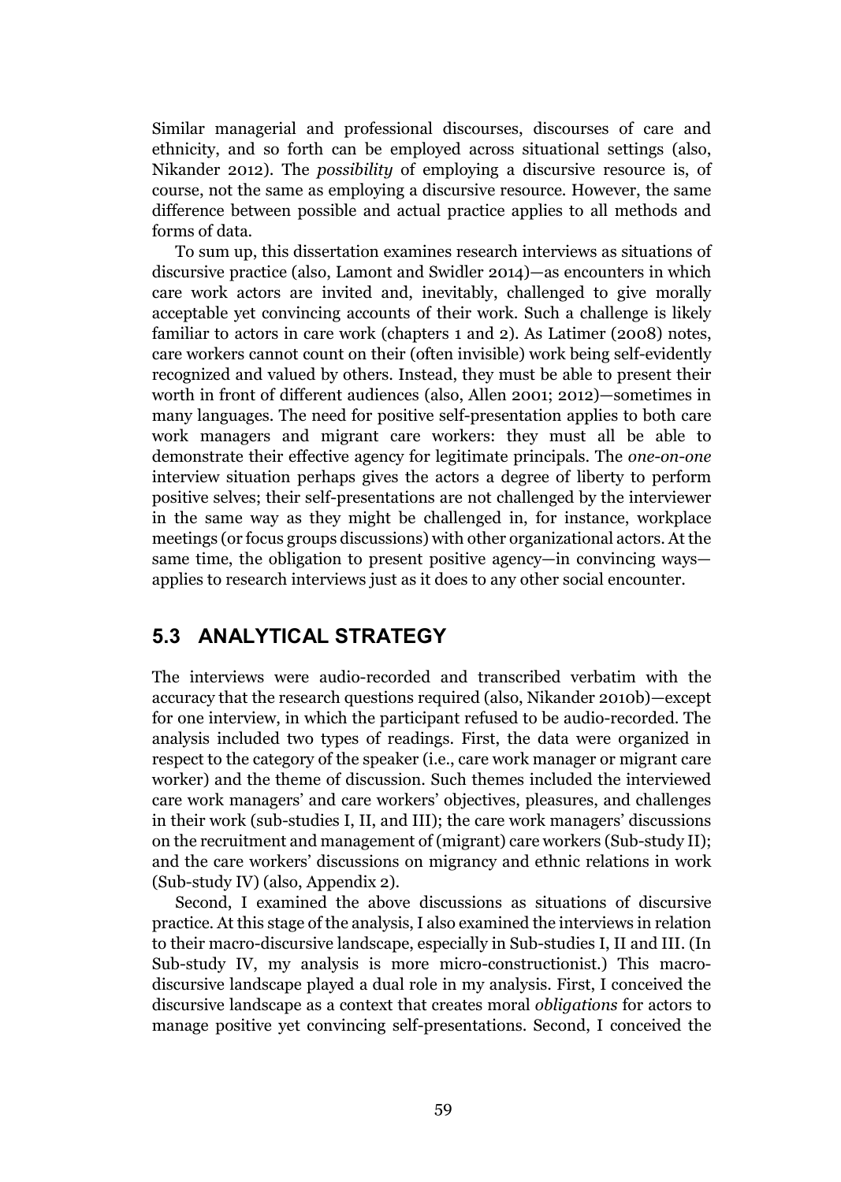Similar managerial and professional discourses, discourses of care and ethnicity, and so forth can be employed across situational settings (also, Nikander 2012). The *possibility* of employing a discursive resource is, of course, not the same as employing a discursive resource. However, the same difference between possible and actual practice applies to all methods and forms of data.

To sum up, this dissertation examines research interviews as situations of discursive practice (also, Lamont and Swidler 2014)—as encounters in which care work actors are invited and, inevitably, challenged to give morally acceptable yet convincing accounts of their work. Such a challenge is likely familiar to actors in care work (chapters 1 and 2). As Latimer (2008) notes, care workers cannot count on their (often invisible) work being self-evidently recognized and valued by others. Instead, they must be able to present their worth in front of different audiences (also, Allen 2001; 2012)—sometimes in many languages. The need for positive self-presentation applies to both care work managers and migrant care workers: they must all be able to demonstrate their effective agency for legitimate principals. The *one-on-one* interview situation perhaps gives the actors a degree of liberty to perform positive selves; their self-presentations are not challenged by the interviewer in the same way as they might be challenged in, for instance, workplace meetings (or focus groups discussions) with other organizational actors. At the same time, the obligation to present positive agency—in convincing ways—applies to research interviews just as it does to any other social encounter.

## 5.3 ANALYTICAL STRATEGY

The interviews were audio-recorded and transcribed verbatim with the accuracy that the research questions required (also, Nikander 2010b)—except for one interview, in which the participant refused to be audio-recorded. The analysis included two types of readings. First, the data were organized in respect to the category of the speaker (i.e., care work manager or migrant care worker) and the theme of discussion. Such themes included the interviewed care work managers' and care workers' objectives, pleasures, and challenges in their work (sub-studies I, II, and III); the care work managers' discussions on the recruitment and management of (migrant) care workers (Sub-study II); and the care workers' discussions on migrancy and ethnic relations in work (Sub-study IV) (also, Appendix 2).

Second, I examined the above discussions as situations of discursive practice. At this stage of the analysis, I also examined the interviews in relation to their macro-discursive landscape, especially in Sub-studies I, II and III. (In Sub-study IV, my analysis is more micro-constructionist.) This macro-discursive landscape played a dual role in my analysis. First, I conceived the discursive landscape as a context that creates moral *obligations* for actors to manage positive yet convincing self-presentations. Second, I conceived the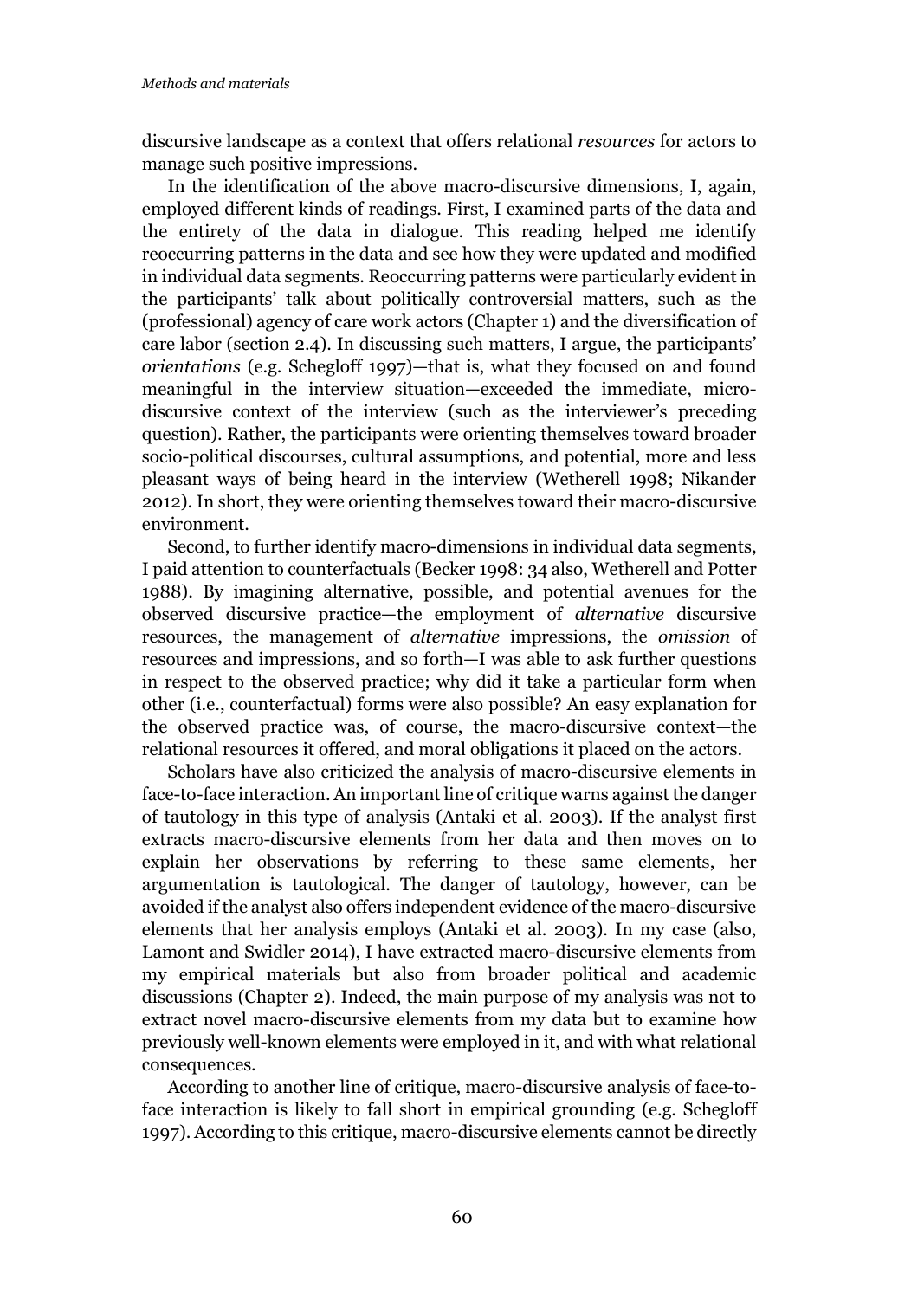discursive landscape as a context that offers relational *resources* for actors to manage such positive impressions.

In the identification of the above macro-discursive dimensions, I, again, employed different kinds of readings. First, I examined parts of the data and the entirety of the data in dialogue. This reading helped me identify reoccurring patterns in the data and see how they were updated and modified in individual data segments. Reoccurring patterns were particularly evident in the participants' talk about politically controversial matters, such as the (professional) agency of care work actors (Chapter 1) and the diversification of care labor (section 2.4). In discussing such matters, I argue, the participants' *orientations* (e.g. Schegloff 1997)—that is, what they focused on and found meaningful in the interview situation—exceeded the immediate, micro-discursive context of the interview (such as the interviewer's preceding question). Rather, the participants were orienting themselves toward broader socio-political discourses, cultural assumptions, and potential, more and less pleasant ways of being heard in the interview (Wetherell 1998; Nikander 2012). In short, they were orienting themselves toward their macro-discursive environment.

Second, to further identify macro-dimensions in individual data segments, I paid attention to counterfactuals (Becker 1998: 34 also, Wetherell and Potter 1988). By imagining alternative, possible, and potential avenues for the observed discursive practice—the employment of *alternative* discursive resources, the management of *alternative* impressions, the *omission* of resources and impressions, and so forth—I was able to ask further questions in respect to the observed practice; why did it take a particular form when other (i.e., counterfactual) forms were also possible? An easy explanation for the observed practice was, of course, the macro-discursive context—the relational resources it offered, and moral obligations it placed on the actors.

Scholars have also criticized the analysis of macro-discursive elements in face-to-face interaction. An important line of critique warns against the danger of tautology in this type of analysis (Antaki et al. 2003). If the analyst first extracts macro-discursive elements from her data and then moves on to explain her observations by referring to these same elements, her argumentation is tautological. The danger of tautology, however, can be avoided if the analyst also offers independent evidence of the macro-discursive elements that her analysis employs (Antaki et al. 2003). In my case (also, Lamont and Swidler 2014), I have extracted macro-discursive elements from my empirical materials but also from broader political and academic discussions (Chapter 2). Indeed, the main purpose of my analysis was not to extract novel macro-discursive elements from my data but to examine how previously well-known elements were employed in it, and with what relational consequences.

According to another line of critique, macro-discursive analysis of face-to-face interaction is likely to fall short in empirical grounding (e.g. Schegloff 1997). According to this critique, macro-discursive elements cannot be directly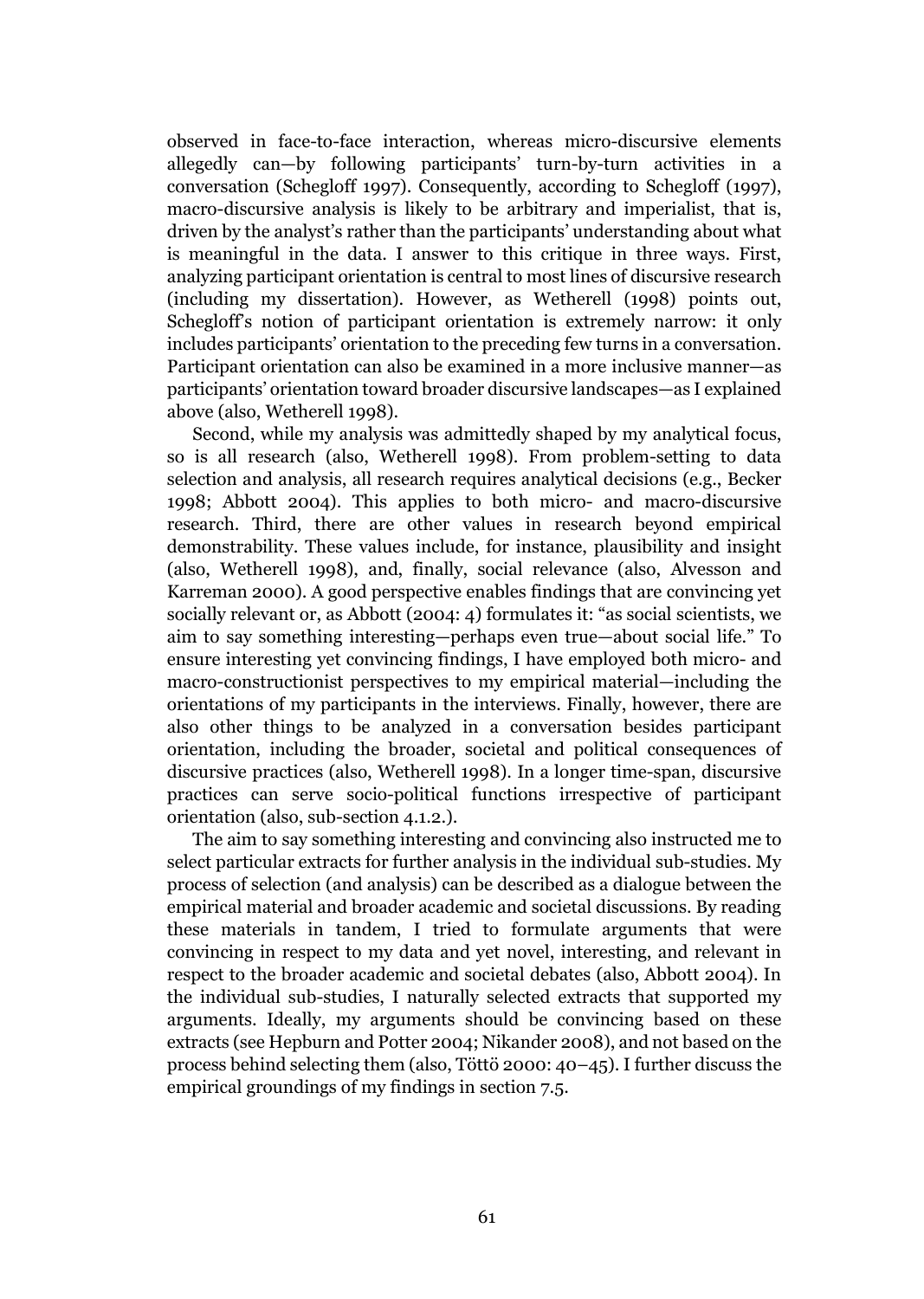observed in face-to-face interaction, whereas micro-discursive elements allegedly can—by following participants' turn-by-turn activities in a conversation (Schegloff 1997). Consequently, according to Schegloff (1997), macro-discursive analysis is likely to be arbitrary and imperialist, that is, driven by the analyst's rather than the participants' understanding about what is meaningful in the data. I answer to this critique in three ways. First, analyzing participant orientation is central to most lines of discursive research (including my dissertation). However, as Wetherell (1998) points out, Schegloff's notion of participant orientation is extremely narrow: it only includes participants' orientation to the preceding few turns in a conversation. Participant orientation can also be examined in a more inclusive manner—as participants' orientation toward broader discursive landscapes—as I explained above (also, Wetherell 1998).

Second, while my analysis was admittedly shaped by my analytical focus, so is all research (also, Wetherell 1998). From problem-setting to data selection and analysis, all research requires analytical decisions (e.g., Becker 1998; Abbott 2004). This applies to both micro- and macro-discursive research. Third, there are other values in research beyond empirical demonstrability. These values include, for instance, plausibility and insight (also, Wetherell 1998), and, finally, social relevance (also, Alvesson and Karreman 2000). A good perspective enables findings that are convincing yet socially relevant or, as Abbott (2004: 4) formulates it: "as social scientists, we aim to say something interesting—perhaps even true—about social life." To ensure interesting yet convincing findings, I have employed both micro- and macro-constructionist perspectives to my empirical material—including the orientations of my participants in the interviews. Finally, however, there are also other things to be analyzed in a conversation besides participant orientation, including the broader, societal and political consequences of discursive practices (also, Wetherell 1998). In a longer time-span, discursive practices can serve socio-political functions irrespective of participant orientation (also, sub-section 4.1.2.).

The aim to say something interesting and convincing also instructed me to select particular extracts for further analysis in the individual sub-studies. My process of selection (and analysis) can be described as a dialogue between the empirical material and broader academic and societal discussions. By reading these materials in tandem, I tried to formulate arguments that were convincing in respect to my data and yet novel, interesting, and relevant in respect to the broader academic and societal debates (also, Abbott 2004). In the individual sub-studies, I naturally selected extracts that supported my arguments. Ideally, my arguments should be convincing based on these extracts (see Hepburn and Potter 2004; Nikander 2008), and not based on the process behind selecting them (also, Töttö 2000: 40–45). I further discuss the empirical groundings of my findings in section 7.5.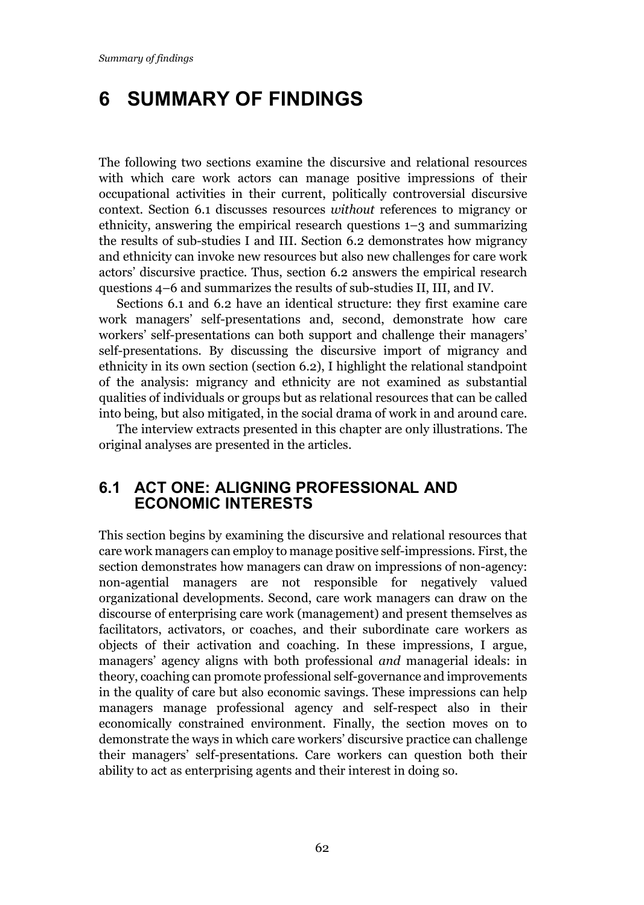# 6 SUMMARY OF FINDINGS

The following two sections examine the discursive and relational resources with which care work actors can manage positive impressions of their occupational activities in their current, politically controversial discursive context. Section 6.1 discusses resources *without* references to migrancy or ethnicity, answering the empirical research questions 1–3 and summarizing the results of sub-studies I and III. Section 6.2 demonstrates how migrancy and ethnicity can invoke new resources but also new challenges for care work actors' discursive practice. Thus, section 6.2 answers the empirical research questions 4–6 and summarizes the results of sub-studies II, III, and IV.

Sections 6.1 and 6.2 have an identical structure: they first examine care work managers' self-presentations and, second, demonstrate how care workers' self-presentations can both support and challenge their managers' self-presentations. By discussing the discursive import of migrancy and ethnicity in its own section (section 6.2), I highlight the relational standpoint of the analysis: migrancy and ethnicity are not examined as substantial qualities of individuals or groups but as relational resources that can be called into being, but also mitigated, in the social drama of work in and around care.

The interview extracts presented in this chapter are only illustrations. The original analyses are presented in the articles.

## 6.1 ACT ONE: ALIGNING PROFESSIONAL AND ECONOMIC INTERESTS

This section begins by examining the discursive and relational resources that care work managers can employ to manage positive self-impressions. First, the section demonstrates how managers can draw on impressions of non-agency: non-agential managers are not responsible for negatively valued organizational developments. Second, care work managers can draw on the discourse of enterprising care work (management) and present themselves as facilitators, activators, or coaches, and their subordinate care workers as objects of their activation and coaching. In these impressions, I argue, managers' agency aligns with both professional *and* managerial ideals: in theory, coaching can promote professional self-governance and improvements in the quality of care but also economic savings. These impressions can help managers manage professional agency and self-respect also in their economically constrained environment. Finally, the section moves on to demonstrate the ways in which care workers' discursive practice can challenge their managers' self-presentations. Care workers can question both their ability to act as enterprising agents and their interest in doing so.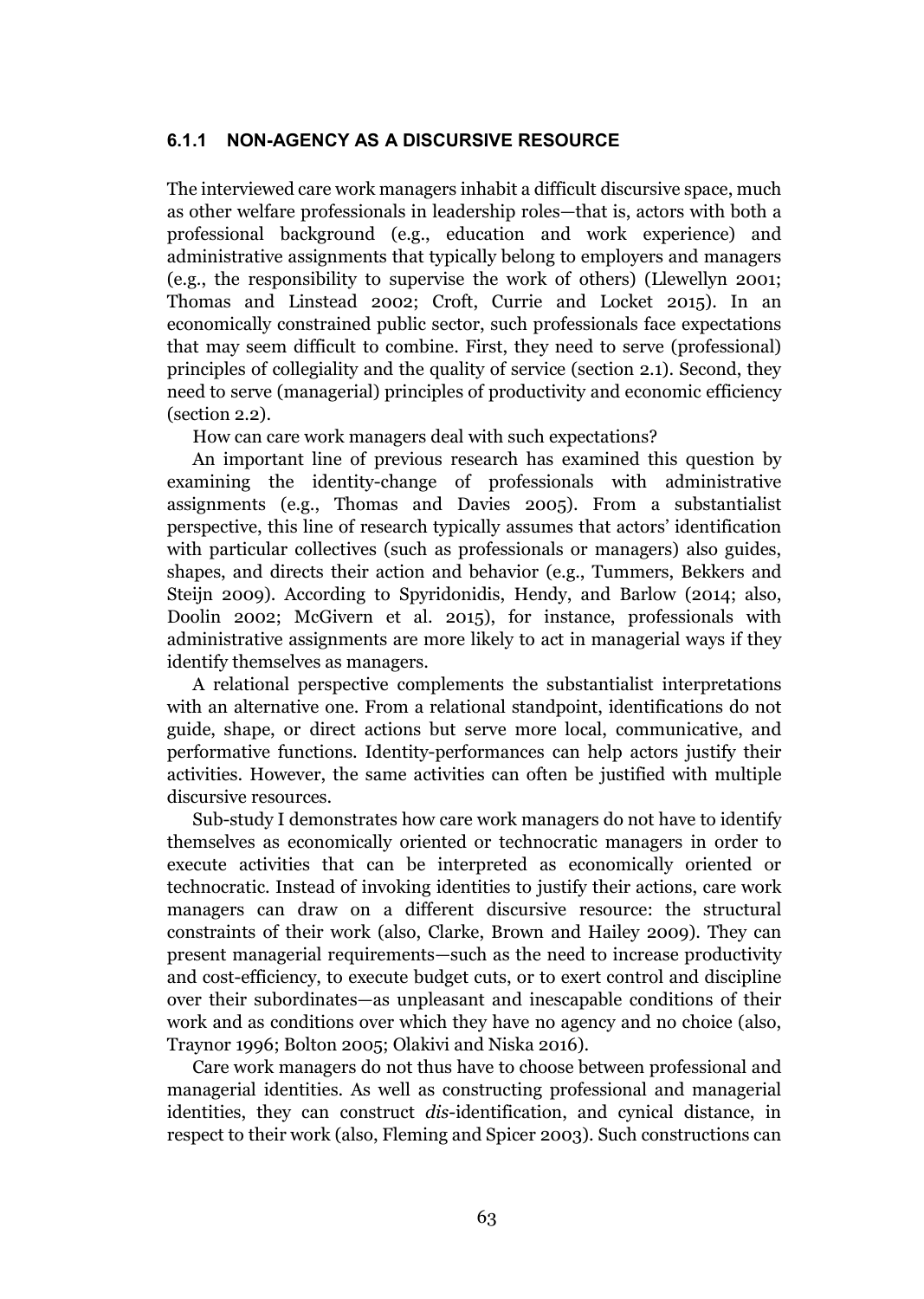### 6.1.1 NON-AGENCY AS A DISCURSIVE RESOURCE

The interviewed care work managers inhabit a difficult discursive space, much as other welfare professionals in leadership roles—that is, actors with both a professional background (e.g., education and work experience) and administrative assignments that typically belong to employers and managers (e.g., the responsibility to supervise the work of others) (Llewellyn 2001; Thomas and Linstead 2002; Croft, Currie and Locket 2015). In an economically constrained public sector, such professionals face expectations that may seem difficult to combine. First, they need to serve (professional) principles of collegiality and the quality of service (section 2.1). Second, they need to serve (managerial) principles of productivity and economic efficiency (section 2.2).

How can care work managers deal with such expectations?

An important line of previous research has examined this question by examining the identity-change of professionals with administrative assignments (e.g., Thomas and Davies 2005). From a substantialist perspective, this line of research typically assumes that actors' identification with particular collectives (such as professionals or managers) also guides, shapes, and directs their action and behavior (e.g., Tummers, Bekkers and Steijn 2009). According to Spyridonidis, Hendy, and Barlow (2014; also, Doolin 2002; McGivern et al. 2015), for instance, professionals with administrative assignments are more likely to act in managerial ways if they identify themselves as managers.

A relational perspective complements the substantialist interpretations with an alternative one. From a relational standpoint, identifications do not guide, shape, or direct actions but serve more local, communicative, and performative functions. Identity-performances can help actors justify their activities. However, the same activities can often be justified with multiple discursive resources.

Sub-study I demonstrates how care work managers do not have to identify themselves as economically oriented or technocratic managers in order to execute activities that can be interpreted as economically oriented or technocratic. Instead of invoking identities to justify their actions, care work managers can draw on a different discursive resource: the structural constraints of their work (also, Clarke, Brown and Hailey 2009). They can present managerial requirements—such as the need to increase productivity and cost-efficiency, to execute budget cuts, or to exert control and discipline over their subordinates—as unpleasant and inescapable conditions of their work and as conditions over which they have no agency and no choice (also, Traynor 1996; Bolton 2005; Olakivi and Niska 2016).

Care work managers do not thus have to choose between professional and managerial identities. As well as constructing professional and managerial identities, they can construct *dis*-identification, and cynical distance, in respect to their work (also, Fleming and Spicer 2003). Such constructions can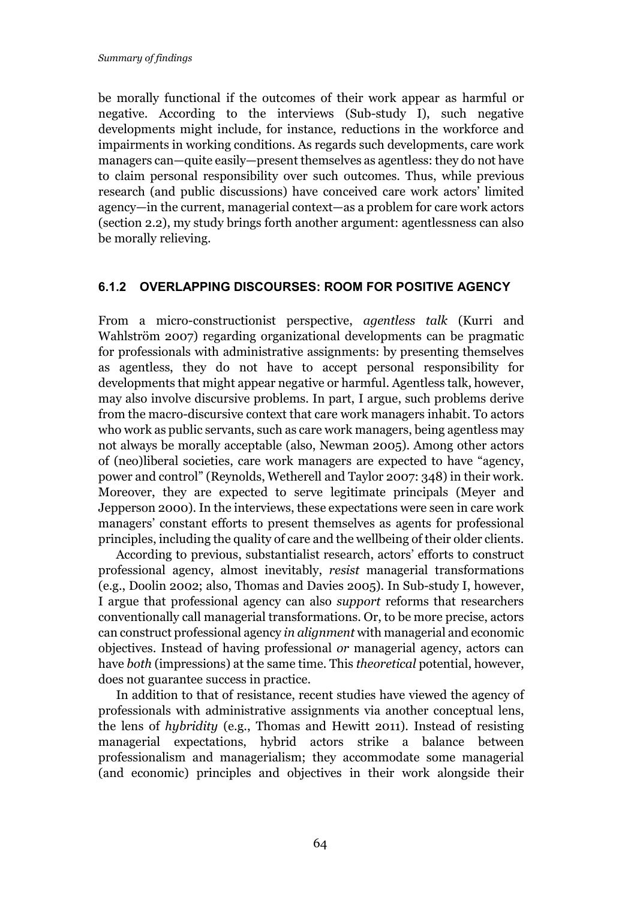be morally functional if the outcomes of their work appear as harmful or negative. According to the interviews (Sub-study I), such negative developments might include, for instance, reductions in the workforce and impairments in working conditions. As regards such developments, care work managers can—quite easily—present themselves as agentless: they do not have to claim personal responsibility over such outcomes. Thus, while previous research (and public discussions) have conceived care work actors' limited agency—in the current, managerial context—as a problem for care work actors (section 2.2), my study brings forth another argument: agentlessness can also be morally relieving.

### 6.1.2 OVERLAPPING DISCOURSES: ROOM FOR POSITIVE AGENCY

From a micro-constructionist perspective, *agentless talk* (Kurri and Wahlström 2007) regarding organizational developments can be pragmatic for professionals with administrative assignments: by presenting themselves as agentless, they do not have to accept personal responsibility for developments that might appear negative or harmful. Agentless talk, however, may also involve discursive problems. In part, I argue, such problems derive from the macro-discursive context that care work managers inhabit. To actors who work as public servants, such as care work managers, being agentless may not always be morally acceptable (also, Newman 2005). Among other actors of (neo)liberal societies, care work managers are expected to have "agency, power and control" (Reynolds, Wetherell and Taylor 2007: 348) in their work. Moreover, they are expected to serve legitimate principals (Meyer and Jepperson 2000). In the interviews, these expectations were seen in care work managers' constant efforts to present themselves as agents for professional principles, including the quality of care and the wellbeing of their older clients.

According to previous, substantialist research, actors' efforts to construct professional agency, almost inevitably, *resist* managerial transformations (e.g., Doolin 2002; also, Thomas and Davies 2005). In Sub-study I, however, I argue that professional agency can also *support* reforms that researchers conventionally call managerial transformations. Or, to be more precise, actors can construct professional agency *in alignment* with managerial and economic objectives. Instead of having professional *or* managerial agency, actors can have *both* (impressions) at the same time. This *theoretical* potential, however, does not guarantee success in practice.

In addition to that of resistance, recent studies have viewed the agency of professionals with administrative assignments via another conceptual lens, the lens of *hybridity* (e.g., Thomas and Hewitt 2011). Instead of resisting managerial expectations, hybrid actors strike a balance between professionalism and managerialism; they accommodate some managerial (and economic) principles and objectives in their work alongside their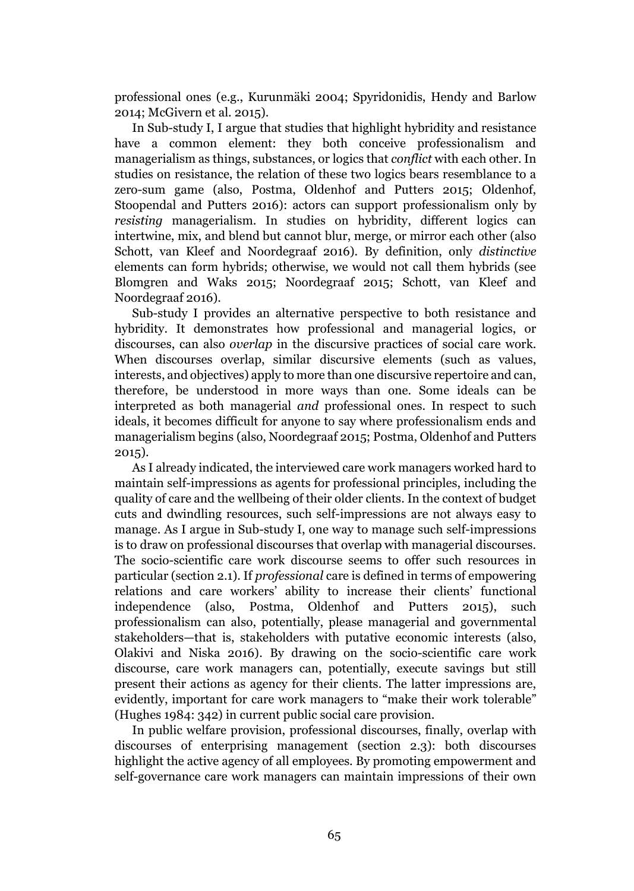professional ones (e.g., Kurunmäki 2004; Spyridonidis, Hendy and Barlow 2014; McGivern et al. 2015).

In Sub-study I, I argue that studies that highlight hybridity and resistance have a common element: they both conceive professionalism and managerialism as things, substances, or logics that *conflict* with each other. In studies on resistance, the relation of these two logics bears resemblance to a zero-sum game (also, Postma, Oldenhof and Putters 2015; Oldenhof, Stoopendal and Putters 2016): actors can support professionalism only by *resisting* managerialism. In studies on hybridity, different logics can intertwine, mix, and blend but cannot blur, merge, or mirror each other (also Schott, van Kleef and Noordegraaf 2016). By definition, only *distinctive* elements can form hybrids; otherwise, we would not call them hybrids (see Blomgren and Waks 2015; Noordegraaf 2015; Schott, van Kleef and Noordegraaf 2016).

Sub-study I provides an alternative perspective to both resistance and hybridity. It demonstrates how professional and managerial logics, or discourses, can also *overlap* in the discursive practices of social care work. When discourses overlap, similar discursive elements (such as values, interests, and objectives) apply to more than one discursive repertoire and can, therefore, be understood in more ways than one. Some ideals can be interpreted as both managerial *and* professional ones. In respect to such ideals, it becomes difficult for anyone to say where professionalism ends and managerialism begins (also, Noordegraaf 2015; Postma, Oldenhof and Putters 2015).

As I already indicated, the interviewed care work managers worked hard to maintain self-impressions as agents for professional principles, including the quality of care and the wellbeing of their older clients. In the context of budget cuts and dwindling resources, such self-impressions are not always easy to manage. As I argue in Sub-study I, one way to manage such self-impressions is to draw on professional discourses that overlap with managerial discourses. The socio-scientific care work discourse seems to offer such resources in particular (section 2.1). If *professional* care is defined in terms of empowering relations and care workers' ability to increase their clients' functional independence (also, Postma, Oldenhof and Putters 2015), such professionalism can also, potentially, please managerial and governmental stakeholders—that is, stakeholders with putative economic interests (also, Olakivi and Niska 2016). By drawing on the socio-scientific care work discourse, care work managers can, potentially, execute savings but still present their actions as agency for their clients. The latter impressions are, evidently, important for care work managers to "make their work tolerable" (Hughes 1984: 342) in current public social care provision.

In public welfare provision, professional discourses, finally, overlap with discourses of enterprising management (section 2.3): both discourses highlight the active agency of all employees. By promoting empowerment and self-governance care work managers can maintain impressions of their own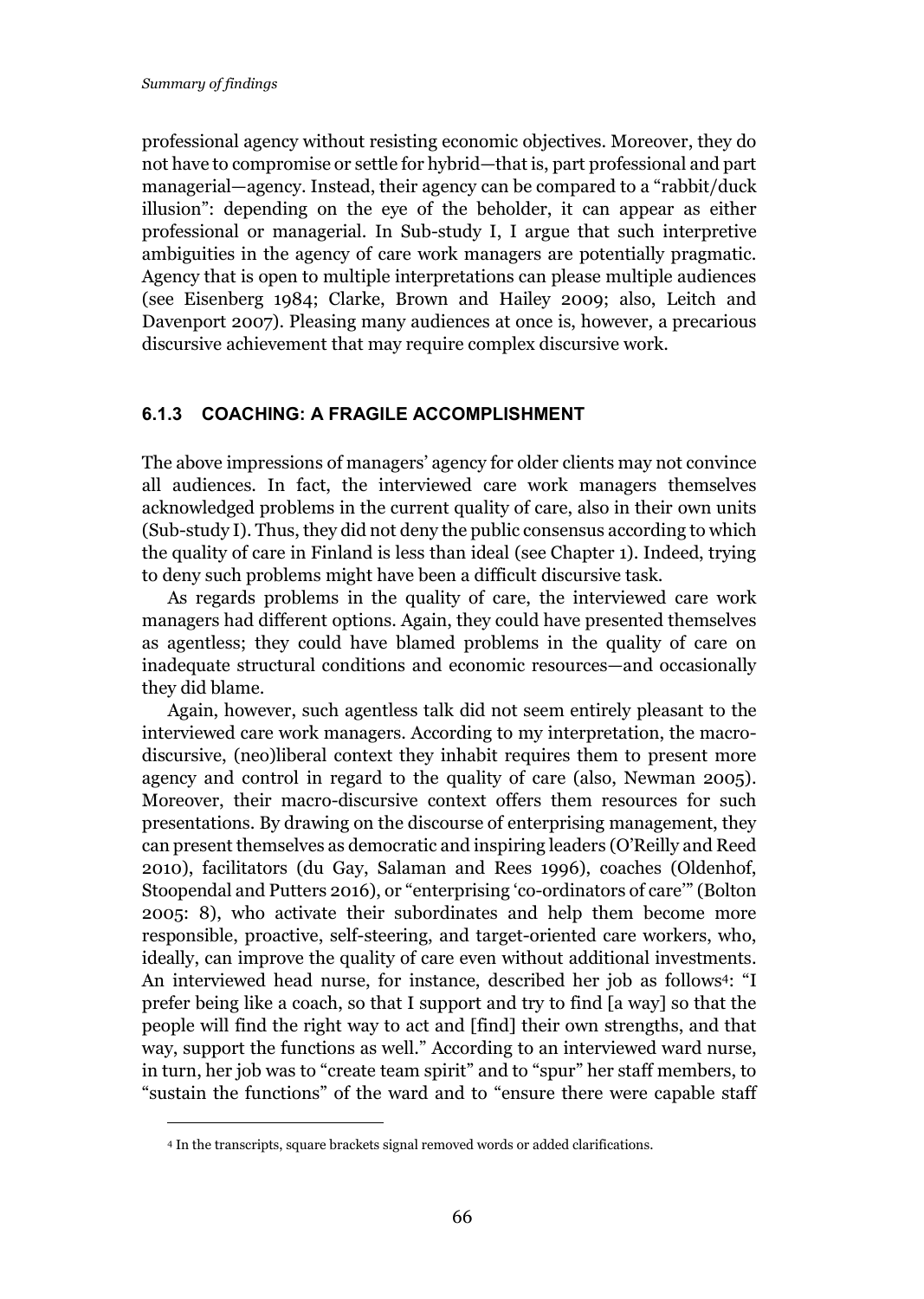professional agency without resisting economic objectives. Moreover, they do not have to compromise or settle for hybrid—that is, part professional and part managerial—agency. Instead, their agency can be compared to a "rabbit/duck illusion": depending on the eye of the beholder, it can appear as either professional or managerial. In Sub-study I, I argue that such interpretive ambiguities in the agency of care work managers are potentially pragmatic. Agency that is open to multiple interpretations can please multiple audiences (see Eisenberg 1984; Clarke, Brown and Hailey 2009; also, Leitch and Davenport 2007). Pleasing many audiences at once is, however, a precarious discursive achievement that may require complex discursive work.

### 6.1.3 COACHING: A FRAGILE ACCOMPLISHMENT

The above impressions of managers' agency for older clients may not convince all audiences. In fact, the interviewed care work managers themselves acknowledged problems in the current quality of care, also in their own units (Sub-study I). Thus, they did not deny the public consensus according to which the quality of care in Finland is less than ideal (see Chapter 1). Indeed, trying to deny such problems might have been a difficult discursive task.

As regards problems in the quality of care, the interviewed care work managers had different options. Again, they could have presented themselves as agentless; they could have blamed problems in the quality of care on inadequate structural conditions and economic resources—and occasionally they did blame.

Again, however, such agentless talk did not seem entirely pleasant to the interviewed care work managers. According to my interpretation, the macro-discursive, (neo)liberal context they inhabit requires them to present more agency and control in regard to the quality of care (also, Newman 2005). Moreover, their macro-discursive context offers them resources for such presentations. By drawing on the discourse of enterprising management, they can present themselves as democratic and inspiring leaders (O'Reilly and Reed 2010), facilitators (du Gay, Salaman and Rees 1996), coaches (Oldenhof, Stoopendal and Putters 2016), or "enterprising 'co-ordinators of care'" (Bolton 2005: 8), who activate their subordinates and help them become more responsible, proactive, self-steering, and target-oriented care workers, who, ideally, can improve the quality of care even without additional investments. An interviewed head nurse, for instance, described her job as follows[4]: "I prefer being like a coach, so that I support and try to find [a way] so that the people will find the right way to act and [find] their own strengths, and that way, support the functions as well." According to an interviewed ward nurse, in turn, her job was to "create team spirit" and to "spur" her staff members, to "sustain the functions" of the ward and to "ensure there were capable staff

[4] In the transcripts, square brackets signal removed words or added clarifications.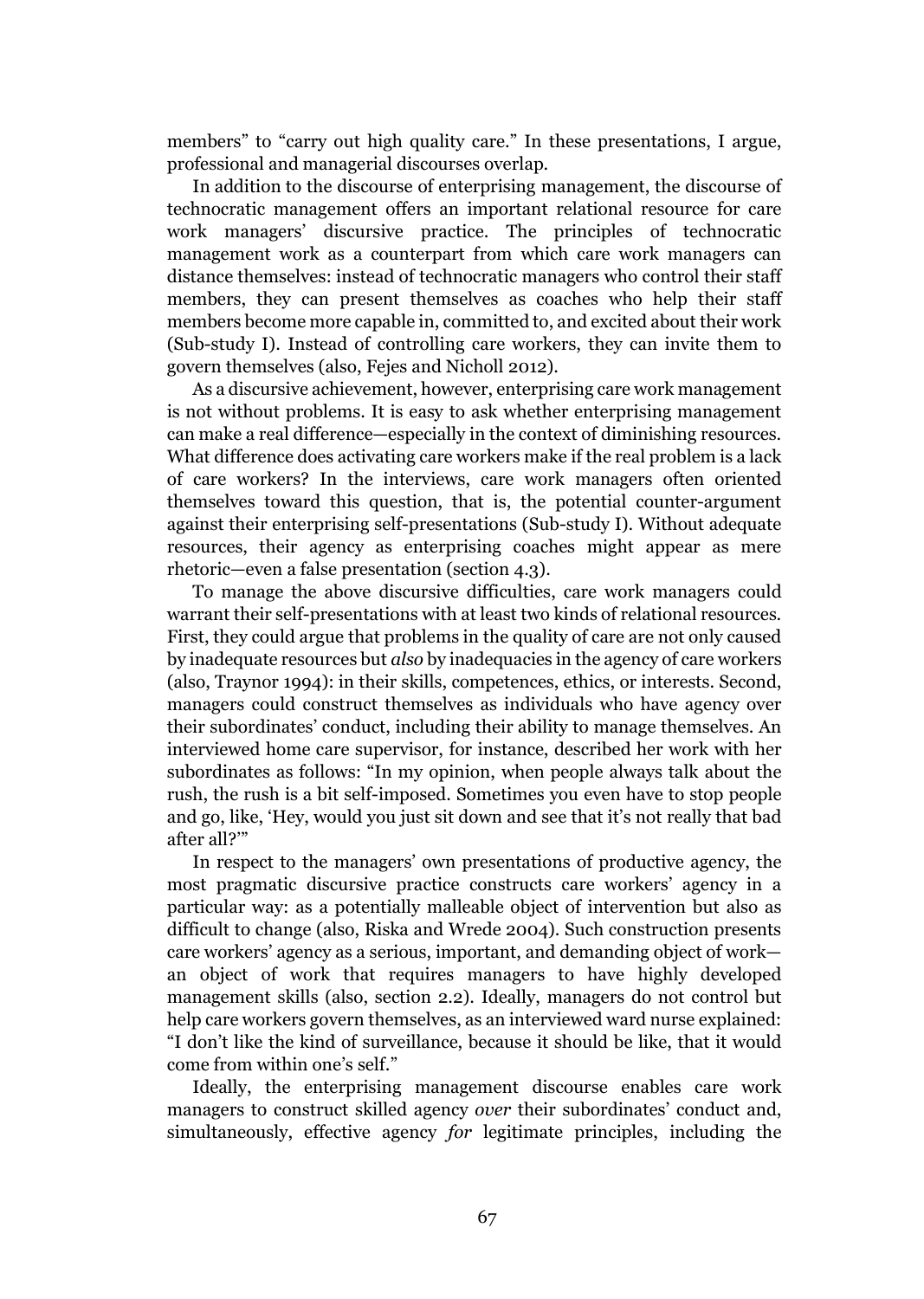members" to "carry out high quality care." In these presentations, I argue, professional and managerial discourses overlap.

In addition to the discourse of enterprising management, the discourse of technocratic management offers an important relational resource for care work managers' discursive practice. The principles of technocratic management work as a counterpart from which care work managers can distance themselves: instead of technocratic managers who control their staff members, they can present themselves as coaches who help their staff members become more capable in, committed to, and excited about their work (Sub-study I). Instead of controlling care workers, they can invite them to govern themselves (also, Fejes and Nicholl 2012).

As a discursive achievement, however, enterprising care work management is not without problems. It is easy to ask whether enterprising management can make a real difference—especially in the context of diminishing resources. What difference does activating care workers make if the real problem is a lack of care workers? In the interviews, care work managers often oriented themselves toward this question, that is, the potential counter-argument against their enterprising self-presentations (Sub-study I). Without adequate resources, their agency as enterprising coaches might appear as mere rhetoric—even a false presentation (section 4.3).

To manage the above discursive difficulties, care work managers could warrant their self-presentations with at least two kinds of relational resources. First, they could argue that problems in the quality of care are not only caused by inadequate resources but *also* by inadequacies in the agency of care workers (also, Traynor 1994): in their skills, competences, ethics, or interests. Second, managers could construct themselves as individuals who have agency over their subordinates' conduct, including their ability to manage themselves. An interviewed home care supervisor, for instance, described her work with her subordinates as follows: "In my opinion, when people always talk about the rush, the rush is a bit self-imposed. Sometimes you even have to stop people and go, like, 'Hey, would you just sit down and see that it's not really that bad after all?'"

In respect to the managers' own presentations of productive agency, the most pragmatic discursive practice constructs care workers' agency in a particular way: as a potentially malleable object of intervention but also as difficult to change (also, Riska and Wrede 2004). Such construction presents care workers' agency as a serious, important, and demanding object of work—an object of work that requires managers to have highly developed management skills (also, section 2.2). Ideally, managers do not control but help care workers govern themselves, as an interviewed ward nurse explained: "I don't like the kind of surveillance, because it should be like, that it would come from within one's self."

Ideally, the enterprising management discourse enables care work managers to construct skilled agency *over* their subordinates' conduct and, simultaneously, effective agency *for* legitimate principles, including the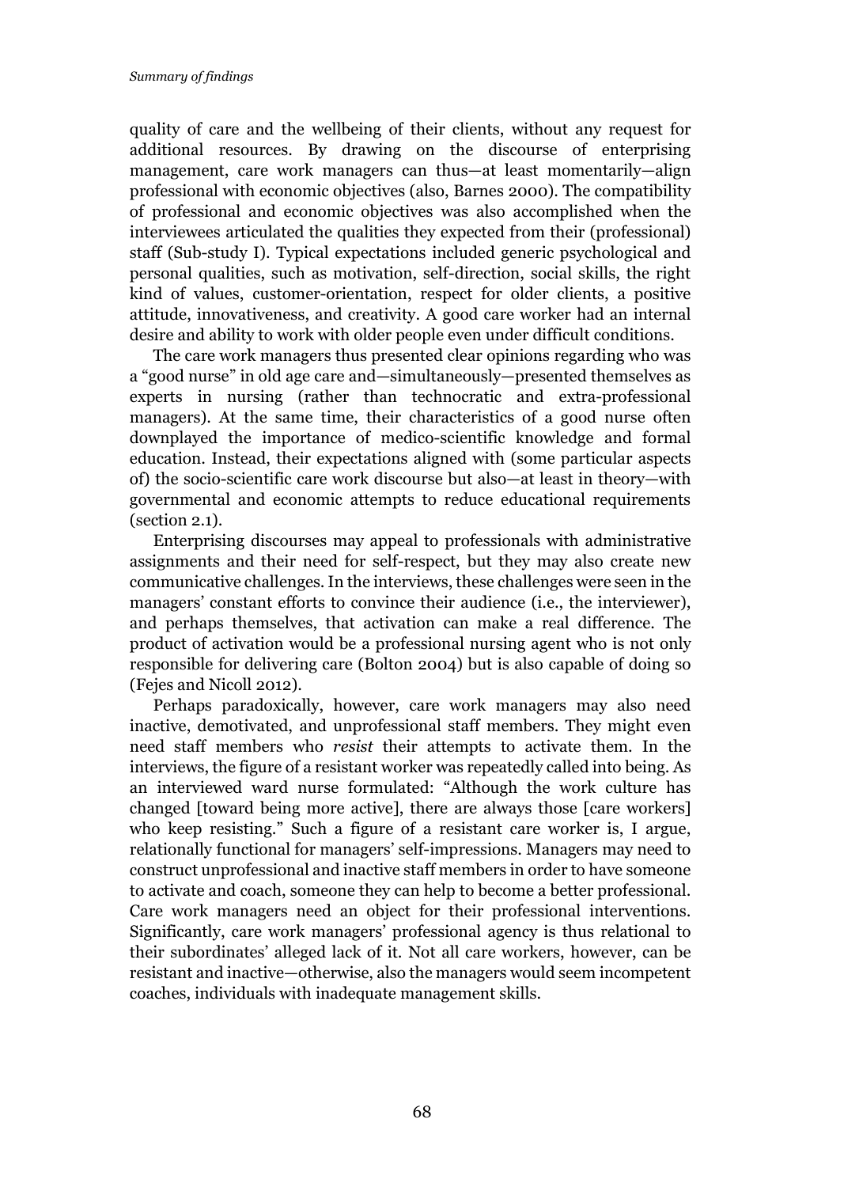quality of care and the wellbeing of their clients, without any request for additional resources. By drawing on the discourse of enterprising management, care work managers can thus—at least momentarily—align professional with economic objectives (also, Barnes 2000). The compatibility of professional and economic objectives was also accomplished when the interviewees articulated the qualities they expected from their (professional) staff (Sub-study I). Typical expectations included generic psychological and personal qualities, such as motivation, self-direction, social skills, the right kind of values, customer-orientation, respect for older clients, a positive attitude, innovativeness, and creativity. A good care worker had an internal desire and ability to work with older people even under difficult conditions.

The care work managers thus presented clear opinions regarding who was a "good nurse" in old age care and—simultaneously—presented themselves as experts in nursing (rather than technocratic and extra-professional managers). At the same time, their characteristics of a good nurse often downplayed the importance of medico-scientific knowledge and formal education. Instead, their expectations aligned with (some particular aspects of) the socio-scientific care work discourse but also—at least in theory—with governmental and economic attempts to reduce educational requirements (section 2.1).

Enterprising discourses may appeal to professionals with administrative assignments and their need for self-respect, but they may also create new communicative challenges. In the interviews, these challenges were seen in the managers' constant efforts to convince their audience (i.e., the interviewer), and perhaps themselves, that activation can make a real difference. The product of activation would be a professional nursing agent who is not only responsible for delivering care (Bolton 2004) but is also capable of doing so (Fejes and Nicoll 2012).

Perhaps paradoxically, however, care work managers may also need inactive, demotivated, and unprofessional staff members. They might even need staff members who *resist* their attempts to activate them. In the interviews, the figure of a resistant worker was repeatedly called into being. As an interviewed ward nurse formulated: "Although the work culture has changed [toward being more active], there are always those [care workers] who keep resisting." Such a figure of a resistant care worker is, I argue, relationally functional for managers' self-impressions. Managers may need to construct unprofessional and inactive staff members in order to have someone to activate and coach, someone they can help to become a better professional. Care work managers need an object for their professional interventions. Significantly, care work managers' professional agency is thus relational to their subordinates' alleged lack of it. Not all care workers, however, can be resistant and inactive—otherwise, also the managers would seem incompetent coaches, individuals with inadequate management skills.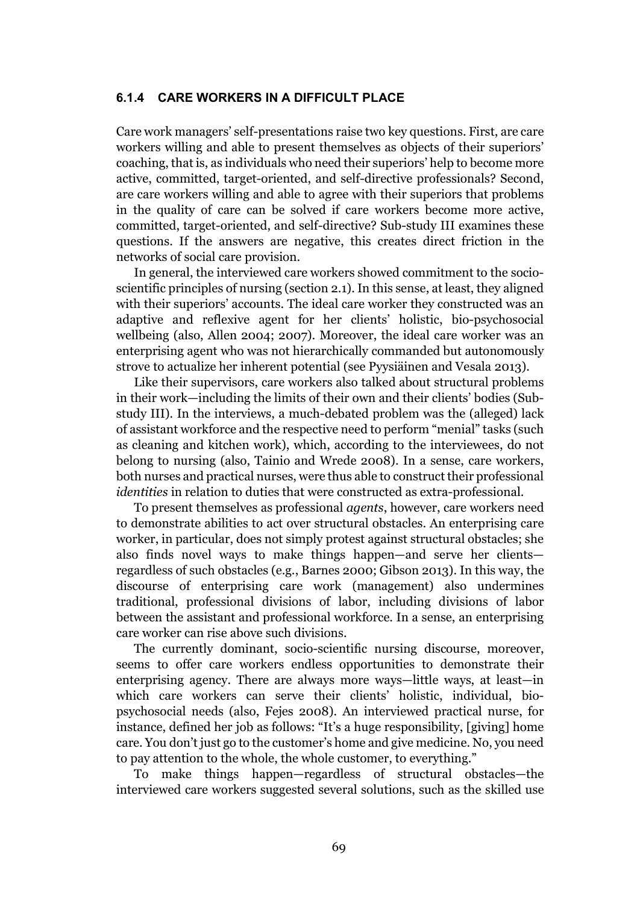### 6.1.4 CARE WORKERS IN A DIFFICULT PLACE

Care work managers' self-presentations raise two key questions. First, are care workers willing and able to present themselves as objects of their superiors' coaching, that is, as individuals who need their superiors' help to become more active, committed, target-oriented, and self-directive professionals? Second, are care workers willing and able to agree with their superiors that problems in the quality of care can be solved if care workers become more active, committed, target-oriented, and self-directive? Sub-study III examines these questions. If the answers are negative, this creates direct friction in the networks of social care provision.

In general, the interviewed care workers showed commitment to the socio-scientific principles of nursing (section 2.1). In this sense, at least, they aligned with their superiors' accounts. The ideal care worker they constructed was an adaptive and reflexive agent for her clients' holistic, bio-psychosocial wellbeing (also, Allen 2004; 2007). Moreover, the ideal care worker was an enterprising agent who was not hierarchically commanded but autonomously strove to actualize her inherent potential (see Pyysiäinen and Vesala 2013).

Like their supervisors, care workers also talked about structural problems in their work—including the limits of their own and their clients' bodies (Sub-study III). In the interviews, a much-debated problem was the (alleged) lack of assistant workforce and the respective need to perform "menial" tasks (such as cleaning and kitchen work), which, according to the interviewees, do not belong to nursing (also, Tainio and Wrede 2008). In a sense, care workers, both nurses and practical nurses, were thus able to construct their professional *identities* in relation to duties that were constructed as extra-professional.

To present themselves as professional *agents*, however, care workers need to demonstrate abilities to act over structural obstacles. An enterprising care worker, in particular, does not simply protest against structural obstacles; she also finds novel ways to make things happen—and serve her clients—regardless of such obstacles (e.g., Barnes 2000; Gibson 2013). In this way, the discourse of enterprising care work (management) also undermines traditional, professional divisions of labor, including divisions of labor between the assistant and professional workforce. In a sense, an enterprising care worker can rise above such divisions.

The currently dominant, socio-scientific nursing discourse, moreover, seems to offer care workers endless opportunities to demonstrate their enterprising agency. There are always more ways—little ways, at least—in which care workers can serve their clients' holistic, individual, bio-psychosocial needs (also, Fejes 2008). An interviewed practical nurse, for instance, defined her job as follows: "It's a huge responsibility, [giving] home care. You don't just go to the customer's home and give medicine. No, you need to pay attention to the whole, the whole customer, to everything."

To make things happen—regardless of structural obstacles—the interviewed care workers suggested several solutions, such as the skilled use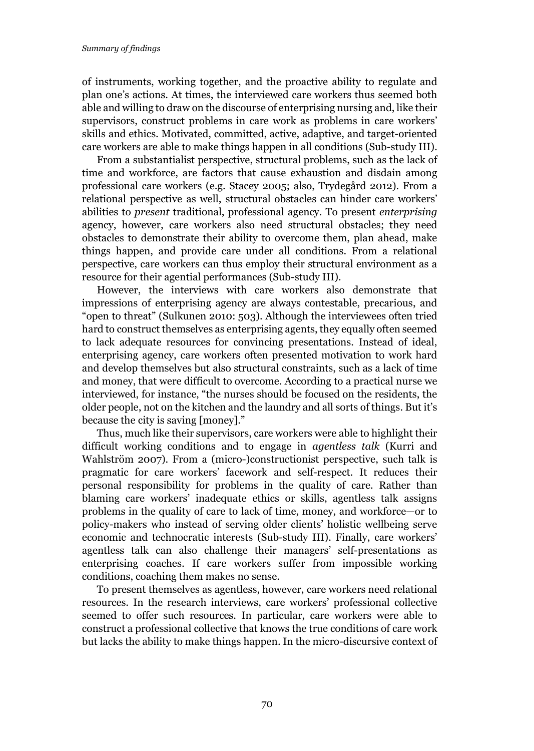of instruments, working together, and the proactive ability to regulate and plan one's actions. At times, the interviewed care workers thus seemed both able and willing to draw on the discourse of enterprising nursing and, like their supervisors, construct problems in care work as problems in care workers' skills and ethics. Motivated, committed, active, adaptive, and target-oriented care workers are able to make things happen in all conditions (Sub-study III).

From a substantialist perspective, structural problems, such as the lack of time and workforce, are factors that cause exhaustion and disdain among professional care workers (e.g. Stacey 2005; also, Trydegård 2012). From a relational perspective as well, structural obstacles can hinder care workers' abilities to *present* traditional, professional agency. To present *enterprising* agency, however, care workers also need structural obstacles; they need obstacles to demonstrate their ability to overcome them, plan ahead, make things happen, and provide care under all conditions. From a relational perspective, care workers can thus employ their structural environment as a resource for their agential performances (Sub-study III).

However, the interviews with care workers also demonstrate that impressions of enterprising agency are always contestable, precarious, and "open to threat" (Sulkunen 2010: 503). Although the interviewees often tried hard to construct themselves as enterprising agents, they equally often seemed to lack adequate resources for convincing presentations. Instead of ideal, enterprising agency, care workers often presented motivation to work hard and develop themselves but also structural constraints, such as a lack of time and money, that were difficult to overcome. According to a practical nurse we interviewed, for instance, "the nurses should be focused on the residents, the older people, not on the kitchen and the laundry and all sorts of things. But it's because the city is saving [money]."

Thus, much like their supervisors, care workers were able to highlight their difficult working conditions and to engage in *agentless talk* (Kurri and Wahlström 2007). From a (micro-)constructionist perspective, such talk is pragmatic for care workers' facework and self-respect. It reduces their personal responsibility for problems in the quality of care. Rather than blaming care workers' inadequate ethics or skills, agentless talk assigns problems in the quality of care to lack of time, money, and workforce—or to policy-makers who instead of serving older clients' holistic wellbeing serve economic and technocratic interests (Sub-study III). Finally, care workers' agentless talk can also challenge their managers' self-presentations as enterprising coaches. If care workers suffer from impossible working conditions, coaching them makes no sense.

To present themselves as agentless, however, care workers need relational resources. In the research interviews, care workers' professional collective seemed to offer such resources. In particular, care workers were able to construct a professional collective that knows the true conditions of care work but lacks the ability to make things happen. In the micro-discursive context of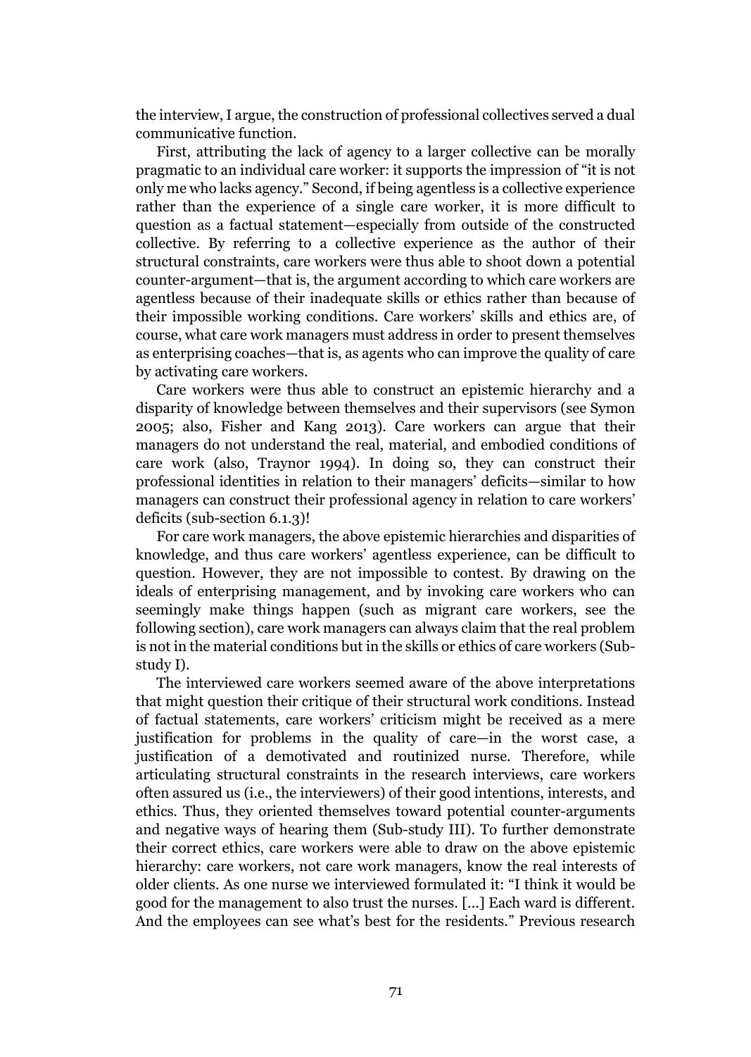the interview, I argue, the construction of professional collectives served a dual communicative function.

First, attributing the lack of agency to a larger collective can be morally pragmatic to an individual care worker: it supports the impression of "it is not only me who lacks agency." Second, if being agentless is a collective experience rather than the experience of a single care worker, it is more difficult to question as a factual statement—especially from outside of the constructed collective. By referring to a collective experience as the author of their structural constraints, care workers were thus able to shoot down a potential counter-argument—that is, the argument according to which care workers are agentless because of their inadequate skills or ethics rather than because of their impossible working conditions. Care workers' skills and ethics are, of course, what care work managers must address in order to present themselves as enterprising coaches—that is, as agents who can improve the quality of care by activating care workers.

Care workers were thus able to construct an epistemic hierarchy and a disparity of knowledge between themselves and their supervisors (see Symon 2005; also, Fisher and Kang 2013). Care workers can argue that their managers do not understand the real, material, and embodied conditions of care work (also, Traynor 1994). In doing so, they can construct their professional identities in relation to their managers' deficits—similar to how managers can construct their professional agency in relation to care workers' deficits (sub-section 6.1.3)!

For care work managers, the above epistemic hierarchies and disparities of knowledge, and thus care workers' agentless experience, can be difficult to question. However, they are not impossible to contest. By drawing on the ideals of enterprising management, and by invoking care workers who can seemingly make things happen (such as migrant care workers, see the following section), care work managers can always claim that the real problem is not in the material conditions but in the skills or ethics of care workers (Sub-study I).

The interviewed care workers seemed aware of the above interpretations that might question their critique of their structural work conditions. Instead of factual statements, care workers' criticism might be received as a mere justification for problems in the quality of care—in the worst case, a justification of a demotivated and routinized nurse. Therefore, while articulating structural constraints in the research interviews, care workers often assured us (i.e., the interviewers) of their good intentions, interests, and ethics. Thus, they oriented themselves toward potential counter-arguments and negative ways of hearing them (Sub-study III). To further demonstrate their correct ethics, care workers were able to draw on the above epistemic hierarchy: care workers, not care work managers, know the real interests of older clients. As one nurse we interviewed formulated it: "I think it would be good for the management to also trust the nurses. [...] Each ward is different. And the employees can see what's best for the residents." Previous research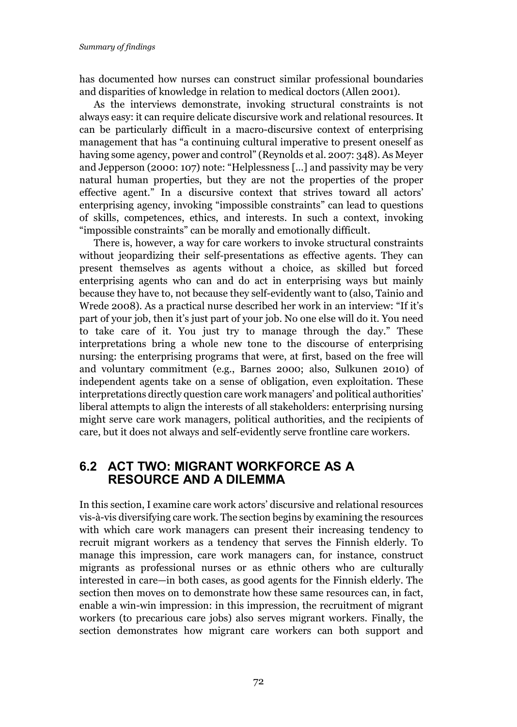has documented how nurses can construct similar professional boundaries and disparities of knowledge in relation to medical doctors (Allen 2001).

As the interviews demonstrate, invoking structural constraints is not always easy: it can require delicate discursive work and relational resources. It can be particularly difficult in a macro-discursive context of enterprising management that has "a continuing cultural imperative to present oneself as having some agency, power and control" (Reynolds et al. 2007: 348). As Meyer and Jepperson (2000: 107) note: "Helplessness [...] and passivity may be very natural human properties, but they are not the properties of the proper effective agent." In a discursive context that strives toward all actors' enterprising agency, invoking "impossible constraints" can lead to questions of skills, competences, ethics, and interests. In such a context, invoking "impossible constraints" can be morally and emotionally difficult.

There is, however, a way for care workers to invoke structural constraints without jeopardizing their self-presentations as effective agents. They can present themselves as agents without a choice, as skilled but forced enterprising agents who can and do act in enterprising ways but mainly because they have to, not because they self-evidently want to (also, Tainio and Wrede 2008). As a practical nurse described her work in an interview: "If it's part of your job, then it's just part of your job. No one else will do it. You need to take care of it. You just try to manage through the day." These interpretations bring a whole new tone to the discourse of enterprising nursing: the enterprising programs that were, at first, based on the free will and voluntary commitment (e.g., Barnes 2000; also, Sulkunen 2010) of independent agents take on a sense of obligation, even exploitation. These interpretations directly question care work managers' and political authorities' liberal attempts to align the interests of all stakeholders: enterprising nursing might serve care work managers, political authorities, and the recipients of care, but it does not always and self-evidently serve frontline care workers.

## 6.2 ACT TWO: MIGRANT WORKFORCE AS A RESOURCE AND A DILEMMA

In this section, I examine care work actors' discursive and relational resources vis-à-vis diversifying care work. The section begins by examining the resources with which care work managers can present their increasing tendency to recruit migrant workers as a tendency that serves the Finnish elderly. To manage this impression, care work managers can, for instance, construct migrants as professional nurses or as ethnic others who are culturally interested in care—in both cases, as good agents for the Finnish elderly. The section then moves on to demonstrate how these same resources can, in fact, enable a win-win impression: in this impression, the recruitment of migrant workers (to precarious care jobs) also serves migrant workers. Finally, the section demonstrates how migrant care workers can both support and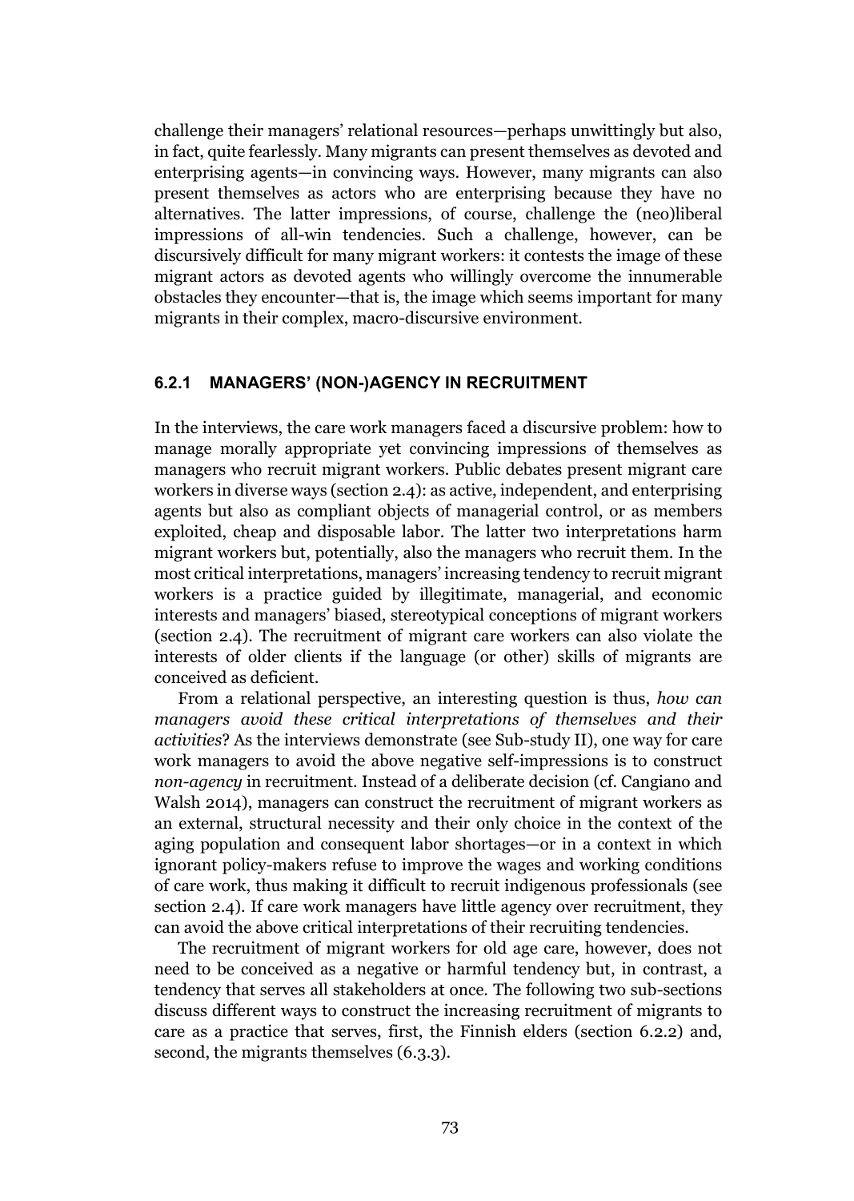challenge their managers' relational resources—perhaps unwittingly but also, in fact, quite fearlessly. Many migrants can present themselves as devoted and enterprising agents—in convincing ways. However, many migrants can also present themselves as actors who are enterprising because they have no alternatives. The latter impressions, of course, challenge the (neo)liberal impressions of all-win tendencies. Such a challenge, however, can be discursively difficult for many migrant workers: it contests the image of these migrant actors as devoted agents who willingly overcome the innumerable obstacles they encounter—that is, the image which seems important for many migrants in their complex, macro-discursive environment.

### 6.2.1 MANAGERS' (NON-)AGENCY IN RECRUITMENT

In the interviews, the care work managers faced a discursive problem: how to manage morally appropriate yet convincing impressions of themselves as managers who recruit migrant workers. Public debates present migrant care workers in diverse ways (section 2.4): as active, independent, and enterprising agents but also as compliant objects of managerial control, or as members exploited, cheap and disposable labor. The latter two interpretations harm migrant workers but, potentially, also the managers who recruit them. In the most critical interpretations, managers' increasing tendency to recruit migrant workers is a practice guided by illegitimate, managerial, and economic interests and managers' biased, stereotypical conceptions of migrant workers (section 2.4). The recruitment of migrant care workers can also violate the interests of older clients if the language (or other) skills of migrants are conceived as deficient.

From a relational perspective, an interesting question is thus, *how can managers avoid these critical interpretations of themselves and their activities*? As the interviews demonstrate (see Sub-study II), one way for care work managers to avoid the above negative self-impressions is to construct *non-agency* in recruitment. Instead of a deliberate decision (cf. Cangiano and Walsh 2014), managers can construct the recruitment of migrant workers as an external, structural necessity and their only choice in the context of the aging population and consequent labor shortages—or in a context in which ignorant policy-makers refuse to improve the wages and working conditions of care work, thus making it difficult to recruit indigenous professionals (see section 2.4). If care work managers have little agency over recruitment, they can avoid the above critical interpretations of their recruiting tendencies.

The recruitment of migrant workers for old age care, however, does not need to be conceived as a negative or harmful tendency but, in contrast, a tendency that serves all stakeholders at once. The following two sub-sections discuss different ways to construct the increasing recruitment of migrants to care as a practice that serves, first, the Finnish elders (section 6.2.2) and, second, the migrants themselves (6.3.3).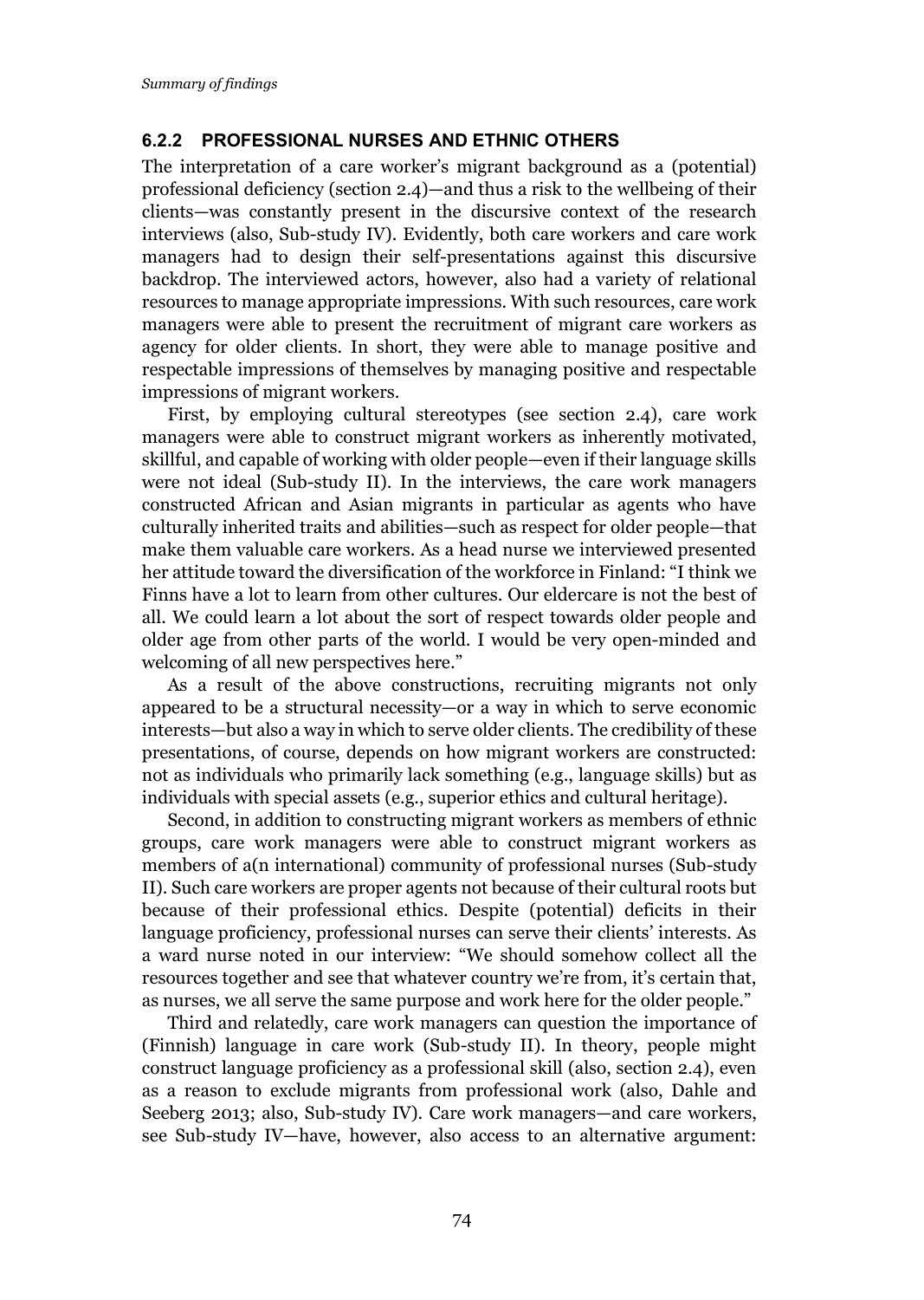### 6.2.2 PROFESSIONAL NURSES AND ETHNIC OTHERS

The interpretation of a care worker's migrant background as a (potential) professional deficiency (section 2.4)—and thus a risk to the wellbeing of their clients—was constantly present in the discursive context of the research interviews (also, Sub-study IV). Evidently, both care workers and care work managers had to design their self-presentations against this discursive backdrop. The interviewed actors, however, also had a variety of relational resources to manage appropriate impressions. With such resources, care work managers were able to present the recruitment of migrant care workers as agency for older clients. In short, they were able to manage positive and respectable impressions of themselves by managing positive and respectable impressions of migrant workers.

First, by employing cultural stereotypes (see section 2.4), care work managers were able to construct migrant workers as inherently motivated, skillful, and capable of working with older people—even if their language skills were not ideal (Sub-study II). In the interviews, the care work managers constructed African and Asian migrants in particular as agents who have culturally inherited traits and abilities—such as respect for older people—that make them valuable care workers. As a head nurse we interviewed presented her attitude toward the diversification of the workforce in Finland: "I think we Finns have a lot to learn from other cultures. Our eldercare is not the best of all. We could learn a lot about the sort of respect towards older people and older age from other parts of the world. I would be very open-minded and welcoming of all new perspectives here."

As a result of the above constructions, recruiting migrants not only appeared to be a structural necessity—or a way in which to serve economic interests—but also a way in which to serve older clients. The credibility of these presentations, of course, depends on how migrant workers are constructed: not as individuals who primarily lack something (e.g., language skills) but as individuals with special assets (e.g., superior ethics and cultural heritage).

Second, in addition to constructing migrant workers as members of ethnic groups, care work managers were able to construct migrant workers as members of a(n international) community of professional nurses (Sub-study II). Such care workers are proper agents not because of their cultural roots but because of their professional ethics. Despite (potential) deficits in their language proficiency, professional nurses can serve their clients' interests. As a ward nurse noted in our interview: "We should somehow collect all the resources together and see that whatever country we're from, it's certain that, as nurses, we all serve the same purpose and work here for the older people."

Third and relatedly, care work managers can question the importance of (Finnish) language in care work (Sub-study II). In theory, people might construct language proficiency as a professional skill (also, section 2.4), even as a reason to exclude migrants from professional work (also, Dahle and Seeberg 2013; also, Sub-study IV). Care work managers—and care workers, see Sub-study IV—have, however, also access to an alternative argument: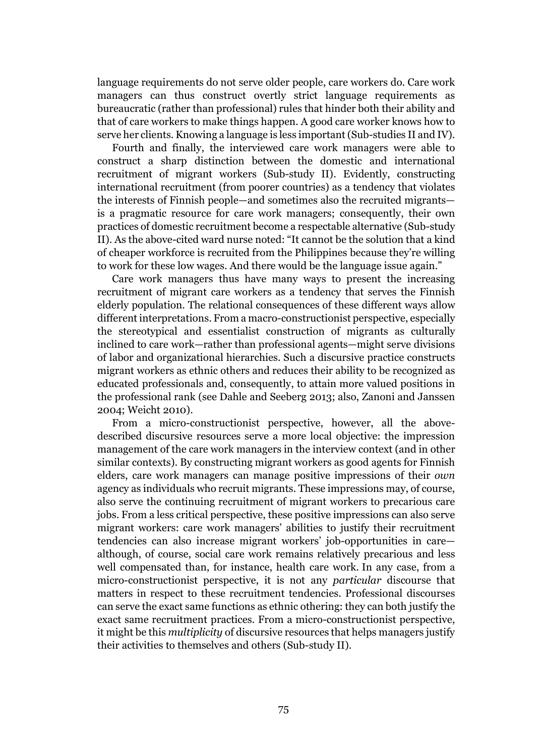language requirements do not serve older people, care workers do. Care work managers can thus construct overtly strict language requirements as bureaucratic (rather than professional) rules that hinder both their ability and that of care workers to make things happen. A good care worker knows how to serve her clients. Knowing a language is less important (Sub-studies II and IV).

Fourth and finally, the interviewed care work managers were able to construct a sharp distinction between the domestic and international recruitment of migrant workers (Sub-study II). Evidently, constructing international recruitment (from poorer countries) as a tendency that violates the interests of Finnish people—and sometimes also the recruited migrants—is a pragmatic resource for care work managers; consequently, their own practices of domestic recruitment become a respectable alternative (Sub-study II). As the above-cited ward nurse noted: "It cannot be the solution that a kind of cheaper workforce is recruited from the Philippines because they're willing to work for these low wages. And there would be the language issue again."

Care work managers thus have many ways to present the increasing recruitment of migrant care workers as a tendency that serves the Finnish elderly population. The relational consequences of these different ways allow different interpretations. From a macro-constructionist perspective, especially the stereotypical and essentialist construction of migrants as culturally inclined to care work—rather than professional agents—might serve divisions of labor and organizational hierarchies. Such a discursive practice constructs migrant workers as ethnic others and reduces their ability to be recognized as educated professionals and, consequently, to attain more valued positions in the professional rank (see Dahle and Seeberg 2013; also, Zanoni and Janssen 2004; Weicht 2010).

From a micro-constructionist perspective, however, all the above-described discursive resources serve a more local objective: the impression management of the care work managers in the interview context (and in other similar contexts). By constructing migrant workers as good agents for Finnish elders, care work managers can manage positive impressions of their *own* agency as individuals who recruit migrants. These impressions may, of course, also serve the continuing recruitment of migrant workers to precarious care jobs. From a less critical perspective, these positive impressions can also serve migrant workers: care work managers' abilities to justify their recruitment tendencies can also increase migrant workers' job-opportunities in care—although, of course, social care work remains relatively precarious and less well compensated than, for instance, health care work. In any case, from a micro-constructionist perspective, it is not any *particular* discourse that matters in respect to these recruitment tendencies. Professional discourses can serve the exact same functions as ethnic othering: they can both justify the exact same recruitment practices. From a micro-constructionist perspective, it might be this *multiplicity* of discursive resources that helps managers justify their activities to themselves and others (Sub-study II).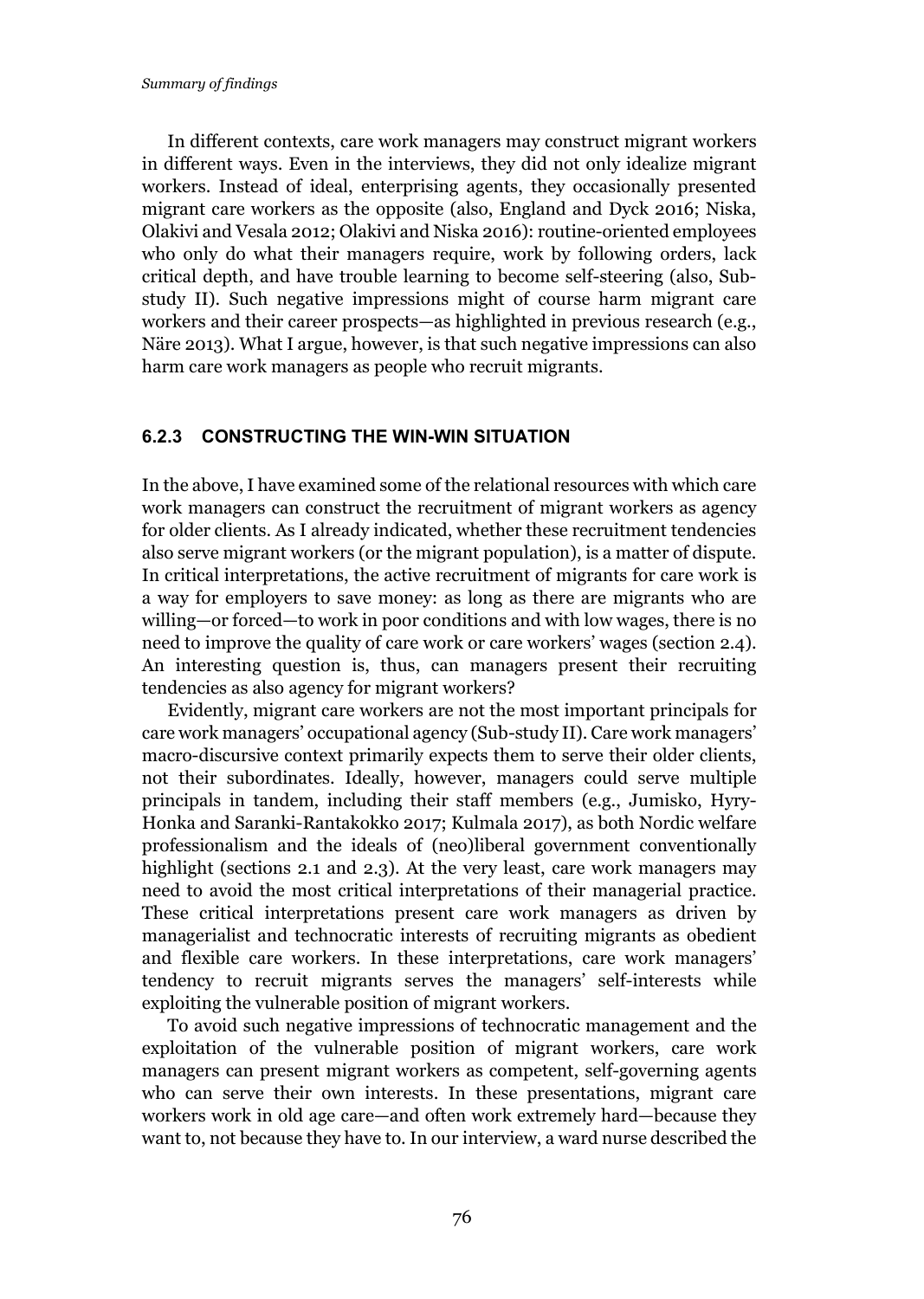In different contexts, care work managers may construct migrant workers in different ways. Even in the interviews, they did not only idealize migrant workers. Instead of ideal, enterprising agents, they occasionally presented migrant care workers as the opposite (also, England and Dyck 2016; Niska, Olakivi and Vesala 2012; Olakivi and Niska 2016): routine-oriented employees who only do what their managers require, work by following orders, lack critical depth, and have trouble learning to become self-steering (also, Sub-study II). Such negative impressions might of course harm migrant care workers and their career prospects—as highlighted in previous research (e.g., Näre 2013). What I argue, however, is that such negative impressions can also harm care work managers as people who recruit migrants.

### 6.2.3 CONSTRUCTING THE WIN-WIN SITUATION

In the above, I have examined some of the relational resources with which care work managers can construct the recruitment of migrant workers as agency for older clients. As I already indicated, whether these recruitment tendencies also serve migrant workers (or the migrant population), is a matter of dispute. In critical interpretations, the active recruitment of migrants for care work is a way for employers to save money: as long as there are migrants who are willing—or forced—to work in poor conditions and with low wages, there is no need to improve the quality of care work or care workers' wages (section 2.4). An interesting question is, thus, can managers present their recruiting tendencies as also agency for migrant workers?

Evidently, migrant care workers are not the most important principals for care work managers' occupational agency (Sub-study II). Care work managers' macro-discursive context primarily expects them to serve their older clients, not their subordinates. Ideally, however, managers could serve multiple principals in tandem, including their staff members (e.g., Jumisko, Hyry-Honka and Saranki-Rantakokko 2017; Kulmala 2017), as both Nordic welfare professionalism and the ideals of (neo)liberal government conventionally highlight (sections 2.1 and 2.3). At the very least, care work managers may need to avoid the most critical interpretations of their managerial practice. These critical interpretations present care work managers as driven by managerialist and technocratic interests of recruiting migrants as obedient and flexible care workers. In these interpretations, care work managers' tendency to recruit migrants serves the managers' self-interests while exploiting the vulnerable position of migrant workers.

To avoid such negative impressions of technocratic management and the exploitation of the vulnerable position of migrant workers, care work managers can present migrant workers as competent, self-governing agents who can serve their own interests. In these presentations, migrant care workers work in old age care—and often work extremely hard—because they want to, not because they have to. In our interview, a ward nurse described the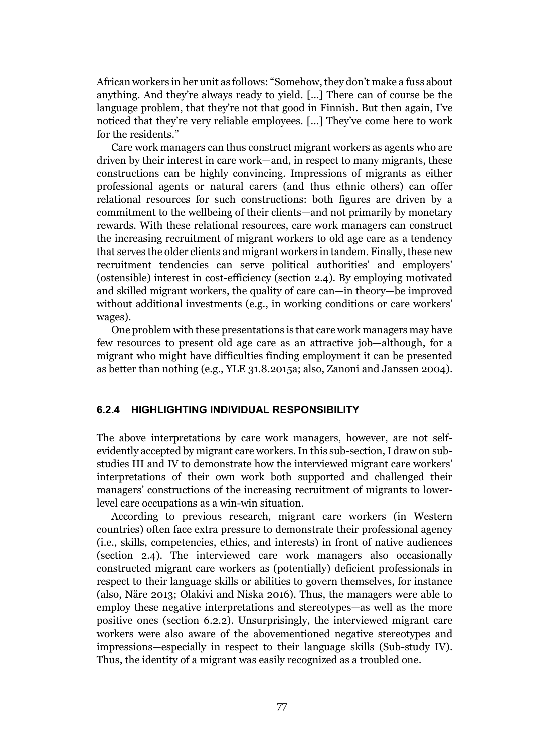African workers in her unit as follows: "Somehow, they don't make a fuss about anything. And they're always ready to yield. [...] There can of course be the language problem, that they're not that good in Finnish. But then again, I've noticed that they're very reliable employees. [...] They've come here to work for the residents."

Care work managers can thus construct migrant workers as agents who are driven by their interest in care work—and, in respect to many migrants, these constructions can be highly convincing. Impressions of migrants as either professional agents or natural carers (and thus ethnic others) can offer relational resources for such constructions: both figures are driven by a commitment to the wellbeing of their clients—and not primarily by monetary rewards. With these relational resources, care work managers can construct the increasing recruitment of migrant workers to old age care as a tendency that serves the older clients and migrant workers in tandem. Finally, these new recruitment tendencies can serve political authorities' and employers' (ostensible) interest in cost-efficiency (section 2.4). By employing motivated and skilled migrant workers, the quality of care can—in theory—be improved without additional investments (e.g., in working conditions or care workers' wages).

One problem with these presentations is that care work managers may have few resources to present old age care as an attractive job—although, for a migrant who might have difficulties finding employment it can be presented as better than nothing (e.g., YLE 31.8.2015a; also, Zanoni and Janssen 2004).

### 6.2.4 HIGHLIGHTING INDIVIDUAL RESPONSIBILITY

The above interpretations by care work managers, however, are not self-evidently accepted by migrant care workers. In this sub-section, I draw on sub-studies III and IV to demonstrate how the interviewed migrant care workers' interpretations of their own work both supported and challenged their managers' constructions of the increasing recruitment of migrants to lower-level care occupations as a win-win situation.

According to previous research, migrant care workers (in Western countries) often face extra pressure to demonstrate their professional agency (i.e., skills, competencies, ethics, and interests) in front of native audiences (section 2.4). The interviewed care work managers also occasionally constructed migrant care workers as (potentially) deficient professionals in respect to their language skills or abilities to govern themselves, for instance (also, Näre 2013; Olakivi and Niska 2016). Thus, the managers were able to employ these negative interpretations and stereotypes—as well as the more positive ones (section 6.2.2). Unsurprisingly, the interviewed migrant care workers were also aware of the abovementioned negative stereotypes and impressions—especially in respect to their language skills (Sub-study IV). Thus, the identity of a migrant was easily recognized as a troubled one.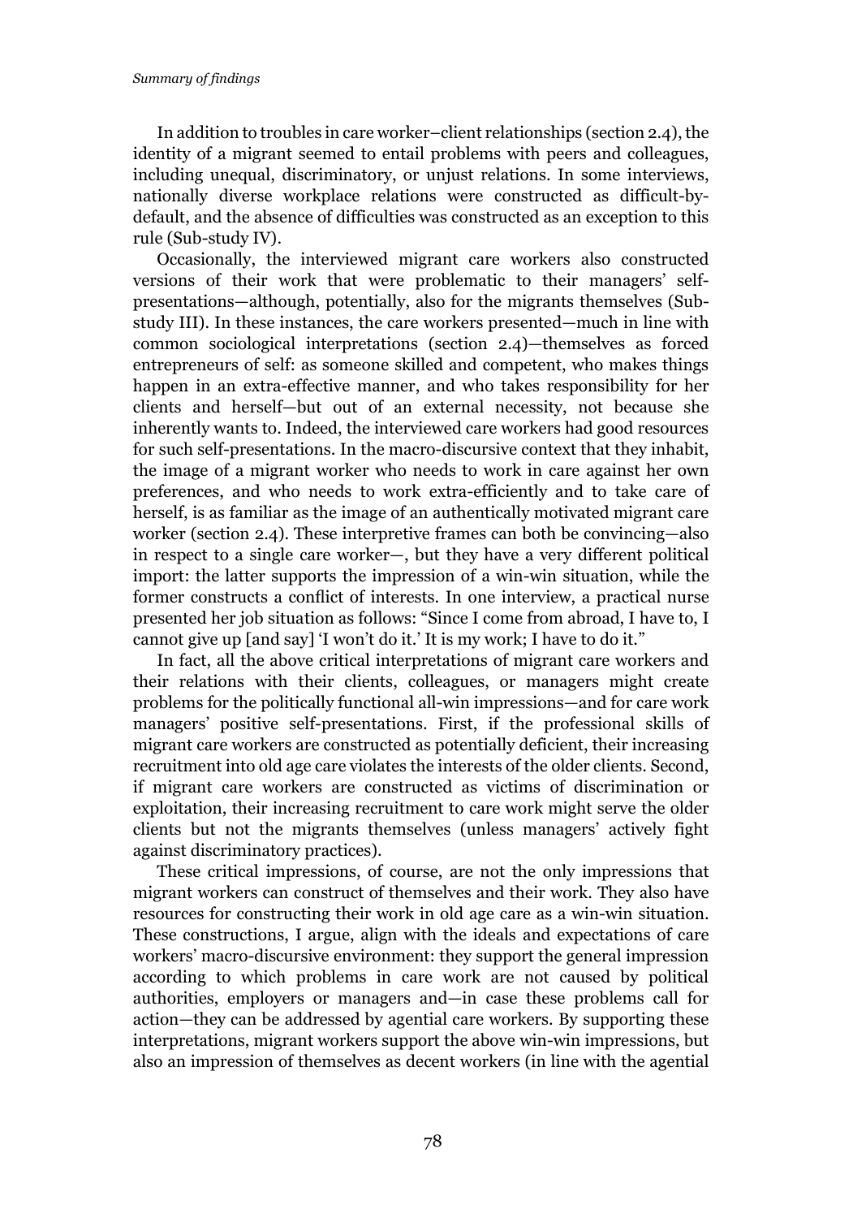In addition to troubles in care worker–client relationships (section 2.4), the identity of a migrant seemed to entail problems with peers and colleagues, including unequal, discriminatory, or unjust relations. In some interviews, nationally diverse workplace relations were constructed as difficult-by-default, and the absence of difficulties was constructed as an exception to this rule (Sub-study IV).

Occasionally, the interviewed migrant care workers also constructed versions of their work that were problematic to their managers' self-presentations—although, potentially, also for the migrants themselves (Sub-study III). In these instances, the care workers presented—much in line with common sociological interpretations (section 2.4)—themselves as forced entrepreneurs of self: as someone skilled and competent, who makes things happen in an extra-effective manner, and who takes responsibility for her clients and herself—but out of an external necessity, not because she inherently wants to. Indeed, the interviewed care workers had good resources for such self-presentations. In the macro-discursive context that they inhabit, the image of a migrant worker who needs to work in care against her own preferences, and who needs to work extra-efficiently and to take care of herself, is as familiar as the image of an authentically motivated migrant care worker (section 2.4). These interpretive frames can both be convincing—also in respect to a single care worker—, but they have a very different political import: the latter supports the impression of a win-win situation, while the former constructs a conflict of interests. In one interview, a practical nurse presented her job situation as follows: "Since I come from abroad, I have to, I cannot give up [and say] 'I won't do it.' It is my work; I have to do it."

In fact, all the above critical interpretations of migrant care workers and their relations with their clients, colleagues, or managers might create problems for the politically functional all-win impressions—and for care work managers' positive self-presentations. First, if the professional skills of migrant care workers are constructed as potentially deficient, their increasing recruitment into old age care violates the interests of the older clients. Second, if migrant care workers are constructed as victims of discrimination or exploitation, their increasing recruitment to care work might serve the older clients but not the migrants themselves (unless managers' actively fight against discriminatory practices).

These critical impressions, of course, are not the only impressions that migrant workers can construct of themselves and their work. They also have resources for constructing their work in old age care as a win-win situation. These constructions, I argue, align with the ideals and expectations of care workers' macro-discursive environment: they support the general impression according to which problems in care work are not caused by political authorities, employers or managers and—in case these problems call for action—they can be addressed by agential care workers. By supporting these interpretations, migrant workers support the above win-win impressions, but also an impression of themselves as decent workers (in line with the agential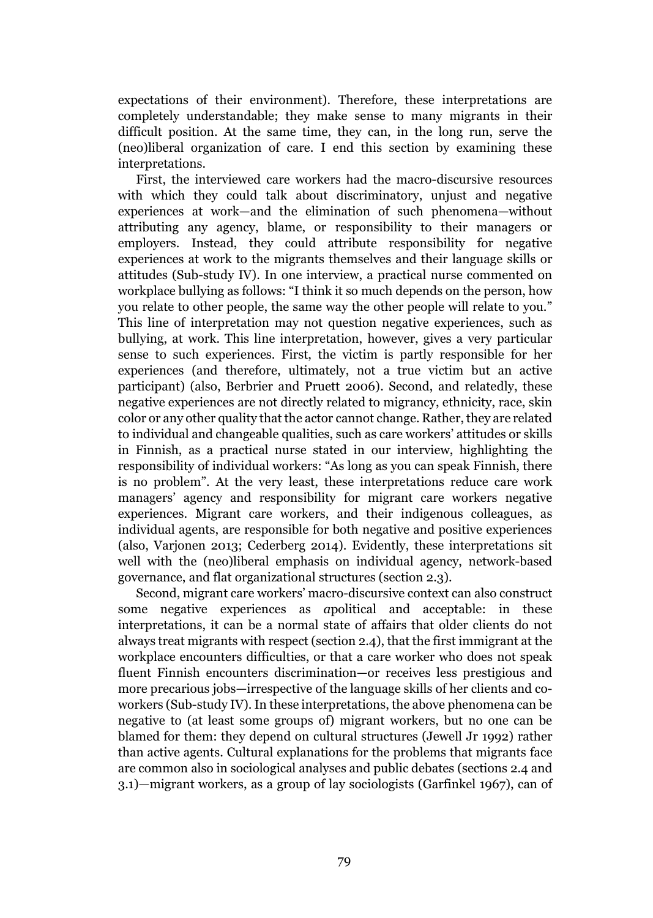expectations of their environment). Therefore, these interpretations are completely understandable; they make sense to many migrants in their difficult position. At the same time, they can, in the long run, serve the (neo)liberal organization of care. I end this section by examining these interpretations.

First, the interviewed care workers had the macro-discursive resources with which they could talk about discriminatory, unjust and negative experiences at work—and the elimination of such phenomena—without attributing any agency, blame, or responsibility to their managers or employers. Instead, they could attribute responsibility for negative experiences at work to the migrants themselves and their language skills or attitudes (Sub-study IV). In one interview, a practical nurse commented on workplace bullying as follows: "I think it so much depends on the person, how you relate to other people, the same way the other people will relate to you." This line of interpretation may not question negative experiences, such as bullying, at work. This line interpretation, however, gives a very particular sense to such experiences. First, the victim is partly responsible for her experiences (and therefore, ultimately, not a true victim but an active participant) (also, Berbrier and Pruett 2006). Second, and relatedly, these negative experiences are not directly related to migrancy, ethnicity, race, skin color or any other quality that the actor cannot change. Rather, they are related to individual and changeable qualities, such as care workers' attitudes or skills in Finnish, as a practical nurse stated in our interview, highlighting the responsibility of individual workers: "As long as you can speak Finnish, there is no problem". At the very least, these interpretations reduce care work managers' agency and responsibility for migrant care workers negative experiences. Migrant care workers, and their indigenous colleagues, as individual agents, are responsible for both negative and positive experiences (also, Varjonen 2013; Cederberg 2014). Evidently, these interpretations sit well with the (neo)liberal emphasis on individual agency, network-based governance, and flat organizational structures (section 2.3).

Second, migrant care workers' macro-discursive context can also construct some negative experiences as *a*political and acceptable: in these interpretations, it can be a normal state of affairs that older clients do not always treat migrants with respect (section 2.4), that the first immigrant at the workplace encounters difficulties, or that a care worker who does not speak fluent Finnish encounters discrimination—or receives less prestigious and more precarious jobs—irrespective of the language skills of her clients and co-workers (Sub-study IV). In these interpretations, the above phenomena can be negative to (at least some groups of) migrant workers, but no one can be blamed for them: they depend on cultural structures (Jewell Jr 1992) rather than active agents. Cultural explanations for the problems that migrants face are common also in sociological analyses and public debates (sections 2.4 and 3.1)—migrant workers, as a group of lay sociologists (Garfinkel 1967), can of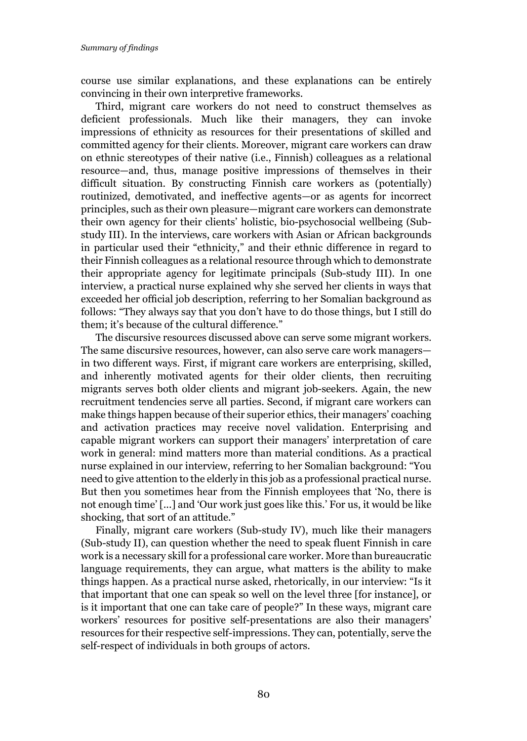course use similar explanations, and these explanations can be entirely convincing in their own interpretive frameworks.

Third, migrant care workers do not need to construct themselves as deficient professionals. Much like their managers, they can invoke impressions of ethnicity as resources for their presentations of skilled and committed agency for their clients. Moreover, migrant care workers can draw on ethnic stereotypes of their native (i.e., Finnish) colleagues as a relational resource—and, thus, manage positive impressions of themselves in their difficult situation. By constructing Finnish care workers as (potentially) routinized, demotivated, and ineffective agents—or as agents for incorrect principles, such as their own pleasure—migrant care workers can demonstrate their own agency for their clients' holistic, bio-psychosocial wellbeing (Sub-study III). In the interviews, care workers with Asian or African backgrounds in particular used their "ethnicity," and their ethnic difference in regard to their Finnish colleagues as a relational resource through which to demonstrate their appropriate agency for legitimate principals (Sub-study III). In one interview, a practical nurse explained why she served her clients in ways that exceeded her official job description, referring to her Somalian background as follows: "They always say that you don't have to do those things, but I still do them; it's because of the cultural difference."

The discursive resources discussed above can serve some migrant workers. The same discursive resources, however, can also serve care work managers—in two different ways. First, if migrant care workers are enterprising, skilled, and inherently motivated agents for their older clients, then recruiting migrants serves both older clients and migrant job-seekers. Again, the new recruitment tendencies serve all parties. Second, if migrant care workers can make things happen because of their superior ethics, their managers' coaching and activation practices may receive novel validation. Enterprising and capable migrant workers can support their managers' interpretation of care work in general: mind matters more than material conditions. As a practical nurse explained in our interview, referring to her Somalian background: "You need to give attention to the elderly in this job as a professional practical nurse. But then you sometimes hear from the Finnish employees that 'No, there is not enough time' [...] and 'Our work just goes like this.' For us, it would be like shocking, that sort of an attitude."

Finally, migrant care workers (Sub-study IV), much like their managers (Sub-study II), can question whether the need to speak fluent Finnish in care work is a necessary skill for a professional care worker. More than bureaucratic language requirements, they can argue, what matters is the ability to make things happen. As a practical nurse asked, rhetorically, in our interview: "Is it that important that one can speak so well on the level three [for instance], or is it important that one can take care of people?" In these ways, migrant care workers' resources for positive self-presentations are also their managers' resources for their respective self-impressions. They can, potentially, serve the self-respect of individuals in both groups of actors.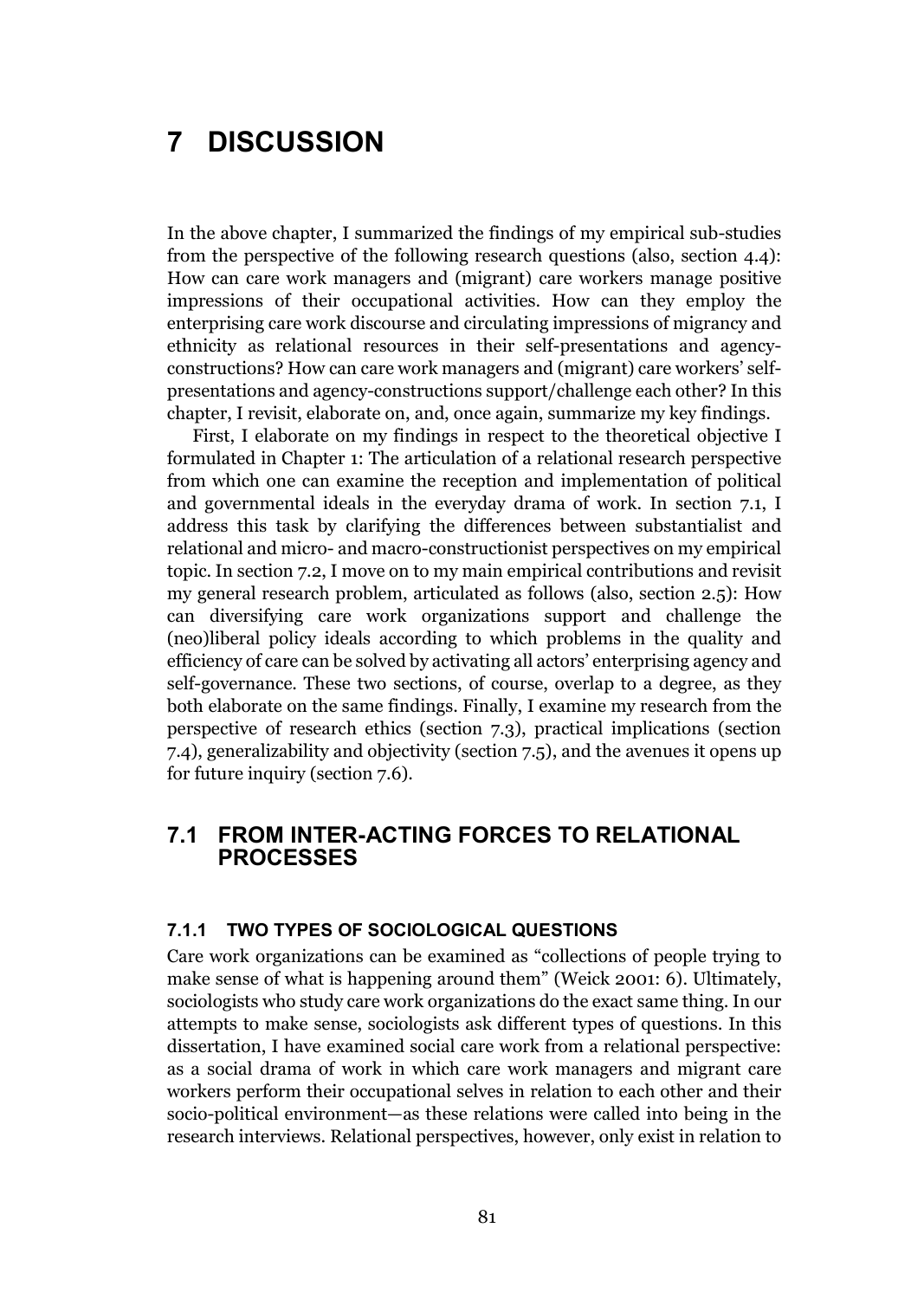# 7 DISCUSSION

In the above chapter, I summarized the findings of my empirical sub-studies from the perspective of the following research questions (also, section 4.4): How can care work managers and (migrant) care workers manage positive impressions of their occupational activities. How can they employ the enterprising care work discourse and circulating impressions of migrancy and ethnicity as relational resources in their self-presentations and agency-constructions? How can care work managers and (migrant) care workers' self-presentations and agency-constructions support/challenge each other? In this chapter, I revisit, elaborate on, and, once again, summarize my key findings.

First, I elaborate on my findings in respect to the theoretical objective I formulated in Chapter 1: The articulation of a relational research perspective from which one can examine the reception and implementation of political and governmental ideals in the everyday drama of work. In section 7.1, I address this task by clarifying the differences between substantialist and relational and micro- and macro-constructionist perspectives on my empirical topic. In section 7.2, I move on to my main empirical contributions and revisit my general research problem, articulated as follows (also, section 2.5): How can diversifying care work organizations support and challenge the (neo)liberal policy ideals according to which problems in the quality and efficiency of care can be solved by activating all actors' enterprising agency and self-governance. These two sections, of course, overlap to a degree, as they both elaborate on the same findings. Finally, I examine my research from the perspective of research ethics (section 7.3), practical implications (section 7.4), generalizability and objectivity (section 7.5), and the avenues it opens up for future inquiry (section 7.6).

## 7.1 FROM INTER-ACTING FORCES TO RELATIONAL PROCESSES

### 7.1.1 TWO TYPES OF SOCIOLOGICAL QUESTIONS

Care work organizations can be examined as "collections of people trying to make sense of what is happening around them" (Weick 2001: 6). Ultimately, sociologists who study care work organizations do the exact same thing. In our attempts to make sense, sociologists ask different types of questions. In this dissertation, I have examined social care work from a relational perspective: as a social drama of work in which care work managers and migrant care workers perform their occupational selves in relation to each other and their socio-political environment—as these relations were called into being in the research interviews. Relational perspectives, however, only exist in relation to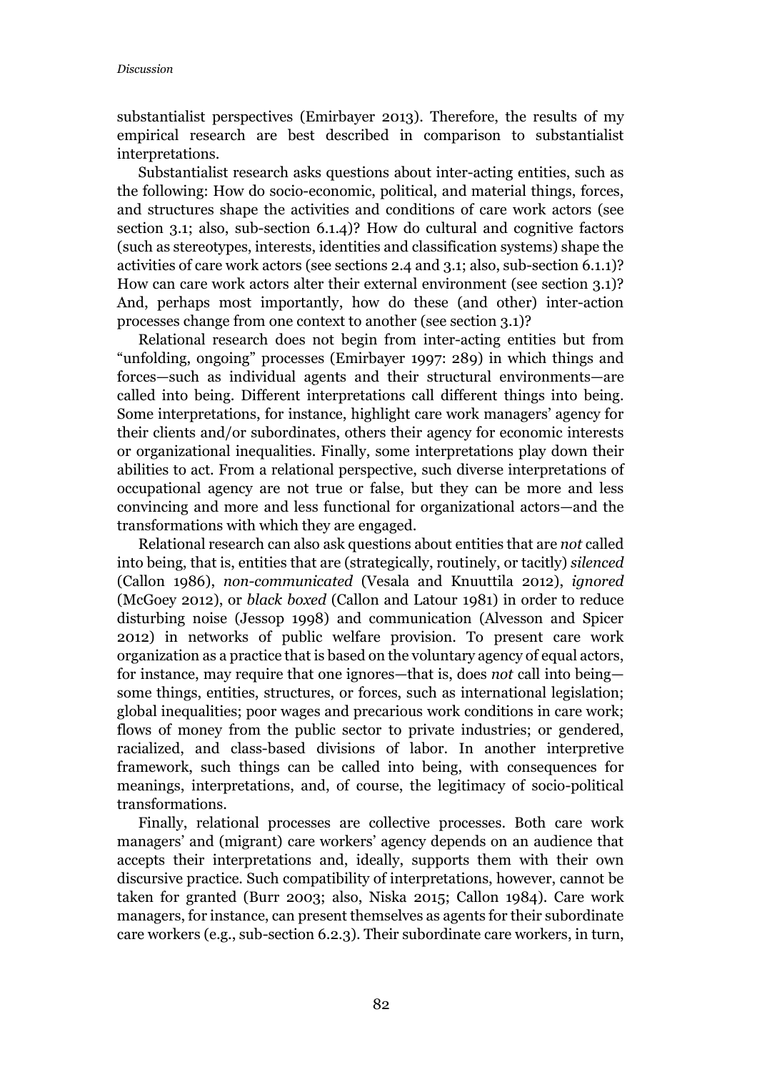substantialist perspectives (Emirbayer 2013). Therefore, the results of my empirical research are best described in comparison to substantialist interpretations.

Substantialist research asks questions about inter-acting entities, such as the following: How do socio-economic, political, and material things, forces, and structures shape the activities and conditions of care work actors (see section 3.1; also, sub-section 6.1.4)? How do cultural and cognitive factors (such as stereotypes, interests, identities and classification systems) shape the activities of care work actors (see sections 2.4 and 3.1; also, sub-section 6.1.1)? How can care work actors alter their external environment (see section 3.1)? And, perhaps most importantly, how do these (and other) inter-action processes change from one context to another (see section 3.1)?

Relational research does not begin from inter-acting entities but from "unfolding, ongoing" processes (Emirbayer 1997: 289) in which things and forces—such as individual agents and their structural environments—are called into being. Different interpretations call different things into being. Some interpretations, for instance, highlight care work managers' agency for their clients and/or subordinates, others their agency for economic interests or organizational inequalities. Finally, some interpretations play down their abilities to act. From a relational perspective, such diverse interpretations of occupational agency are not true or false, but they can be more and less convincing and more and less functional for organizational actors—and the transformations with which they are engaged.

Relational research can also ask questions about entities that are *not* called into being, that is, entities that are (strategically, routinely, or tacitly) *silenced* (Callon 1986), *non-communicated* (Vesala and Knuuttila 2012), *ignored* (McGoey 2012), or *black boxed* (Callon and Latour 1981) in order to reduce disturbing noise (Jessop 1998) and communication (Alvesson and Spicer 2012) in networks of public welfare provision. To present care work organization as a practice that is based on the voluntary agency of equal actors, for instance, may require that one ignores—that is, does *not* call into being—some things, entities, structures, or forces, such as international legislation; global inequalities; poor wages and precarious work conditions in care work; flows of money from the public sector to private industries; or gendered, racialized, and class-based divisions of labor. In another interpretive framework, such things can be called into being, with consequences for meanings, interpretations, and, of course, the legitimacy of socio-political transformations.

Finally, relational processes are collective processes. Both care work managers' and (migrant) care workers' agency depends on an audience that accepts their interpretations and, ideally, supports them with their own discursive practice. Such compatibility of interpretations, however, cannot be taken for granted (Burr 2003; also, Niska 2015; Callon 1984). Care work managers, for instance, can present themselves as agents for their subordinate care workers (e.g., sub-section 6.2.3). Their subordinate care workers, in turn,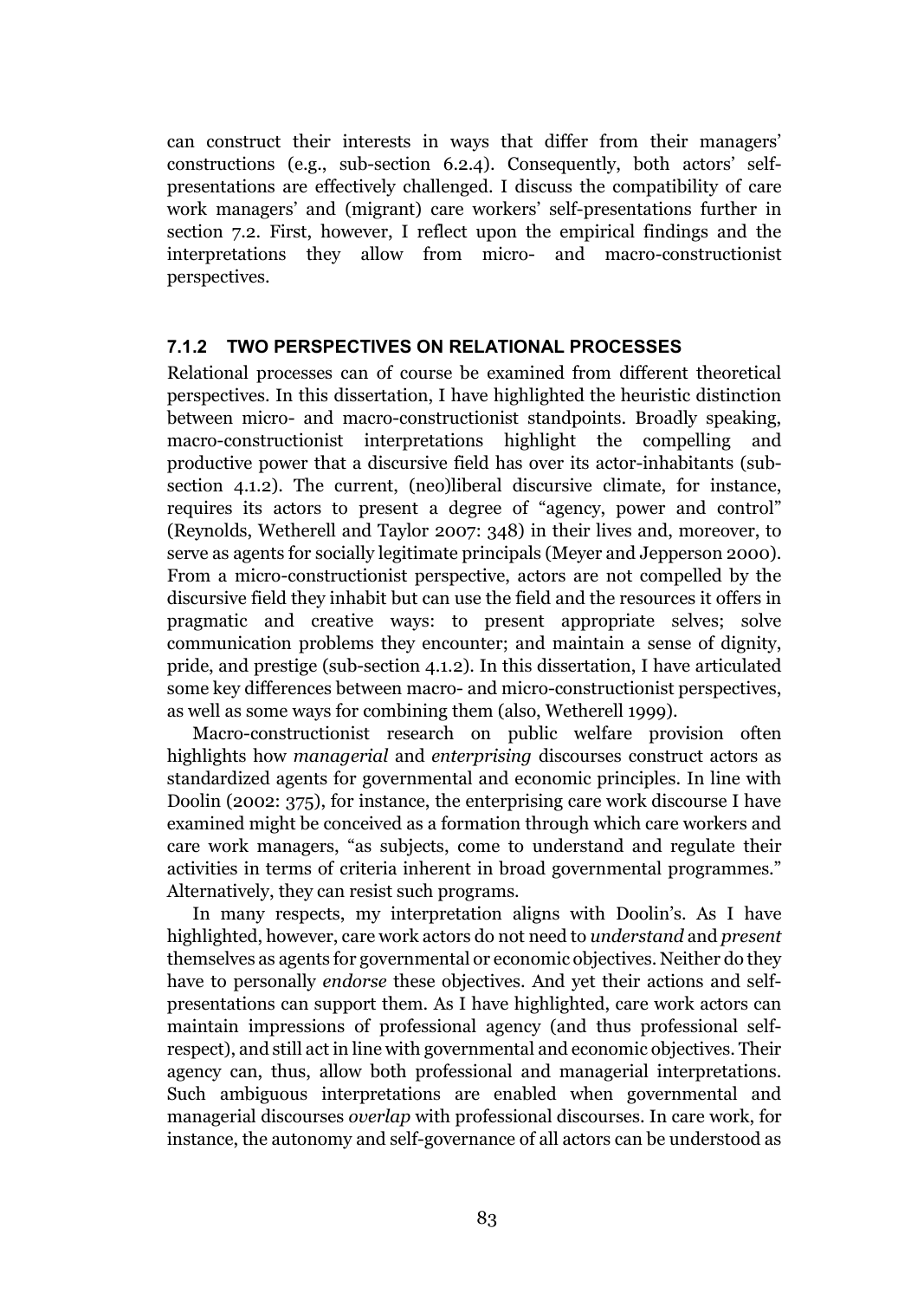can construct their interests in ways that differ from their managers' constructions (e.g., sub-section 6.2.4). Consequently, both actors' self-presentations are effectively challenged. I discuss the compatibility of care work managers' and (migrant) care workers' self-presentations further in section 7.2. First, however, I reflect upon the empirical findings and the interpretations they allow from micro- and macro-constructionist perspectives.

### 7.1.2 TWO PERSPECTIVES ON RELATIONAL PROCESSES

Relational processes can of course be examined from different theoretical perspectives. In this dissertation, I have highlighted the heuristic distinction between micro- and macro-constructionist standpoints. Broadly speaking, macro-constructionist interpretations highlight the compelling and productive power that a discursive field has over its actor-inhabitants (sub-section 4.1.2). The current, (neo)liberal discursive climate, for instance, requires its actors to present a degree of "agency, power and control" (Reynolds, Wetherell and Taylor 2007: 348) in their lives and, moreover, to serve as agents for socially legitimate principals (Meyer and Jepperson 2000). From a micro-constructionist perspective, actors are not compelled by the discursive field they inhabit but can use the field and the resources it offers in pragmatic and creative ways: to present appropriate selves; solve communication problems they encounter; and maintain a sense of dignity, pride, and prestige (sub-section 4.1.2). In this dissertation, I have articulated some key differences between macro- and micro-constructionist perspectives, as well as some ways for combining them (also, Wetherell 1999).

Macro-constructionist research on public welfare provision often highlights how *managerial* and *enterprising* discourses construct actors as standardized agents for governmental and economic principles. In line with Doolin (2002: 375), for instance, the enterprising care work discourse I have examined might be conceived as a formation through which care workers and care work managers, "as subjects, come to understand and regulate their activities in terms of criteria inherent in broad governmental programmes." Alternatively, they can resist such programs.

In many respects, my interpretation aligns with Doolin's. As I have highlighted, however, care work actors do not need to *understand* and *present* themselves as agents for governmental or economic objectives. Neither do they have to personally *endorse* these objectives. And yet their actions and self-presentations can support them. As I have highlighted, care work actors can maintain impressions of professional agency (and thus professional self-respect), and still act in line with governmental and economic objectives. Their agency can, thus, allow both professional and managerial interpretations. Such ambiguous interpretations are enabled when governmental and managerial discourses *overlap* with professional discourses. In care work, for instance, the autonomy and self-governance of all actors can be understood as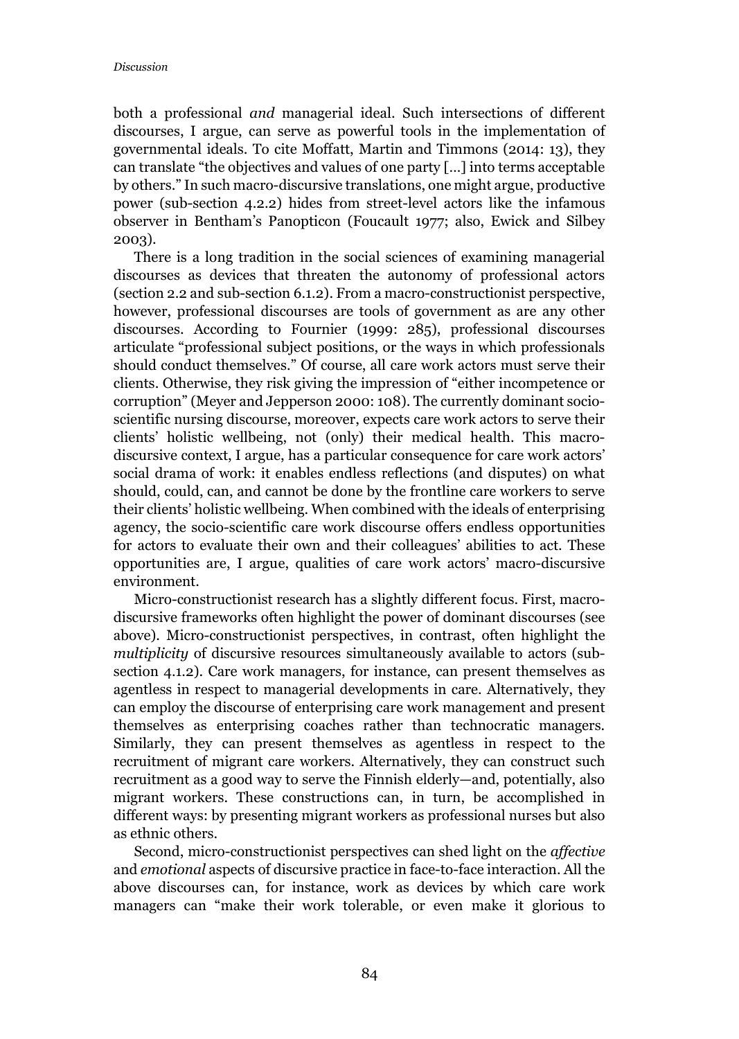both a professional *and* managerial ideal. Such intersections of different discourses, I argue, can serve as powerful tools in the implementation of governmental ideals. To cite Moffatt, Martin and Timmons (2014: 13), they can translate "the objectives and values of one party […] into terms acceptable by others." In such macro-discursive translations, one might argue, productive power (sub-section 4.2.2) hides from street-level actors like the infamous observer in Bentham's Panopticon (Foucault 1977; also, Ewick and Silbey 2003).

There is a long tradition in the social sciences of examining managerial discourses as devices that threaten the autonomy of professional actors (section 2.2 and sub-section 6.1.2). From a macro-constructionist perspective, however, professional discourses are tools of government as are any other discourses. According to Fournier (1999: 285), professional discourses articulate "professional subject positions, or the ways in which professionals should conduct themselves." Of course, all care work actors must serve their clients. Otherwise, they risk giving the impression of "either incompetence or corruption" (Meyer and Jepperson 2000: 108). The currently dominant socio-scientific nursing discourse, moreover, expects care work actors to serve their clients' holistic wellbeing, not (only) their medical health. This macro-discursive context, I argue, has a particular consequence for care work actors' social drama of work: it enables endless reflections (and disputes) on what should, could, can, and cannot be done by the frontline care workers to serve their clients' holistic wellbeing. When combined with the ideals of enterprising agency, the socio-scientific care work discourse offers endless opportunities for actors to evaluate their own and their colleagues' abilities to act. These opportunities are, I argue, qualities of care work actors' macro-discursive environment.

Micro-constructionist research has a slightly different focus. First, macro-discursive frameworks often highlight the power of dominant discourses (see above). Micro-constructionist perspectives, in contrast, often highlight the *multiplicity* of discursive resources simultaneously available to actors (sub-section 4.1.2). Care work managers, for instance, can present themselves as agentless in respect to managerial developments in care. Alternatively, they can employ the discourse of enterprising care work management and present themselves as enterprising coaches rather than technocratic managers. Similarly, they can present themselves as agentless in respect to the recruitment of migrant care workers. Alternatively, they can construct such recruitment as a good way to serve the Finnish elderly—and, potentially, also migrant workers. These constructions can, in turn, be accomplished in different ways: by presenting migrant workers as professional nurses but also as ethnic others.

Second, micro-constructionist perspectives can shed light on the *affective* and *emotional* aspects of discursive practice in face-to-face interaction. All the above discourses can, for instance, work as devices by which care work managers can "make their work tolerable, or even make it glorious to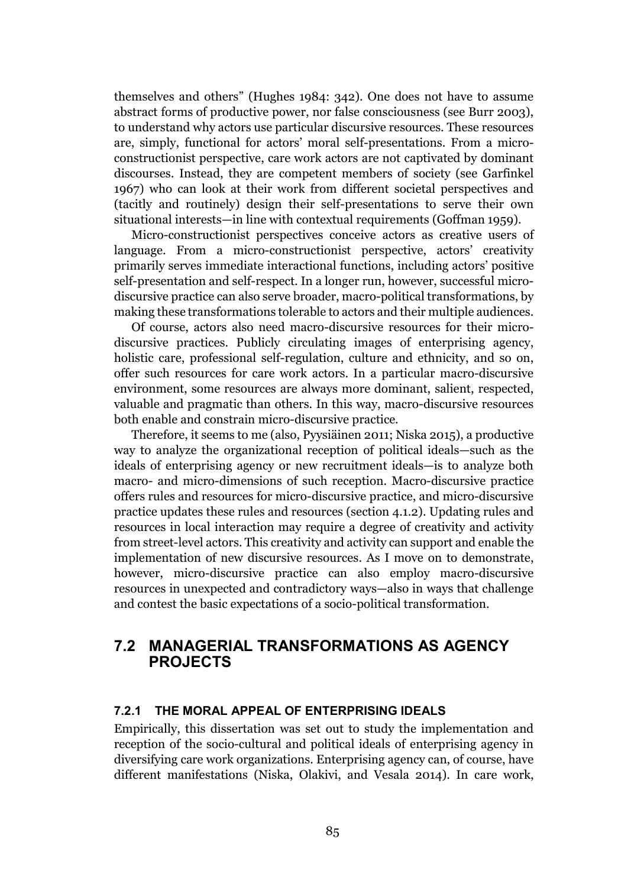themselves and others" (Hughes 1984: 342). One does not have to assume abstract forms of productive power, nor false consciousness (see Burr 2003), to understand why actors use particular discursive resources. These resources are, simply, functional for actors' moral self-presentations. From a micro-constructionist perspective, care work actors are not captivated by dominant discourses. Instead, they are competent members of society (see Garfinkel 1967) who can look at their work from different societal perspectives and (tacitly and routinely) design their self-presentations to serve their own situational interests—in line with contextual requirements (Goffman 1959).

Micro-constructionist perspectives conceive actors as creative users of language. From a micro-constructionist perspective, actors' creativity primarily serves immediate interactional functions, including actors' positive self-presentation and self-respect. In a longer run, however, successful micro-discursive practice can also serve broader, macro-political transformations, by making these transformations tolerable to actors and their multiple audiences.

Of course, actors also need macro-discursive resources for their micro-discursive practices. Publicly circulating images of enterprising agency, holistic care, professional self-regulation, culture and ethnicity, and so on, offer such resources for care work actors. In a particular macro-discursive environment, some resources are always more dominant, salient, respected, valuable and pragmatic than others. In this way, macro-discursive resources both enable and constrain micro-discursive practice.

Therefore, it seems to me (also, Pyysiäinen 2011; Niska 2015), a productive way to analyze the organizational reception of political ideals—such as the ideals of enterprising agency or new recruitment ideals—is to analyze both macro- and micro-dimensions of such reception. Macro-discursive practice offers rules and resources for micro-discursive practice, and micro-discursive practice updates these rules and resources (section 4.1.2). Updating rules and resources in local interaction may require a degree of creativity and activity from street-level actors. This creativity and activity can support and enable the implementation of new discursive resources. As I move on to demonstrate, however, micro-discursive practice can also employ macro-discursive resources in unexpected and contradictory ways—also in ways that challenge and contest the basic expectations of a socio-political transformation.

## 7.2 MANAGERIAL TRANSFORMATIONS AS AGENCY PROJECTS

### 7.2.1 THE MORAL APPEAL OF ENTERPRISING IDEALS

Empirically, this dissertation was set out to study the implementation and reception of the socio-cultural and political ideals of enterprising agency in diversifying care work organizations. Enterprising agency can, of course, have different manifestations (Niska, Olakivi, and Vesala 2014). In care work,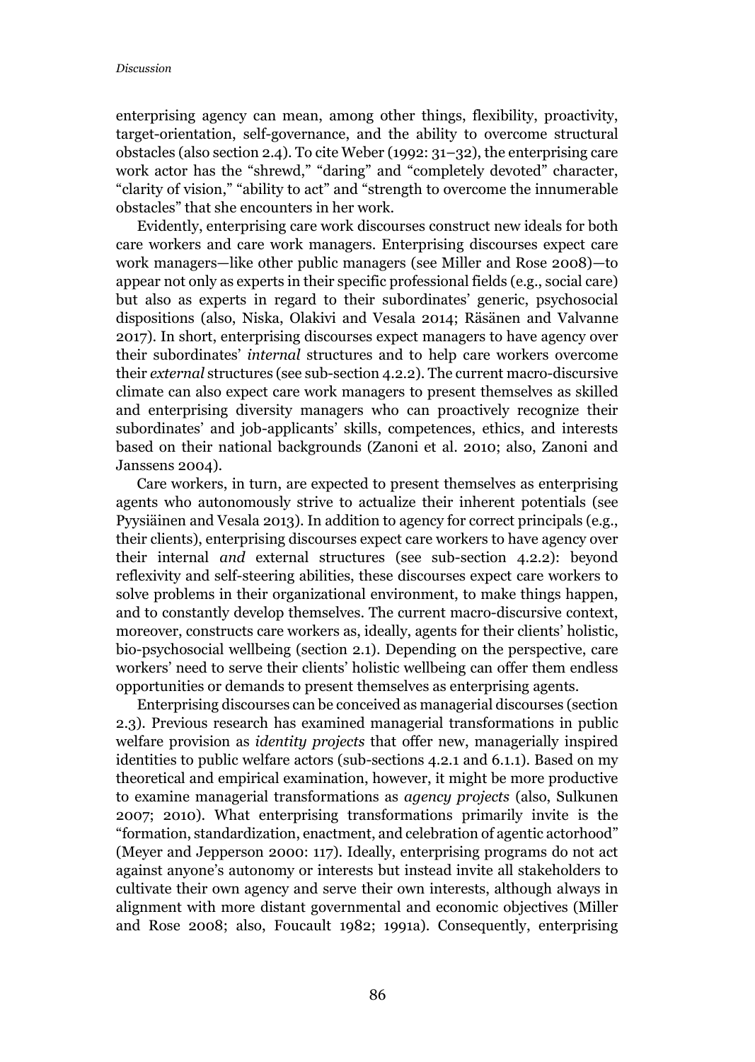enterprising agency can mean, among other things, flexibility, proactivity, target-orientation, self-governance, and the ability to overcome structural obstacles (also section 2.4). To cite Weber (1992: 31–32), the enterprising care work actor has the "shrewd," "daring" and "completely devoted" character, "clarity of vision," "ability to act" and "strength to overcome the innumerable obstacles" that she encounters in her work.

Evidently, enterprising care work discourses construct new ideals for both care workers and care work managers. Enterprising discourses expect care work managers—like other public managers (see Miller and Rose 2008)—to appear not only as experts in their specific professional fields (e.g., social care) but also as experts in regard to their subordinates' generic, psychosocial dispositions (also, Niska, Olakivi and Vesala 2014; Räsänen and Valvanne 2017). In short, enterprising discourses expect managers to have agency over their subordinates' *internal* structures and to help care workers overcome their *external* structures (see sub-section 4.2.2). The current macro-discursive climate can also expect care work managers to present themselves as skilled and enterprising diversity managers who can proactively recognize their subordinates' and job-applicants' skills, competences, ethics, and interests based on their national backgrounds (Zanoni et al. 2010; also, Zanoni and Janssens 2004).

Care workers, in turn, are expected to present themselves as enterprising agents who autonomously strive to actualize their inherent potentials (see Pyysiäinen and Vesala 2013). In addition to agency for correct principals (e.g., their clients), enterprising discourses expect care workers to have agency over their internal *and* external structures (see sub-section 4.2.2): beyond reflexivity and self-steering abilities, these discourses expect care workers to solve problems in their organizational environment, to make things happen, and to constantly develop themselves. The current macro-discursive context, moreover, constructs care workers as, ideally, agents for their clients' holistic, bio-psychosocial wellbeing (section 2.1). Depending on the perspective, care workers' need to serve their clients' holistic wellbeing can offer them endless opportunities or demands to present themselves as enterprising agents.

Enterprising discourses can be conceived as managerial discourses (section 2.3). Previous research has examined managerial transformations in public welfare provision as *identity projects* that offer new, managerially inspired identities to public welfare actors (sub-sections 4.2.1 and 6.1.1). Based on my theoretical and empirical examination, however, it might be more productive to examine managerial transformations as *agency projects* (also, Sulkunen 2007; 2010). What enterprising transformations primarily invite is the "formation, standardization, enactment, and celebration of agentic actorhood" (Meyer and Jepperson 2000: 117). Ideally, enterprising programs do not act against anyone's autonomy or interests but instead invite all stakeholders to cultivate their own agency and serve their own interests, although always in alignment with more distant governmental and economic objectives (Miller and Rose 2008; also, Foucault 1982; 1991a). Consequently, enterprising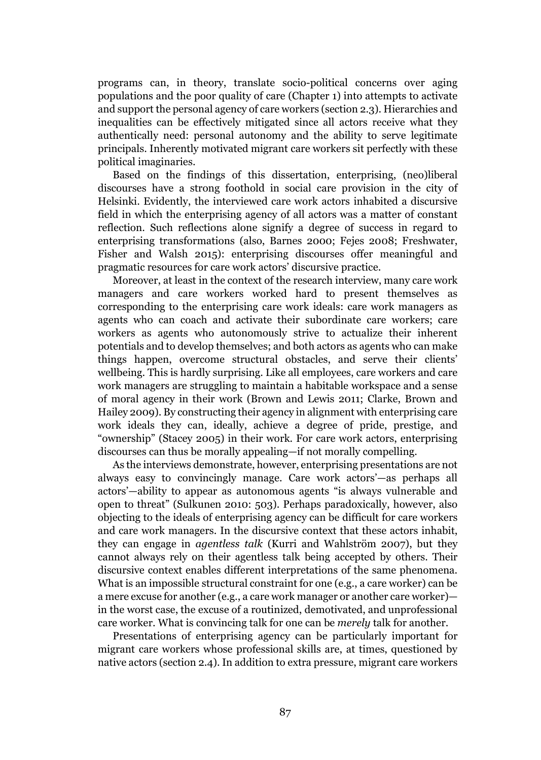programs can, in theory, translate socio-political concerns over aging populations and the poor quality of care (Chapter 1) into attempts to activate and support the personal agency of care workers (section 2.3). Hierarchies and inequalities can be effectively mitigated since all actors receive what they authentically need: personal autonomy and the ability to serve legitimate principals. Inherently motivated migrant care workers sit perfectly with these political imaginaries.

Based on the findings of this dissertation, enterprising, (neo)liberal discourses have a strong foothold in social care provision in the city of Helsinki. Evidently, the interviewed care work actors inhabited a discursive field in which the enterprising agency of all actors was a matter of constant reflection. Such reflections alone signify a degree of success in regard to enterprising transformations (also, Barnes 2000; Fejes 2008; Freshwater, Fisher and Walsh 2015): enterprising discourses offer meaningful and pragmatic resources for care work actors' discursive practice.

Moreover, at least in the context of the research interview, many care work managers and care workers worked hard to present themselves as corresponding to the enterprising care work ideals: care work managers as agents who can coach and activate their subordinate care workers; care workers as agents who autonomously strive to actualize their inherent potentials and to develop themselves; and both actors as agents who can make things happen, overcome structural obstacles, and serve their clients' wellbeing. This is hardly surprising. Like all employees, care workers and care work managers are struggling to maintain a habitable workspace and a sense of moral agency in their work (Brown and Lewis 2011; Clarke, Brown and Hailey 2009). By constructing their agency in alignment with enterprising care work ideals they can, ideally, achieve a degree of pride, prestige, and "ownership" (Stacey 2005) in their work. For care work actors, enterprising discourses can thus be morally appealing—if not morally compelling.

As the interviews demonstrate, however, enterprising presentations are not always easy to convincingly manage. Care work actors'—as perhaps all actors'—ability to appear as autonomous agents "is always vulnerable and open to threat" (Sulkunen 2010: 503). Perhaps paradoxically, however, also objecting to the ideals of enterprising agency can be difficult for care workers and care work managers. In the discursive context that these actors inhabit, they can engage in *agentless talk* (Kurri and Wahlström 2007), but they cannot always rely on their agentless talk being accepted by others. Their discursive context enables different interpretations of the same phenomena. What is an impossible structural constraint for one (e.g., a care worker) can be a mere excuse for another (e.g., a care work manager or another care worker)—in the worst case, the excuse of a routinized, demotivated, and unprofessional care worker. What is convincing talk for one can be *merely* talk for another.

Presentations of enterprising agency can be particularly important for migrant care workers whose professional skills are, at times, questioned by native actors (section 2.4). In addition to extra pressure, migrant care workers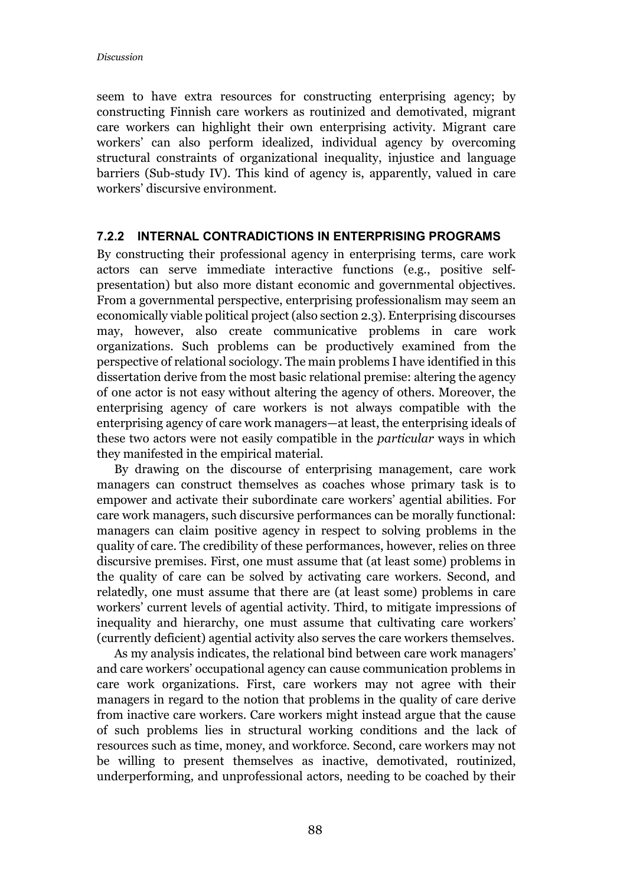seem to have extra resources for constructing enterprising agency; by constructing Finnish care workers as routinized and demotivated, migrant care workers can highlight their own enterprising activity. Migrant care workers' can also perform idealized, individual agency by overcoming structural constraints of organizational inequality, injustice and language barriers (Sub-study IV). This kind of agency is, apparently, valued in care workers' discursive environment.

### 7.2.2 INTERNAL CONTRADICTIONS IN ENTERPRISING PROGRAMS

By constructing their professional agency in enterprising terms, care work actors can serve immediate interactive functions (e.g., positive self-presentation) but also more distant economic and governmental objectives. From a governmental perspective, enterprising professionalism may seem an economically viable political project (also section 2.3). Enterprising discourses may, however, also create communicative problems in care work organizations. Such problems can be productively examined from the perspective of relational sociology. The main problems I have identified in this dissertation derive from the most basic relational premise: altering the agency of one actor is not easy without altering the agency of others. Moreover, the enterprising agency of care workers is not always compatible with the enterprising agency of care work managers—at least, the enterprising ideals of these two actors were not easily compatible in the *particular* ways in which they manifested in the empirical material.

By drawing on the discourse of enterprising management, care work managers can construct themselves as coaches whose primary task is to empower and activate their subordinate care workers' agential abilities. For care work managers, such discursive performances can be morally functional: managers can claim positive agency in respect to solving problems in the quality of care. The credibility of these performances, however, relies on three discursive premises. First, one must assume that (at least some) problems in the quality of care can be solved by activating care workers. Second, and relatedly, one must assume that there are (at least some) problems in care workers' current levels of agential activity. Third, to mitigate impressions of inequality and hierarchy, one must assume that cultivating care workers' (currently deficient) agential activity also serves the care workers themselves.

As my analysis indicates, the relational bind between care work managers' and care workers' occupational agency can cause communication problems in care work organizations. First, care workers may not agree with their managers in regard to the notion that problems in the quality of care derive from inactive care workers. Care workers might instead argue that the cause of such problems lies in structural working conditions and the lack of resources such as time, money, and workforce. Second, care workers may not be willing to present themselves as inactive, demotivated, routinized, underperforming, and unprofessional actors, needing to be coached by their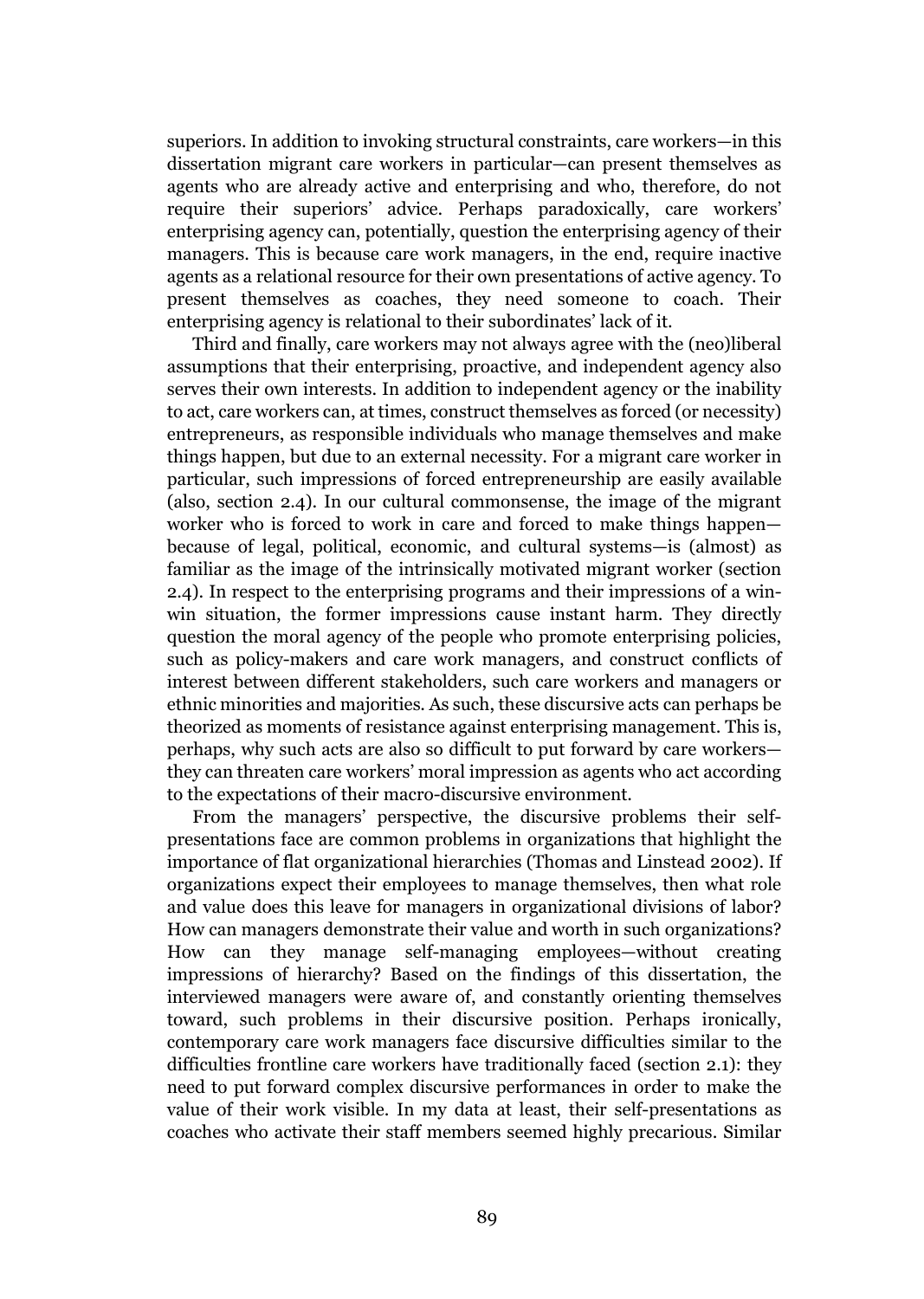superiors. In addition to invoking structural constraints, care workers—in this dissertation migrant care workers in particular—can present themselves as agents who are already active and enterprising and who, therefore, do not require their superiors' advice. Perhaps paradoxically, care workers' enterprising agency can, potentially, question the enterprising agency of their managers. This is because care work managers, in the end, require inactive agents as a relational resource for their own presentations of active agency. To present themselves as coaches, they need someone to coach. Their enterprising agency is relational to their subordinates' lack of it.

Third and finally, care workers may not always agree with the (neo)liberal assumptions that their enterprising, proactive, and independent agency also serves their own interests. In addition to independent agency or the inability to act, care workers can, at times, construct themselves as forced (or necessity) entrepreneurs, as responsible individuals who manage themselves and make things happen, but due to an external necessity. For a migrant care worker in particular, such impressions of forced entrepreneurship are easily available (also, section 2.4). In our cultural commonsense, the image of the migrant worker who is forced to work in care and forced to make things happen—because of legal, political, economic, and cultural systems—is (almost) as familiar as the image of the intrinsically motivated migrant worker (section 2.4). In respect to the enterprising programs and their impressions of a win-win situation, the former impressions cause instant harm. They directly question the moral agency of the people who promote enterprising policies, such as policy-makers and care work managers, and construct conflicts of interest between different stakeholders, such care workers and managers or ethnic minorities and majorities. As such, these discursive acts can perhaps be theorized as moments of resistance against enterprising management. This is, perhaps, why such acts are also so difficult to put forward by care workers—they can threaten care workers' moral impression as agents who act according to the expectations of their macro-discursive environment.

From the managers' perspective, the discursive problems their self-presentations face are common problems in organizations that highlight the importance of flat organizational hierarchies (Thomas and Linstead 2002). If organizations expect their employees to manage themselves, then what role and value does this leave for managers in organizational divisions of labor? How can managers demonstrate their value and worth in such organizations? How can they manage self-managing employees—without creating impressions of hierarchy? Based on the findings of this dissertation, the interviewed managers were aware of, and constantly orienting themselves toward, such problems in their discursive position. Perhaps ironically, contemporary care work managers face discursive difficulties similar to the difficulties frontline care workers have traditionally faced (section 2.1): they need to put forward complex discursive performances in order to make the value of their work visible. In my data at least, their self-presentations as coaches who activate their staff members seemed highly precarious. Similar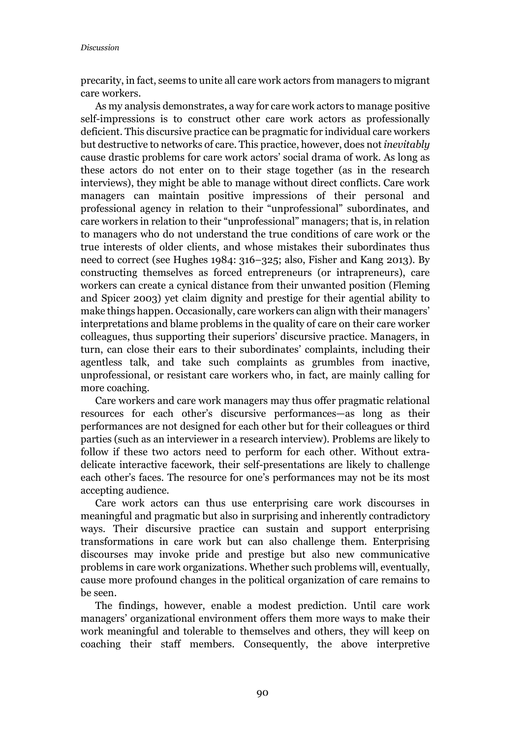precarity, in fact, seems to unite all care work actors from managers to migrant care workers.

As my analysis demonstrates, a way for care work actors to manage positive self-impressions is to construct other care work actors as professionally deficient. This discursive practice can be pragmatic for individual care workers but destructive to networks of care. This practice, however, does not *inevitably* cause drastic problems for care work actors' social drama of work. As long as these actors do not enter on to their stage together (as in the research interviews), they might be able to manage without direct conflicts. Care work managers can maintain positive impressions of their personal and professional agency in relation to their "unprofessional" subordinates, and care workers in relation to their "unprofessional" managers; that is, in relation to managers who do not understand the true conditions of care work or the true interests of older clients, and whose mistakes their subordinates thus need to correct (see Hughes 1984: 316–325; also, Fisher and Kang 2013). By constructing themselves as forced entrepreneurs (or intrapreneurs), care workers can create a cynical distance from their unwanted position (Fleming and Spicer 2003) yet claim dignity and prestige for their agential ability to make things happen. Occasionally, care workers can align with their managers' interpretations and blame problems in the quality of care on their care worker colleagues, thus supporting their superiors' discursive practice. Managers, in turn, can close their ears to their subordinates' complaints, including their agentless talk, and take such complaints as grumbles from inactive, unprofessional, or resistant care workers who, in fact, are mainly calling for more coaching.

Care workers and care work managers may thus offer pragmatic relational resources for each other's discursive performances—as long as their performances are not designed for each other but for their colleagues or third parties (such as an interviewer in a research interview). Problems are likely to follow if these two actors need to perform for each other. Without extra-delicate interactive facework, their self-presentations are likely to challenge each other's faces. The resource for one's performances may not be its most accepting audience.

Care work actors can thus use enterprising care work discourses in meaningful and pragmatic but also in surprising and inherently contradictory ways. Their discursive practice can sustain and support enterprising transformations in care work but can also challenge them. Enterprising discourses may invoke pride and prestige but also new communicative problems in care work organizations. Whether such problems will, eventually, cause more profound changes in the political organization of care remains to be seen.

The findings, however, enable a modest prediction. Until care work managers' organizational environment offers them more ways to make their work meaningful and tolerable to themselves and others, they will keep on coaching their staff members. Consequently, the above interpretive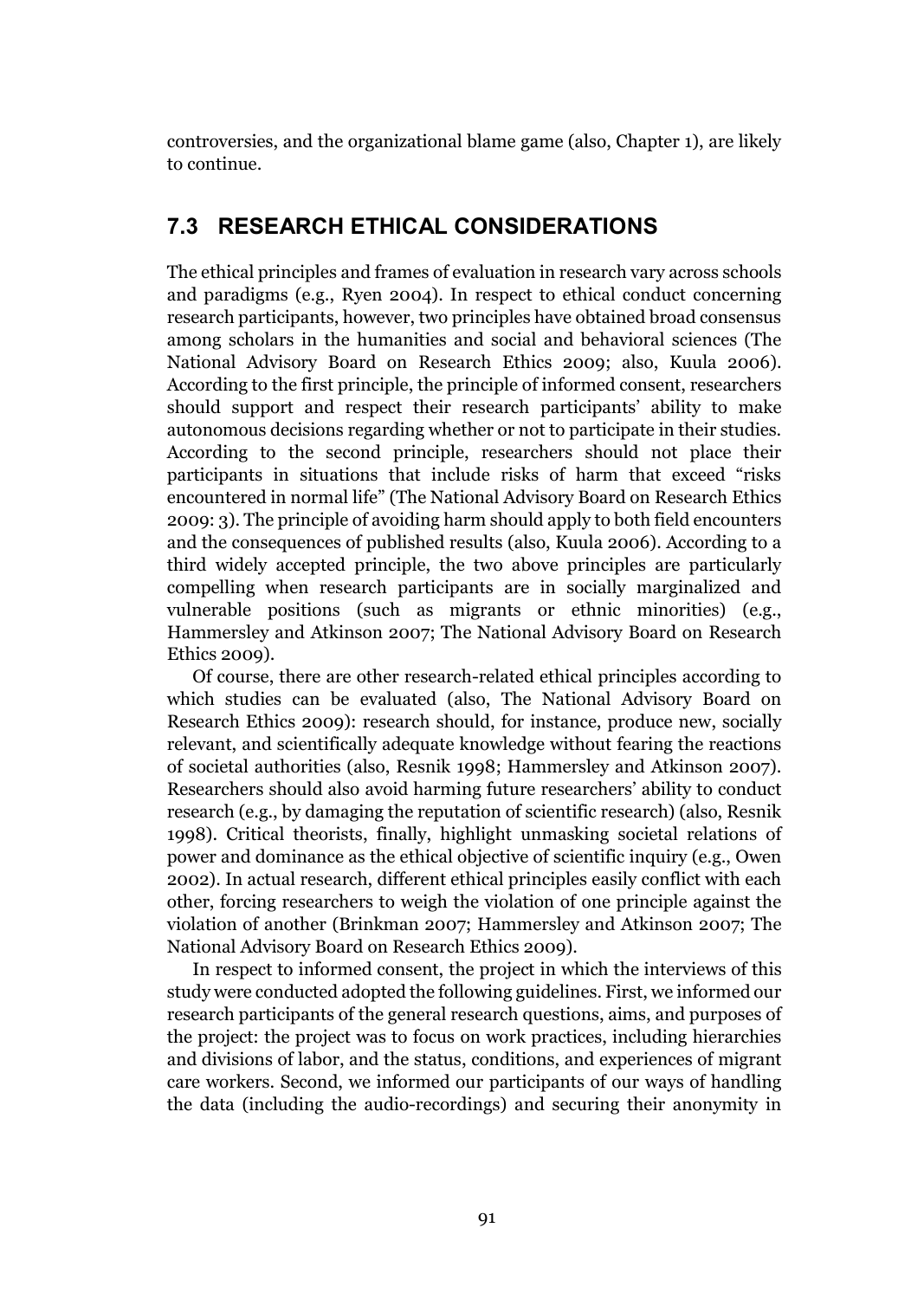controversies, and the organizational blame game (also, Chapter 1), are likely to continue.

## 7.3 RESEARCH ETHICAL CONSIDERATIONS

The ethical principles and frames of evaluation in research vary across schools and paradigms (e.g., Ryen 2004). In respect to ethical conduct concerning research participants, however, two principles have obtained broad consensus among scholars in the humanities and social and behavioral sciences (The National Advisory Board on Research Ethics 2009; also, Kuula 2006). According to the first principle, the principle of informed consent, researchers should support and respect their research participants' ability to make autonomous decisions regarding whether or not to participate in their studies. According to the second principle, researchers should not place their participants in situations that include risks of harm that exceed "risks encountered in normal life" (The National Advisory Board on Research Ethics 2009: 3). The principle of avoiding harm should apply to both field encounters and the consequences of published results (also, Kuula 2006). According to a third widely accepted principle, the two above principles are particularly compelling when research participants are in socially marginalized and vulnerable positions (such as migrants or ethnic minorities) (e.g., Hammersley and Atkinson 2007; The National Advisory Board on Research Ethics 2009).

Of course, there are other research-related ethical principles according to which studies can be evaluated (also, The National Advisory Board on Research Ethics 2009): research should, for instance, produce new, socially relevant, and scientifically adequate knowledge without fearing the reactions of societal authorities (also, Resnik 1998; Hammersley and Atkinson 2007). Researchers should also avoid harming future researchers' ability to conduct research (e.g., by damaging the reputation of scientific research) (also, Resnik 1998). Critical theorists, finally, highlight unmasking societal relations of power and dominance as the ethical objective of scientific inquiry (e.g., Owen 2002). In actual research, different ethical principles easily conflict with each other, forcing researchers to weigh the violation of one principle against the violation of another (Brinkman 2007; Hammersley and Atkinson 2007; The National Advisory Board on Research Ethics 2009).

In respect to informed consent, the project in which the interviews of this study were conducted adopted the following guidelines. First, we informed our research participants of the general research questions, aims, and purposes of the project: the project was to focus on work practices, including hierarchies and divisions of labor, and the status, conditions, and experiences of migrant care workers. Second, we informed our participants of our ways of handling the data (including the audio-recordings) and securing their anonymity in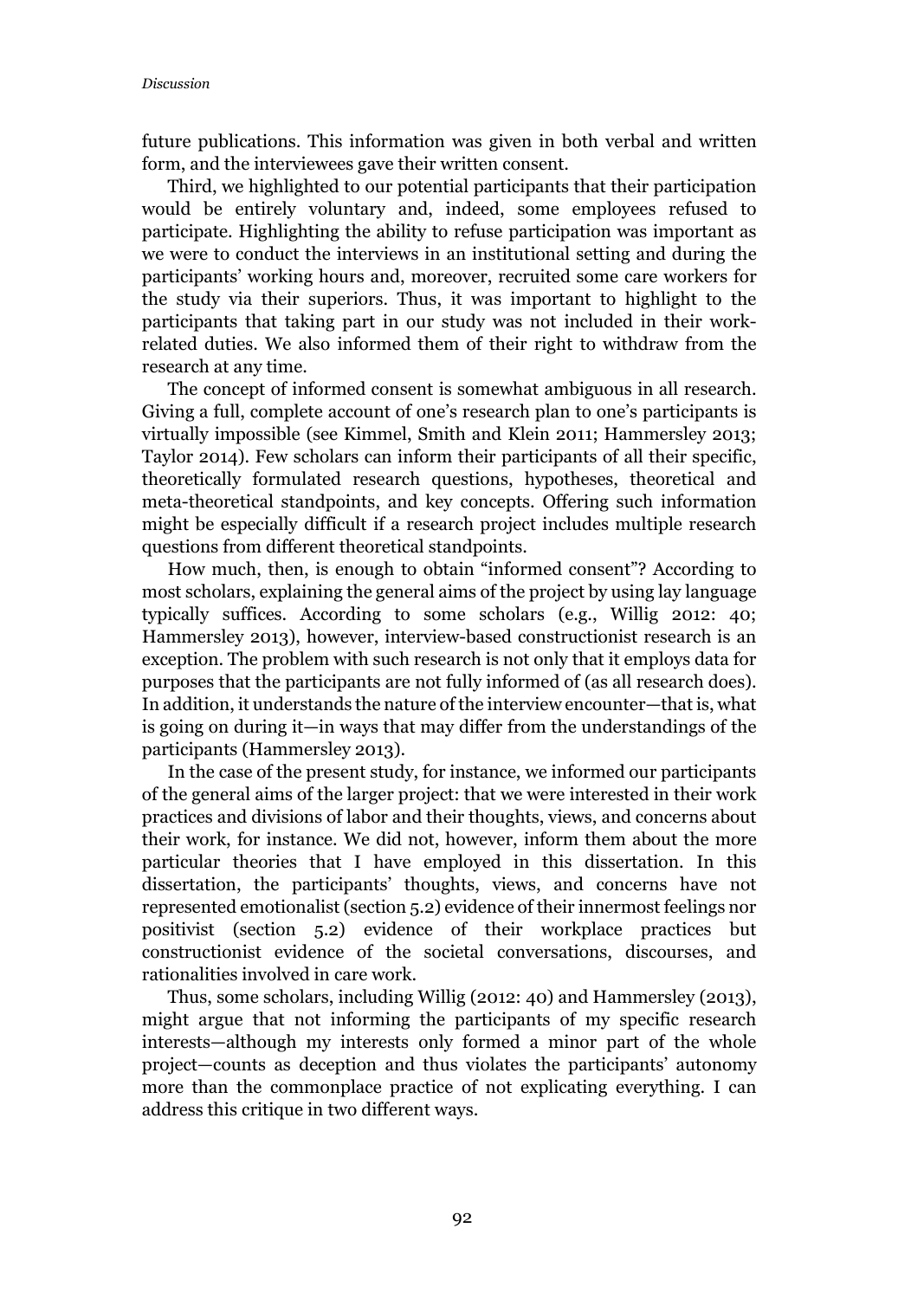future publications. This information was given in both verbal and written form, and the interviewees gave their written consent.

Third, we highlighted to our potential participants that their participation would be entirely voluntary and, indeed, some employees refused to participate. Highlighting the ability to refuse participation was important as we were to conduct the interviews in an institutional setting and during the participants' working hours and, moreover, recruited some care workers for the study via their superiors. Thus, it was important to highlight to the participants that taking part in our study was not included in their work-related duties. We also informed them of their right to withdraw from the research at any time.

The concept of informed consent is somewhat ambiguous in all research. Giving a full, complete account of one's research plan to one's participants is virtually impossible (see Kimmel, Smith and Klein 2011; Hammersley 2013; Taylor 2014). Few scholars can inform their participants of all their specific, theoretically formulated research questions, hypotheses, theoretical and meta-theoretical standpoints, and key concepts. Offering such information might be especially difficult if a research project includes multiple research questions from different theoretical standpoints.

How much, then, is enough to obtain "informed consent"? According to most scholars, explaining the general aims of the project by using lay language typically suffices. According to some scholars (e.g., Willig 2012: 40; Hammersley 2013), however, interview-based constructionist research is an exception. The problem with such research is not only that it employs data for purposes that the participants are not fully informed of (as all research does). In addition, it understands the nature of the interview encounter—that is, what is going on during it—in ways that may differ from the understandings of the participants (Hammersley 2013).

In the case of the present study, for instance, we informed our participants of the general aims of the larger project: that we were interested in their work practices and divisions of labor and their thoughts, views, and concerns about their work, for instance. We did not, however, inform them about the more particular theories that I have employed in this dissertation. In this dissertation, the participants' thoughts, views, and concerns have not represented emotionalist (section 5.2) evidence of their innermost feelings nor positivist (section 5.2) evidence of their workplace practices but constructionist evidence of the societal conversations, discourses, and rationalities involved in care work.

Thus, some scholars, including Willig (2012: 40) and Hammersley (2013), might argue that not informing the participants of my specific research interests—although my interests only formed a minor part of the whole project—counts as deception and thus violates the participants' autonomy more than the commonplace practice of not explicating everything. I can address this critique in two different ways.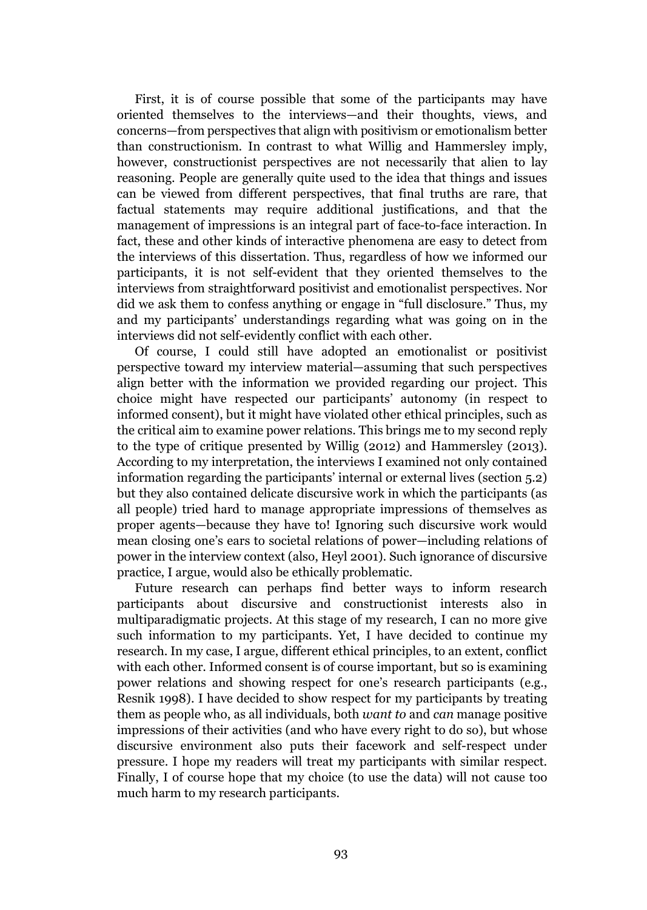First, it is of course possible that some of the participants may have oriented themselves to the interviews—and their thoughts, views, and concerns—from perspectives that align with positivism or emotionalism better than constructionism. In contrast to what Willig and Hammersley imply, however, constructionist perspectives are not necessarily that alien to lay reasoning. People are generally quite used to the idea that things and issues can be viewed from different perspectives, that final truths are rare, that factual statements may require additional justifications, and that the management of impressions is an integral part of face-to-face interaction. In fact, these and other kinds of interactive phenomena are easy to detect from the interviews of this dissertation. Thus, regardless of how we informed our participants, it is not self-evident that they oriented themselves to the interviews from straightforward positivist and emotionalist perspectives. Nor did we ask them to confess anything or engage in "full disclosure." Thus, my and my participants' understandings regarding what was going on in the interviews did not self-evidently conflict with each other.

Of course, I could still have adopted an emotionalist or positivist perspective toward my interview material—assuming that such perspectives align better with the information we provided regarding our project. This choice might have respected our participants' autonomy (in respect to informed consent), but it might have violated other ethical principles, such as the critical aim to examine power relations. This brings me to my second reply to the type of critique presented by Willig (2012) and Hammersley (2013). According to my interpretation, the interviews I examined not only contained information regarding the participants' internal or external lives (section 5.2) but they also contained delicate discursive work in which the participants (as all people) tried hard to manage appropriate impressions of themselves as proper agents—because they have to! Ignoring such discursive work would mean closing one's ears to societal relations of power—including relations of power in the interview context (also, Heyl 2001). Such ignorance of discursive practice, I argue, would also be ethically problematic.

Future research can perhaps find better ways to inform research participants about discursive and constructionist interests also in multiparadigmatic projects. At this stage of my research, I can no more give such information to my participants. Yet, I have decided to continue my research. In my case, I argue, different ethical principles, to an extent, conflict with each other. Informed consent is of course important, but so is examining power relations and showing respect for one's research participants (e.g., Resnik 1998). I have decided to show respect for my participants by treating them as people who, as all individuals, both *want to* and *can* manage positive impressions of their activities (and who have every right to do so), but whose discursive environment also puts their facework and self-respect under pressure. I hope my readers will treat my participants with similar respect. Finally, I of course hope that my choice (to use the data) will not cause too much harm to my research participants.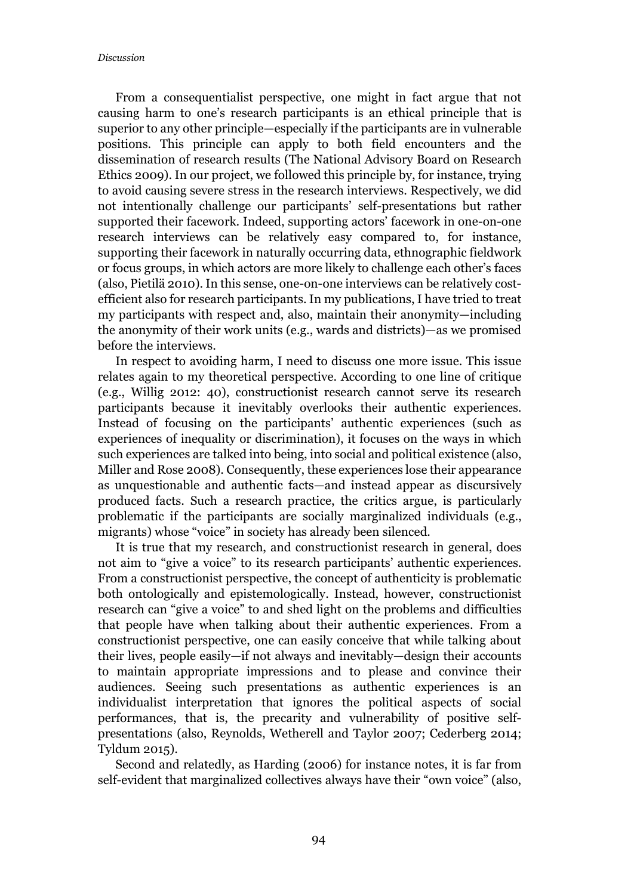From a consequentialist perspective, one might in fact argue that not causing harm to one's research participants is an ethical principle that is superior to any other principle—especially if the participants are in vulnerable positions. This principle can apply to both field encounters and the dissemination of research results (The National Advisory Board on Research Ethics 2009). In our project, we followed this principle by, for instance, trying to avoid causing severe stress in the research interviews. Respectively, we did not intentionally challenge our participants' self-presentations but rather supported their facework. Indeed, supporting actors' facework in one-on-one research interviews can be relatively easy compared to, for instance, supporting their facework in naturally occurring data, ethnographic fieldwork or focus groups, in which actors are more likely to challenge each other's faces (also, Pietilä 2010). In this sense, one-on-one interviews can be relatively cost-efficient also for research participants. In my publications, I have tried to treat my participants with respect and, also, maintain their anonymity—including the anonymity of their work units (e.g., wards and districts)—as we promised before the interviews.

In respect to avoiding harm, I need to discuss one more issue. This issue relates again to my theoretical perspective. According to one line of critique (e.g., Willig 2012: 40), constructionist research cannot serve its research participants because it inevitably overlooks their authentic experiences. Instead of focusing on the participants' authentic experiences (such as experiences of inequality or discrimination), it focuses on the ways in which such experiences are talked into being, into social and political existence (also, Miller and Rose 2008). Consequently, these experiences lose their appearance as unquestionable and authentic facts—and instead appear as discursively produced facts. Such a research practice, the critics argue, is particularly problematic if the participants are socially marginalized individuals (e.g., migrants) whose "voice" in society has already been silenced.

It is true that my research, and constructionist research in general, does not aim to "give a voice" to its research participants' authentic experiences. From a constructionist perspective, the concept of authenticity is problematic both ontologically and epistemologically. Instead, however, constructionist research can "give a voice" to and shed light on the problems and difficulties that people have when talking about their authentic experiences. From a constructionist perspective, one can easily conceive that while talking about their lives, people easily—if not always and inevitably—design their accounts to maintain appropriate impressions and to please and convince their audiences. Seeing such presentations as authentic experiences is an individualist interpretation that ignores the political aspects of social performances, that is, the precarity and vulnerability of positive self-presentations (also, Reynolds, Wetherell and Taylor 2007; Cederberg 2014; Tyldum 2015).

Second and relatedly, as Harding (2006) for instance notes, it is far from self-evident that marginalized collectives always have their "own voice" (also,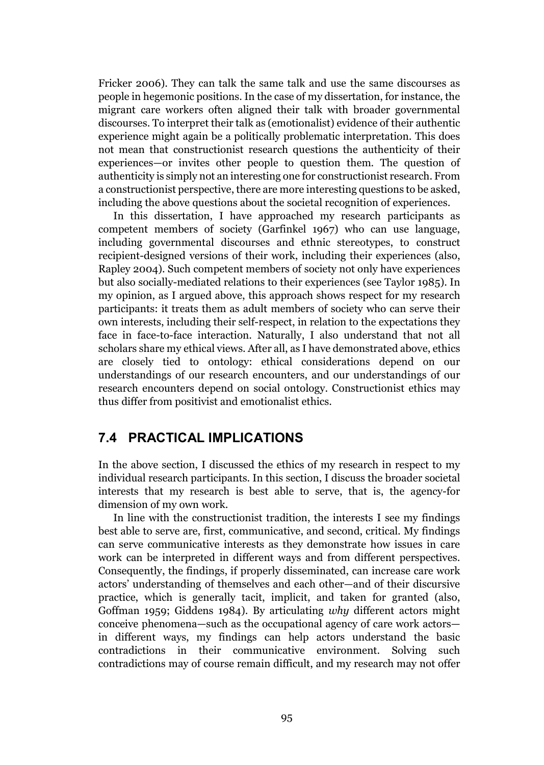Fricker 2006). They can talk the same talk and use the same discourses as people in hegemonic positions. In the case of my dissertation, for instance, the migrant care workers often aligned their talk with broader governmental discourses. To interpret their talk as (emotionalist) evidence of their authentic experience might again be a politically problematic interpretation. This does not mean that constructionist research questions the authenticity of their experiences—or invites other people to question them. The question of authenticity is simply not an interesting one for constructionist research. From a constructionist perspective, there are more interesting questions to be asked, including the above questions about the societal recognition of experiences.

In this dissertation, I have approached my research participants as competent members of society (Garfinkel 1967) who can use language, including governmental discourses and ethnic stereotypes, to construct recipient-designed versions of their work, including their experiences (also, Rapley 2004). Such competent members of society not only have experiences but also socially-mediated relations to their experiences (see Taylor 1985). In my opinion, as I argued above, this approach shows respect for my research participants: it treats them as adult members of society who can serve their own interests, including their self-respect, in relation to the expectations they face in face-to-face interaction. Naturally, I also understand that not all scholars share my ethical views. After all, as I have demonstrated above, ethics are closely tied to ontology: ethical considerations depend on our understandings of our research encounters, and our understandings of our research encounters depend on social ontology. Constructionist ethics may thus differ from positivist and emotionalist ethics.

## 7.4 PRACTICAL IMPLICATIONS

In the above section, I discussed the ethics of my research in respect to my individual research participants. In this section, I discuss the broader societal interests that my research is best able to serve, that is, the agency-for dimension of my own work.

In line with the constructionist tradition, the interests I see my findings best able to serve are, first, communicative, and second, critical. My findings can serve communicative interests as they demonstrate how issues in care work can be interpreted in different ways and from different perspectives. Consequently, the findings, if properly disseminated, can increase care work actors' understanding of themselves and each other—and of their discursive practice, which is generally tacit, implicit, and taken for granted (also, Goffman 1959; Giddens 1984). By articulating *why* different actors might conceive phenomena—such as the occupational agency of care work actors—in different ways, my findings can help actors understand the basic contradictions in their communicative environment. Solving such contradictions may of course remain difficult, and my research may not offer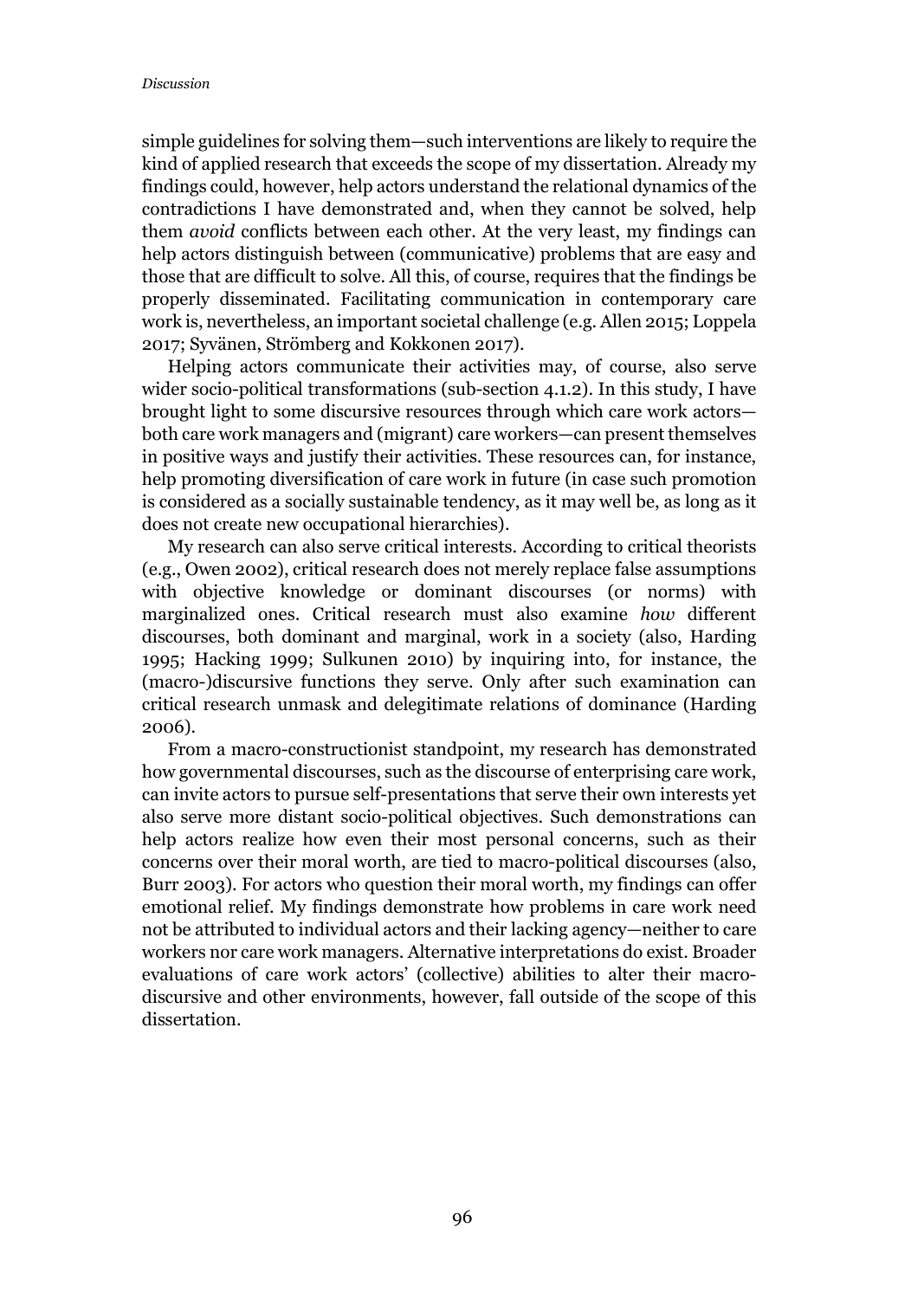simple guidelines for solving them—such interventions are likely to require the kind of applied research that exceeds the scope of my dissertation. Already my findings could, however, help actors understand the relational dynamics of the contradictions I have demonstrated and, when they cannot be solved, help them *avoid* conflicts between each other. At the very least, my findings can help actors distinguish between (communicative) problems that are easy and those that are difficult to solve. All this, of course, requires that the findings be properly disseminated. Facilitating communication in contemporary care work is, nevertheless, an important societal challenge (e.g. Allen 2015; Loppela 2017; Syvänen, Strömberg and Kokkonen 2017).

Helping actors communicate their activities may, of course, also serve wider socio-political transformations (sub-section 4.1.2). In this study, I have brought light to some discursive resources through which care work actors—both care work managers and (migrant) care workers—can present themselves in positive ways and justify their activities. These resources can, for instance, help promoting diversification of care work in future (in case such promotion is considered as a socially sustainable tendency, as it may well be, as long as it does not create new occupational hierarchies).

My research can also serve critical interests. According to critical theorists (e.g., Owen 2002), critical research does not merely replace false assumptions with objective knowledge or dominant discourses (or norms) with marginalized ones. Critical research must also examine *how* different discourses, both dominant and marginal, work in a society (also, Harding 1995; Hacking 1999; Sulkunen 2010) by inquiring into, for instance, the (macro-)discursive functions they serve. Only after such examination can critical research unmask and delegitimate relations of dominance (Harding 2006).

From a macro-constructionist standpoint, my research has demonstrated how governmental discourses, such as the discourse of enterprising care work, can invite actors to pursue self-presentations that serve their own interests yet also serve more distant socio-political objectives. Such demonstrations can help actors realize how even their most personal concerns, such as their concerns over their moral worth, are tied to macro-political discourses (also, Burr 2003). For actors who question their moral worth, my findings can offer emotional relief. My findings demonstrate how problems in care work need not be attributed to individual actors and their lacking agency—neither to care workers nor care work managers. Alternative interpretations do exist. Broader evaluations of care work actors' (collective) abilities to alter their macro-discursive and other environments, however, fall outside of the scope of this dissertation.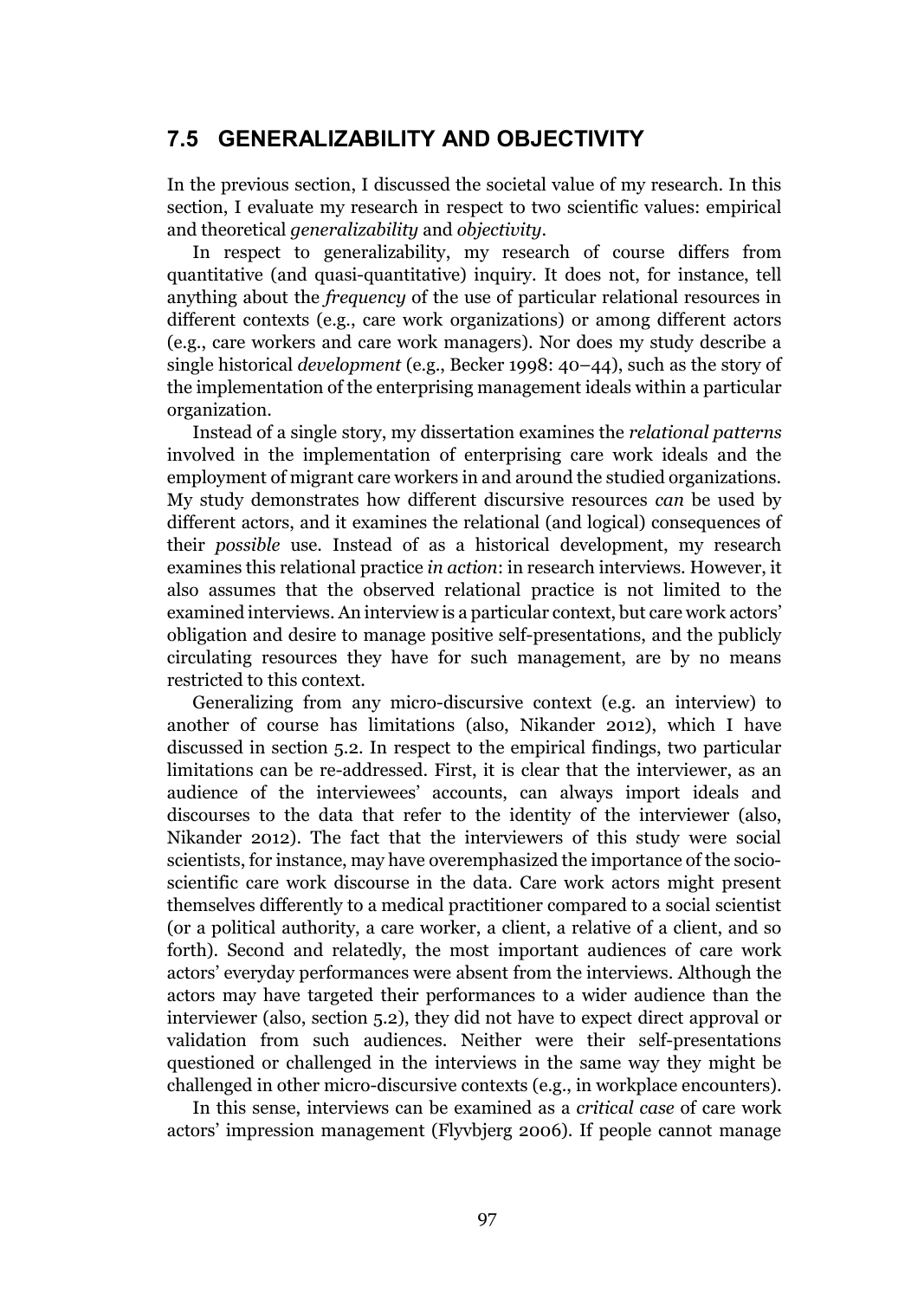## 7.5 GENERALIZABILITY AND OBJECTIVITY

In the previous section, I discussed the societal value of my research. In this section, I evaluate my research in respect to two scientific values: empirical and theoretical *generalizability* and *objectivity*.

In respect to generalizability, my research of course differs from quantitative (and quasi-quantitative) inquiry. It does not, for instance, tell anything about the *frequency* of the use of particular relational resources in different contexts (e.g., care work organizations) or among different actors (e.g., care workers and care work managers). Nor does my study describe a single historical *development* (e.g., Becker 1998: 40–44), such as the story of the implementation of the enterprising management ideals within a particular organization.

Instead of a single story, my dissertation examines the *relational patterns* involved in the implementation of enterprising care work ideals and the employment of migrant care workers in and around the studied organizations. My study demonstrates how different discursive resources *can* be used by different actors, and it examines the relational (and logical) consequences of their *possible* use. Instead of as a historical development, my research examines this relational practice *in action*: in research interviews. However, it also assumes that the observed relational practice is not limited to the examined interviews. An interview is a particular context, but care work actors' obligation and desire to manage positive self-presentations, and the publicly circulating resources they have for such management, are by no means restricted to this context.

Generalizing from any micro-discursive context (e.g. an interview) to another of course has limitations (also, Nikander 2012), which I have discussed in section 5.2. In respect to the empirical findings, two particular limitations can be re-addressed. First, it is clear that the interviewer, as an audience of the interviewees' accounts, can always import ideals and discourses to the data that refer to the identity of the interviewer (also, Nikander 2012). The fact that the interviewers of this study were social scientists, for instance, may have overemphasized the importance of the socio-scientific care work discourse in the data. Care work actors might present themselves differently to a medical practitioner compared to a social scientist (or a political authority, a care worker, a client, a relative of a client, and so forth). Second and relatedly, the most important audiences of care work actors' everyday performances were absent from the interviews. Although the actors may have targeted their performances to a wider audience than the interviewer (also, section 5.2), they did not have to expect direct approval or validation from such audiences. Neither were their self-presentations questioned or challenged in the interviews in the same way they might be challenged in other micro-discursive contexts (e.g., in workplace encounters).

In this sense, interviews can be examined as a *critical case* of care work actors' impression management (Flyvbjerg 2006). If people cannot manage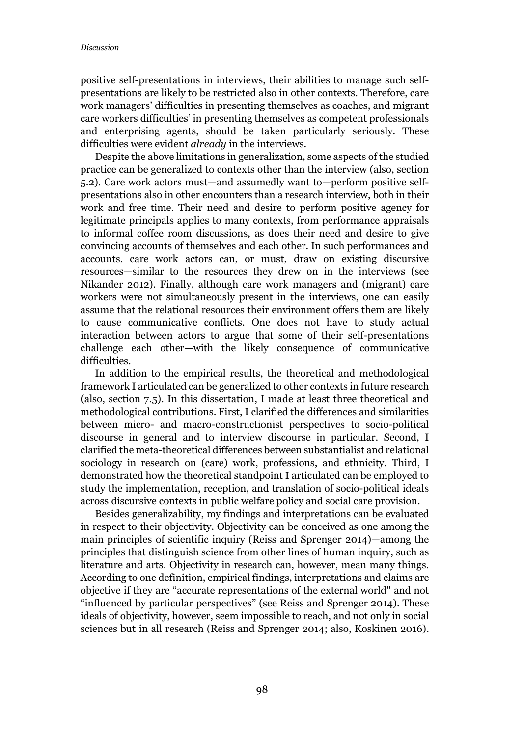positive self-presentations in interviews, their abilities to manage such self-presentations are likely to be restricted also in other contexts. Therefore, care work managers' difficulties in presenting themselves as coaches, and migrant care workers difficulties' in presenting themselves as competent professionals and enterprising agents, should be taken particularly seriously. These difficulties were evident *already* in the interviews.

Despite the above limitations in generalization, some aspects of the studied practice can be generalized to contexts other than the interview (also, section 5.2). Care work actors must—and assumedly want to—perform positive self-presentations also in other encounters than a research interview, both in their work and free time. Their need and desire to perform positive agency for legitimate principals applies to many contexts, from performance appraisals to informal coffee room discussions, as does their need and desire to give convincing accounts of themselves and each other. In such performances and accounts, care work actors can, or must, draw on existing discursive resources—similar to the resources they drew on in the interviews (see Nikander 2012). Finally, although care work managers and (migrant) care workers were not simultaneously present in the interviews, one can easily assume that the relational resources their environment offers them are likely to cause communicative conflicts. One does not have to study actual interaction between actors to argue that some of their self-presentations challenge each other—with the likely consequence of communicative difficulties.

In addition to the empirical results, the theoretical and methodological framework I articulated can be generalized to other contexts in future research (also, section 7.5). In this dissertation, I made at least three theoretical and methodological contributions. First, I clarified the differences and similarities between micro- and macro-constructionist perspectives to socio-political discourse in general and to interview discourse in particular. Second, I clarified the meta-theoretical differences between substantialist and relational sociology in research on (care) work, professions, and ethnicity. Third, I demonstrated how the theoretical standpoint I articulated can be employed to study the implementation, reception, and translation of socio-political ideals across discursive contexts in public welfare policy and social care provision.

Besides generalizability, my findings and interpretations can be evaluated in respect to their objectivity. Objectivity can be conceived as one among the main principles of scientific inquiry (Reiss and Sprenger 2014)—among the principles that distinguish science from other lines of human inquiry, such as literature and arts. Objectivity in research can, however, mean many things. According to one definition, empirical findings, interpretations and claims are objective if they are "accurate representations of the external world" and not "influenced by particular perspectives" (see Reiss and Sprenger 2014). These ideals of objectivity, however, seem impossible to reach, and not only in social sciences but in all research (Reiss and Sprenger 2014; also, Koskinen 2016).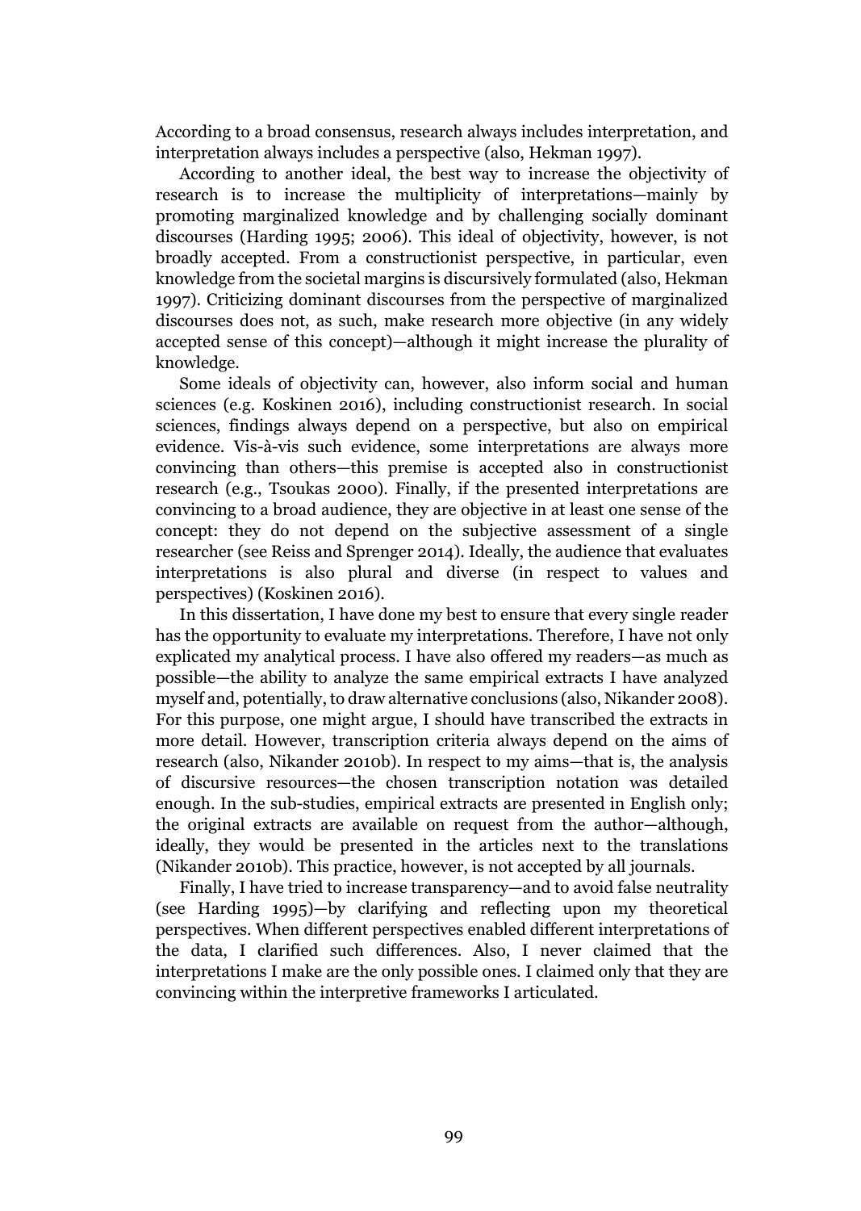According to a broad consensus, research always includes interpretation, and interpretation always includes a perspective (also, Hekman 1997).

According to another ideal, the best way to increase the objectivity of research is to increase the multiplicity of interpretations—mainly by promoting marginalized knowledge and by challenging socially dominant discourses (Harding 1995; 2006). This ideal of objectivity, however, is not broadly accepted. From a constructionist perspective, in particular, even knowledge from the societal margins is discursively formulated (also, Hekman 1997). Criticizing dominant discourses from the perspective of marginalized discourses does not, as such, make research more objective (in any widely accepted sense of this concept)—although it might increase the plurality of knowledge.

Some ideals of objectivity can, however, also inform social and human sciences (e.g. Koskinen 2016), including constructionist research. In social sciences, findings always depend on a perspective, but also on empirical evidence. Vis-à-vis such evidence, some interpretations are always more convincing than others—this premise is accepted also in constructionist research (e.g., Tsoukas 2000). Finally, if the presented interpretations are convincing to a broad audience, they are objective in at least one sense of the concept: they do not depend on the subjective assessment of a single researcher (see Reiss and Sprenger 2014). Ideally, the audience that evaluates interpretations is also plural and diverse (in respect to values and perspectives) (Koskinen 2016).

In this dissertation, I have done my best to ensure that every single reader has the opportunity to evaluate my interpretations. Therefore, I have not only explicated my analytical process. I have also offered my readers—as much as possible—the ability to analyze the same empirical extracts I have analyzed myself and, potentially, to draw alternative conclusions (also, Nikander 2008). For this purpose, one might argue, I should have transcribed the extracts in more detail. However, transcription criteria always depend on the aims of research (also, Nikander 2010b). In respect to my aims—that is, the analysis of discursive resources—the chosen transcription notation was detailed enough. In the sub-studies, empirical extracts are presented in English only; the original extracts are available on request from the author—although, ideally, they would be presented in the articles next to the translations (Nikander 2010b). This practice, however, is not accepted by all journals.

Finally, I have tried to increase transparency—and to avoid false neutrality (see Harding 1995)—by clarifying and reflecting upon my theoretical perspectives. When different perspectives enabled different interpretations of the data, I clarified such differences. Also, I never claimed that the interpretations I make are the only possible ones. I claimed only that they are convincing within the interpretive frameworks I articulated.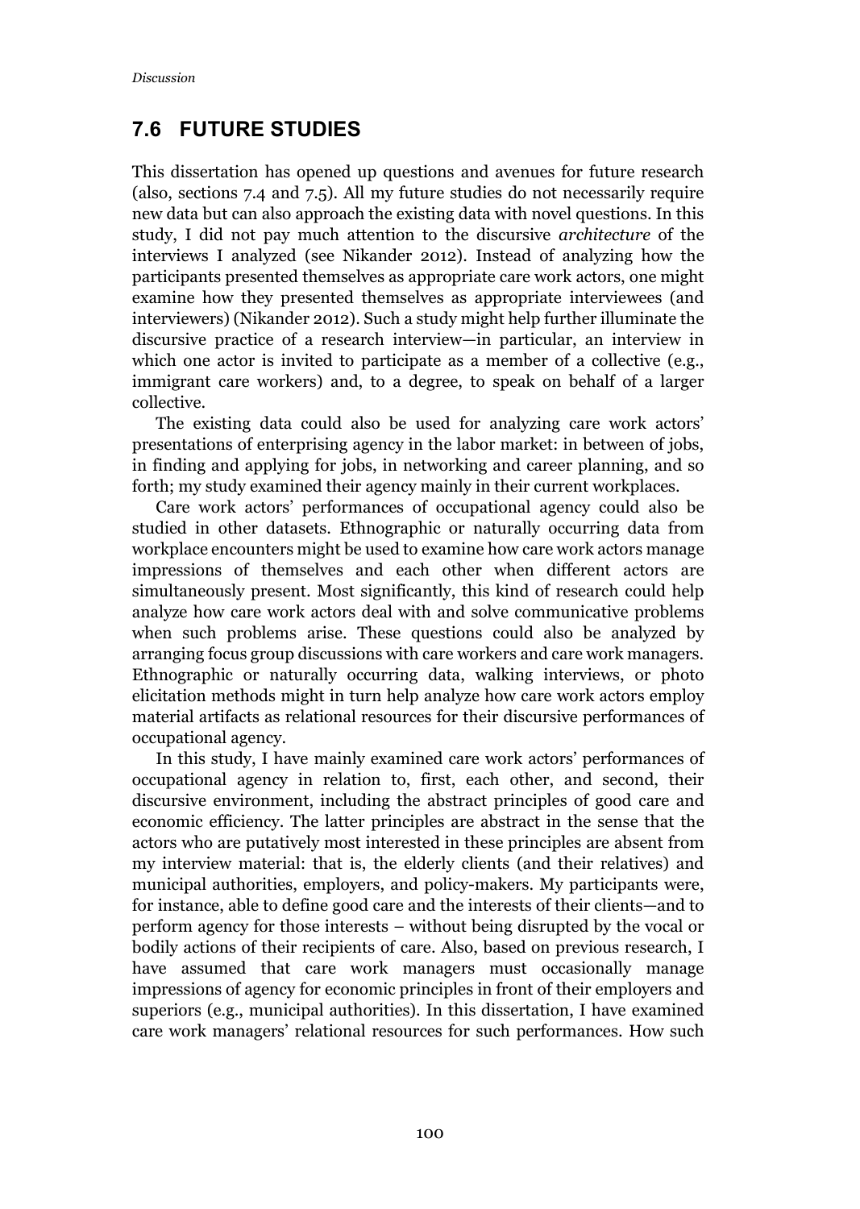## 7.6 FUTURE STUDIES

This dissertation has opened up questions and avenues for future research (also, sections 7.4 and 7.5). All my future studies do not necessarily require new data but can also approach the existing data with novel questions. In this study, I did not pay much attention to the discursive *architecture* of the interviews I analyzed (see Nikander 2012). Instead of analyzing how the participants presented themselves as appropriate care work actors, one might examine how they presented themselves as appropriate interviewees (and interviewers) (Nikander 2012). Such a study might help further illuminate the discursive practice of a research interview—in particular, an interview in which one actor is invited to participate as a member of a collective (e.g., immigrant care workers) and, to a degree, to speak on behalf of a larger collective.

The existing data could also be used for analyzing care work actors' presentations of enterprising agency in the labor market: in between of jobs, in finding and applying for jobs, in networking and career planning, and so forth; my study examined their agency mainly in their current workplaces.

Care work actors' performances of occupational agency could also be studied in other datasets. Ethnographic or naturally occurring data from workplace encounters might be used to examine how care work actors manage impressions of themselves and each other when different actors are simultaneously present. Most significantly, this kind of research could help analyze how care work actors deal with and solve communicative problems when such problems arise. These questions could also be analyzed by arranging focus group discussions with care workers and care work managers. Ethnographic or naturally occurring data, walking interviews, or photo elicitation methods might in turn help analyze how care work actors employ material artifacts as relational resources for their discursive performances of occupational agency.

In this study, I have mainly examined care work actors' performances of occupational agency in relation to, first, each other, and second, their discursive environment, including the abstract principles of good care and economic efficiency. The latter principles are abstract in the sense that the actors who are putatively most interested in these principles are absent from my interview material: that is, the elderly clients (and their relatives) and municipal authorities, employers, and policy-makers. My participants were, for instance, able to define good care and the interests of their clients—and to perform agency for those interests – without being disrupted by the vocal or bodily actions of their recipients of care. Also, based on previous research, I have assumed that care work managers must occasionally manage impressions of agency for economic principles in front of their employers and superiors (e.g., municipal authorities). In this dissertation, I have examined care work managers' relational resources for such performances. How such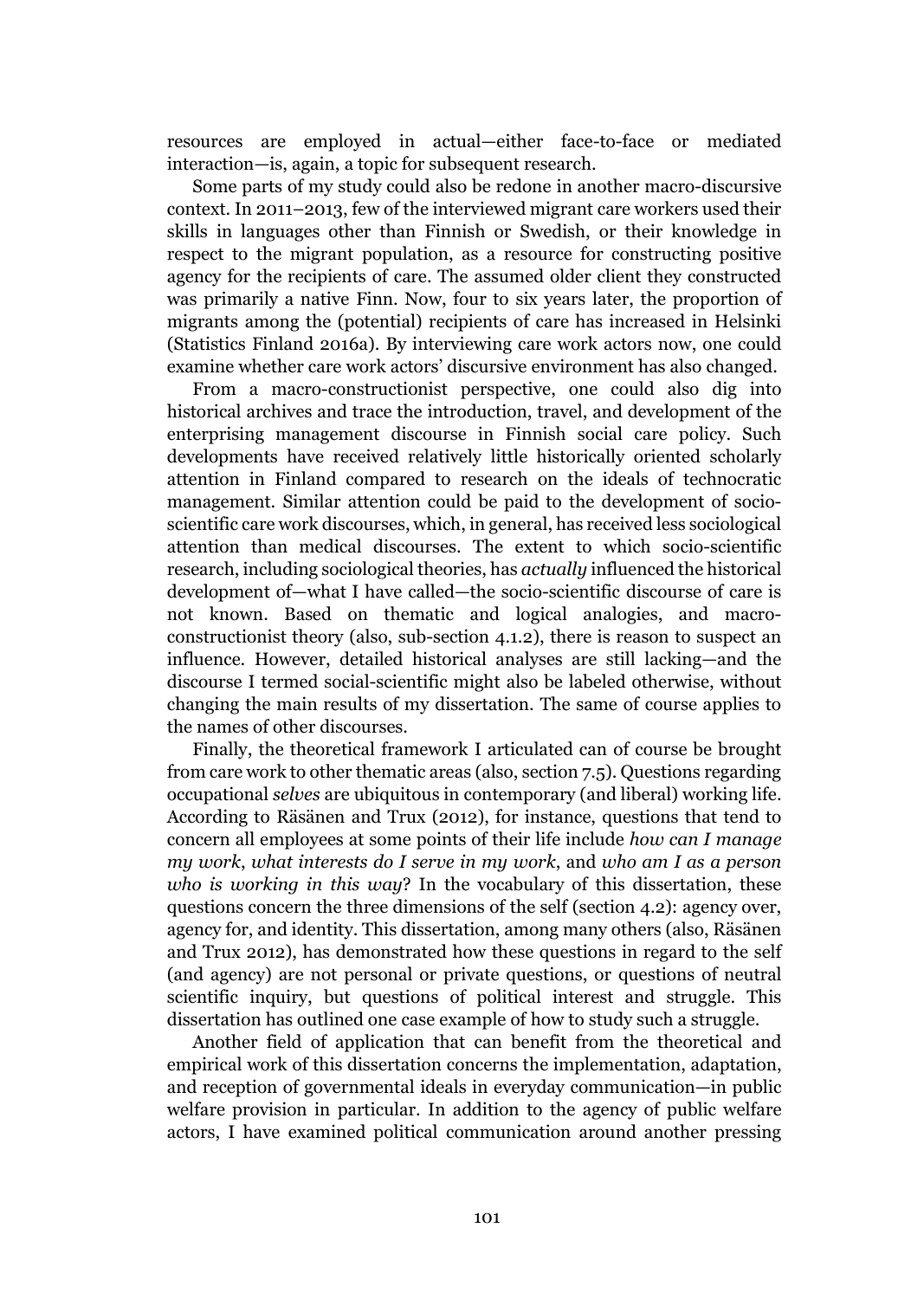resources are employed in actual—either face-to-face or mediated interaction—is, again, a topic for subsequent research.

Some parts of my study could also be redone in another macro-discursive context. In 2011–2013, few of the interviewed migrant care workers used their skills in languages other than Finnish or Swedish, or their knowledge in respect to the migrant population, as a resource for constructing positive agency for the recipients of care. The assumed older client they constructed was primarily a native Finn. Now, four to six years later, the proportion of migrants among the (potential) recipients of care has increased in Helsinki (Statistics Finland 2016a). By interviewing care work actors now, one could examine whether care work actors' discursive environment has also changed.

From a macro-constructionist perspective, one could also dig into historical archives and trace the introduction, travel, and development of the enterprising management discourse in Finnish social care policy. Such developments have received relatively little historically oriented scholarly attention in Finland compared to research on the ideals of technocratic management. Similar attention could be paid to the development of socio-scientific care work discourses, which, in general, has received less sociological attention than medical discourses. The extent to which socio-scientific research, including sociological theories, has *actually* influenced the historical development of—what I have called—the socio-scientific discourse of care is not known. Based on thematic and logical analogies, and macro-constructionist theory (also, sub-section 4.1.2), there is reason to suspect an influence. However, detailed historical analyses are still lacking—and the discourse I termed social-scientific might also be labeled otherwise, without changing the main results of my dissertation. The same of course applies to the names of other discourses.

Finally, the theoretical framework I articulated can of course be brought from care work to other thematic areas (also, section 7.5). Questions regarding occupational *selves* are ubiquitous in contemporary (and liberal) working life. According to Räsänen and Trux (2012), for instance, questions that tend to concern all employees at some points of their life include *how can I manage my work*, *what interests do I serve in my work*, and *who am I as a person who is working in this way*? In the vocabulary of this dissertation, these questions concern the three dimensions of the self (section 4.2): agency over, agency for, and identity. This dissertation, among many others (also, Räsänen and Trux 2012), has demonstrated how these questions in regard to the self (and agency) are not personal or private questions, or questions of neutral scientific inquiry, but questions of political interest and struggle. This dissertation has outlined one case example of how to study such a struggle.

Another field of application that can benefit from the theoretical and empirical work of this dissertation concerns the implementation, adaptation, and reception of governmental ideals in everyday communication—in public welfare provision in particular. In addition to the agency of public welfare actors, I have examined political communication around another pressing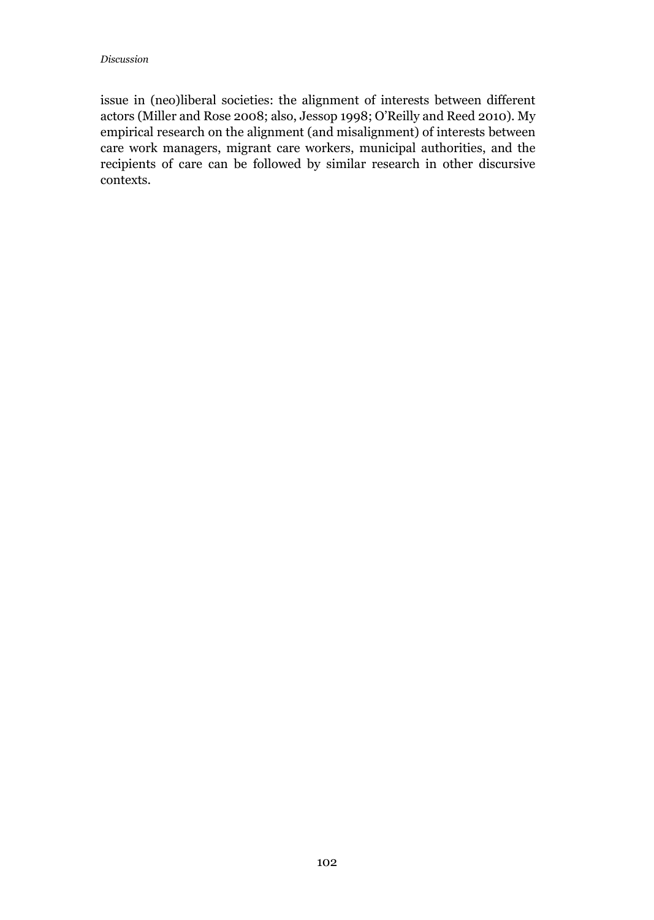issue in (neo)liberal societies: the alignment of interests between different actors (Miller and Rose 2008; also, Jessop 1998; O'Reilly and Reed 2010). My empirical research on the alignment (and misalignment) of interests between care work managers, migrant care workers, municipal authorities, and the recipients of care can be followed by similar research in other discursive contexts.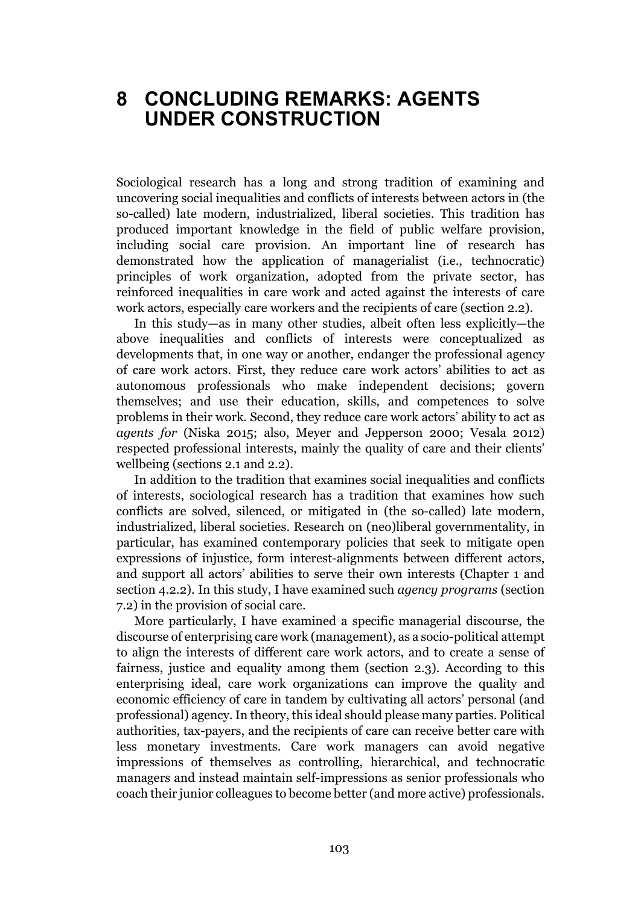# 8 CONCLUDING REMARKS: AGENTS UNDER CONSTRUCTION

Sociological research has a long and strong tradition of examining and uncovering social inequalities and conflicts of interests between actors in (the so-called) late modern, industrialized, liberal societies. This tradition has produced important knowledge in the field of public welfare provision, including social care provision. An important line of research has demonstrated how the application of managerialist (i.e., technocratic) principles of work organization, adopted from the private sector, has reinforced inequalities in care work and acted against the interests of care work actors, especially care workers and the recipients of care (section 2.2).

In this study—as in many other studies, albeit often less explicitly—the above inequalities and conflicts of interests were conceptualized as developments that, in one way or another, endanger the professional agency of care work actors. First, they reduce care work actors' abilities to act as autonomous professionals who make independent decisions; govern themselves; and use their education, skills, and competences to solve problems in their work. Second, they reduce care work actors' ability to act as *agents for* (Niska 2015; also, Meyer and Jepperson 2000; Vesala 2012) respected professional interests, mainly the quality of care and their clients' wellbeing (sections 2.1 and 2.2).

In addition to the tradition that examines social inequalities and conflicts of interests, sociological research has a tradition that examines how such conflicts are solved, silenced, or mitigated in (the so-called) late modern, industrialized, liberal societies. Research on (neo)liberal governmentality, in particular, has examined contemporary policies that seek to mitigate open expressions of injustice, form interest-alignments between different actors, and support all actors' abilities to serve their own interests (Chapter 1 and section 4.2.2). In this study, I have examined such *agency programs* (section 7.2) in the provision of social care.

More particularly, I have examined a specific managerial discourse, the discourse of enterprising care work (management), as a socio-political attempt to align the interests of different care work actors, and to create a sense of fairness, justice and equality among them (section 2.3). According to this enterprising ideal, care work organizations can improve the quality and economic efficiency of care in tandem by cultivating all actors' personal (and professional) agency. In theory, this ideal should please many parties. Political authorities, tax-payers, and the recipients of care can receive better care with less monetary investments. Care work managers can avoid negative impressions of themselves as controlling, hierarchical, and technocratic managers and instead maintain self-impressions as senior professionals who coach their junior colleagues to become better (and more active) professionals.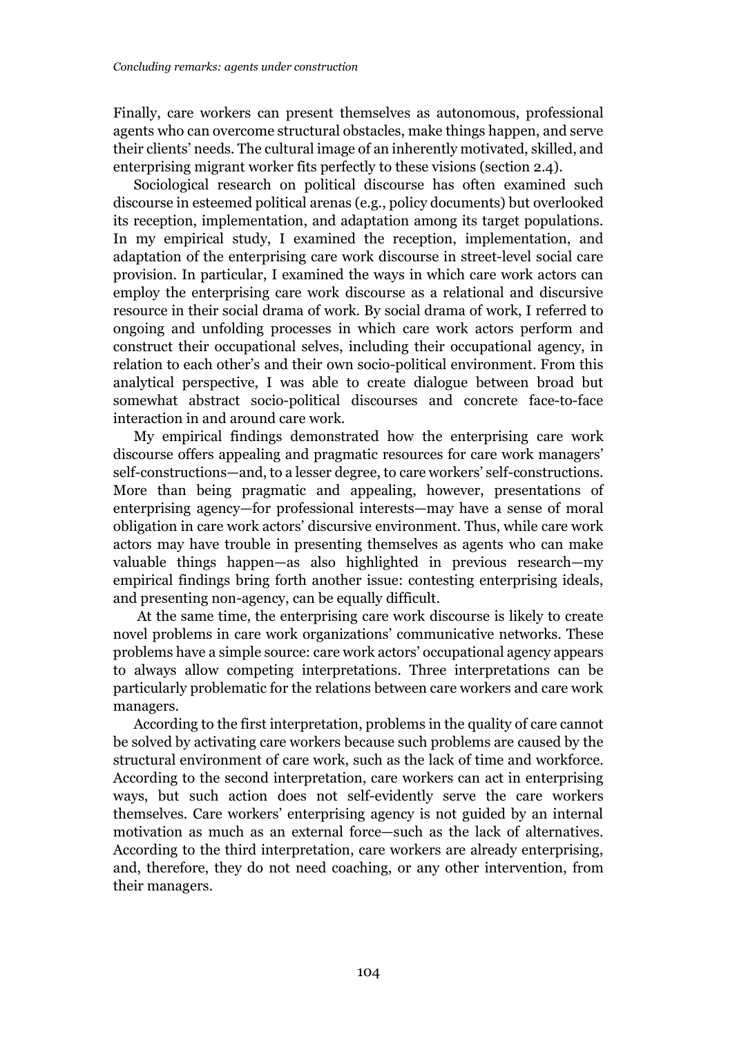Finally, care workers can present themselves as autonomous, professional agents who can overcome structural obstacles, make things happen, and serve their clients' needs. The cultural image of an inherently motivated, skilled, and enterprising migrant worker fits perfectly to these visions (section 2.4).

Sociological research on political discourse has often examined such discourse in esteemed political arenas (e.g., policy documents) but overlooked its reception, implementation, and adaptation among its target populations. In my empirical study, I examined the reception, implementation, and adaptation of the enterprising care work discourse in street-level social care provision. In particular, I examined the ways in which care work actors can employ the enterprising care work discourse as a relational and discursive resource in their social drama of work. By social drama of work, I referred to ongoing and unfolding processes in which care work actors perform and construct their occupational selves, including their occupational agency, in relation to each other's and their own socio-political environment. From this analytical perspective, I was able to create dialogue between broad but somewhat abstract socio-political discourses and concrete face-to-face interaction in and around care work.

My empirical findings demonstrated how the enterprising care work discourse offers appealing and pragmatic resources for care work managers' self-constructions—and, to a lesser degree, to care workers' self-constructions. More than being pragmatic and appealing, however, presentations of enterprising agency—for professional interests—may have a sense of moral obligation in care work actors' discursive environment. Thus, while care work actors may have trouble in presenting themselves as agents who can make valuable things happen—as also highlighted in previous research—my empirical findings bring forth another issue: contesting enterprising ideals, and presenting non-agency, can be equally difficult.

At the same time, the enterprising care work discourse is likely to create novel problems in care work organizations' communicative networks. These problems have a simple source: care work actors' occupational agency appears to always allow competing interpretations. Three interpretations can be particularly problematic for the relations between care workers and care work managers.

According to the first interpretation, problems in the quality of care cannot be solved by activating care workers because such problems are caused by the structural environment of care work, such as the lack of time and workforce. According to the second interpretation, care workers can act in enterprising ways, but such action does not self-evidently serve the care workers themselves. Care workers' enterprising agency is not guided by an internal motivation as much as an external force—such as the lack of alternatives. According to the third interpretation, care workers are already enterprising, and, therefore, they do not need coaching, or any other intervention, from their managers.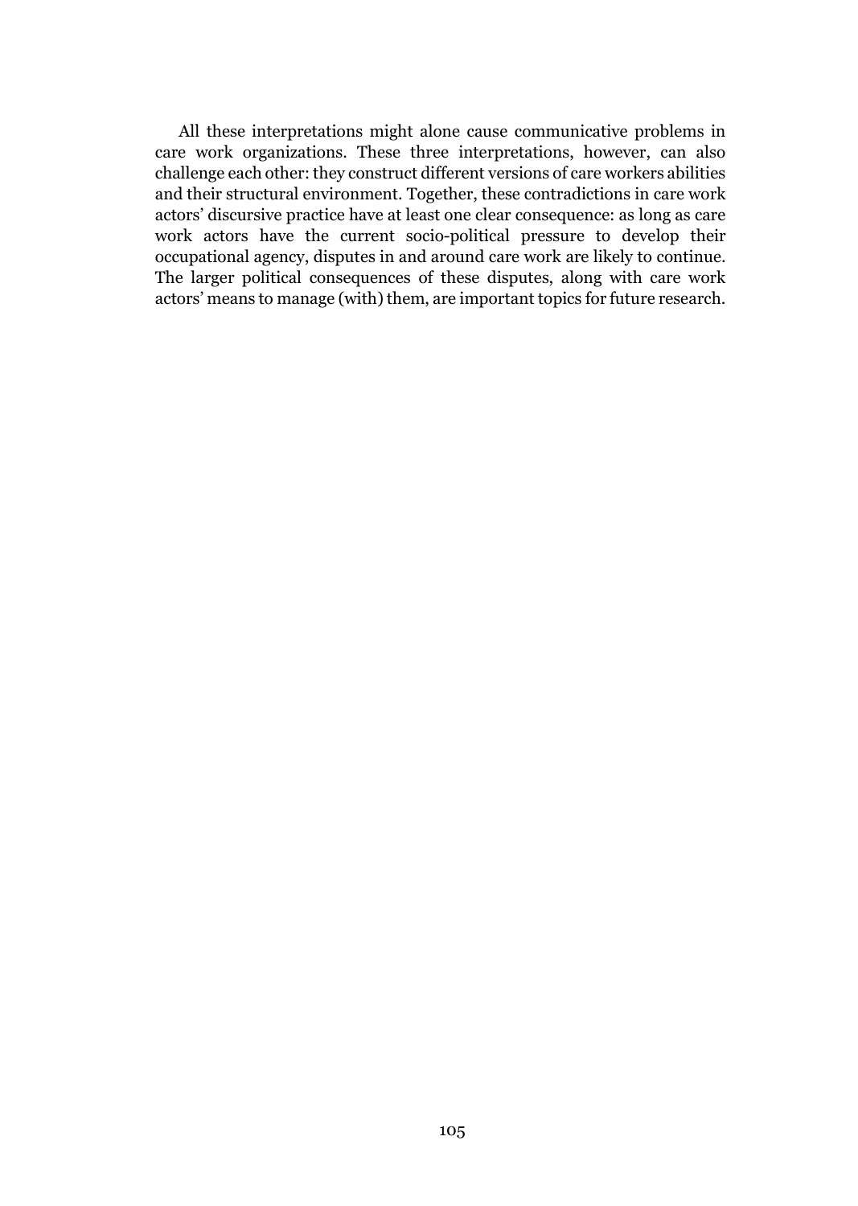All these interpretations might alone cause communicative problems in care work organizations. These three interpretations, however, can also challenge each other: they construct different versions of care workers abilities and their structural environment. Together, these contradictions in care work actors' discursive practice have at least one clear consequence: as long as care work actors have the current socio-political pressure to develop their occupational agency, disputes in and around care work are likely to continue. The larger political consequences of these disputes, along with care work actors' means to manage (with) them, are important topics for future research.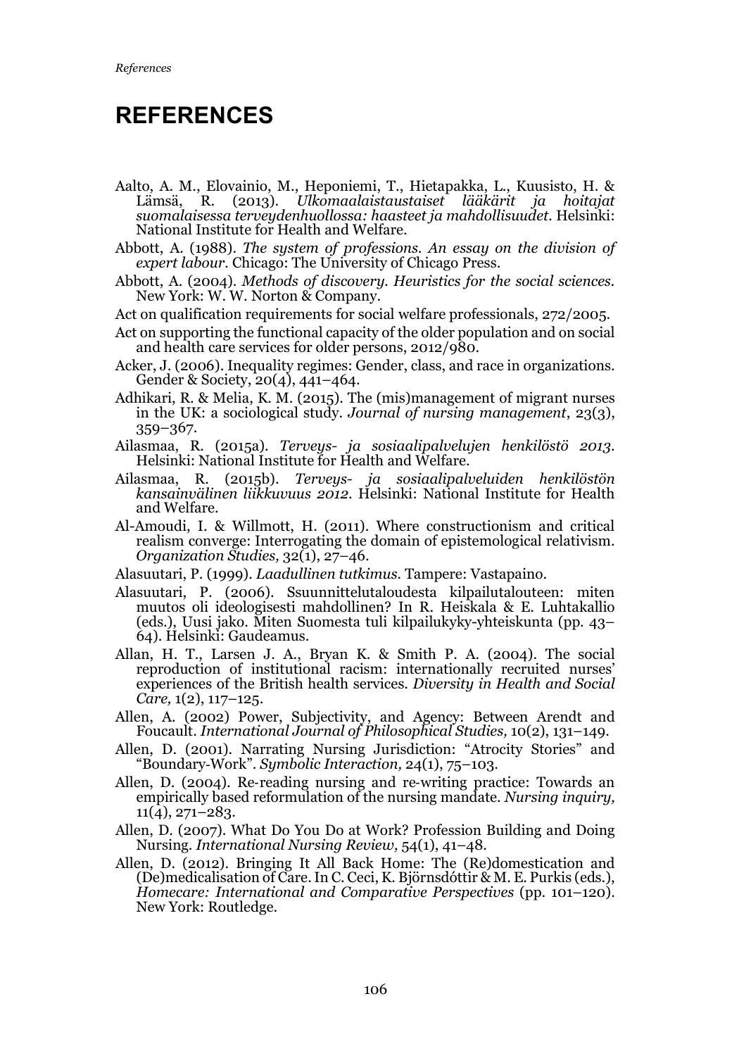# REFERENCES

Aalto, A. M., Elovainio, M., Heponiemi, T., Hietapakka, L., Kuusisto, H. & Lämsä, R. (2013). *Ulkomaalaistaustaiset lääkärit ja hoitajat suomalaisessa terveydenhuollossa: haasteet ja mahdollisuudet*. Helsinki: National Institute for Health and Welfare.

Abbott, A. (1988). *The system of professions. An essay on the division of expert labour*. Chicago: The University of Chicago Press.

Abbott, A. (2004). *Methods of discovery. Heuristics for the social sciences.* New York: W. W. Norton & Company.

Act on qualification requirements for social welfare professionals, 272/2005.

Act on supporting the functional capacity of the older population and on social and health care services for older persons, 2012/980.

Acker, J. (2006). Inequality regimes: Gender, class, and race in organizations. Gender & Society, 20(4), 441–464.

Adhikari, R. & Melia, K. M. (2015). The (mis)management of migrant nurses in the UK: a sociological study. *Journal of nursing management*, 23(3), 359–367.

Ailasmaa, R. (2015a). *Terveys- ja sosiaalipalvelujen henkilöstö 2013*. Helsinki: National Institute for Health and Welfare.

Ailasmaa, R. (2015b). *Terveys- ja sosiaalipalveluiden henkilöstön kansainvälinen liikkuvuus 2012*. Helsinki: National Institute for Health and Welfare.

Al-Amoudi, I. & Willmott, H. (2011). Where constructionism and critical realism converge: Interrogating the domain of epistemological relativism. *Organization Studies,* 32(1), 27–46.

Alasuutari, P. (1999). *Laadullinen tutkimus*. Tampere: Vastapaino.

Alasuutari, P. (2006). Ssuunnittelutaloudesta kilpailutalouteen: miten muutos oli ideologisesti mahdollinen? In R. Heiskala & E. Luhtakallio (eds.), Uusi jako. Miten Suomesta tuli kilpailukyky-yhteiskunta (pp. 43–64). Helsinki: Gaudeamus.

Allan, H. T., Larsen J. A., Bryan K. & Smith P. A. (2004). The social reproduction of institutional racism: internationally recruited nurses' experiences of the British health services. *Diversity in Health and Social Care,* 1(2), 117–125.

Allen, A. (2002) Power, Subjectivity, and Agency: Between Arendt and Foucault. *International Journal of Philosophical Studies,* 10(2), 131–149.

Allen, D. (2001). Narrating Nursing Jurisdiction: "Atrocity Stories" and "Boundary-Work". *Symbolic Interaction,* 24(1), 75–103.

Allen, D. (2004). Re-reading nursing and re-writing practice: Towards an empirically based reformulation of the nursing mandate. *Nursing inquiry,* 11(4), 271–283.

Allen, D. (2007). What Do You Do at Work? Profession Building and Doing Nursing. *International Nursing Review,* 54(1), 41–48.

Allen, D. (2012). Bringing It All Back Home: The (Re)domestication and (De)medicalisation of Care. In C. Ceci, K. Björnsdóttir & M. E. Purkis (eds.), *Homecare: International and Comparative Perspectives* (pp. 101–120). New York: Routledge.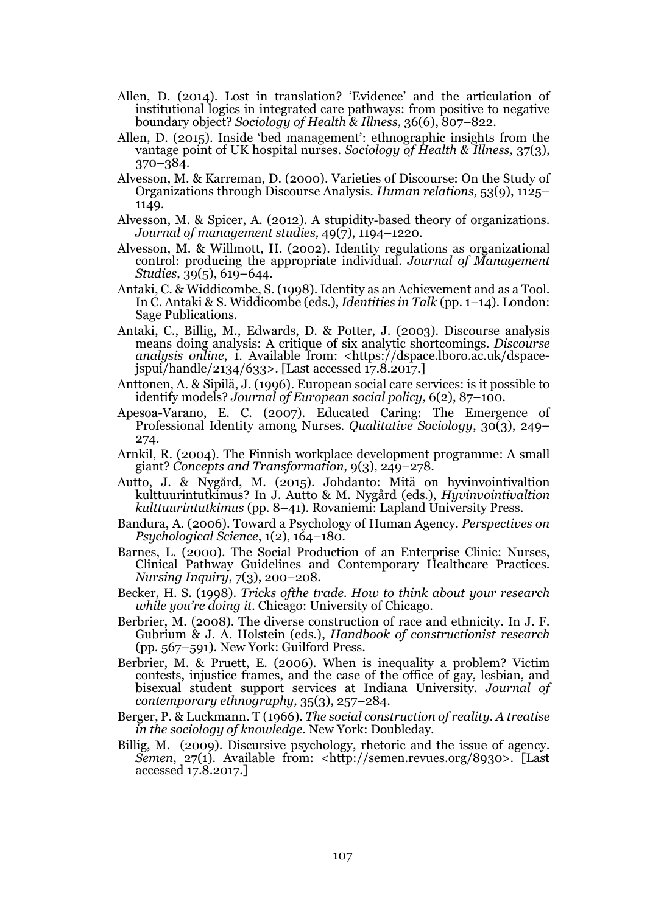Allen, D. (2014). Lost in translation? 'Evidence' and the articulation of institutional logics in integrated care pathways: from positive to negative boundary object? *Sociology of Health & Illness,* 36(6), 807–822.

Allen, D. (2015). Inside 'bed management': ethnographic insights from the vantage point of UK hospital nurses. *Sociology of Health & Illness,* 37(3), 370–384.

Alvesson, M. & Karreman, D. (2000). Varieties of Discourse: On the Study of Organizations through Discourse Analysis. *Human relations,* 53(9), 1125–1149.

Alvesson, M. & Spicer, A. (2012). A stupidity-based theory of organizations. *Journal of management studies,* 49(7), 1194–1220.

Alvesson, M. & Willmott, H. (2002). Identity regulations as organizational control: producing the appropriate individual. *Journal of Management Studies,* 39(5), 619–644.

Antaki, C. & Widdicombe, S. (1998). Identity as an Achievement and as a Tool. In C. Antaki & S. Widdicombe (eds.), *Identities in Talk* (pp. 1–14). London: Sage Publications.

Antaki, C., Billig, M., Edwards, D. & Potter, J. (2003). Discourse analysis means doing analysis: A critique of six analytic shortcomings. *Discourse analysis online*, 1. Available from: <https://dspace.lboro.ac.uk/dspace-jspui/handle/2134/633>. [Last accessed 17.8.2017.]

Anttonen, A. & Sipilä, J. (1996). European social care services: is it possible to identify models? *Journal of European social policy,* 6(2), 87–100.

Apesoa-Varano, E. C. (2007). Educated Caring: The Emergence of Professional Identity among Nurses. *Qualitative Sociology*, 30(3), 249–274.

Arnkil, R. (2004). The Finnish workplace development programme: A small giant? *Concepts and Transformation,* 9(3), 249–278.

Autto, J. & Nygård, M. (2015). Johdanto: Mitä on hyvinvointivaltion kulttuurintutkimus? In J. Autto & M. Nygård (eds.), *Hyvinvointivaltion kulttuurintutkimus* (pp. 8–41). Rovaniemi: Lapland University Press.

Bandura, A. (2006). Toward a Psychology of Human Agency. *Perspectives on Psychological Science*, 1(2), 164–180.

Barnes, L. (2000). The Social Production of an Enterprise Clinic: Nurses, Clinical Pathway Guidelines and Contemporary Healthcare Practices. *Nursing Inquiry*, 7(3), 200–208.

Becker, H. S. (1998). *Tricks ofthe trade. How to think about your research while you're doing it.* Chicago: University of Chicago.

Berbrier, M. (2008). The diverse construction of race and ethnicity. In J. F. Gubrium & J. A. Holstein (eds.), *Handbook of constructionist research* (pp. 567–591). New York: Guilford Press.

Berbrier, M. & Pruett, E. (2006). When is inequality a problem? Victim contests, injustice frames, and the case of the office of gay, lesbian, and bisexual student support services at Indiana University. *Journal of contemporary ethnography,* 35(3), 257–284.

Berger, P. & Luckmann. T (1966). *The social construction of reality. A treatise in the sociology of knowledge.* New York: Doubleday.

Billig, M. (2009). Discursive psychology, rhetoric and the issue of agency. *Semen*, 27(1). Available from: <http://semen.revues.org/8930>. [Last accessed 17.8.2017.]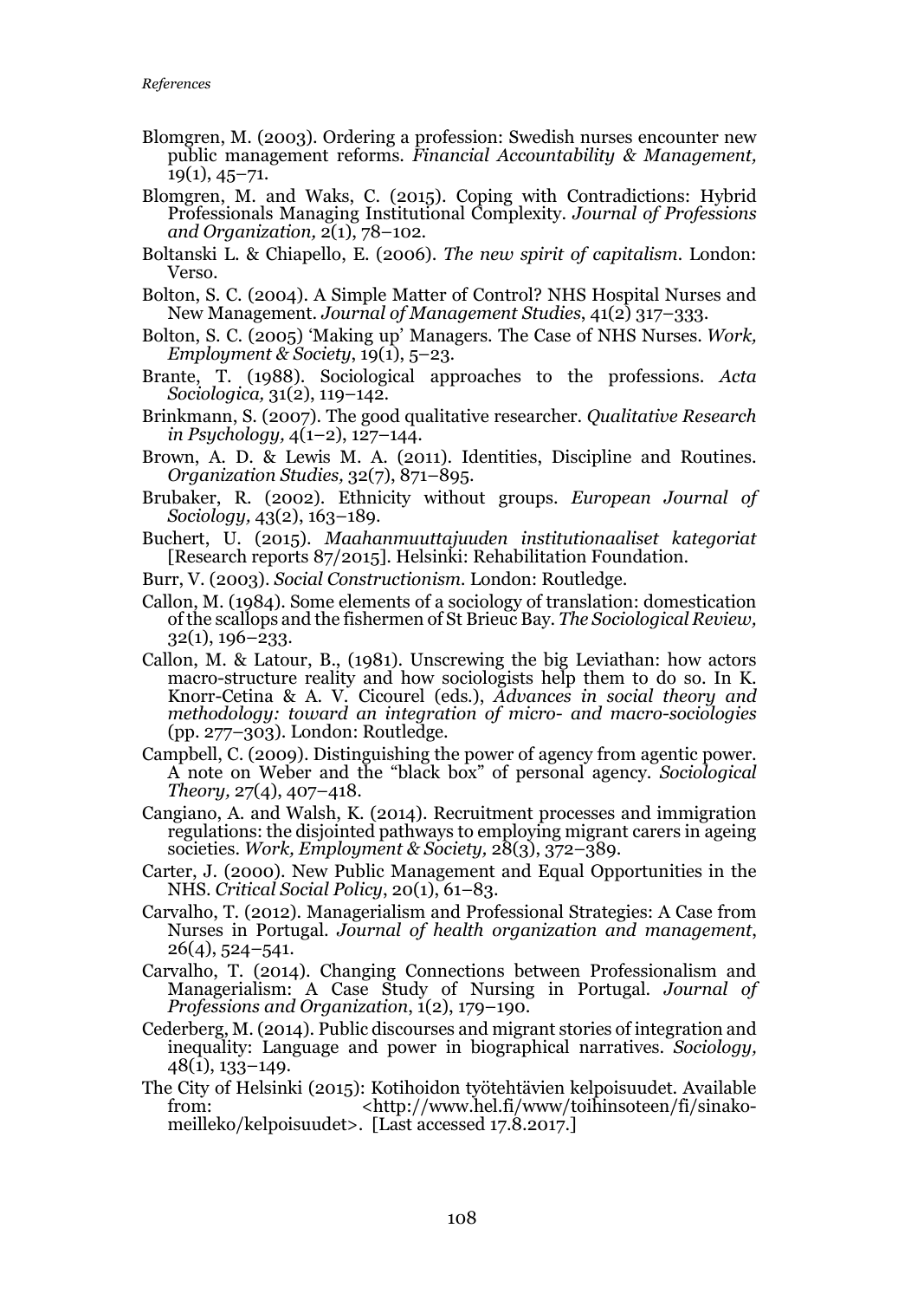Blomgren, M. (2003). Ordering a profession: Swedish nurses encounter new public management reforms. *Financial Accountability & Management,* 19(1), 45–71.

Blomgren, M. and Waks, C. (2015). Coping with Contradictions: Hybrid Professionals Managing Institutional Complexity. *Journal of Professions and Organization,* 2(1), 78–102.

Boltanski L. & Chiapello, E. (2006). *The new spirit of capitalism*. London: Verso.

Bolton, S. C. (2004). A Simple Matter of Control? NHS Hospital Nurses and New Management. *Journal of Management Studies*, 41(2) 317–333.

Bolton, S. C. (2005) 'Making up' Managers. The Case of NHS Nurses. *Work, Employment & Society*, 19(1), 5–23.

Brante, T. (1988). Sociological approaches to the professions. *Acta Sociologica,* 31(2), 119–142.

Brinkmann, S. (2007). The good qualitative researcher. *Qualitative Research in Psychology,* 4(1–2), 127–144.

Brown, A. D. & Lewis M. A. (2011). Identities, Discipline and Routines. *Organization Studies,* 32(7), 871–895.

Brubaker, R. (2002). Ethnicity without groups. *European Journal of Sociology,* 43(2), 163–189.

Buchert, U. (2015). *Maahanmuuttajuuden institutionaaliset kategoriat* [Research reports 87/2015]. Helsinki: Rehabilitation Foundation.

Burr, V. (2003). *Social Constructionism.* London: Routledge.

Callon, M. (1984). Some elements of a sociology of translation: domestication of the scallops and the fishermen of St Brieuc Bay. *The Sociological Review,* 32(1), 196–233.

Callon, M. & Latour, B., (1981). Unscrewing the big Leviathan: how actors macro-structure reality and how sociologists help them to do so. In K. Knorr-Cetina & A. V. Cicourel (eds.), *Advances in social theory and methodology: toward an integration of micro- and macro-sociologies* (pp. 277–303). London: Routledge.

Campbell, C. (2009). Distinguishing the power of agency from agentic power. A note on Weber and the "black box" of personal agency. *Sociological Theory,* 27(4), 407–418.

Cangiano, A. and Walsh, K. (2014). Recruitment processes and immigration regulations: the disjointed pathways to employing migrant carers in ageing societies. *Work, Employment & Society,* 28(3), 372–389.

Carter, J. (2000). New Public Management and Equal Opportunities in the NHS. *Critical Social Policy*, 20(1), 61–83.

Carvalho, T. (2012). Managerialism and Professional Strategies: A Case from Nurses in Portugal. *Journal of health organization and management*, 26(4), 524–541.

Carvalho, T. (2014). Changing Connections between Professionalism and Managerialism: A Case Study of Nursing in Portugal. *Journal of Professions and Organization*, 1(2), 179–190.

Cederberg, M. (2014). Public discourses and migrant stories of integration and inequality: Language and power in biographical narratives. *Sociology,* 48(1), 133–149.

The City of Helsinki (2015): Kotihoidon työtehtävien kelpoisuudet. Available from: <http://www.hel.fi/www/toihinsoteen/fi/sinako-meilleko/kelpoisuudet>. [Last accessed 17.8.2017.]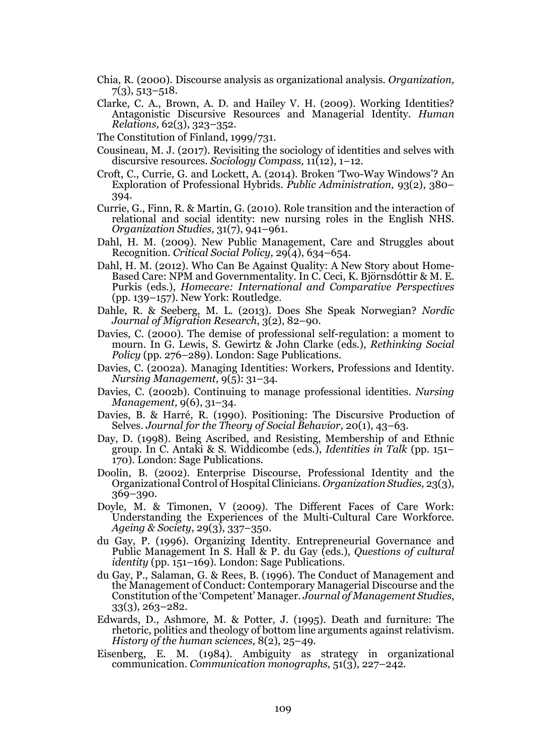Chia, R. (2000). Discourse analysis as organizational analysis. *Organization,* 7(3), 513–518.

Clarke, C. A., Brown, A. D. and Hailey V. H. (2009). Working Identities? Antagonistic Discursive Resources and Managerial Identity. *Human Relations,* 62(3), 323–352.

The Constitution of Finland, 1999/731.

Cousineau, M. J. (2017). Revisiting the sociology of identities and selves with discursive resources. *Sociology Compass,* 11(12), 1–12.

Croft, C., Currie, G. and Lockett, A. (2014). Broken 'Two-Way Windows'? An Exploration of Professional Hybrids. *Public Administration,* 93(2), 380–394.

Currie, G., Finn, R. & Martin, G. (2010). Role transition and the interaction of relational and social identity: new nursing roles in the English NHS. *Organization Studies,* 31(7), 941–961.

Dahl, H. M. (2009). New Public Management, Care and Struggles about Recognition. *Critical Social Policy,* 29(4), 634–654.

Dahl, H. M. (2012). Who Can Be Against Quality: A New Story about Home-Based Care: NPM and Governmentality. In C. Ceci, K. Björnsdóttir & M. E. Purkis (eds.), *Homecare: International and Comparative Perspectives* (pp. 139–157). New York: Routledge.

Dahle, R. & Seeberg, M. L. (2013). Does She Speak Norwegian? *Nordic Journal of Migration Research*, 3(2), 82–90.

Davies, C. (2000). The demise of professional self-regulation: a moment to mourn. In G. Lewis, S. Gewirtz & John Clarke (eds.), *Rethinking Social Policy* (pp. 276–289). London: Sage Publications.

Davies, C. (2002a). Managing Identities: Workers, Professions and Identity. *Nursing Management,* 9(5): 31–34.

Davies, C. (2002b). Continuing to manage professional identities. *Nursing Management,* 9(6), 31–34.

Davies, B. & Harré, R. (1990). Positioning: The Discursive Production of Selves. *Journal for the Theory of Social Behavior,* 20(1), 43–63.

Day, D. (1998). Being Ascribed, and Resisting, Membership of and Ethnic group. In C. Antaki & S. Widdicombe (eds.), *Identities in Talk* (pp. 151–170). London: Sage Publications.

Doolin, B. (2002). Enterprise Discourse, Professional Identity and the Organizational Control of Hospital Clinicians. *Organization Studies,* 23(3), 369–390.

Doyle, M. & Timonen, V (2009). The Different Faces of Care Work: Understanding the Experiences of the Multi-Cultural Care Workforce. *Ageing & Society*, 29(3), 337–350.

du Gay, P. (1996). Organizing Identity. Entrepreneurial Governance and Public Management In S. Hall & P. du Gay (eds.), *Questions of cultural identity* (pp. 151–169). London: Sage Publications.

du Gay, P., Salaman, G. & Rees, B. (1996). The Conduct of Management and the Management of Conduct: Contemporary Managerial Discourse and the Constitution of the 'Competent' Manager. *Journal of Management Studies*, 33(3), 263–282.

Edwards, D., Ashmore, M. & Potter, J. (1995). Death and furniture: The rhetoric, politics and theology of bottom line arguments against relativism. *History of the human sciences,* 8(2), 25–49.

Eisenberg, E. M. (1984). Ambiguity as strategy in organizational communication. *Communication monographs,* 51(3), 227–242.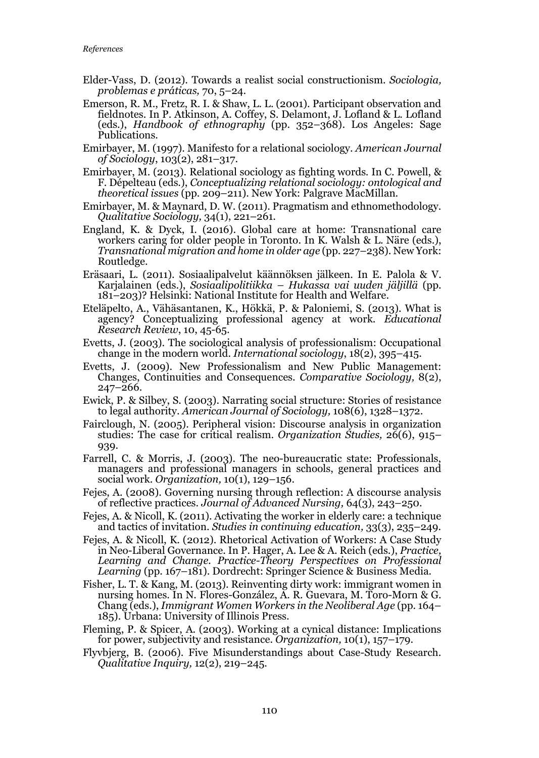Elder-Vass, D. (2012). Towards a realist social constructionism. *Sociologia, problemas e práticas,* 70, 5–24.

Emerson, R. M., Fretz, R. I. & Shaw, L. L. (2001). Participant observation and fieldnotes. In P. Atkinson, A. Coffey, S. Delamont, J. Lofland & L. Lofland (eds.), *Handbook of ethnography* (pp. 352–368). Los Angeles: Sage Publications.

Emirbayer, M. (1997). Manifesto for a relational sociology. *American Journal of Sociology*, 103(2), 281–317.

Emirbayer, M. (2013). Relational sociology as fighting words. In C. Powell, & F. Dépelteau (eds.), *Conceptualizing relational sociology: ontological and theoretical issues* (pp. 209–211). New York: Palgrave MacMillan.

Emirbayer, M. & Maynard, D. W. (2011). Pragmatism and ethnomethodology. *Qualitative Sociology,* 34(1), 221–261.

England, K. & Dyck, I. (2016). Global care at home: Transnational care workers caring for older people in Toronto. In K. Walsh & L. Näre (eds.), *Transnational migration and home in older age* (pp. 227–238). New York: Routledge.

Eräsaari, L. (2011). Sosiaalipalvelut käännöksen jälkeen. In E. Palola & V. Karjalainen (eds.), *Sosiaalipolitiikka – Hukassa vai uuden jäljillä* (pp. 181–203)? Helsinki: National Institute for Health and Welfare.

Eteläpelto, A., Vähäsantanen, K., Hökkä, P. & Paloniemi, S. (2013). What is agency? Conceptualizing professional agency at work. *Educational Research Review*, 10, 45-65.

Evetts, J. (2003). The sociological analysis of professionalism: Occupational change in the modern world. *International sociology*, 18(2), 395–415.

Evetts, J. (2009). New Professionalism and New Public Management: Changes, Continuities and Consequences. *Comparative Sociology,* 8(2), 247–266.

Ewick, P. & Silbey, S. (2003). Narrating social structure: Stories of resistance to legal authority. *American Journal of Sociology,* 108(6), 1328–1372.

Fairclough, N. (2005). Peripheral vision: Discourse analysis in organization studies: The case for critical realism. *Organization Studies,* 26(6), 915–939.

Farrell, C. & Morris, J. (2003). The neo-bureaucratic state: Professionals, managers and professional managers in schools, general practices and social work. *Organization,* 10(1), 129–156.

Fejes, A. (2008). Governing nursing through reflection: A discourse analysis of reflective practices. *Journal of Advanced Nursing,* 64(3), 243–250.

Fejes, A. & Nicoll, K. (2011). Activating the worker in elderly care: a technique and tactics of invitation. *Studies in continuing education,* 33(3), 235–249.

Fejes, A. & Nicoll, K. (2012). Rhetorical Activation of Workers: A Case Study in Neo-Liberal Governance. In P. Hager, A. Lee & A. Reich (eds.), *Practice, Learning and Change. Practice-Theory Perspectives on Professional Learning* (pp. 167–181). Dordrecht: Springer Science & Business Media.

Fisher, L. T. & Kang, M. (2013). Reinventing dirty work: immigrant women in nursing homes. In N. Flores-González, A. R. Guevara, M. Toro-Morn & G. Chang (eds.), *Immigrant Women Workers in the Neoliberal Age* (pp. 164–185). Urbana: University of Illinois Press.

Fleming, P. & Spicer, A. (2003). Working at a cynical distance: Implications for power, subjectivity and resistance. *Organization,* 10(1), 157–179.

Flyvbjerg, B. (2006). Five Misunderstandings about Case-Study Research. *Qualitative Inquiry,* 12(2), 219–245.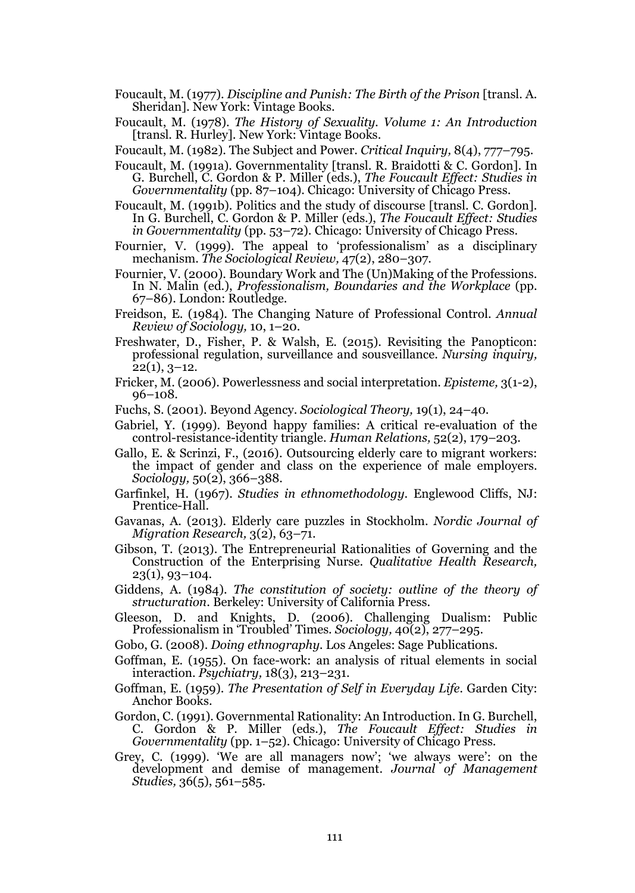Foucault, M. (1977). *Discipline and Punish: The Birth of the Prison* [transl. A. Sheridan]. New York: Vintage Books.

Foucault, M. (1978). *The History of Sexuality. Volume 1: An Introduction* [transl. R. Hurley]. New York: Vintage Books.

Foucault, M. (1982). The Subject and Power. *Critical Inquiry,* 8(4), 777–795.

Foucault, M. (1991a). Governmentality [transl. R. Braidotti & C. Gordon]. In G. Burchell, C. Gordon & P. Miller (eds.), *The Foucault Effect: Studies in Governmentality* (pp. 87–104). Chicago: University of Chicago Press.

Foucault, M. (1991b). Politics and the study of discourse [transl. C. Gordon]. In G. Burchell, C. Gordon & P. Miller (eds.), *The Foucault Effect: Studies in Governmentality* (pp. 53–72). Chicago: University of Chicago Press.

Fournier, V. (1999). The appeal to 'professionalism' as a disciplinary mechanism. *The Sociological Review,* 47(2), 280–307.

Fournier, V. (2000). Boundary Work and The (Un)Making of the Professions. In N. Malin (ed.), *Professionalism, Boundaries and the Workplace* (pp. 67–86). London: Routledge.

Freidson, E. (1984). The Changing Nature of Professional Control. *Annual Review of Sociology,* 10, 1–20.

Freshwater, D., Fisher, P. & Walsh, E. (2015). Revisiting the Panopticon: professional regulation, surveillance and sousveillance. *Nursing inquiry,* 22(1), 3–12.

Fricker, M. (2006). Powerlessness and social interpretation. *Episteme,* 3(1-2), 96–108.

Fuchs, S. (2001). Beyond Agency. *Sociological Theory,* 19(1), 24–40.

Gabriel, Y. (1999). Beyond happy families: A critical re-evaluation of the control-resistance-identity triangle. *Human Relations,* 52(2), 179–203.

Gallo, E. & Scrinzi, F., (2016). Outsourcing elderly care to migrant workers: the impact of gender and class on the experience of male employers. *Sociology,* 50(2), 366–388.

Garfinkel, H. (1967). *Studies in ethnomethodology*. Englewood Cliffs, NJ: Prentice-Hall.

Gavanas, A. (2013). Elderly care puzzles in Stockholm. *Nordic Journal of Migration Research,* 3(2), 63–71.

Gibson, T. (2013). The Entrepreneurial Rationalities of Governing and the Construction of the Enterprising Nurse. *Qualitative Health Research,* 23(1), 93–104.

Giddens, A. (1984). *The constitution of society: outline of the theory of structuration*. Berkeley: University of California Press.

Gleeson, D. and Knights, D. (2006). Challenging Dualism: Public Professionalism in 'Troubled' Times. *Sociology,* 40(2), 277–295.

Gobo, G. (2008). *Doing ethnography*. Los Angeles: Sage Publications.

Goffman, E. (1955). On face-work: an analysis of ritual elements in social interaction. *Psychiatry,* 18(3), 213–231.

Goffman, E. (1959). *The Presentation of Self in Everyday Life*. Garden City: Anchor Books.

Gordon, C. (1991). Governmental Rationality: An Introduction. In G. Burchell, C. Gordon & P. Miller (eds.), *The Foucault Effect: Studies in Governmentality* (pp. 1–52). Chicago: University of Chicago Press.

Grey, C. (1999). 'We are all managers now'; 'we always were': on the development and demise of management. *Journal of Management Studies,* 36(5), 561–585.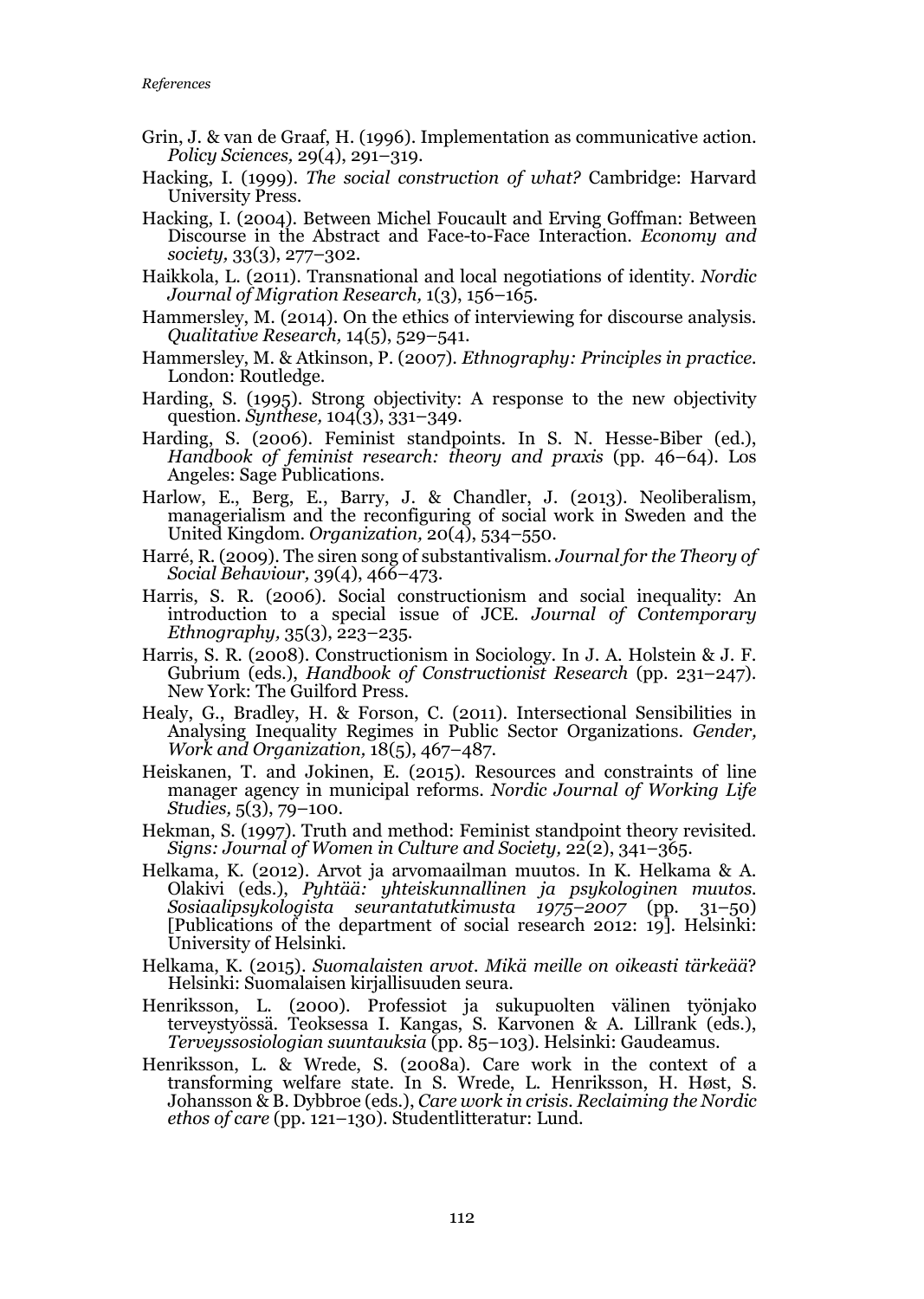Grin, J. & van de Graaf, H. (1996). Implementation as communicative action. *Policy Sciences,* 29(4), 291–319.

Hacking, I. (1999). *The social construction of what?* Cambridge: Harvard University Press.

Hacking, I. (2004). Between Michel Foucault and Erving Goffman: Between Discourse in the Abstract and Face-to-Face Interaction. *Economy and society,* 33(3), 277–302.

Haikkola, L. (2011). Transnational and local negotiations of identity. *Nordic Journal of Migration Research,* 1(3), 156–165.

Hammersley, M. (2014). On the ethics of interviewing for discourse analysis. *Qualitative Research,* 14(5), 529–541.

Hammersley, M. & Atkinson, P. (2007). *Ethnography: Principles in practice.* London: Routledge.

Harding, S. (1995). Strong objectivity: A response to the new objectivity question. *Synthese,* 104(3), 331–349.

Harding, S. (2006). Feminist standpoints. In S. N. Hesse-Biber (ed.), *Handbook of feminist research: theory and praxis* (pp. 46–64). Los Angeles: Sage Publications.

Harlow, E., Berg, E., Barry, J. & Chandler, J. (2013). Neoliberalism, managerialism and the reconfiguring of social work in Sweden and the United Kingdom. *Organization,* 20(4), 534–550.

Harré, R. (2009). The siren song of substantivalism. *Journal for the Theory of Social Behaviour,* 39(4), 466–473.

Harris, S. R. (2006). Social constructionism and social inequality: An introduction to a special issue of JCE. *Journal of Contemporary Ethnography,* 35(3), 223–235.

Harris, S. R. (2008). Constructionism in Sociology. In J. A. Holstein & J. F. Gubrium (eds.), *Handbook of Constructionist Research* (pp. 231–247). New York: The Guilford Press.

Healy, G., Bradley, H. & Forson, C. (2011). Intersectional Sensibilities in Analysing Inequality Regimes in Public Sector Organizations. *Gender, Work and Organization,* 18(5), 467–487.

Heiskanen, T. and Jokinen, E. (2015). Resources and constraints of line manager agency in municipal reforms. *Nordic Journal of Working Life Studies,* 5(3), 79–100.

Hekman, S. (1997). Truth and method: Feminist standpoint theory revisited. *Signs: Journal of Women in Culture and Society,* 22(2), 341–365.

Helkama, K. (2012). Arvot ja arvomaailman muutos. In K. Helkama & A. Olakivi (eds.), *Pyhtää: yhteiskunnallinen ja psykologinen muutos. Sosiaalipsykologista seurantatutkimusta 1975–2007* (pp. 31–50) [Publications of the department of social research 2012: 19]. Helsinki: University of Helsinki.

Helkama, K. (2015). *Suomalaisten arvot. Mikä meille on oikeasti tärkeää?* Helsinki: Suomalaisen kirjallisuuden seura.

Henriksson, L. (2000). Professiot ja sukupuolten välinen työnjako terveystyössä. Teoksessa I. Kangas, S. Karvonen & A. Lillrank (eds.), *Terveyssosiologian suuntauksia* (pp. 85–103). Helsinki: Gaudeamus.

Henriksson, L. & Wrede, S. (2008a). Care work in the context of a transforming welfare state. In S. Wrede, L. Henriksson, H. Høst, S. Johansson & B. Dybbroe (eds.), *Care work in crisis. Reclaiming the Nordic ethos of care* (pp. 121–130). Studentlitteratur: Lund.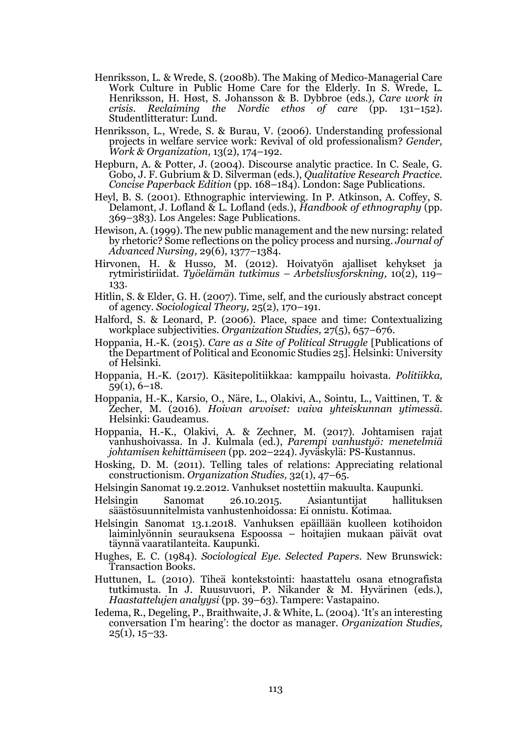Henriksson, L. & Wrede, S. (2008b). The Making of Medico-Managerial Care Work Culture in Public Home Care for the Elderly. In S. Wrede, L. Henriksson, H. Høst, S. Johansson & B. Dybbroe (eds.), *Care work in crisis. Reclaiming the Nordic ethos of care* (pp. 131–152). Studentlitteratur: Lund.

Henriksson, L., Wrede, S. & Burau, V. (2006). Understanding professional projects in welfare service work: Revival of old professionalism? *Gender, Work & Organization,* 13(2), 174–192.

Hepburn, A. & Potter, J. (2004). Discourse analytic practice. In C. Seale, G. Gobo, J. F. Gubrium & D. Silverman (eds.), *Qualitative Research Practice. Concise Paperback Edition* (pp. 168–184). London: Sage Publications.

Heyl, B. S. (2001). Ethnographic interviewing. In P. Atkinson, A. Coffey, S. Delamont, J. Lofland & L. Lofland (eds.), *Handbook of ethnography* (pp. 369–383). Los Angeles: Sage Publications.

Hewison, A. (1999). The new public management and the new nursing: related by rhetoric? Some reflections on the policy process and nursing. *Journal of Advanced Nursing,* 29(6), 1377–1384.

Hirvonen, H. & Husso, M. (2012). Hoivatyön ajalliset kehykset ja rytmiristiriidat. *Työelämän tutkimus – Arbetslivsforskning,* 10(2), 119–133.

Hitlin, S. & Elder, G. H. (2007). Time, self, and the curiously abstract concept of agency. *Sociological Theory,* 25(2), 170–191.

Halford, S. & Leonard, P. (2006). Place, space and time: Contextualizing workplace subjectivities. *Organization Studies,* 27(5), 657–676.

Hoppania, H.-K. (2015). *Care as a Site of Political Struggle* [Publications of the Department of Political and Economic Studies 25]. Helsinki: University of Helsinki.

Hoppania, H.-K. (2017). Käsitepolitiikkaa: kamppailu hoivasta. *Politiikka,* 59(1), 6–18.

Hoppania, H.-K., Karsio, O., Näre, L., Olakivi, A., Sointu, L., Vaittinen, T. & Zecher, M. (2016). *Hoivan arvoiset: vaiva yhteiskunnan ytimessä.* Helsinki: Gaudeamus.

Hoppania, H.-K., Olakivi, A. & Zechner, M. (2017). Johtamisen rajat vanhushoivassa. In J. Kulmala (ed.), *Parempi vanhustyö: menetelmiä johtamisen kehittämiseen* (pp. 202–224). Jyväskylä: PS-Kustannus.

Hosking, D. M. (2011). Telling tales of relations: Appreciating relational constructionism. *Organization Studies,* 32(1), 47–65.

Helsingin Sanomat 19.2.2012. Vanhukset nostettiin makuulta. Kaupunki.

Helsingin Sanomat 26.10.2015. Asiantuntijat hallituksen säästösuunnitelmista vanhustenhoidossa: Ei onnistu. Kotimaa.

Helsingin Sanomat 13.1.2018. Vanhuksen epäillään kuolleen kotihoidon laiminlyönnin seurauksena Espoossa – hoitajien mukaan päivät ovat täynnä vaaratilanteita. Kaupunki.

Hughes, E. C. (1984). *Sociological Eye. Selected Papers.* New Brunswick: Transaction Books.

Huttunen, L. (2010). Tiheä kontekstointi: haastattelu osana etnografista tutkimusta. In J. Ruusuvuori, P. Nikander & M. Hyvärinen (eds.), *Haastattelujen analyysi* (pp. 39–63). Tampere: Vastapaino.

Iedema, R., Degeling, P., Braithwaite, J. & White, L. (2004). 'It's an interesting conversation I'm hearing': the doctor as manager. *Organization Studies,* 25(1), 15–33.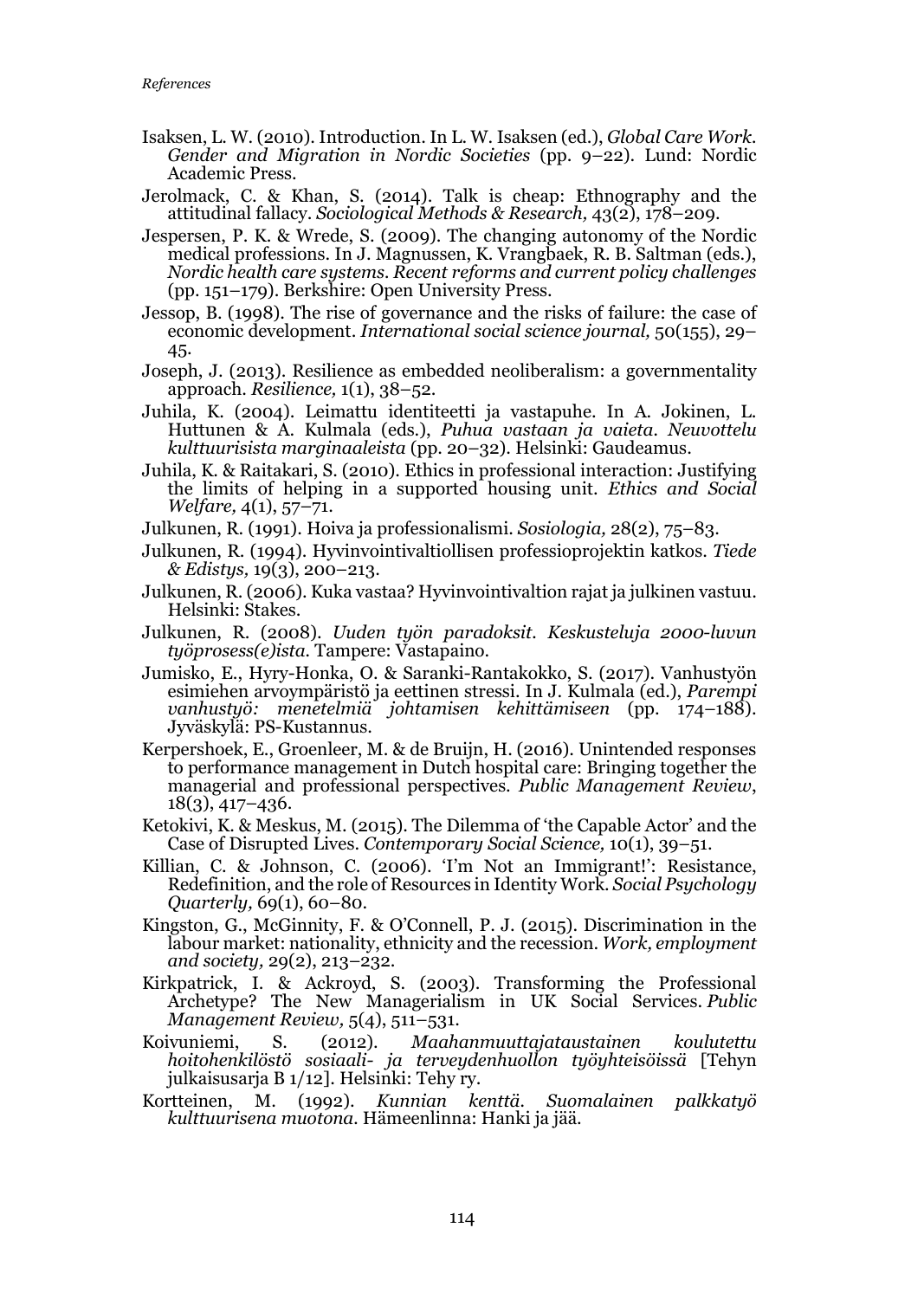Isaksen, L. W. (2010). Introduction. In L. W. Isaksen (ed.), *Global Care Work. Gender and Migration in Nordic Societies* (pp. 9–22). Lund: Nordic Academic Press.

Jerolmack, C. & Khan, S. (2014). Talk is cheap: Ethnography and the attitudinal fallacy. *Sociological Methods & Research,* 43(2), 178–209.

Jespersen, P. K. & Wrede, S. (2009). The changing autonomy of the Nordic medical professions. In J. Magnussen, K. Vrangbaek, R. B. Saltman (eds.), *Nordic health care systems. Recent reforms and current policy challenges* (pp. 151–179). Berkshire: Open University Press.

Jessop, B. (1998). The rise of governance and the risks of failure: the case of economic development. *International social science journal,* 50(155), 29–45.

Joseph, J. (2013). Resilience as embedded neoliberalism: a governmentality approach. *Resilience,* 1(1), 38–52.

Juhila, K. (2004). Leimattu identiteetti ja vastapuhe. In A. Jokinen, L. Huttunen & A. Kulmala (eds.), *Puhua vastaan ja vaieta. Neuvottelu kulttuurisista marginaaleista* (pp. 20–32). Helsinki: Gaudeamus.

Juhila, K. & Raitakari, S. (2010). Ethics in professional interaction: Justifying the limits of helping in a supported housing unit. *Ethics and Social Welfare,* 4(1), 57–71.

Julkunen, R. (1991). Hoiva ja professionalismi. *Sosiologia,* 28(2), 75–83.

Julkunen, R. (1994). Hyvinvointivaltiollisen professioprojektin katkos. *Tiede & Edistys,* 19(3), 200–213.

Julkunen, R. (2006). Kuka vastaa? Hyvinvointivaltion rajat ja julkinen vastuu. Helsinki: Stakes.

Julkunen, R. (2008). *Uuden työn paradoksit. Keskusteluja 2000-luvun työprosess(e)ista.* Tampere: Vastapaino.

Jumisko, E., Hyry-Honka, O. & Saranki-Rantakokko, S. (2017). Vanhustyön esimiehen arvoympäristö ja eettinen stressi. In J. Kulmala (ed.), *Parempi vanhustyö: menetelmiä johtamisen kehittämiseen* (pp. 174–188). Jyväskylä: PS-Kustannus.

Kerpershoek, E., Groenleer, M. & de Bruijn, H. (2016). Unintended responses to performance management in Dutch hospital care: Bringing together the managerial and professional perspectives. *Public Management Review*, 18(3), 417–436.

Ketokivi, K. & Meskus, M. (2015). The Dilemma of 'the Capable Actor' and the Case of Disrupted Lives. *Contemporary Social Science,* 10(1), 39–51.

Killian, C. & Johnson, C. (2006). 'I'm Not an Immigrant!': Resistance, Redefinition, and the role of Resources in Identity Work. *Social Psychology Quarterly,* 69(1), 60–80.

Kingston, G., McGinnity, F. & O'Connell, P. J. (2015). Discrimination in the labour market: nationality, ethnicity and the recession. *Work, employment and society,* 29(2), 213–232.

Kirkpatrick, I. & Ackroyd, S. (2003). Transforming the Professional Archetype? The New Managerialism in UK Social Services. *Public Management Review,* 5(4), 511–531.

Koivuniemi, S. (2012). *Maahanmuuttajataustainen koulutettu hoitohenkilöstö sosiaali- ja terveydenhuollon työyhteisöissä* [Tehyn julkaisusarja B 1/12]. Helsinki: Tehy ry.

Kortteinen, M. (1992). *Kunnian kenttä. Suomalainen palkkatyö kulttuurisena muotona.* Hämeenlinna: Hanki ja jää.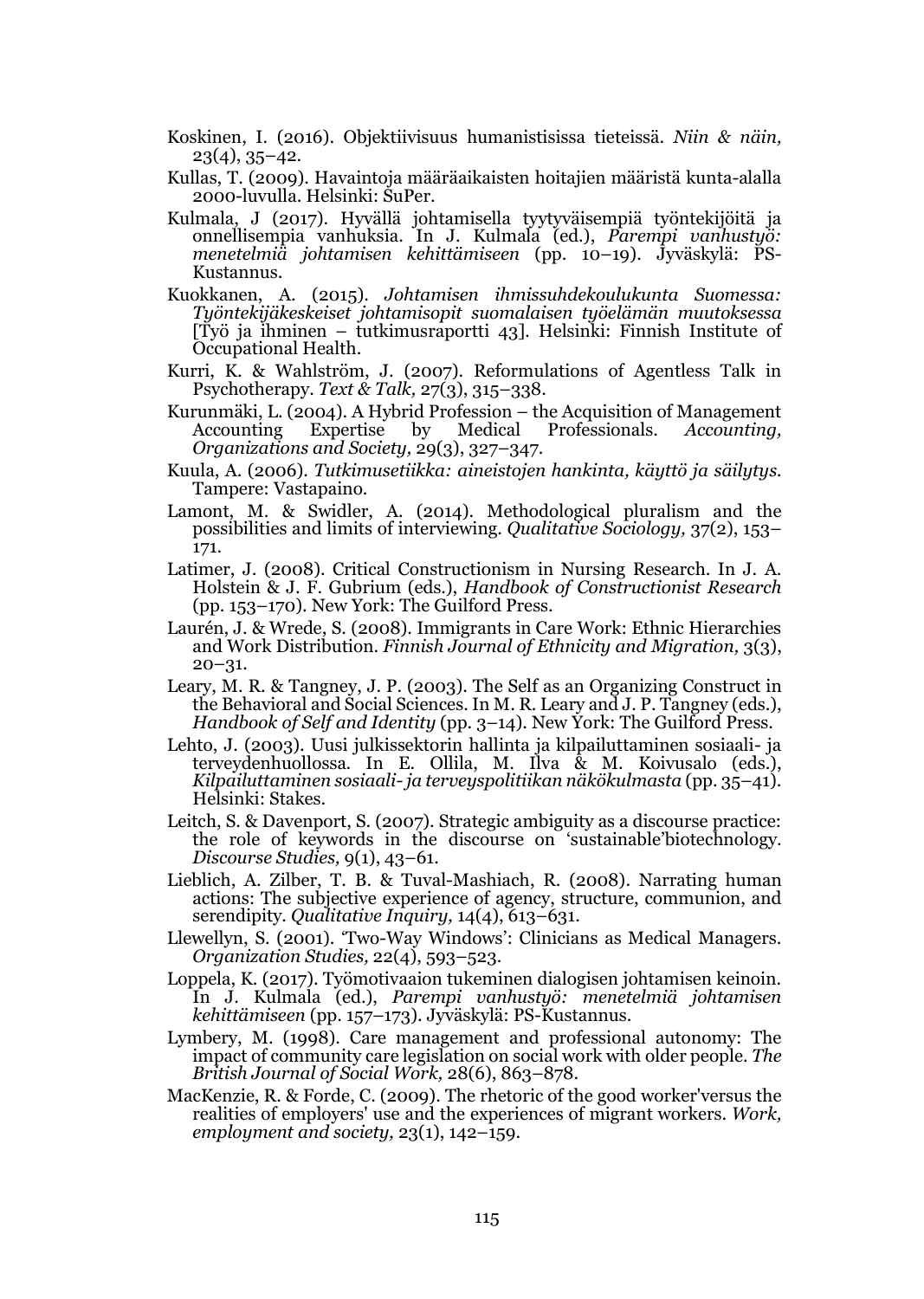Koskinen, I. (2016). Objektiivisuus humanistisissa tieteissä. *Niin & näin,* 23(4), 35–42.

Kullas, T. (2009). Havaintoja määräaikaisten hoitajien määristä kunta-alalla 2000-luvulla. Helsinki: SuPer.

Kulmala, J (2017). Hyvällä johtamisella tyytyväisempiä työntekijöitä ja onnellisempia vanhuksia. In J. Kulmala (ed.), *Parempi vanhustyö: menetelmiä johtamisen kehittämiseen* (pp. 10–19). Jyväskylä: PS-Kustannus.

Kuokkanen, A. (2015). *Johtamisen ihmissuhdekoulukunta Suomessa: Työntekijäkeskeiset johtamisopit suomalaisen työelämän muutoksessa* [Työ ja ihminen – tutkimusraportti 43]. Helsinki: Finnish Institute of Occupational Health.

Kurri, K. & Wahlström, J. (2007). Reformulations of Agentless Talk in Psychotherapy. *Text & Talk,* 27(3), 315–338.

Kurunmäki, L. (2004). A Hybrid Profession – the Acquisition of Management Accounting Expertise by Medical Professionals. *Accounting, Organizations and Society,* 29(3), 327–347.

Kuula, A. (2006). *Tutkimusetiikka: aineistojen hankinta, käyttö ja säilytys.* Tampere: Vastapaino.

Lamont, M. & Swidler, A. (2014). Methodological pluralism and the possibilities and limits of interviewing. *Qualitative Sociology,* 37(2), 153–171.

Latimer, J. (2008). Critical Constructionism in Nursing Research. In J. A. Holstein & J. F. Gubrium (eds.), *Handbook of Constructionist Research* (pp. 153–170). New York: The Guilford Press.

Laurén, J. & Wrede, S. (2008). Immigrants in Care Work: Ethnic Hierarchies and Work Distribution. *Finnish Journal of Ethnicity and Migration,* 3(3), 20–31.

Leary, M. R. & Tangney, J. P. (2003). The Self as an Organizing Construct in the Behavioral and Social Sciences. In M. R. Leary and J. P. Tangney (eds.), *Handbook of Self and Identity* (pp. 3–14). New York: The Guilford Press.

Lehto, J. (2003). Uusi julkissektorin hallinta ja kilpailuttaminen sosiaali- ja terveydenhuollossa. In E. Ollila, M. Ilva & M. Koivusalo (eds.), *Kilpailuttaminen sosiaali- ja terveyspolitiikan näkökulmasta* (pp. 35–41). Helsinki: Stakes.

Leitch, S. & Davenport, S. (2007). Strategic ambiguity as a discourse practice: the role of keywords in the discourse on 'sustainable'biotechnology. *Discourse Studies,* 9(1), 43–61.

Lieblich, A. Zilber, T. B. & Tuval-Mashiach, R. (2008). Narrating human actions: The subjective experience of agency, structure, communion, and serendipity. *Qualitative Inquiry,* 14(4), 613–631.

Llewellyn, S. (2001). 'Two-Way Windows': Clinicians as Medical Managers. *Organization Studies,* 22(4), 593–523.

Loppela, K. (2017). Työmotivaaion tukeminen dialogisen johtamisen keinoin. In J. Kulmala (ed.), *Parempi vanhustyö: menetelmiä johtamisen kehittämiseen* (pp. 157–173). Jyväskylä: PS-Kustannus.

Lymbery, M. (1998). Care management and professional autonomy: The impact of community care legislation on social work with older people. *The British Journal of Social Work,* 28(6), 863–878.

MacKenzie, R. & Forde, C. (2009). The rhetoric of the good worker'versus the realities of employers' use and the experiences of migrant workers. *Work, employment and society,* 23(1), 142–159.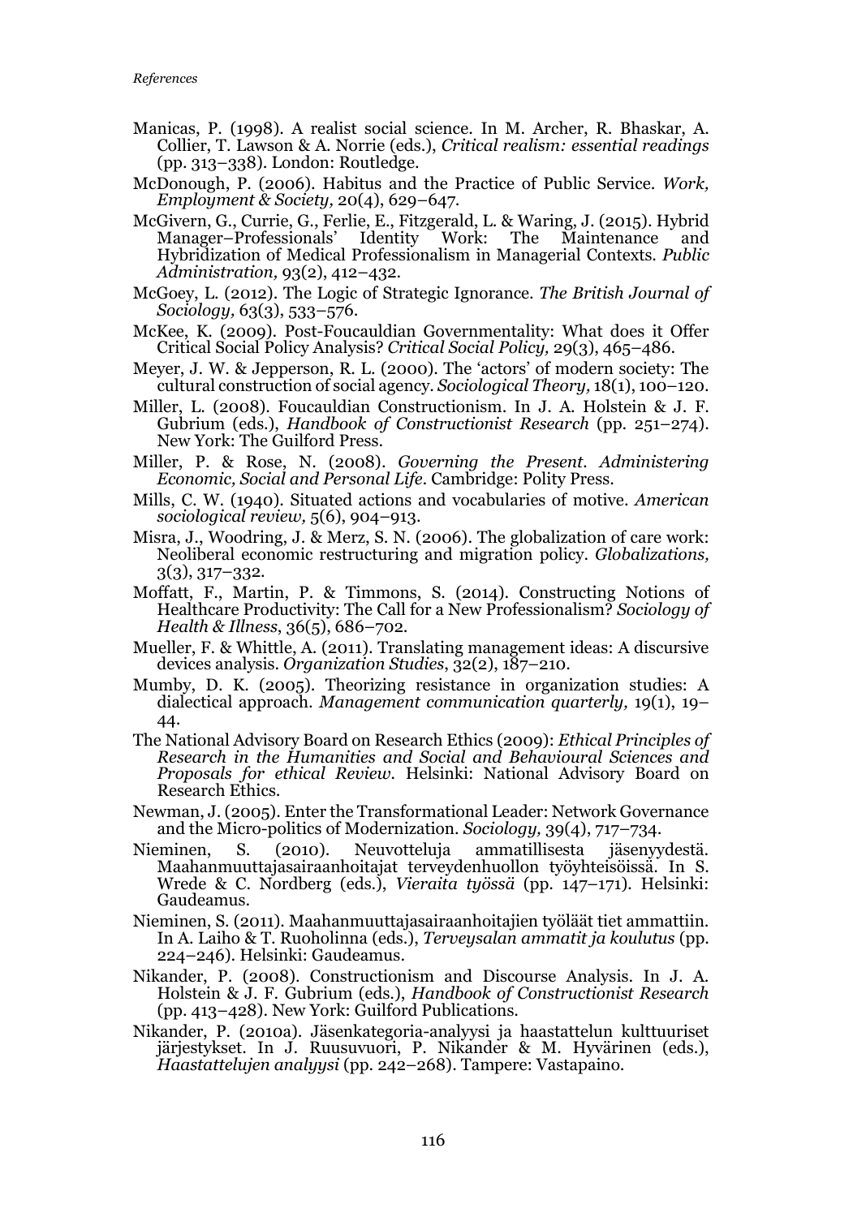Manicas, P. (1998). A realist social science. In M. Archer, R. Bhaskar, A. Collier, T. Lawson & A. Norrie (eds.), *Critical realism: essential readings* (pp. 313–338). London: Routledge.

McDonough, P. (2006). Habitus and the Practice of Public Service. *Work, Employment & Society,* 20(4), 629–647.

McGivern, G., Currie, G., Ferlie, E., Fitzgerald, L. & Waring, J. (2015). Hybrid Manager–Professionals' Identity Work: The Maintenance and Hybridization of Medical Professionalism in Managerial Contexts. *Public Administration,* 93(2), 412–432.

McGoey, L. (2012). The Logic of Strategic Ignorance. *The British Journal of Sociology,* 63(3), 533–576.

McKee, K. (2009). Post-Foucauldian Governmentality: What does it Offer Critical Social Policy Analysis? *Critical Social Policy,* 29(3), 465–486.

Meyer, J. W. & Jepperson, R. L. (2000). The 'actors' of modern society: The cultural construction of social agency. *Sociological Theory,* 18(1), 100–120.

Miller, L. (2008). Foucauldian Constructionism. In J. A. Holstein & J. F. Gubrium (eds.), *Handbook of Constructionist Research* (pp. 251–274). New York: The Guilford Press.

Miller, P. & Rose, N. (2008). *Governing the Present. Administering Economic, Social and Personal Life*. Cambridge: Polity Press.

Mills, C. W. (1940). Situated actions and vocabularies of motive. *American sociological review,* 5(6), 904–913.

Misra, J., Woodring, J. & Merz, S. N. (2006). The globalization of care work: Neoliberal economic restructuring and migration policy. *Globalizations,* 3(3), 317–332.

Moffatt, F., Martin, P. & Timmons, S. (2014). Constructing Notions of Healthcare Productivity: The Call for a New Professionalism? *Sociology of Health & Illness*, 36(5), 686–702.

Mueller, F. & Whittle, A. (2011). Translating management ideas: A discursive devices analysis. *Organization Studies*, 32(2), 187–210.

Mumby, D. K. (2005). Theorizing resistance in organization studies: A dialectical approach. *Management communication quarterly,* 19(1), 19–44.

The National Advisory Board on Research Ethics (2009): *Ethical Principles of Research in the Humanities and Social and Behavioural Sciences and Proposals for ethical Review*. Helsinki: National Advisory Board on Research Ethics.

Newman, J. (2005). Enter the Transformational Leader: Network Governance and the Micro-politics of Modernization. *Sociology,* 39(4), 717–734.

Nieminen, S. (2010). Neuvotteluja ammatillisesta jäsenyydestä. Maahanmuuttajasairaanhoitajat terveydenhuollon työyhteisöissä. In S. Wrede & C. Nordberg (eds.), *Vieraita työssä* (pp. 147–171). Helsinki: Gaudeamus.

Nieminen, S. (2011). Maahanmuuttajasairaanhoitajien työläät tiet ammattiin. In A. Laiho & T. Ruoholinna (eds.), *Terveysalan ammatit ja koulutus* (pp. 224–246). Helsinki: Gaudeamus.

Nikander, P. (2008). Constructionism and Discourse Analysis. In J. A. Holstein & J. F. Gubrium (eds.), *Handbook of Constructionist Research* (pp. 413–428). New York: Guilford Publications.

Nikander, P. (2010a). Jäsenkategoria-analyysi ja haastattelun kulttuuriset järjestykset. In J. Ruusuvuori, P. Nikander & M. Hyvärinen (eds.), *Haastattelujen analyysi* (pp. 242–268). Tampere: Vastapaino.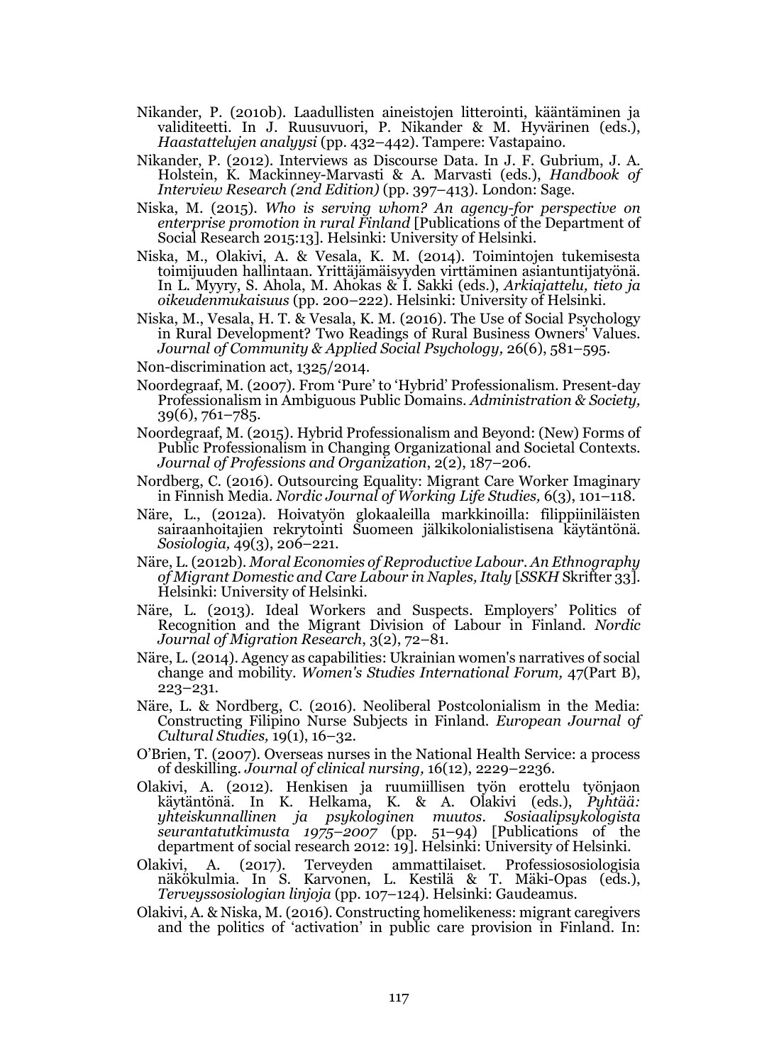Nikander, P. (2010b). Laadullisten aineistojen litterointi, kääntäminen ja validiteetti. In J. Ruusuvuori, P. Nikander & M. Hyvärinen (eds.), *Haastattelujen analyysi* (pp. 432–442). Tampere: Vastapaino.

Nikander, P. (2012). Interviews as Discourse Data. In J. F. Gubrium, J. A. Holstein, K. Mackinney-Marvasti & A. Marvasti (eds.), *Handbook of Interview Research (2nd Edition)* (pp. 397–413). London: Sage.

Niska, M. (2015). *Who is serving whom? An agency-for perspective on enterprise promotion in rural Finland* [Publications of the Department of Social Research 2015:13]. Helsinki: University of Helsinki.

Niska, M., Olakivi, A. & Vesala, K. M. (2014). Toimintojen tukemisesta toimijuuden hallintaan. Yrittäjämäisyyden virttäminen asiantuntijatyönä. In L. Myyry, S. Ahola, M. Ahokas & I. Sakki (eds.), *Arkiajattelu, tieto ja oikeudenmukaisuus* (pp. 200–222). Helsinki: University of Helsinki.

Niska, M., Vesala, H. T. & Vesala, K. M. (2016). The Use of Social Psychology in Rural Development? Two Readings of Rural Business Owners' Values. *Journal of Community & Applied Social Psychology,* 26(6), 581–595.

Non-discrimination act, 1325/2014.

Noordegraaf, M. (2007). From 'Pure' to 'Hybrid' Professionalism. Present-day Professionalism in Ambiguous Public Domains. *Administration & Society,* 39(6), 761–785.

Noordegraaf, M. (2015). Hybrid Professionalism and Beyond: (New) Forms of Public Professionalism in Changing Organizational and Societal Contexts. *Journal of Professions and Organization*, 2(2), 187–206.

Nordberg, C. (2016). Outsourcing Equality: Migrant Care Worker Imaginary in Finnish Media. *Nordic Journal of Working Life Studies,* 6(3), 101–118.

Näre, L., (2012a). Hoivatyön glokaaleilla markkinoilla: filippiiniläisten sairaanhoitajien rekrytointi Suomeen jälkikolonialistisena käytäntönä. *Sosiologia,* 49(3), 206–221.

Näre, L. (2012b). *Moral Economies of Reproductive Labour. An Ethnography of Migrant Domestic and Care Labour in Naples, Italy* [*SSKH* Skrifter 33]. Helsinki: University of Helsinki.

Näre, L. (2013). Ideal Workers and Suspects. Employers' Politics of Recognition and the Migrant Division of Labour in Finland. *Nordic Journal of Migration Research*, 3(2), 72–81.

Näre, L. (2014). Agency as capabilities: Ukrainian women's narratives of social change and mobility. *Women's Studies International Forum,* 47(Part B), 223–231.

Näre, L. & Nordberg, C. (2016). Neoliberal Postcolonialism in the Media: Constructing Filipino Nurse Subjects in Finland. *European Journal of Cultural Studies,* 19(1), 16–32.

O'Brien, T. (2007). Overseas nurses in the National Health Service: a process of deskilling. *Journal of clinical nursing,* 16(12), 2229–2236.

Olakivi, A. (2012). Henkisen ja ruumiillisen työn erottelu työnjaon käytäntönä. In K. Helkama, K. & A. Olakivi (eds.), *Pyhtää: yhteiskunnallinen ja psykologinen muutos. Sosiaalipsykologista seurantatutkimusta 1975–2007* (pp. 51–94) [Publications of the department of social research 2012: 19]. Helsinki: University of Helsinki.

Olakivi, A. (2017). Terveyden ammattilaiset. Professiososiologisia näkökulmia. In S. Karvonen, L. Kestilä & T. Mäki-Opas (eds.), *Terveyssosiologian linjoja* (pp. 107–124). Helsinki: Gaudeamus.

Olakivi, A. & Niska, M. (2016). Constructing homelikeness: migrant caregivers and the politics of 'activation' in public care provision in Finland. In: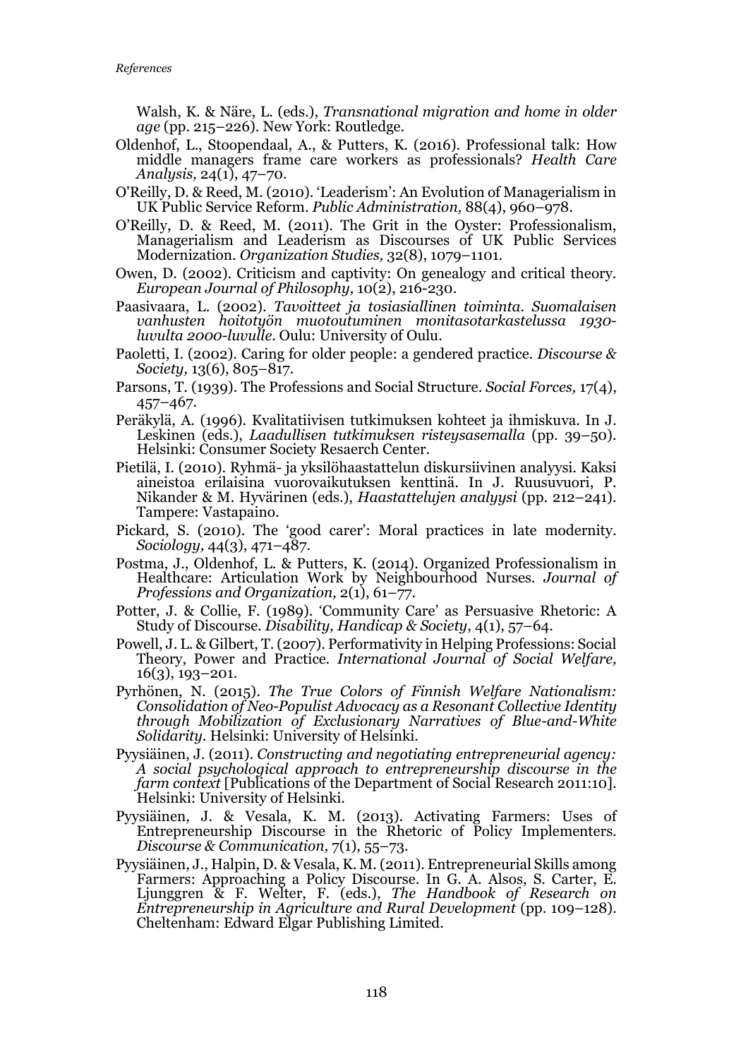Walsh, K. & Näre, L. (eds.), *Transnational migration and home in older age* (pp. 215–226). New York: Routledge.

Oldenhof, L., Stoopendaal, A., & Putters, K. (2016). Professional talk: How middle managers frame care workers as professionals? *Health Care Analysis,* 24(1), 47–70.

O'Reilly, D. & Reed, M. (2010). 'Leaderism': An Evolution of Managerialism in UK Public Service Reform. *Public Administration,* 88(4), 960–978.

O'Reilly, D. & Reed, M. (2011). The Grit in the Oyster: Professionalism, Managerialism and Leaderism as Discourses of UK Public Services Modernization. *Organization Studies,* 32(8), 1079–1101.

Owen, D. (2002). Criticism and captivity: On genealogy and critical theory. *European Journal of Philosophy,* 10(2), 216-230.

Paasivaara, L. (2002). *Tavoitteet ja tosiasiallinen toiminta. Suomalaisen vanhusten hoitotyön muotoutuminen monitasotarkastelussa 1930-luvulta 2000-luvulle.* Oulu: University of Oulu.

Paoletti, I. (2002). Caring for older people: a gendered practice. *Discourse & Society,* 13(6), 805–817.

Parsons, T. (1939). The Professions and Social Structure. *Social Forces,* 17(4), 457–467.

Peräkylä, A. (1996). Kvalitatiivisen tutkimuksen kohteet ja ihmiskuva. In J. Leskinen (eds.), *Laadullisen tutkimuksen risteysasemalla* (pp. 39–50). Helsinki: Consumer Society Resaerch Center.

Pietilä, I. (2010). Ryhmä- ja yksilöhaastattelun diskursiivinen analyysi. Kaksi aineistoa erilaisina vuorovaikutuksen kenttinä. In J. Ruusuvuori, P. Nikander & M. Hyvärinen (eds.), *Haastattelujen analyysi* (pp. 212–241). Tampere: Vastapaino.

Pickard, S. (2010). The 'good carer': Moral practices in late modernity. *Sociology,* 44(3), 471–487.

Postma, J., Oldenhof, L. & Putters, K. (2014). Organized Professionalism in Healthcare: Articulation Work by Neighbourhood Nurses. *Journal of Professions and Organization,* 2(1), 61–77.

Potter, J. & Collie, F. (1989). 'Community Care' as Persuasive Rhetoric: A Study of Discourse. *Disability, Handicap & Society*, 4(1), 57–64.

Powell, J. L. & Gilbert, T. (2007). Performativity in Helping Professions: Social Theory, Power and Practice. *International Journal of Social Welfare,* 16(3), 193–201.

Pyrhönen, N. (2015). *The True Colors of Finnish Welfare Nationalism: Consolidation of Neo-Populist Advocacy as a Resonant Collective Identity through Mobilization of Exclusionary Narratives of Blue-and-White Solidarity*. Helsinki: University of Helsinki.

Pyysiäinen, J. (2011). *Constructing and negotiating entrepreneurial agency: A social psychological approach to entrepreneurship discourse in the farm context* [Publications of the Department of Social Research 2011:10]. Helsinki: University of Helsinki.

Pyysiäinen, J. & Vesala, K. M. (2013). Activating Farmers: Uses of Entrepreneurship Discourse in the Rhetoric of Policy Implementers. *Discourse & Communication,* 7(1), 55–73.

Pyysiäinen, J., Halpin, D. & Vesala, K. M. (2011). Entrepreneurial Skills among Farmers: Approaching a Policy Discourse. In G. A. Alsos, S. Carter, E. Ljunggren & F. Welter, F. (eds.), *The Handbook of Research on Entrepreneurship in Agriculture and Rural Development* (pp. 109–128). Cheltenham: Edward Elgar Publishing Limited.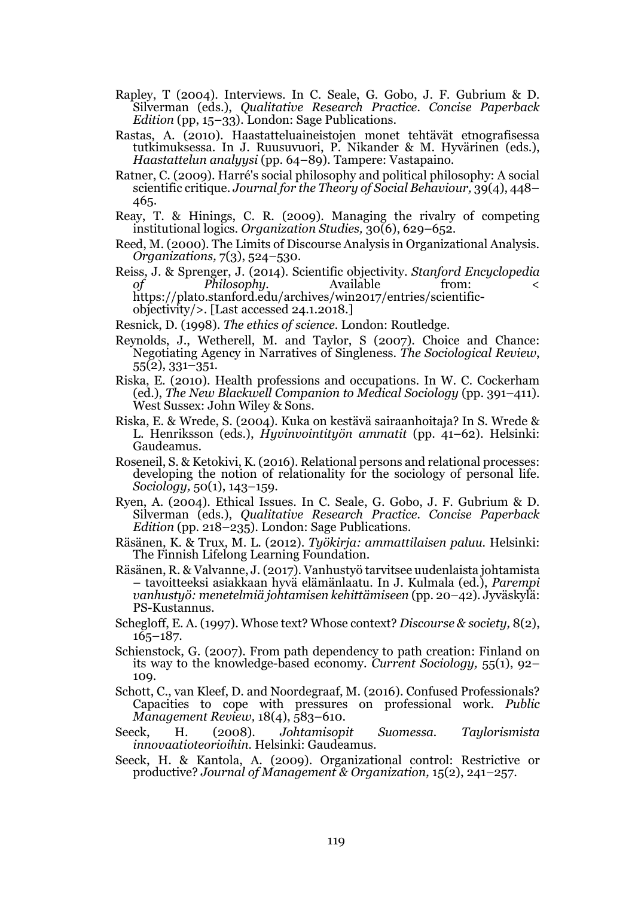Rapley, T (2004). Interviews. In C. Seale, G. Gobo, J. F. Gubrium & D. Silverman (eds.), *Qualitative Research Practice. Concise Paperback Edition* (pp, 15–33). London: Sage Publications.

Rastas, A. (2010). Haastatteluaineistojen monet tehtävät etnografisessa tutkimuksessa. In J. Ruusuvuori, P. Nikander & M. Hyvärinen (eds.), *Haastattelun analyysi* (pp. 64–89). Tampere: Vastapaino.

Ratner, C. (2009). Harré's social philosophy and political philosophy: A social scientific critique. *Journal for the Theory of Social Behaviour,* 39(4), 448–465.

Reay, T. & Hinings, C. R. (2009). Managing the rivalry of competing institutional logics. *Organization Studies,* 30(6), 629–652.

Reed, M. (2000). The Limits of Discourse Analysis in Organizational Analysis. *Organizations,* 7(3), 524–530.

Reiss, J. & Sprenger, J. (2014). Scientific objectivity. *Stanford Encyclopedia of Philosophy*. Available from: < https://plato.stanford.edu/archives/win2017/entries/scientific-objectivity/>. [Last accessed 24.1.2018.]

Resnick, D. (1998). *The ethics of science.* London: Routledge.

Reynolds, J., Wetherell, M. and Taylor, S (2007). Choice and Chance: Negotiating Agency in Narratives of Singleness. *The Sociological Review*, 55(2), 331–351.

Riska, E. (2010). Health professions and occupations. In W. C. Cockerham (ed.), *The New Blackwell Companion to Medical Sociology* (pp. 391–411). West Sussex: John Wiley & Sons.

Riska, E. & Wrede, S. (2004). Kuka on kestävä sairaanhoitaja? In S. Wrede & L. Henriksson (eds.), *Hyvinvointityön ammatit* (pp. 41–62). Helsinki: Gaudeamus.

Roseneil, S. & Ketokivi, K. (2016). Relational persons and relational processes: developing the notion of relationality for the sociology of personal life. *Sociology,* 50(1), 143–159.

Ryen, A. (2004). Ethical Issues. In C. Seale, G. Gobo, J. F. Gubrium & D. Silverman (eds.), *Qualitative Research Practice. Concise Paperback Edition* (pp. 218–235). London: Sage Publications.

Räsänen, K. & Trux, M. L. (2012). *Työkirja: ammattilaisen paluu.* Helsinki: The Finnish Lifelong Learning Foundation.

Räsänen, R. & Valvanne, J. (2017). Vanhustyö tarvitsee uudenlaista johtamista – tavoitteeksi asiakkaan hyvä elämänlaatu. In J. Kulmala (ed.), *Parempi vanhustyö: menetelmiä johtamisen kehittämiseen* (pp. 20–42). Jyväskylä: PS-Kustannus.

Schegloff, E. A. (1997). Whose text? Whose context? *Discourse & society,* 8(2), 165–187.

Schienstock, G. (2007). From path dependency to path creation: Finland on its way to the knowledge-based economy. *Current Sociology,* 55(1), 92–109.

Schott, C., van Kleef, D. and Noordegraaf, M. (2016). Confused Professionals? Capacities to cope with pressures on professional work. *Public Management Review,* 18(4), 583–610.

Seeck, H. (2008). *Johtamisopit Suomessa. Taylorismista innovaatioteorioihin.* Helsinki: Gaudeamus.

Seeck, H. & Kantola, A. (2009). Organizational control: Restrictive or productive? *Journal of Management & Organization,* 15(2), 241–257.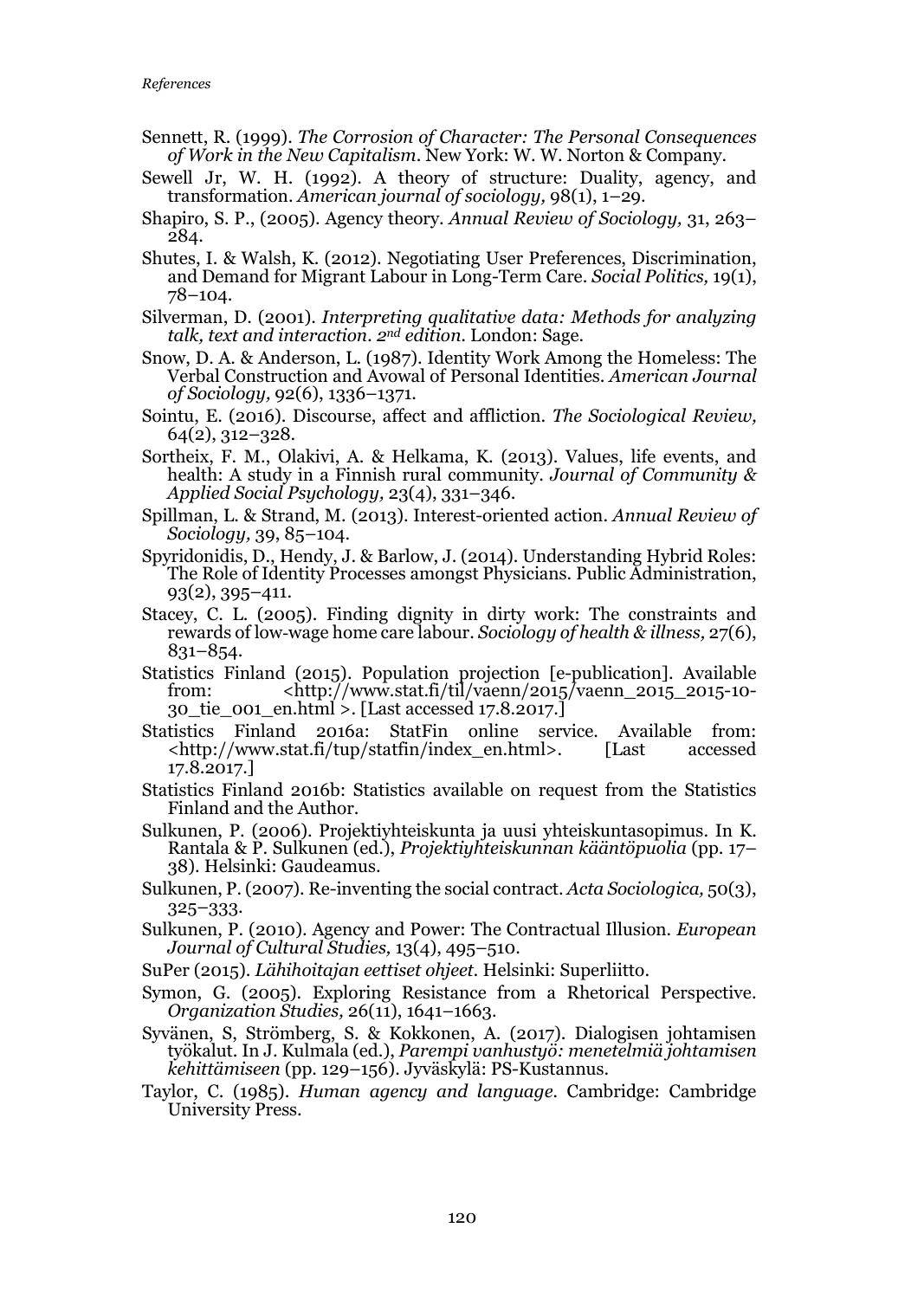Sennett, R. (1999). *The Corrosion of Character: The Personal Consequences of Work in the New Capitalism*. New York: W. W. Norton & Company.

Sewell Jr, W. H. (1992). A theory of structure: Duality, agency, and transformation. *American journal of sociology,* 98(1), 1–29.

Shapiro, S. P., (2005). Agency theory. *Annual Review of Sociology,* 31, 263–284.

Shutes, I. & Walsh, K. (2012). Negotiating User Preferences, Discrimination, and Demand for Migrant Labour in Long-Term Care. *Social Politics,* 19(1), 78–104.

Silverman, D. (2001). *Interpreting qualitative data: Methods for analyzing talk, text and interaction. 2nd edition.* London: Sage.

Snow, D. A. & Anderson, L. (1987). Identity Work Among the Homeless: The Verbal Construction and Avowal of Personal Identities. *American Journal of Sociology,* 92(6), 1336–1371.

Sointu, E. (2016). Discourse, affect and affliction. *The Sociological Review,* 64(2), 312–328.

Sortheix, F. M., Olakivi, A. & Helkama, K. (2013). Values, life events, and health: A study in a Finnish rural community. *Journal of Community & Applied Social Psychology,* 23(4), 331–346.

Spillman, L. & Strand, M. (2013). Interest-oriented action. *Annual Review of Sociology,* 39, 85–104.

Spyridonidis, D., Hendy, J. & Barlow, J. (2014). Understanding Hybrid Roles: The Role of Identity Processes amongst Physicians. Public Administration, 93(2), 395–411.

Stacey, C. L. (2005). Finding dignity in dirty work: The constraints and rewards of low-wage home care labour. *Sociology of health & illness,* 27(6), 831–854.

Statistics Finland (2015). Population projection [e-publication]. Available from: <http://www.stat.fi/til/vaenn/2015/vaenn_2015_2015-10-30_tie_001_en.html >. [Last accessed 17.8.2017.]

Statistics Finland 2016a: StatFin online service. Available from: <http://www.stat.fi/tup/statfin/index_en.html>. [Last accessed 17.8.2017.]

Statistics Finland 2016b: Statistics available on request from the Statistics Finland and the Author.

Sulkunen, P. (2006). Projektiyhteiskunta ja uusi yhteiskuntasopimus. In K. Rantala & P. Sulkunen (ed.), *Projektiyhteiskunnan kääntöpuolia* (pp. 17–38). Helsinki: Gaudeamus.

Sulkunen, P. (2007). Re-inventing the social contract. *Acta Sociologica,* 50(3), 325–333.

Sulkunen, P. (2010). Agency and Power: The Contractual Illusion. *European Journal of Cultural Studies,* 13(4), 495–510.

SuPer (2015). *Lähihoitajan eettiset ohjeet.* Helsinki: Superliitto.

Symon, G. (2005). Exploring Resistance from a Rhetorical Perspective. *Organization Studies,* 26(11), 1641–1663.

Syvänen, S, Strömberg, S. & Kokkonen, A. (2017). Dialogisen johtamisen työkalut. In J. Kulmala (ed.), *Parempi vanhustyö: menetelmiä johtamisen kehittämiseen* (pp. 129–156). Jyväskylä: PS-Kustannus.

Taylor, C. (1985). *Human agency and language.* Cambridge: Cambridge University Press.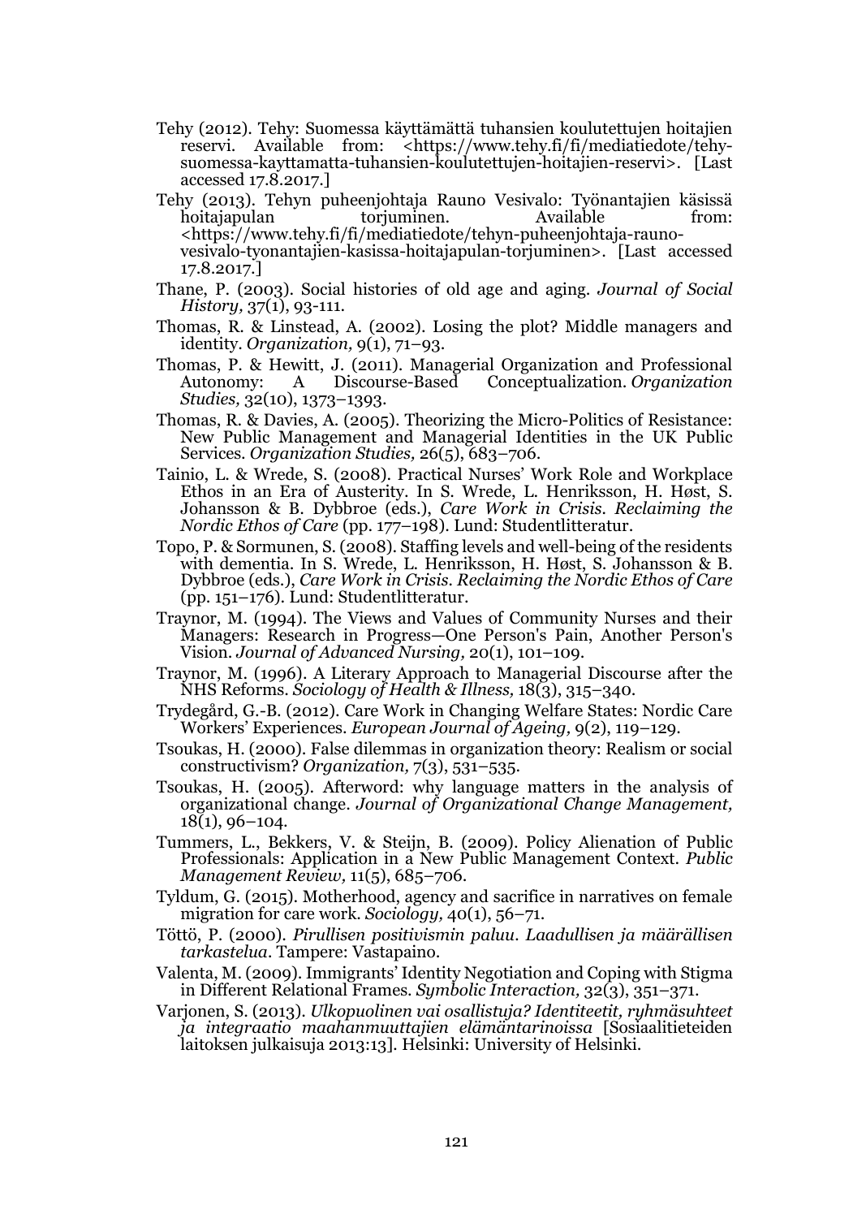Tehy (2012). Tehy: Suomessa käyttämättä tuhansien koulutettujen hoitajien reservi. Available from: <https://www.tehy.fi/fi/mediatiedote/tehy-suomessa-kayttamatta-tuhansien-koulutettujen-hoitajien-reservi>. [Last accessed 17.8.2017.]

Tehy (2013). Tehyn puheenjohtaja Rauno Vesivalo: Työnantajien käsissä hoitajapulan torjuminen. Available from: <https://www.tehy.fi/fi/mediatiedote/tehyn-puheenjohtaja-rauno-vesivalo-tyonantajien-kasissa-hoitajapulan-torjuminen>. [Last accessed 17.8.2017.]

Thane, P. (2003). Social histories of old age and aging. *Journal of Social History,* 37(1), 93-111.

Thomas, R. & Linstead, A. (2002). Losing the plot? Middle managers and identity. *Organization,* 9(1), 71–93.

Thomas, P. & Hewitt, J. (2011). Managerial Organization and Professional Autonomy: A Discourse-Based Conceptualization. *Organization Studies,* 32(10), 1373–1393.

Thomas, R. & Davies, A. (2005). Theorizing the Micro-Politics of Resistance: New Public Management and Managerial Identities in the UK Public Services. *Organization Studies,* 26(5), 683–706.

Tainio, L. & Wrede, S. (2008). Practical Nurses' Work Role and Workplace Ethos in an Era of Austerity. In S. Wrede, L. Henriksson, H. Høst, S. Johansson & B. Dybbroe (eds.), *Care Work in Crisis. Reclaiming the Nordic Ethos of Care* (pp. 177–198). Lund: Studentlitteratur.

Topo, P. & Sormunen, S. (2008). Staffing levels and well-being of the residents with dementia. In S. Wrede, L. Henriksson, H. Høst, S. Johansson & B. Dybbroe (eds.), *Care Work in Crisis. Reclaiming the Nordic Ethos of Care* (pp. 151–176). Lund: Studentlitteratur.

Traynor, M. (1994). The Views and Values of Community Nurses and their Managers: Research in Progress—One Person's Pain, Another Person's Vision. *Journal of Advanced Nursing,* 20(1), 101–109.

Traynor, M. (1996). A Literary Approach to Managerial Discourse after the NHS Reforms. *Sociology of Health & Illness,* 18(3), 315–340.

Trydegård, G.-B. (2012). Care Work in Changing Welfare States: Nordic Care Workers' Experiences. *European Journal of Ageing,* 9(2), 119–129.

Tsoukas, H. (2000). False dilemmas in organization theory: Realism or social constructivism? *Organization,* 7(3), 531–535.

Tsoukas, H. (2005). Afterword: why language matters in the analysis of organizational change. *Journal of Organizational Change Management,* 18(1), 96–104.

Tummers, L., Bekkers, V. & Steijn, B. (2009). Policy Alienation of Public Professionals: Application in a New Public Management Context. *Public Management Review,* 11(5), 685–706.

Tyldum, G. (2015). Motherhood, agency and sacrifice in narratives on female migration for care work. *Sociology,* 40(1), 56–71.

Töttö, P. (2000). *Pirullisen positivismin paluu. Laadullisen ja määrällisen tarkastelua*. Tampere: Vastapaino.

Valenta, M. (2009). Immigrants' Identity Negotiation and Coping with Stigma in Different Relational Frames. *Symbolic Interaction,* 32(3), 351–371.

Varjonen, S. (2013). *Ulkopuolinen vai osallistuja? Identiteetit, ryhmäsuhteet ja integraatio maahanmuuttajien elämäntarinoissa* [Sosiaalitieteiden laitoksen julkaisuja 2013:13]. Helsinki: University of Helsinki.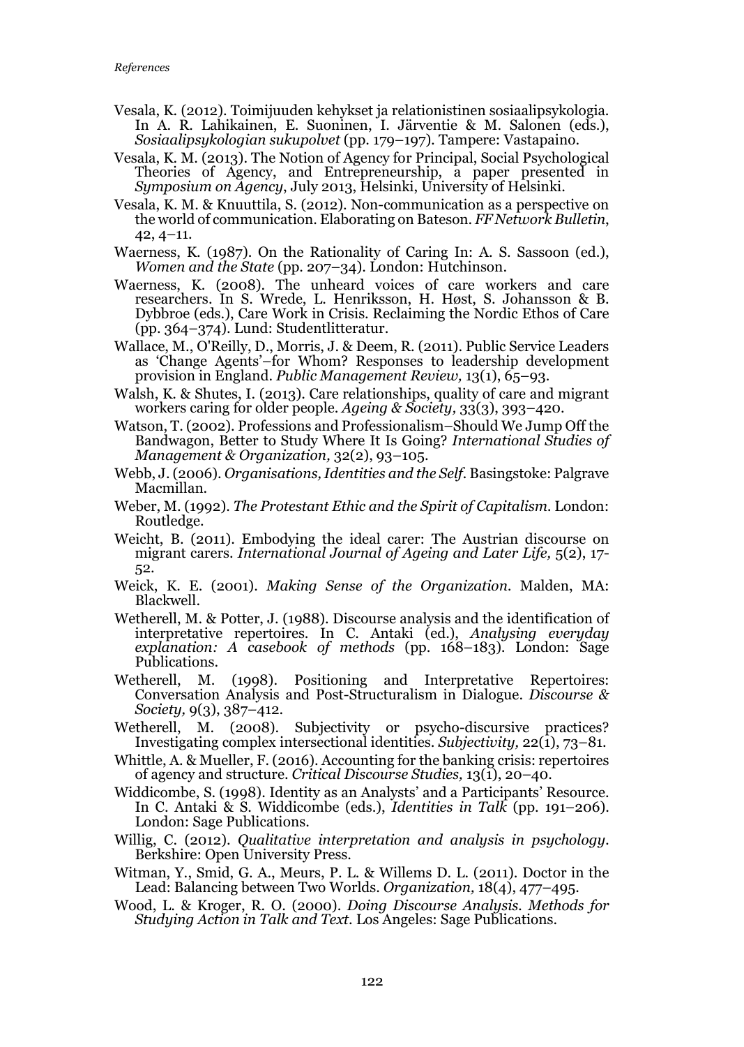Vesala, K. (2012). Toimijuuden kehykset ja relationistinen sosiaalipsykologia. In A. R. Lahikainen, E. Suoninen, I. Järventie & M. Salonen (eds.), *Sosiaalipsykologian sukupolvet* (pp. 179–197). Tampere: Vastapaino.

Vesala, K. M. (2013). The Notion of Agency for Principal, Social Psychological Theories of Agency, and Entrepreneurship, a paper presented in *Symposium on Agency*, July 2013, Helsinki, University of Helsinki.

Vesala, K. M. & Knuuttila, S. (2012). Non-communication as a perspective on the world of communication. Elaborating on Bateson. *FF Network Bulletin*, 42, 4–11.

Waerness, K. (1987). On the Rationality of Caring In: A. S. Sassoon (ed.), *Women and the State* (pp. 207–34). London: Hutchinson.

Waerness, K. (2008). The unheard voices of care workers and care researchers. In S. Wrede, L. Henriksson, H. Høst, S. Johansson & B. Dybbroe (eds.), Care Work in Crisis. Reclaiming the Nordic Ethos of Care (pp. 364–374). Lund: Studentlitteratur.

Wallace, M., O'Reilly, D., Morris, J. & Deem, R. (2011). Public Service Leaders as 'Change Agents'–for Whom? Responses to leadership development provision in England. *Public Management Review,* 13(1), 65–93.

Walsh, K. & Shutes, I. (2013). Care relationships, quality of care and migrant workers caring for older people. *Ageing & Society,* 33(3), 393–420.

Watson, T. (2002). Professions and Professionalism–Should We Jump Off the Bandwagon, Better to Study Where It Is Going? *International Studies of Management & Organization,* 32(2), 93–105.

Webb, J. (2006). *Organisations, Identities and the Self*. Basingstoke: Palgrave Macmillan.

Weber, M. (1992). *The Protestant Ethic and the Spirit of Capitalism*. London: Routledge.

Weicht, B. (2011). Embodying the ideal carer: The Austrian discourse on migrant carers. *International Journal of Ageing and Later Life,* 5(2), 17-52.

Weick, K. E. (2001). *Making Sense of the Organization*. Malden, MA: Blackwell.

Wetherell, M. & Potter, J. (1988). Discourse analysis and the identification of interpretative repertoires. In C. Antaki (ed.), *Analysing everyday explanation: A casebook of methods* (pp. 168–183). London: Sage Publications.

Wetherell, M. (1998). Positioning and Interpretative Repertoires: Conversation Analysis and Post-Structuralism in Dialogue. *Discourse & Society,* 9(3), 387–412.

Wetherell, M. (2008). Subjectivity or psycho-discursive practices? Investigating complex intersectional identities. *Subjectivity,* 22(1), 73–81.

Whittle, A. & Mueller, F. (2016). Accounting for the banking crisis: repertoires of agency and structure. *Critical Discourse Studies,* 13(1), 20–40.

Widdicombe, S. (1998). Identity as an Analysts' and a Participants' Resource. In C. Antaki & S. Widdicombe (eds.), *Identities in Talk* (pp. 191–206). London: Sage Publications.

Willig, C. (2012). *Qualitative interpretation and analysis in psychology*. Berkshire: Open University Press.

Witman, Y., Smid, G. A., Meurs, P. L. & Willems D. L. (2011). Doctor in the Lead: Balancing between Two Worlds. *Organization,* 18(4), 477–495.

Wood, L. & Kroger, R. O. (2000). *Doing Discourse Analysis. Methods for Studying Action in Talk and Text*. Los Angeles: Sage Publications.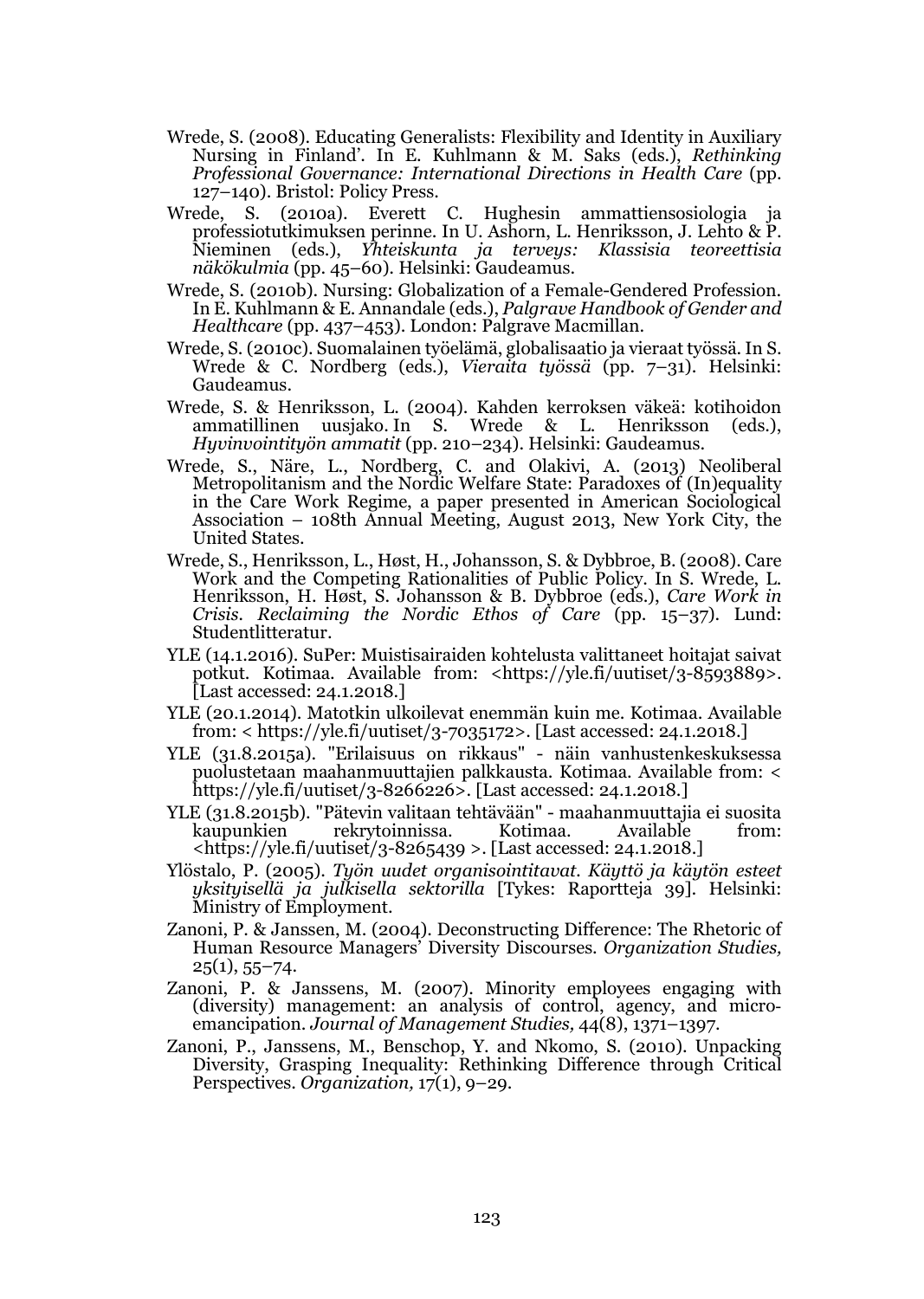Wrede, S. (2008). Educating Generalists: Flexibility and Identity in Auxiliary Nursing in Finland'. In E. Kuhlmann & M. Saks (eds.), *Rethinking Professional Governance: International Directions in Health Care* (pp. 127–140). Bristol: Policy Press.

Wrede, S. (2010a). Everett C. Hughesin ammattiensosiologia ja professiotutkimuksen perinne. In U. Ashorn, L. Henriksson, J. Lehto & P. Nieminen (eds.), *Yhteiskunta ja terveys: Klassisia teoreettisia näkökulmia* (pp. 45–60). Helsinki: Gaudeamus.

Wrede, S. (2010b). Nursing: Globalization of a Female-Gendered Profession. In E. Kuhlmann & E. Annandale (eds.), *Palgrave Handbook of Gender and Healthcare* (pp. 437–453). London: Palgrave Macmillan.

Wrede, S. (2010c). Suomalainen työelämä, globalisaatio ja vieraat työssä. In S. Wrede & C. Nordberg (eds.), *Vieraita työssä* (pp. 7–31). Helsinki: Gaudeamus.

Wrede, S. & Henriksson, L. (2004). Kahden kerroksen väkeä: kotihoidon ammatillinen uusjako. In S. Wrede & L. Henriksson (eds.), *Hyvinvointityön ammatit* (pp. 210–234). Helsinki: Gaudeamus.

Wrede, S., Näre, L., Nordberg, C. and Olakivi, A. (2013) Neoliberal Metropolitanism and the Nordic Welfare State: Paradoxes of (In)equality in the Care Work Regime, a paper presented in American Sociological Association – 108th Annual Meeting, August 2013, New York City, the United States.

Wrede, S., Henriksson, L., Høst, H., Johansson, S. & Dybbroe, B. (2008). Care Work and the Competing Rationalities of Public Policy. In S. Wrede, L. Henriksson, H. Høst, S. Johansson & B. Dybbroe (eds.), *Care Work in Crisis. Reclaiming the Nordic Ethos of Care* (pp. 15–37). Lund: Studentlitteratur.

YLE (14.1.2016). SuPer: Muistisairaiden kohtelusta valittaneet hoitajat saivat potkut. Kotimaa. Available from: <https://yle.fi/uutiset/3-8593889>. [Last accessed: 24.1.2018.]

YLE (20.1.2014). Matotkin ulkoilevat enemmän kuin me. Kotimaa. Available from: < https://yle.fi/uutiset/3-7035172>. [Last accessed: 24.1.2018.]

YLE (31.8.2015a). "Erilaisuus on rikkaus" - näin vanhustenkeskuksessa puolustetaan maahanmuuttajien palkkausta. Kotimaa. Available from: < https://yle.fi/uutiset/3-8266226>. [Last accessed: 24.1.2018.]

YLE (31.8.2015b). "Pätevin valitaan tehtävään" - maahanmuuttajia ei suosita kaupunkien rekrytoinnissa. Kotimaa. Available from: <https://yle.fi/uutiset/3-8265439 >. [Last accessed: 24.1.2018.]

Ylöstalo, P. (2005). *Työn uudet organisointitavat. Käyttö ja käytön esteet yksityisellä ja julkisella sektorilla* [Tykes: Raportteja 39]. Helsinki: Ministry of Employment.

Zanoni, P. & Janssen, M. (2004). Deconstructing Difference: The Rhetoric of Human Resource Managers' Diversity Discourses. *Organization Studies,* 25(1), 55–74.

Zanoni, P. & Janssens, M. (2007). Minority employees engaging with (diversity) management: an analysis of control, agency, and micro-emancipation. *Journal of Management Studies,* 44(8), 1371–1397.

Zanoni, P., Janssens, M., Benschop, Y. and Nkomo, S. (2010). Unpacking Diversity, Grasping Inequality: Rethinking Difference through Critical Perspectives. *Organization,* 17(1), 9–29.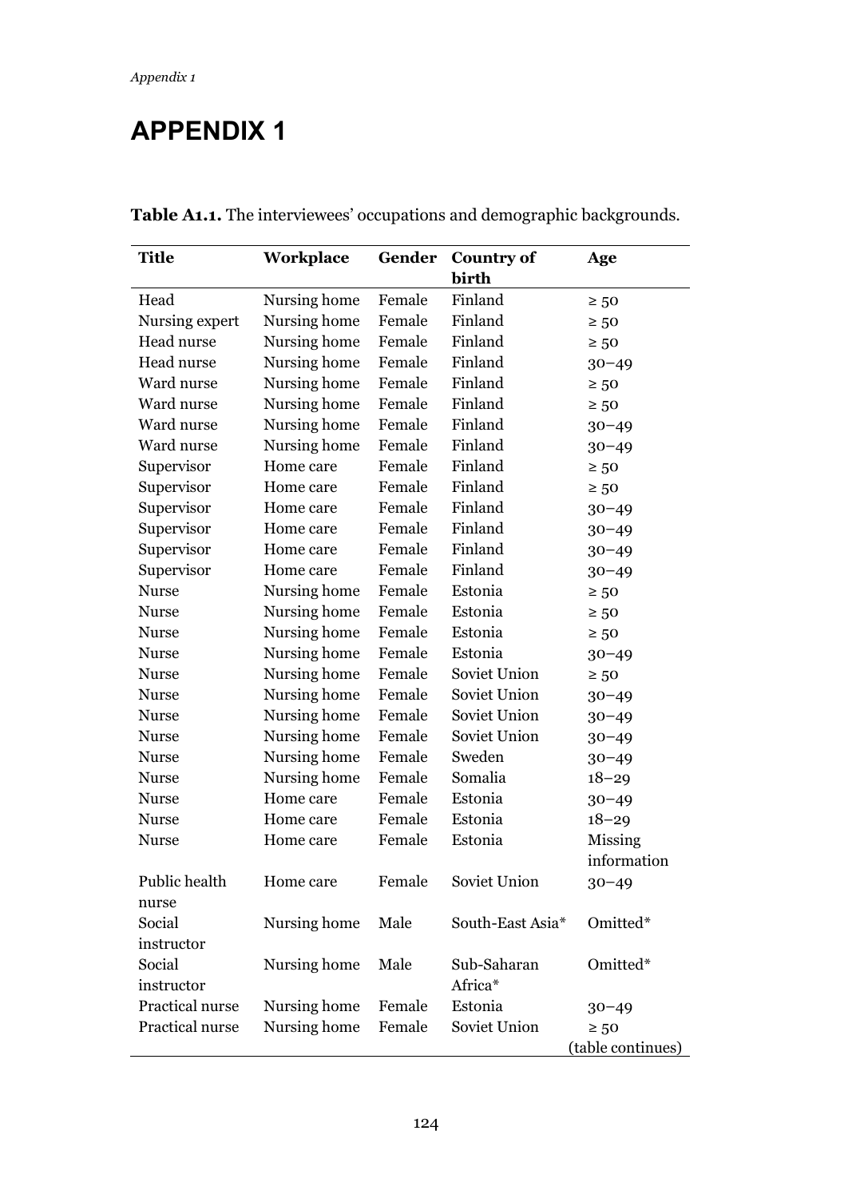# APPENDIX 1

**Table A1.1.** The interviewees' occupations and demographic backgrounds.

| Title | Workplace | Gender | Country of birth | Age |
|---|---|---|---|---|
| Head | Nursing home | Female | Finland | ≥ 50 |
| Nursing expert | Nursing home | Female | Finland | ≥ 50 |
| Head nurse | Nursing home | Female | Finland | ≥ 50 |
| Head nurse | Nursing home | Female | Finland | 30–49 |
| Ward nurse | Nursing home | Female | Finland | ≥ 50 |
| Ward nurse | Nursing home | Female | Finland | ≥ 50 |
| Ward nurse | Nursing home | Female | Finland | 30–49 |
| Ward nurse | Nursing home | Female | Finland | 30–49 |
| Supervisor | Home care | Female | Finland | ≥ 50 |
| Supervisor | Home care | Female | Finland | ≥ 50 |
| Supervisor | Home care | Female | Finland | 30–49 |
| Supervisor | Home care | Female | Finland | 30–49 |
| Supervisor | Home care | Female | Finland | 30–49 |
| Supervisor | Home care | Female | Finland | 30–49 |
| Nurse | Nursing home | Female | Estonia | ≥ 50 |
| Nurse | Nursing home | Female | Estonia | ≥ 50 |
| Nurse | Nursing home | Female | Estonia | ≥ 50 |
| Nurse | Nursing home | Female | Estonia | 30–49 |
| Nurse | Nursing home | Female | Soviet Union | ≥ 50 |
| Nurse | Nursing home | Female | Soviet Union | 30–49 |
| Nurse | Nursing home | Female | Soviet Union | 30–49 |
| Nurse | Nursing home | Female | Soviet Union | 30–49 |
| Nurse | Nursing home | Female | Sweden | 30–49 |
| Nurse | Nursing home | Female | Somalia | 18–29 |
| Nurse | Home care | Female | Estonia | 30–49 |
| Nurse | Home care | Female | Estonia | 18–29 |
| Nurse | Home care | Female | Estonia | Missing information |
| Public health nurse | Home care | Female | Soviet Union | 30–49 |
| Social instructor | Nursing home | Male | South-East Asia* | Omitted* |
| Social instructor | Nursing home | Male | Sub-Saharan Africa* | Omitted* |
| Practical nurse | Nursing home | Female | Estonia | 30–49 |
| Practical nurse | Nursing home | Female | Soviet Union | ≥ 50 |

(table continues)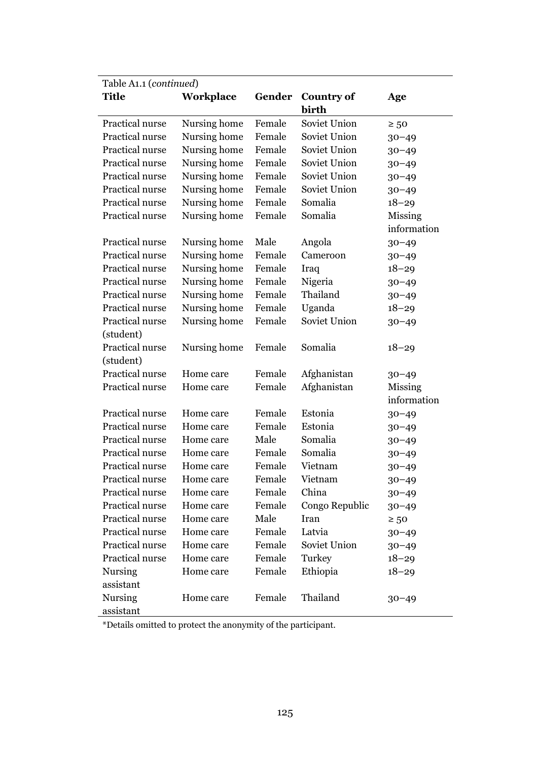Table A1.1 (*continued*)

| Title | Workplace | Gender | Country of birth | Age |
|---|---|---|---|---|
| Practical nurse | Nursing home | Female | Soviet Union | ≥ 50 |
| Practical nurse | Nursing home | Female | Soviet Union | 30–49 |
| Practical nurse | Nursing home | Female | Soviet Union | 30–49 |
| Practical nurse | Nursing home | Female | Soviet Union | 30–49 |
| Practical nurse | Nursing home | Female | Soviet Union | 30–49 |
| Practical nurse | Nursing home | Female | Soviet Union | 30–49 |
| Practical nurse | Nursing home | Female | Somalia | 18–29 |
| Practical nurse | Nursing home | Female | Somalia | Missing information |
| Practical nurse | Nursing home | Male | Angola | 30–49 |
| Practical nurse | Nursing home | Female | Cameroon | 30–49 |
| Practical nurse | Nursing home | Female | Iraq | 18–29 |
| Practical nurse | Nursing home | Female | Nigeria | 30–49 |
| Practical nurse | Nursing home | Female | Thailand | 30–49 |
| Practical nurse | Nursing home | Female | Uganda | 18–29 |
| Practical nurse (student) | Nursing home | Female | Soviet Union | 30–49 |
| Practical nurse (student) | Nursing home | Female | Somalia | 18–29 |
| Practical nurse | Home care | Female | Afghanistan | 30–49 |
| Practical nurse | Home care | Female | Afghanistan | Missing information |
| Practical nurse | Home care | Female | Estonia | 30–49 |
| Practical nurse | Home care | Female | Estonia | 30–49 |
| Practical nurse | Home care | Male | Somalia | 30–49 |
| Practical nurse | Home care | Female | Somalia | 30–49 |
| Practical nurse | Home care | Female | Vietnam | 30–49 |
| Practical nurse | Home care | Female | Vietnam | 30–49 |
| Practical nurse | Home care | Female | China | 30–49 |
| Practical nurse | Home care | Female | Congo Republic | 30–49 |
| Practical nurse | Home care | Male | Iran | ≥ 50 |
| Practical nurse | Home care | Female | Latvia | 30–49 |
| Practical nurse | Home care | Female | Soviet Union | 30–49 |
| Practical nurse | Home care | Female | Turkey | 18–29 |
| Nursing assistant | Home care | Female | Ethiopia | 18–29 |
| Nursing assistant | Home care | Female | Thailand | 30–49 |

*Details omitted to protect the anonymity of the participant.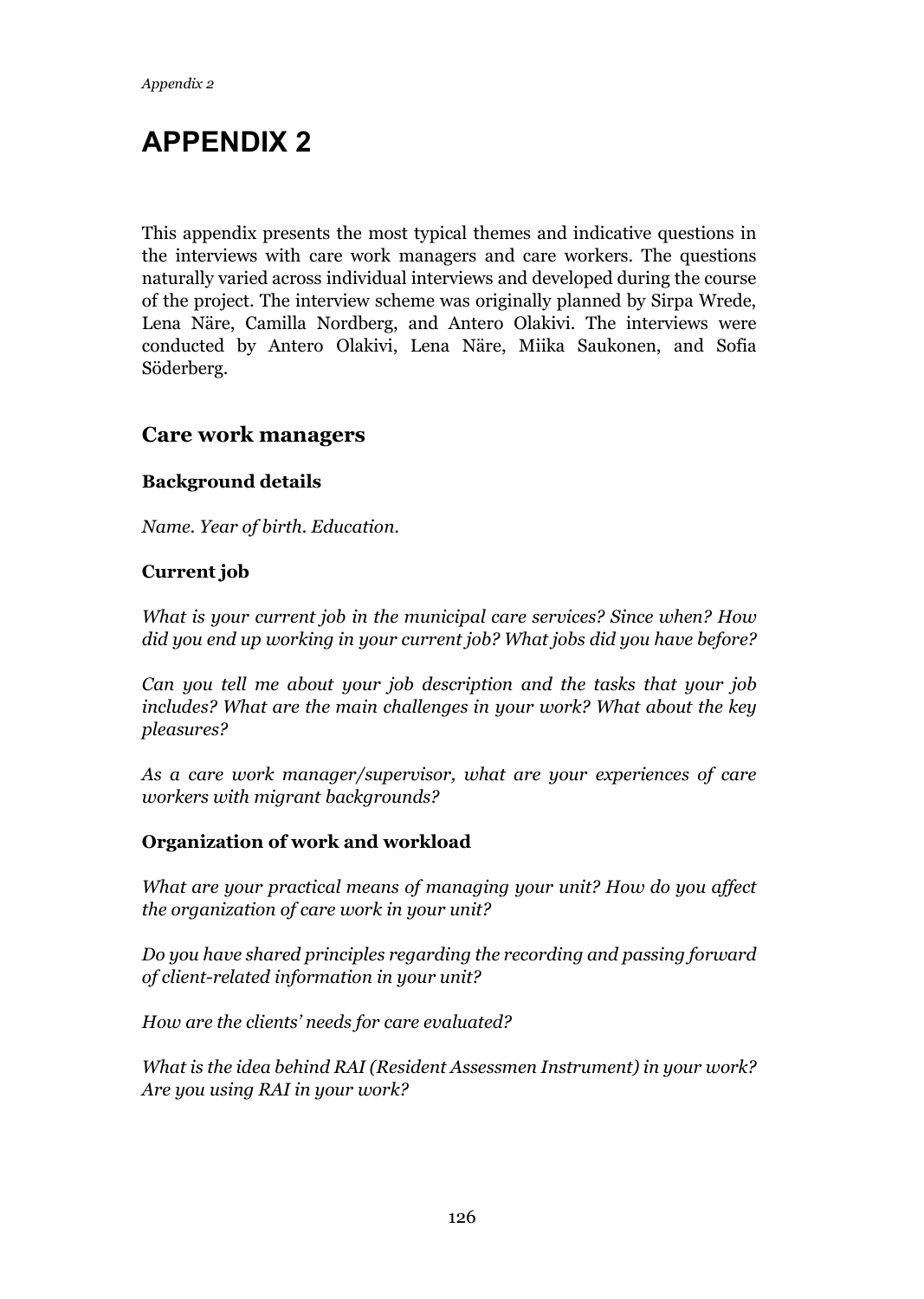# APPENDIX 2

This appendix presents the most typical themes and indicative questions in the interviews with care work managers and care workers. The questions naturally varied across individual interviews and developed during the course of the project. The interview scheme was originally planned by Sirpa Wrede, Lena Näre, Camilla Nordberg, and Antero Olakivi. The interviews were conducted by Antero Olakivi, Lena Näre, Miika Saukonen, and Sofia Söderberg.

## Care work managers

### Background details

*Name. Year of birth. Education.*

### Current job

*What is your current job in the municipal care services? Since when? How did you end up working in your current job? What jobs did you have before?*

*Can you tell me about your job description and the tasks that your job includes? What are the main challenges in your work? What about the key pleasures?*

*As a care work manager/supervisor, what are your experiences of care workers with migrant backgrounds?*

### Organization of work and workload

*What are your practical means of managing your unit? How do you affect the organization of care work in your unit?*

*Do you have shared principles regarding the recording and passing forward of client-related information in your unit?*

*How are the clients' needs for care evaluated?*

*What is the idea behind RAI (Resident Assessmen Instrument) in your work? Are you using RAI in your work?*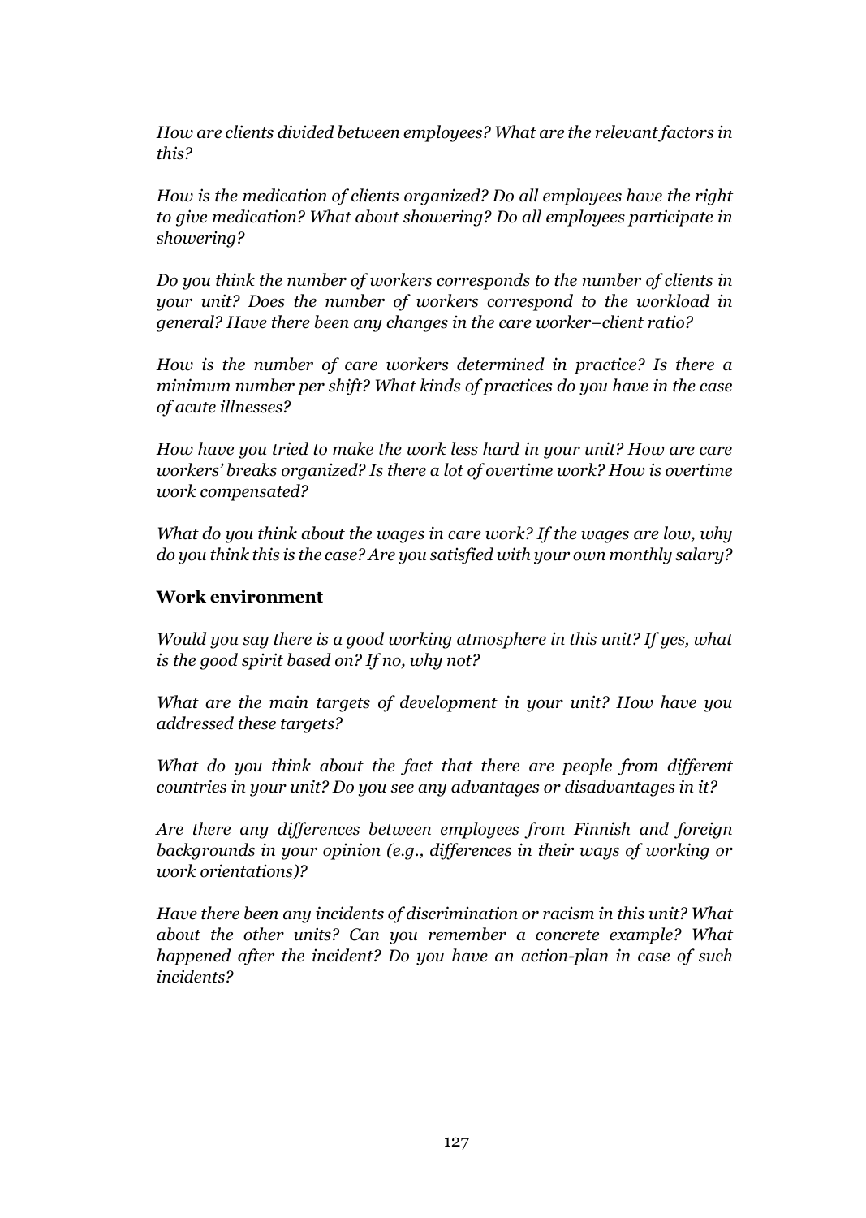*How are clients divided between employees? What are the relevant factors in this?*

*How is the medication of clients organized? Do all employees have the right to give medication? What about showering? Do all employees participate in showering?*

*Do you think the number of workers corresponds to the number of clients in your unit? Does the number of workers correspond to the workload in general? Have there been any changes in the care worker–client ratio?*

*How is the number of care workers determined in practice? Is there a minimum number per shift? What kinds of practices do you have in the case of acute illnesses?*

*How have you tried to make the work less hard in your unit? How are care workers' breaks organized? Is there a lot of overtime work? How is overtime work compensated?*

*What do you think about the wages in care work? If the wages are low, why do you think this is the case? Are you satisfied with your own monthly salary?*

### Work environment

*Would you say there is a good working atmosphere in this unit? If yes, what is the good spirit based on? If no, why not?*

*What are the main targets of development in your unit? How have you addressed these targets?*

*What do you think about the fact that there are people from different countries in your unit? Do you see any advantages or disadvantages in it?*

*Are there any differences between employees from Finnish and foreign backgrounds in your opinion (e.g., differences in their ways of working or work orientations)?*

*Have there been any incidents of discrimination or racism in this unit? What about the other units? Can you remember a concrete example? What happened after the incident? Do you have an action-plan in case of such incidents?*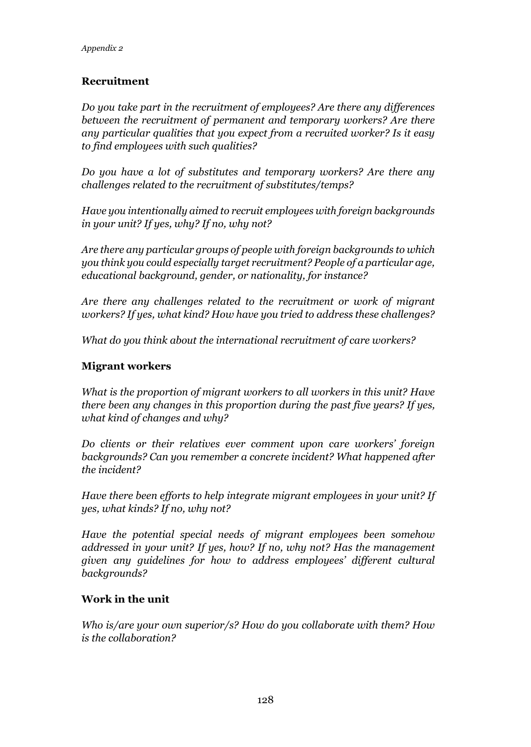## Recruitment

*Do you take part in the recruitment of employees? Are there any differences between the recruitment of permanent and temporary workers? Are there any particular qualities that you expect from a recruited worker? Is it easy to find employees with such qualities?*

*Do you have a lot of substitutes and temporary workers? Are there any challenges related to the recruitment of substitutes/temps?*

*Have you intentionally aimed to recruit employees with foreign backgrounds in your unit? If yes, why? If no, why not?*

*Are there any particular groups of people with foreign backgrounds to which you think you could especially target recruitment? People of a particular age, educational background, gender, or nationality, for instance?*

*Are there any challenges related to the recruitment or work of migrant workers? If yes, what kind? How have you tried to address these challenges?*

*What do you think about the international recruitment of care workers?*

## Migrant workers

*What is the proportion of migrant workers to all workers in this unit? Have there been any changes in this proportion during the past five years? If yes, what kind of changes and why?*

*Do clients or their relatives ever comment upon care workers' foreign backgrounds? Can you remember a concrete incident? What happened after the incident?*

*Have there been efforts to help integrate migrant employees in your unit? If yes, what kinds? If no, why not?*

*Have the potential special needs of migrant employees been somehow addressed in your unit? If yes, how? If no, why not? Has the management given any guidelines for how to address employees' different cultural backgrounds?*

## Work in the unit

*Who is/are your own superior/s? How do you collaborate with them? How is the collaboration?*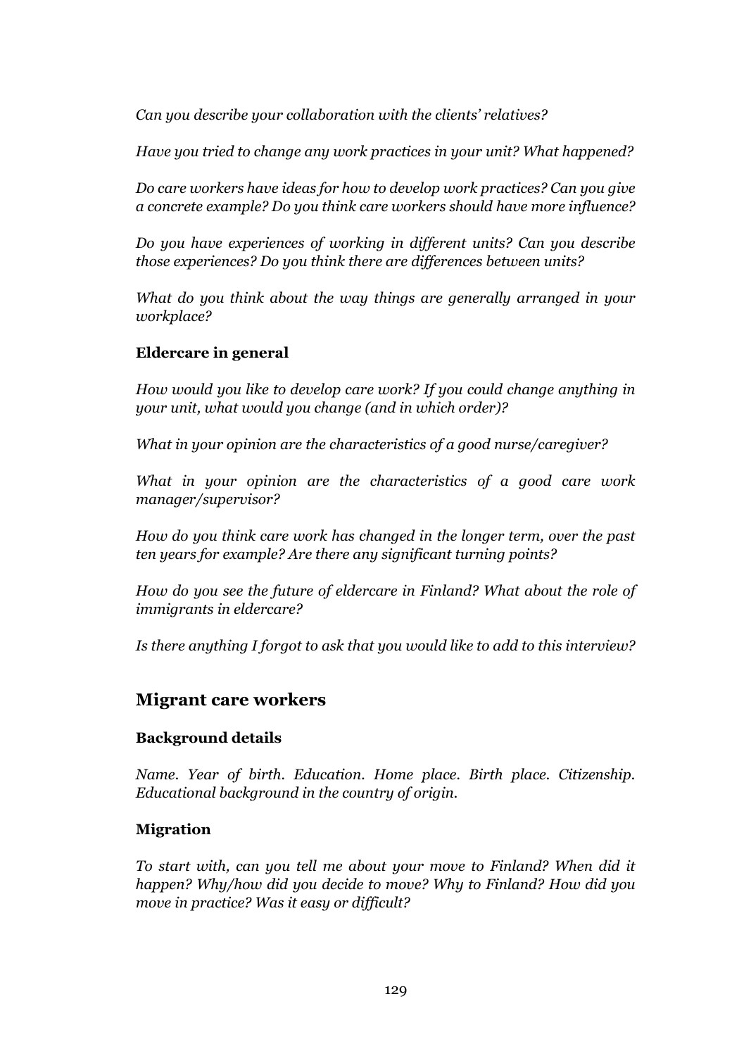*Can you describe your collaboration with the clients' relatives?*

*Have you tried to change any work practices in your unit? What happened?*

*Do care workers have ideas for how to develop work practices? Can you give a concrete example? Do you think care workers should have more influence?*

*Do you have experiences of working in different units? Can you describe those experiences? Do you think there are differences between units?*

*What do you think about the way things are generally arranged in your workplace?*

### Eldercare in general

*How would you like to develop care work? If you could change anything in your unit, what would you change (and in which order)?*

*What in your opinion are the characteristics of a good nurse/caregiver?*

*What in your opinion are the characteristics of a good care work manager/supervisor?*

*How do you think care work has changed in the longer term, over the past ten years for example? Are there any significant turning points?*

*How do you see the future of eldercare in Finland? What about the role of immigrants in eldercare?*

*Is there anything I forgot to ask that you would like to add to this interview?*

## Migrant care workers

### Background details

*Name. Year of birth. Education. Home place. Birth place. Citizenship. Educational background in the country of origin.*

### Migration

*To start with, can you tell me about your move to Finland? When did it happen? Why/how did you decide to move? Why to Finland? How did you move in practice? Was it easy or difficult?*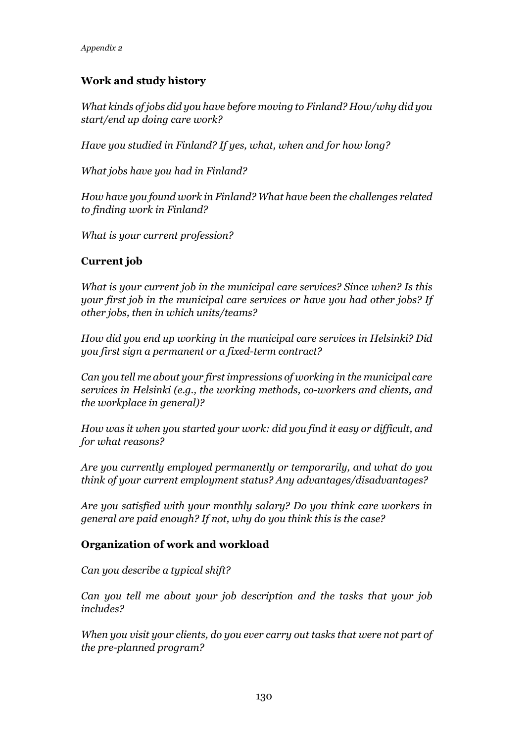*Appendix 2*

**Work and study history**

*What kinds of jobs did you have before moving to Finland? How/why did you start/end up doing care work?*

*Have you studied in Finland? If yes, what, when and for how long?*

*What jobs have you had in Finland?*

*How have you found work in Finland? What have been the challenges related to finding work in Finland?*

*What is your current profession?*

**Current job**

*What is your current job in the municipal care services? Since when? Is this your first job in the municipal care services or have you had other jobs? If other jobs, then in which units/teams?*

*How did you end up working in the municipal care services in Helsinki? Did you first sign a permanent or a fixed-term contract?*

*Can you tell me about your first impressions of working in the municipal care services in Helsinki (e.g., the working methods, co-workers and clients, and the workplace in general)?*

*How was it when you started your work: did you find it easy or difficult, and for what reasons?*

*Are you currently employed permanently or temporarily, and what do you think of your current employment status? Any advantages/disadvantages?*

*Are you satisfied with your monthly salary? Do you think care workers in general are paid enough? If not, why do you think this is the case?*

**Organization of work and workload**

*Can you describe a typical shift?*

*Can you tell me about your job description and the tasks that your job includes?*

*When you visit your clients, do you ever carry out tasks that were not part of the pre-planned program?*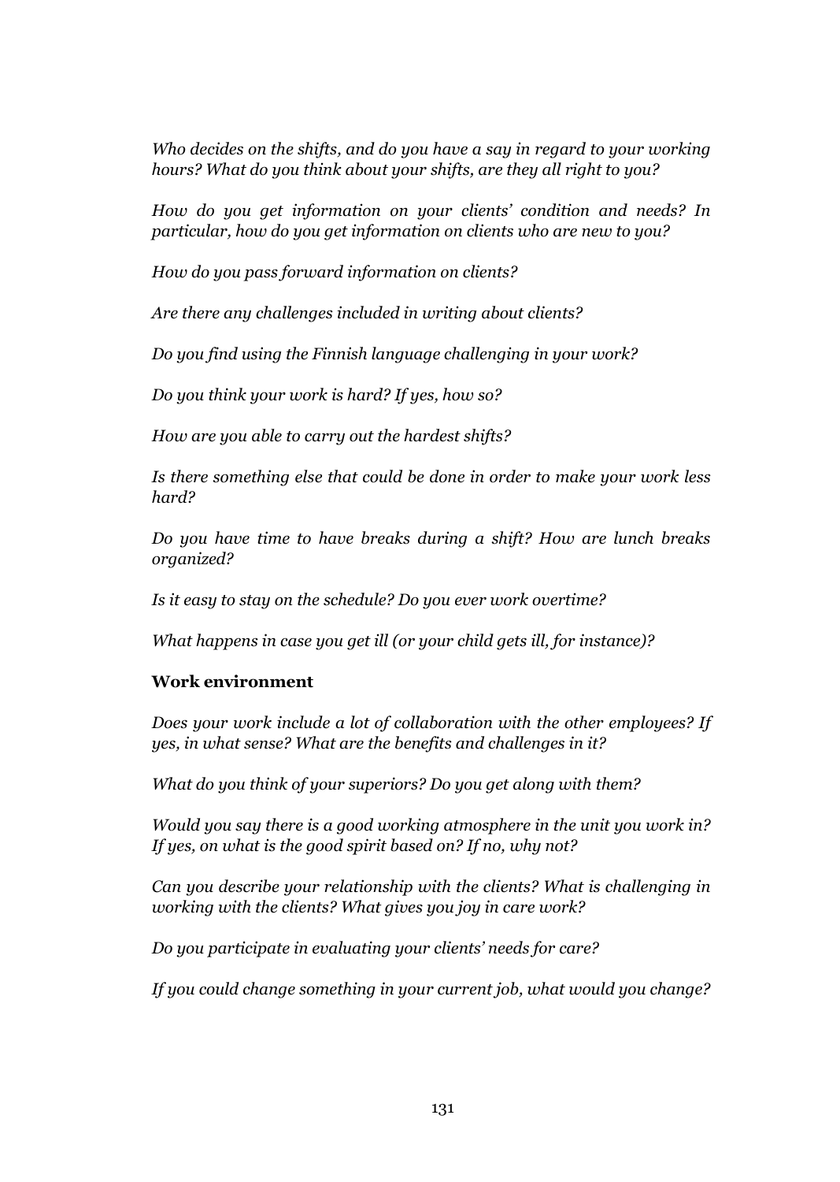*Who decides on the shifts, and do you have a say in regard to your working hours? What do you think about your shifts, are they all right to you?*

*How do you get information on your clients' condition and needs? In particular, how do you get information on clients who are new to you?*

*How do you pass forward information on clients?*

*Are there any challenges included in writing about clients?*

*Do you find using the Finnish language challenging in your work?*

*Do you think your work is hard? If yes, how so?*

*How are you able to carry out the hardest shifts?*

*Is there something else that could be done in order to make your work less hard?*

*Do you have time to have breaks during a shift? How are lunch breaks organized?*

*Is it easy to stay on the schedule? Do you ever work overtime?*

*What happens in case you get ill (or your child gets ill, for instance)?*

**Work environment**

*Does your work include a lot of collaboration with the other employees? If yes, in what sense? What are the benefits and challenges in it?*

*What do you think of your superiors? Do you get along with them?*

*Would you say there is a good working atmosphere in the unit you work in? If yes, on what is the good spirit based on? If no, why not?*

*Can you describe your relationship with the clients? What is challenging in working with the clients? What gives you joy in care work?*

*Do you participate in evaluating your clients' needs for care?*

*If you could change something in your current job, what would you change?*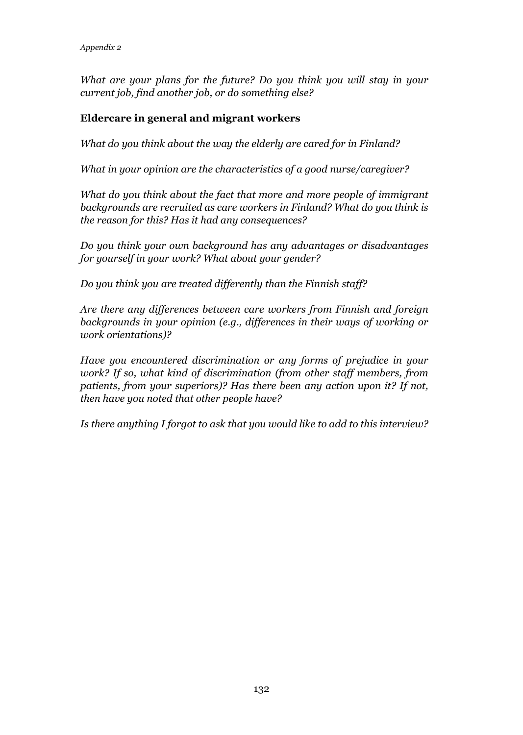*What are your plans for the future? Do you think you will stay in your current job, find another job, or do something else?*

## Eldercare in general and migrant workers

*What do you think about the way the elderly are cared for in Finland?*

*What in your opinion are the characteristics of a good nurse/caregiver?*

*What do you think about the fact that more and more people of immigrant backgrounds are recruited as care workers in Finland? What do you think is the reason for this? Has it had any consequences?*

*Do you think your own background has any advantages or disadvantages for yourself in your work? What about your gender?*

*Do you think you are treated differently than the Finnish staff?*

*Are there any differences between care workers from Finnish and foreign backgrounds in your opinion (e.g., differences in their ways of working or work orientations)?*

*Have you encountered discrimination or any forms of prejudice in your work? If so, what kind of discrimination (from other staff members, from patients, from your superiors)? Has there been any action upon it? If not, then have you noted that other people have?*

*Is there anything I forgot to ask that you would like to add to this interview?*